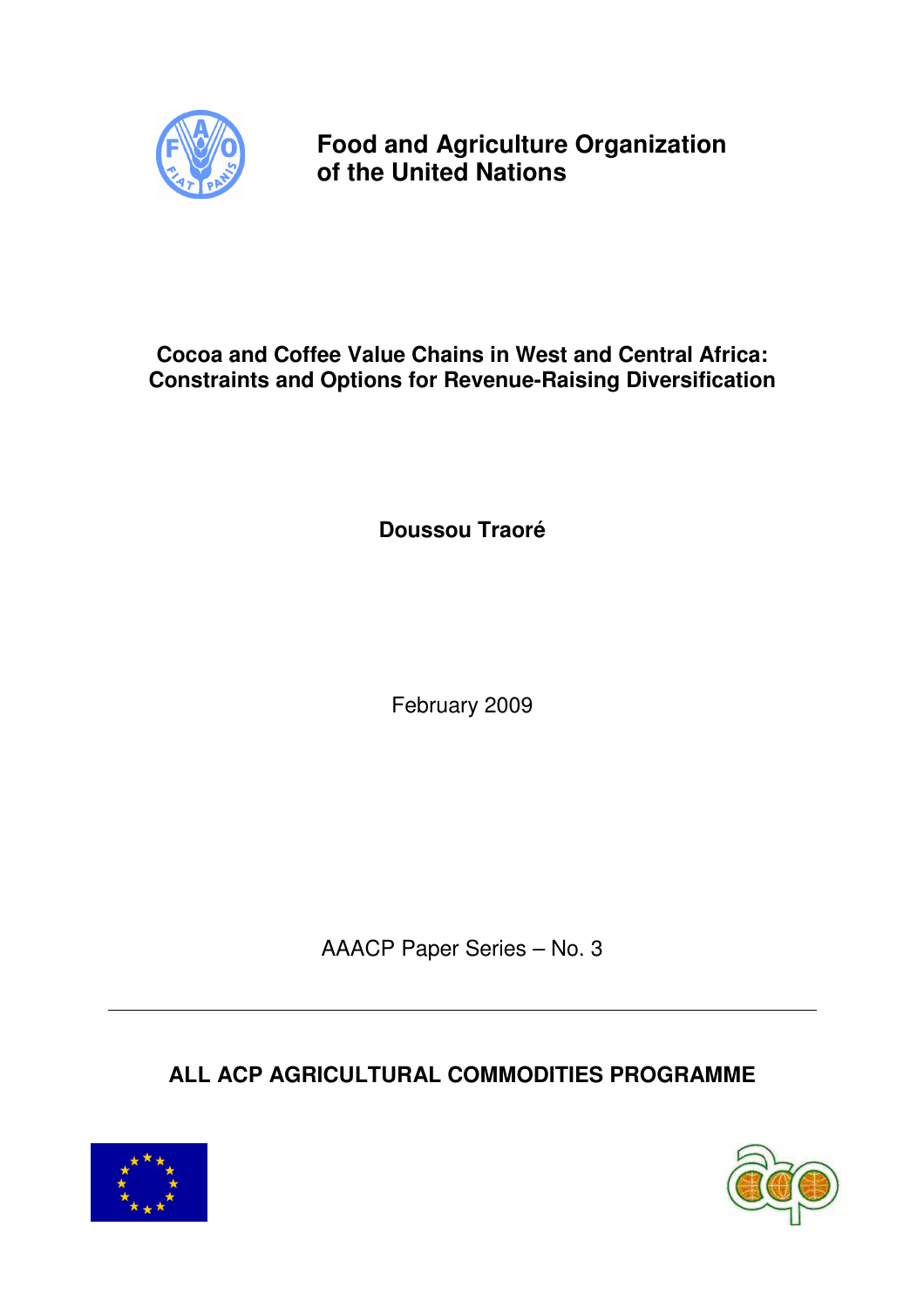**Food and Agriculture Organization of the United Nations**

# Cocoa and Coffee Value Chains in West and Central Africa: Constraints and Options for Revenue-Raising Diversification

**Doussou Traoré**

February 2009

AAACP Paper Series – No. 3

---

**ALL ACP AGRICULTURAL COMMODITIES PROGRAMME**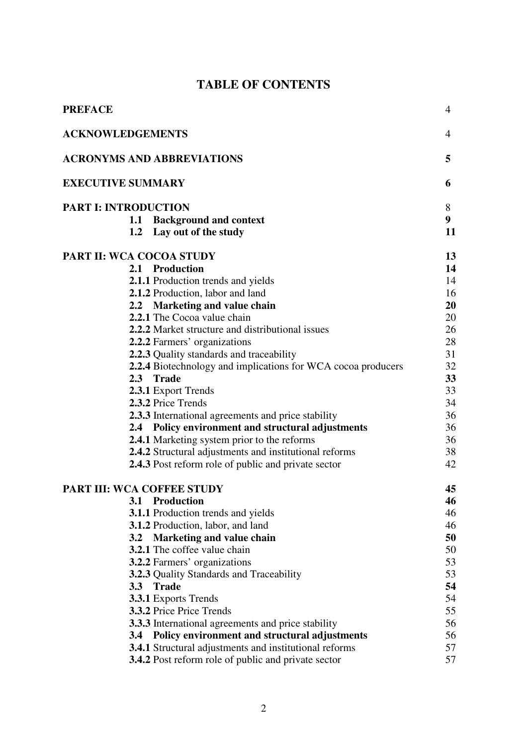# TABLE OF CONTENTS

| | |
|---|---|
| **PREFACE** | 4 |
| **ACKNOWLEDGEMENTS** | 4 |
| **ACRONYMS AND ABBREVIATIONS** | **5** |
| **EXECUTIVE SUMMARY** | **6** |
| **PART I: INTRODUCTION** | 8 |
| **1.1 Background and context** | **9** |
| **1.2 Lay out of the study** | **11** |
| **PART II: WCA COCOA STUDY** | **13** |
| **2.1 Production** | **14** |
| **2.1.1** Production trends and yields | 14 |
| **2.1.2** Production, labor and land | 16 |
| **2.2 Marketing and value chain** | **20** |
| **2.2.1** The Cocoa value chain | 20 |
| **2.2.2** Market structure and distributional issues | 26 |
| **2.2.2** Farmers' organizations | 28 |
| **2.2.3** Quality standards and traceability | 31 |
| **2.2.4** Biotechnology and implications for WCA cocoa producers | 32 |
| **2.3 Trade** | **33** |
| **2.3.1** Export Trends | 33 |
| **2.3.2** Price Trends | 34 |
| **2.3.3** International agreements and price stability | 36 |
| **2.4 Policy environment and structural adjustments** | 36 |
| **2.4.1** Marketing system prior to the reforms | 36 |
| **2.4.2** Structural adjustments and institutional reforms | 38 |
| **2.4.3** Post reform role of public and private sector | 42 |
| **PART III: WCA COFFEE STUDY** | **45** |
| **3.1 Production** | **46** |
| **3.1.1** Production trends and yields | 46 |
| **3.1.2** Production, labor, and land | 46 |
| **3.2 Marketing and value chain** | **50** |
| **3.2.1** The coffee value chain | 50 |
| **3.2.2** Farmers' organizations | 53 |
| **3.2.3** Quality Standards and Traceability | 53 |
| **3.3 Trade** | **54** |
| **3.3.1** Exports Trends | 54 |
| **3.3.2** Price Price Trends | 55 |
| **3.3.3** International agreements and price stability | 56 |
| **3.4 Policy environment and structural adjustments** | 56 |
| **3.4.1** Structural adjustments and institutional reforms | 57 |
| **3.4.2** Post reform role of public and private sector | 57 |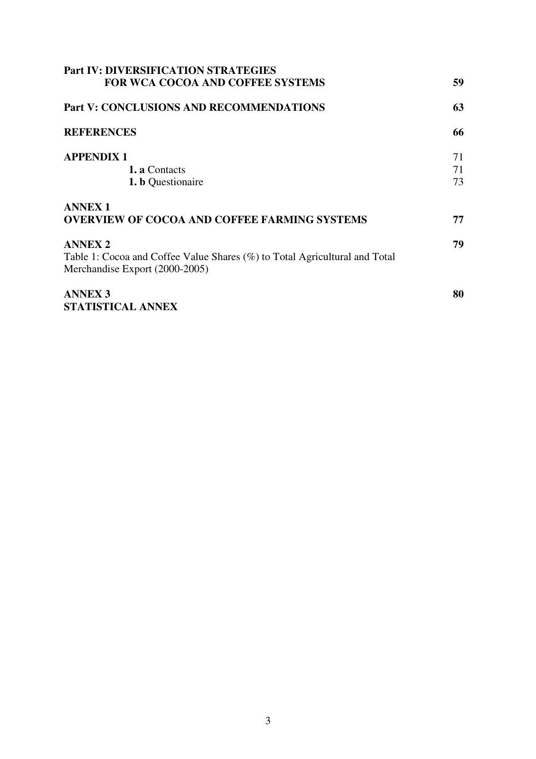| | |
|---|---|
| **Part IV: DIVERSIFICATION STRATEGIES FOR WCA COCOA AND COFFEE SYSTEMS** | **59** |
| **Part V: CONCLUSIONS AND RECOMMENDATIONS** | **63** |
| **REFERENCES** | **66** |
| **APPENDIX 1** | 71 |
| **1. a** Contacts | 71 |
| **1. b** Questionaire | 73 |
| **ANNEX 1** **OVERVIEW OF COCOA AND COFFEE FARMING SYSTEMS** | **77** |
| **ANNEX 2** Table 1: Cocoa and Coffee Value Shares (%) to Total Agricultural and Total Merchandise Export (2000-2005) | **79** |
| **ANNEX 3** **STATISTICAL ANNEX** | **80** |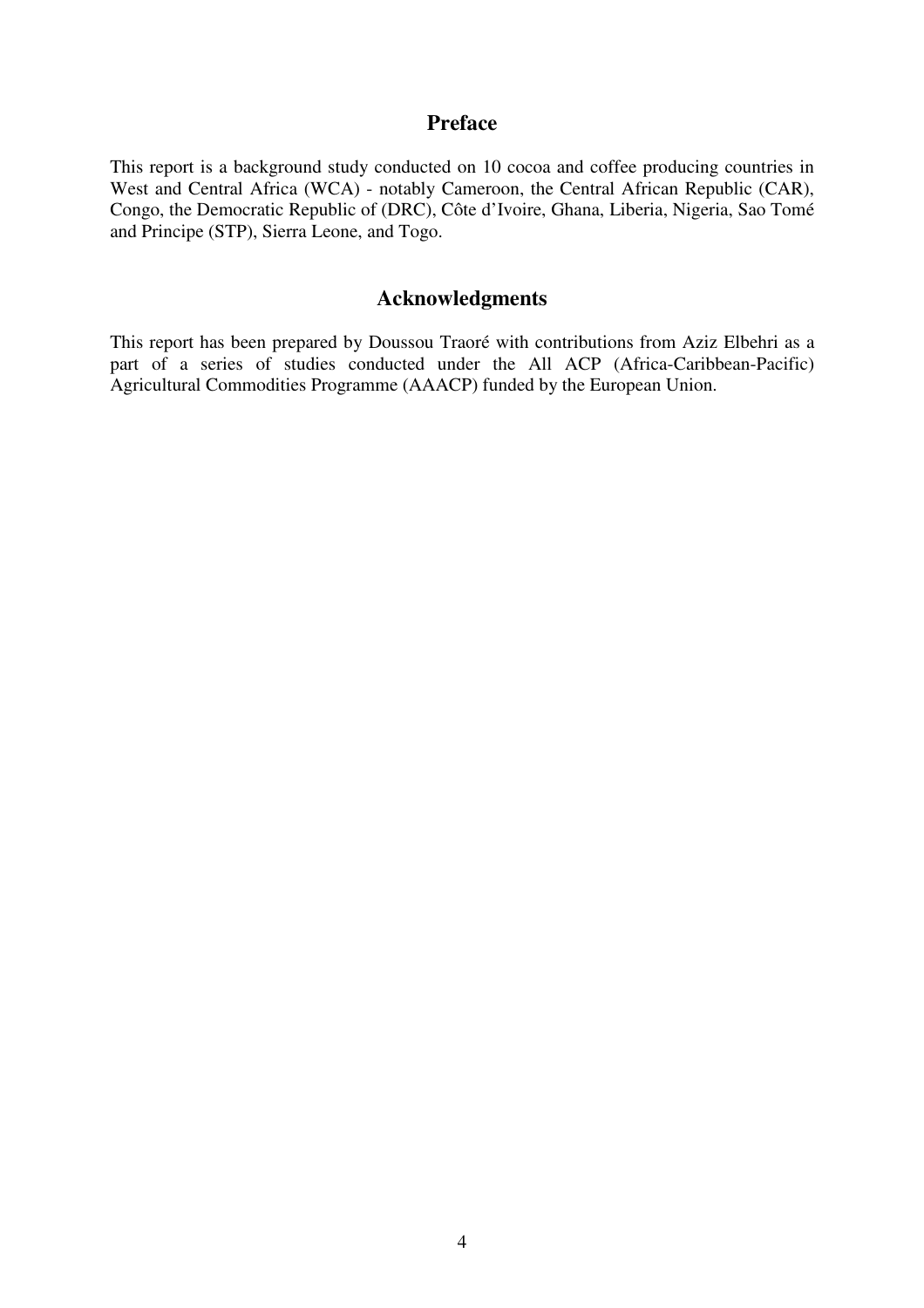## Preface

This report is a background study conducted on 10 cocoa and coffee producing countries in West and Central Africa (WCA) - notably Cameroon, the Central African Republic (CAR), Congo, the Democratic Republic of (DRC), Côte d'Ivoire, Ghana, Liberia, Nigeria, Sao Tomé and Principe (STP), Sierra Leone, and Togo.

## Acknowledgments

This report has been prepared by Doussou Traoré with contributions from Aziz Elbehri as a part of a series of studies conducted under the All ACP (Africa-Caribbean-Pacific) Agricultural Commodities Programme (AAACP) funded by the European Union.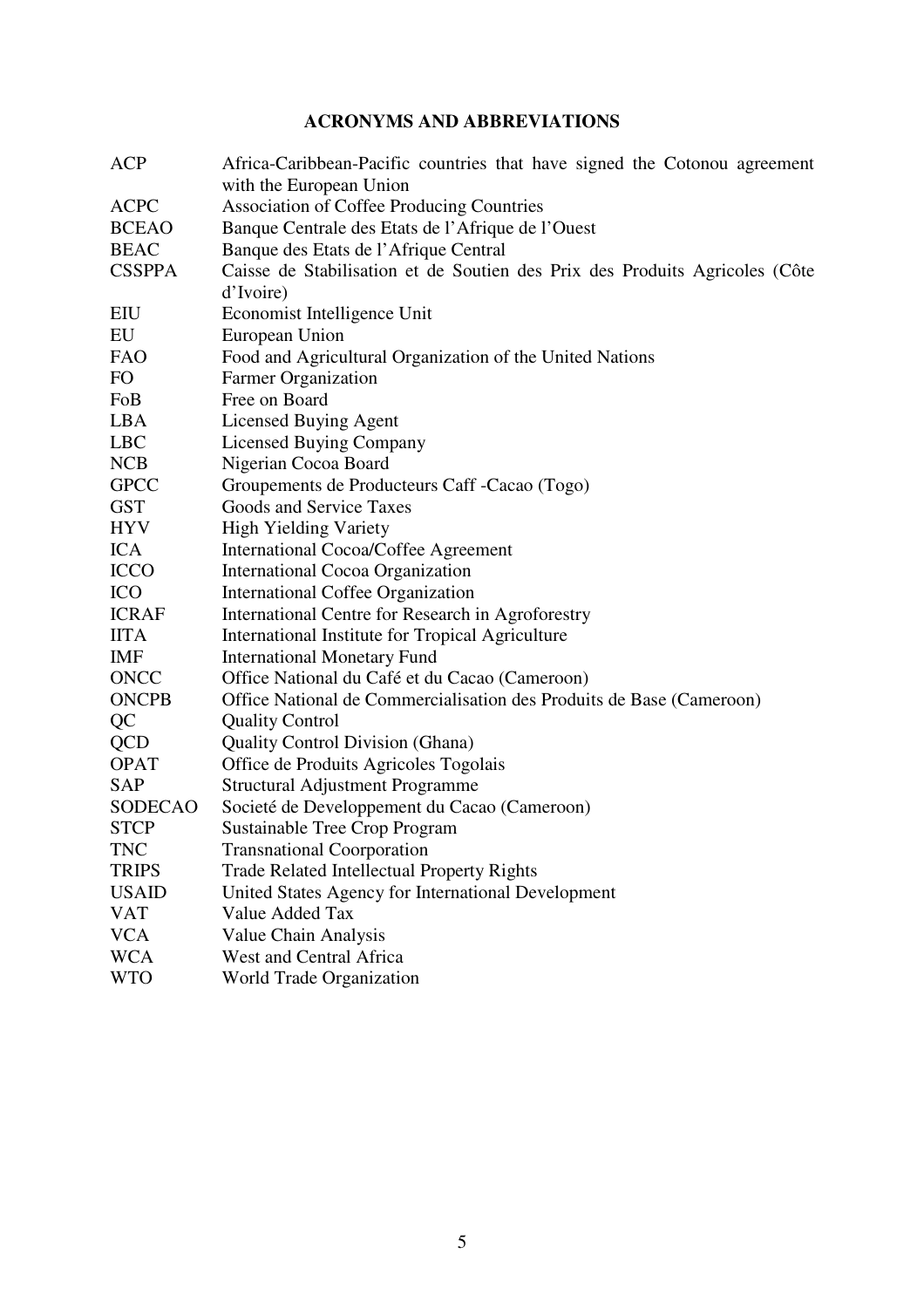## ACRONYMS AND ABBREVIATIONS

| | |
|---|---|
| ACP | Africa-Caribbean-Pacific countries that have signed the Cotonou agreement with the European Union |
| ACPC | Association of Coffee Producing Countries |
| BCEAO | Banque Centrale des Etats de l'Afrique de l'Ouest |
| BEAC | Banque des Etats de l'Afrique Central |
| CSSPPA | Caisse de Stabilisation et de Soutien des Prix des Produits Agricoles (Côte d'Ivoire) |
| EIU | Economist Intelligence Unit |
| EU | European Union |
| FAO | Food and Agricultural Organization of the United Nations |
| FO | Farmer Organization |
| FoB | Free on Board |
| LBA | Licensed Buying Agent |
| LBC | Licensed Buying Company |
| NCB | Nigerian Cocoa Board |
| GPCC | Groupements de Producteurs Caff -Cacao (Togo) |
| GST | Goods and Service Taxes |
| HYV | High Yielding Variety |
| ICA | International Cocoa/Coffee Agreement |
| ICCO | International Cocoa Organization |
| ICO | International Coffee Organization |
| ICRAF | International Centre for Research in Agroforestry |
| IITA | International Institute for Tropical Agriculture |
| IMF | International Monetary Fund |
| ONCC | Office National du Café et du Cacao (Cameroon) |
| ONCPB | Office National de Commercialisation des Produits de Base (Cameroon) |
| QC | Quality Control |
| QCD | Quality Control Division (Ghana) |
| OPAT | Office de Produits Agricoles Togolais |
| SAP | Structural Adjustment Programme |
| SODECAO | Societé de Developpement du Cacao (Cameroon) |
| STCP | Sustainable Tree Crop Program |
| TNC | Transnational Coorporation |
| TRIPS | Trade Related Intellectual Property Rights |
| USAID | United States Agency for International Development |
| VAT | Value Added Tax |
| VCA | Value Chain Analysis |
| WCA | West and Central Africa |
| WTO | World Trade Organization |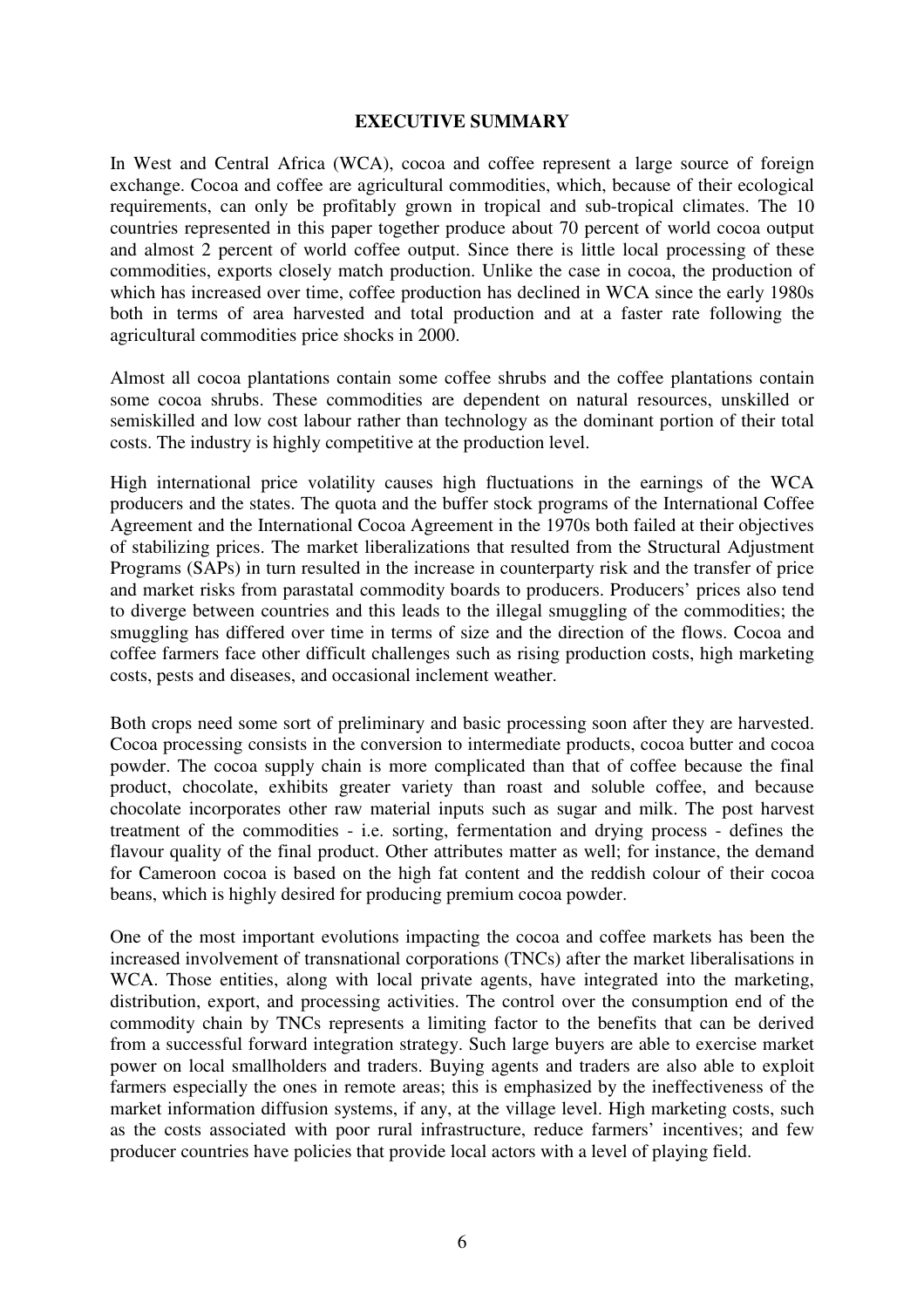# EXECUTIVE SUMMARY

In West and Central Africa (WCA), cocoa and coffee represent a large source of foreign exchange. Cocoa and coffee are agricultural commodities, which, because of their ecological requirements, can only be profitably grown in tropical and sub-tropical climates. The 10 countries represented in this paper together produce about 70 percent of world cocoa output and almost 2 percent of world coffee output. Since there is little local processing of these commodities, exports closely match production. Unlike the case in cocoa, the production of which has increased over time, coffee production has declined in WCA since the early 1980s both in terms of area harvested and total production and at a faster rate following the agricultural commodities price shocks in 2000.

Almost all cocoa plantations contain some coffee shrubs and the coffee plantations contain some cocoa shrubs. These commodities are dependent on natural resources, unskilled or semiskilled and low cost labour rather than technology as the dominant portion of their total costs. The industry is highly competitive at the production level.

High international price volatility causes high fluctuations in the earnings of the WCA producers and the states. The quota and the buffer stock programs of the International Coffee Agreement and the International Cocoa Agreement in the 1970s both failed at their objectives of stabilizing prices. The market liberalizations that resulted from the Structural Adjustment Programs (SAPs) in turn resulted in the increase in counterparty risk and the transfer of price and market risks from parastatal commodity boards to producers. Producers' prices also tend to diverge between countries and this leads to the illegal smuggling of the commodities; the smuggling has differed over time in terms of size and the direction of the flows. Cocoa and coffee farmers face other difficult challenges such as rising production costs, high marketing costs, pests and diseases, and occasional inclement weather.

Both crops need some sort of preliminary and basic processing soon after they are harvested. Cocoa processing consists in the conversion to intermediate products, cocoa butter and cocoa powder. The cocoa supply chain is more complicated than that of coffee because the final product, chocolate, exhibits greater variety than roast and soluble coffee, and because chocolate incorporates other raw material inputs such as sugar and milk. The post harvest treatment of the commodities - i.e. sorting, fermentation and drying process - defines the flavour quality of the final product. Other attributes matter as well; for instance, the demand for Cameroon cocoa is based on the high fat content and the reddish colour of their cocoa beans, which is highly desired for producing premium cocoa powder.

One of the most important evolutions impacting the cocoa and coffee markets has been the increased involvement of transnational corporations (TNCs) after the market liberalisations in WCA. Those entities, along with local private agents, have integrated into the marketing, distribution, export, and processing activities. The control over the consumption end of the commodity chain by TNCs represents a limiting factor to the benefits that can be derived from a successful forward integration strategy. Such large buyers are able to exercise market power on local smallholders and traders. Buying agents and traders are also able to exploit farmers especially the ones in remote areas; this is emphasized by the ineffectiveness of the market information diffusion systems, if any, at the village level. High marketing costs, such as the costs associated with poor rural infrastructure, reduce farmers' incentives; and few producer countries have policies that provide local actors with a level of playing field.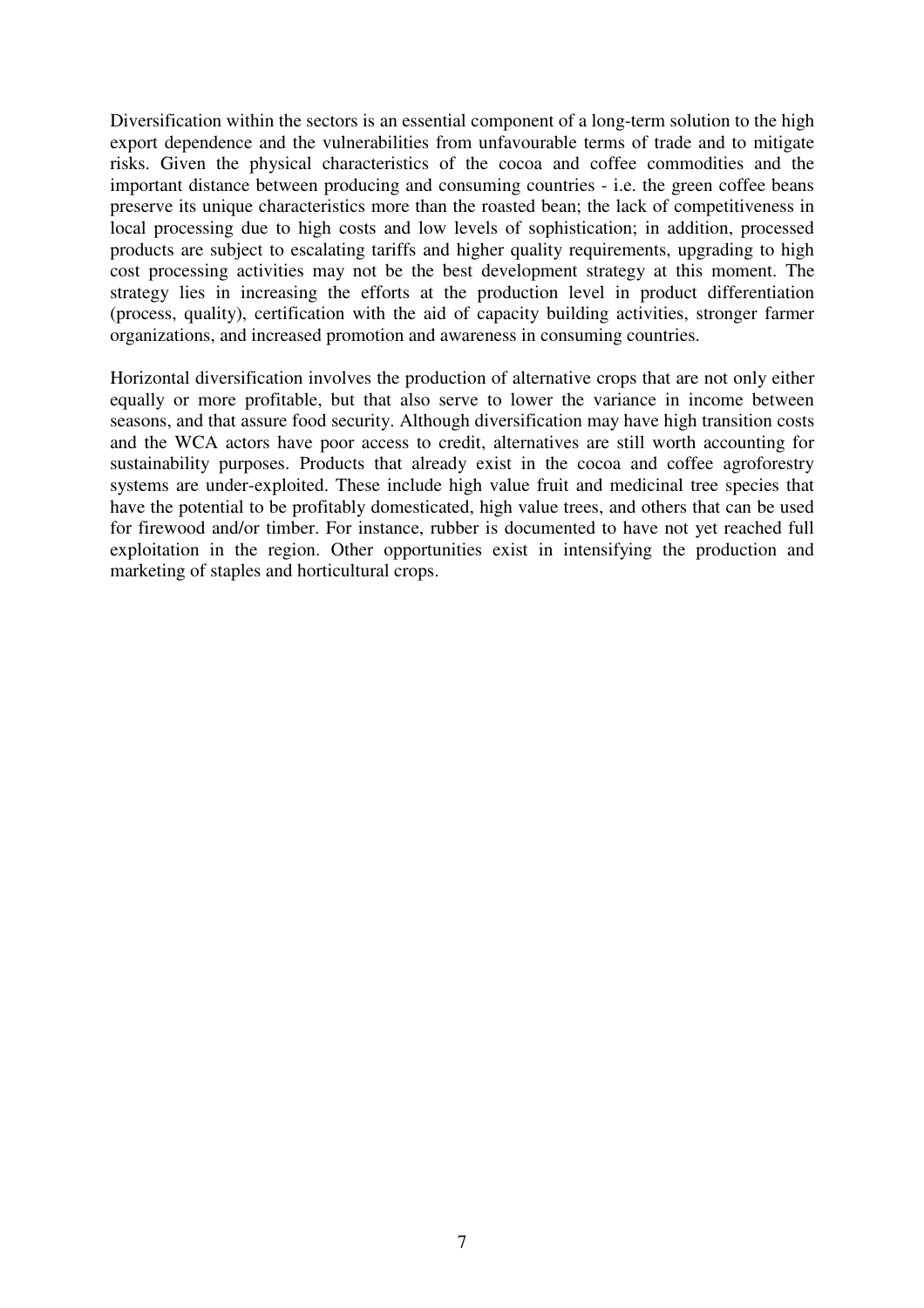Diversification within the sectors is an essential component of a long-term solution to the high export dependence and the vulnerabilities from unfavourable terms of trade and to mitigate risks. Given the physical characteristics of the cocoa and coffee commodities and the important distance between producing and consuming countries - i.e. the green coffee beans preserve its unique characteristics more than the roasted bean; the lack of competitiveness in local processing due to high costs and low levels of sophistication; in addition, processed products are subject to escalating tariffs and higher quality requirements, upgrading to high cost processing activities may not be the best development strategy at this moment. The strategy lies in increasing the efforts at the production level in product differentiation (process, quality), certification with the aid of capacity building activities, stronger farmer organizations, and increased promotion and awareness in consuming countries.

Horizontal diversification involves the production of alternative crops that are not only either equally or more profitable, but that also serve to lower the variance in income between seasons, and that assure food security. Although diversification may have high transition costs and the WCA actors have poor access to credit, alternatives are still worth accounting for sustainability purposes. Products that already exist in the cocoa and coffee agroforestry systems are under-exploited. These include high value fruit and medicinal tree species that have the potential to be profitably domesticated, high value trees, and others that can be used for firewood and/or timber. For instance, rubber is documented to have not yet reached full exploitation in the region. Other opportunities exist in intensifying the production and marketing of staples and horticultural crops.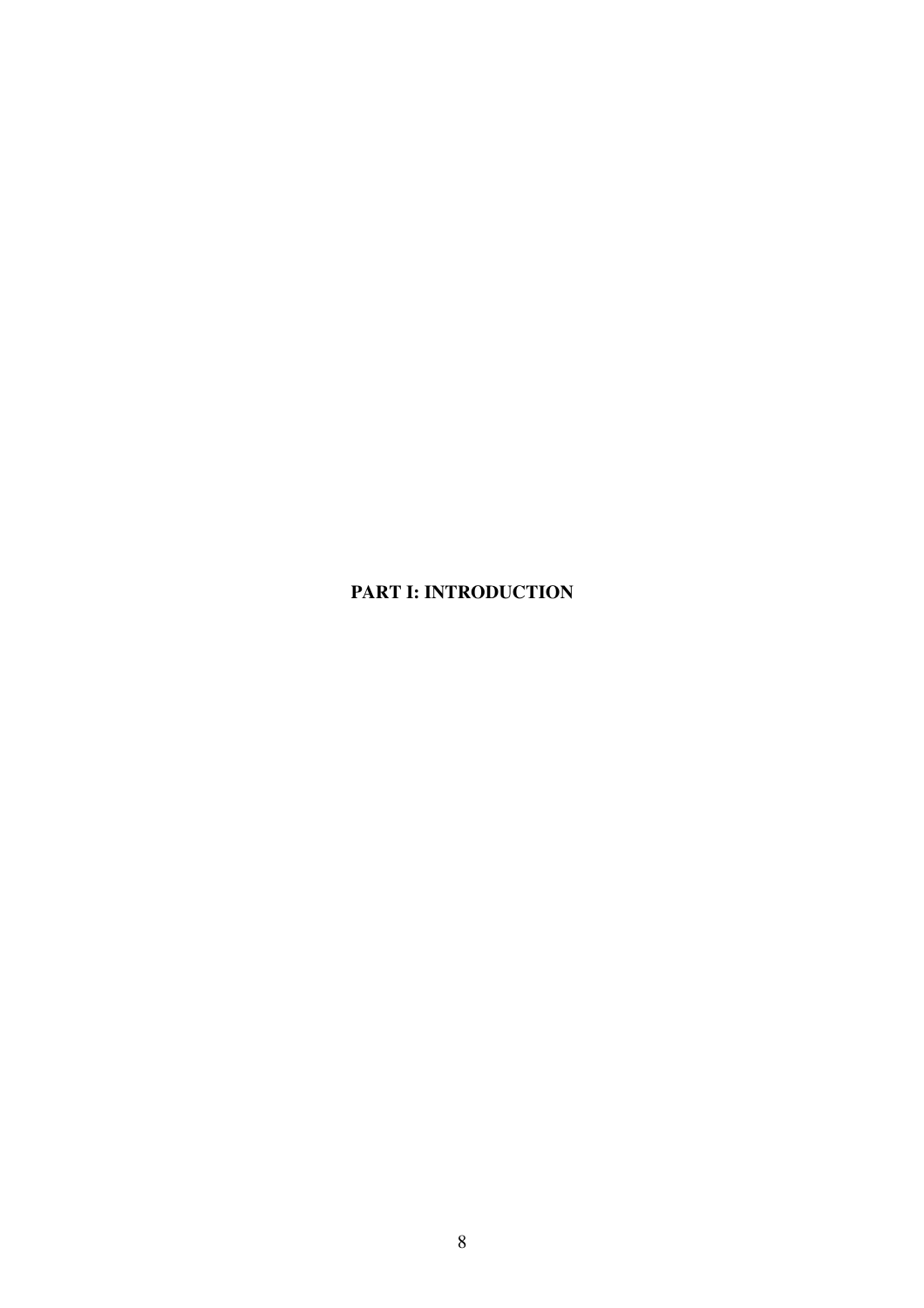# PART I: INTRODUCTION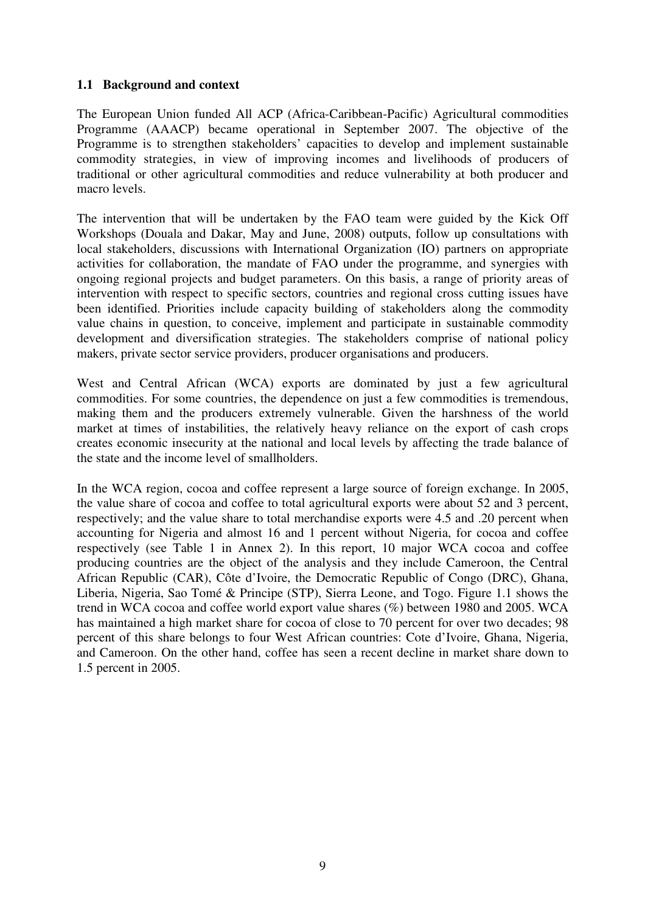### 1.1 Background and context

The European Union funded All ACP (Africa-Caribbean-Pacific) Agricultural commodities Programme (AAACP) became operational in September 2007. The objective of the Programme is to strengthen stakeholders' capacities to develop and implement sustainable commodity strategies, in view of improving incomes and livelihoods of producers of traditional or other agricultural commodities and reduce vulnerability at both producer and macro levels.

The intervention that will be undertaken by the FAO team were guided by the Kick Off Workshops (Douala and Dakar, May and June, 2008) outputs, follow up consultations with local stakeholders, discussions with International Organization (IO) partners on appropriate activities for collaboration, the mandate of FAO under the programme, and synergies with ongoing regional projects and budget parameters. On this basis, a range of priority areas of intervention with respect to specific sectors, countries and regional cross cutting issues have been identified. Priorities include capacity building of stakeholders along the commodity value chains in question, to conceive, implement and participate in sustainable commodity development and diversification strategies. The stakeholders comprise of national policy makers, private sector service providers, producer organisations and producers.

West and Central African (WCA) exports are dominated by just a few agricultural commodities. For some countries, the dependence on just a few commodities is tremendous, making them and the producers extremely vulnerable. Given the harshness of the world market at times of instabilities, the relatively heavy reliance on the export of cash crops creates economic insecurity at the national and local levels by affecting the trade balance of the state and the income level of smallholders.

In the WCA region, cocoa and coffee represent a large source of foreign exchange. In 2005, the value share of cocoa and coffee to total agricultural exports were about 52 and 3 percent, respectively; and the value share to total merchandise exports were 4.5 and .20 percent when accounting for Nigeria and almost 16 and 1 percent without Nigeria, for cocoa and coffee respectively (see Table 1 in Annex 2). In this report, 10 major WCA cocoa and coffee producing countries are the object of the analysis and they include Cameroon, the Central African Republic (CAR), Côte d'Ivoire, the Democratic Republic of Congo (DRC), Ghana, Liberia, Nigeria, Sao Tomé & Principe (STP), Sierra Leone, and Togo. Figure 1.1 shows the trend in WCA cocoa and coffee world export value shares (%) between 1980 and 2005. WCA has maintained a high market share for cocoa of close to 70 percent for over two decades; 98 percent of this share belongs to four West African countries: Cote d'Ivoire, Ghana, Nigeria, and Cameroon. On the other hand, coffee has seen a recent decline in market share down to 1.5 percent in 2005.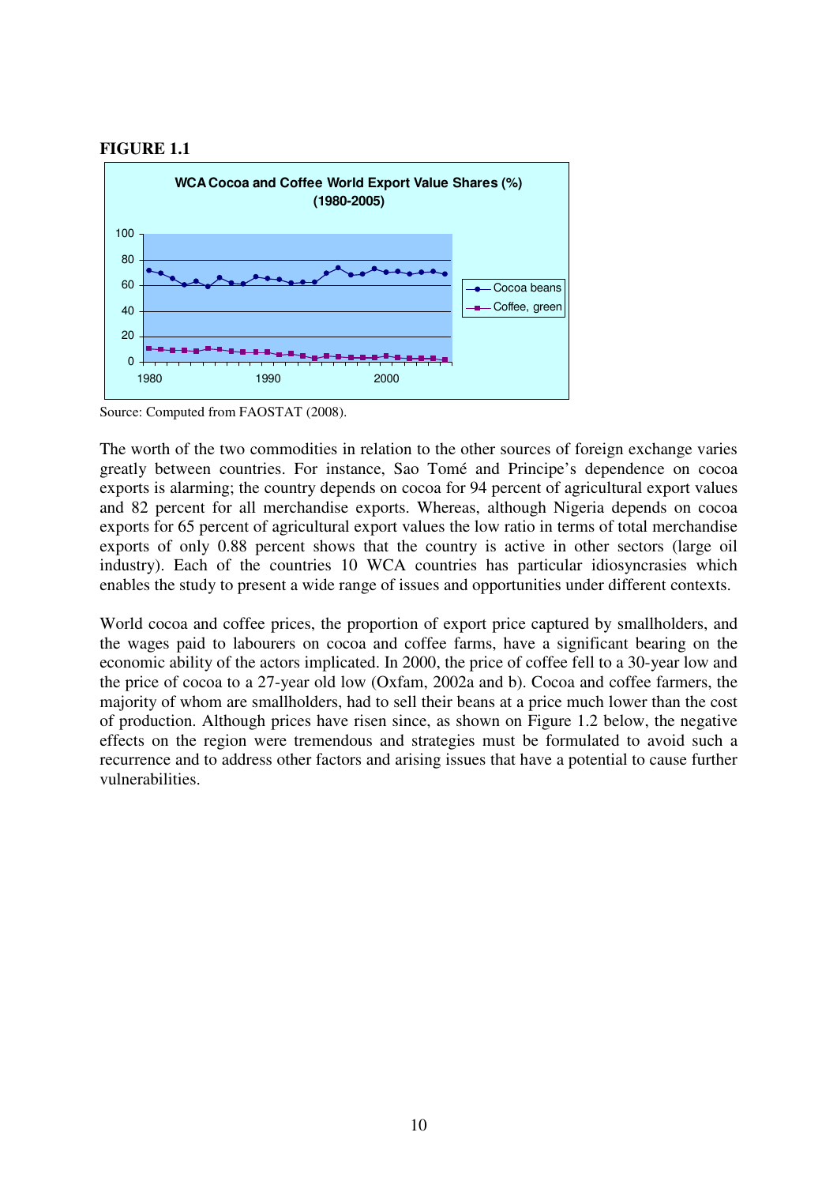**FIGURE 1.1**

**WCA Cocoa and Coffee World Export Value Shares (%) (1980-2005)**

Source: Computed from FAOSTAT (2008).

The worth of the two commodities in relation to the other sources of foreign exchange varies greatly between countries. For instance, Sao Tomé and Principe's dependence on cocoa exports is alarming; the country depends on cocoa for 94 percent of agricultural export values and 82 percent for all merchandise exports. Whereas, although Nigeria depends on cocoa exports for 65 percent of agricultural export values the low ratio in terms of total merchandise exports of only 0.88 percent shows that the country is active in other sectors (large oil industry). Each of the countries 10 WCA countries has particular idiosyncrasies which enables the study to present a wide range of issues and opportunities under different contexts.

World cocoa and coffee prices, the proportion of export price captured by smallholders, and the wages paid to labourers on cocoa and coffee farms, have a significant bearing on the economic ability of the actors implicated. In 2000, the price of coffee fell to a 30-year low and the price of cocoa to a 27-year old low (Oxfam, 2002a and b). Cocoa and coffee farmers, the majority of whom are smallholders, had to sell their beans at a price much lower than the cost of production. Although prices have risen since, as shown on Figure 1.2 below, the negative effects on the region were tremendous and strategies must be formulated to avoid such a recurrence and to address other factors and arising issues that have a potential to cause further vulnerabilities.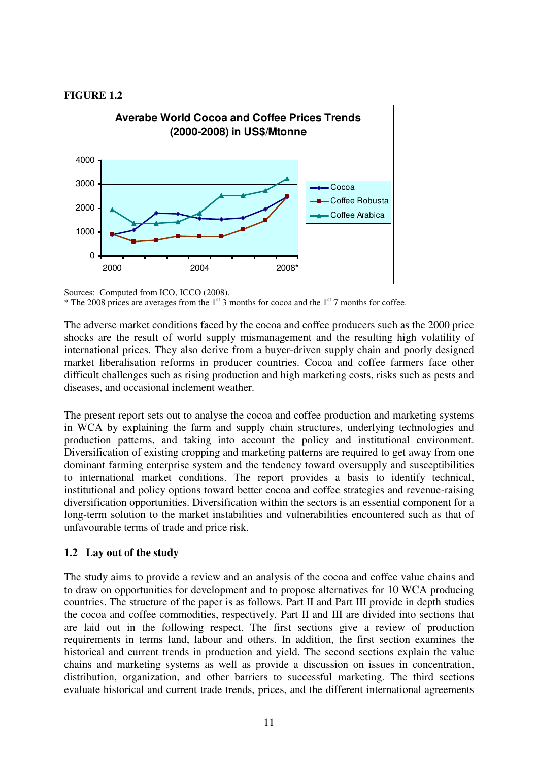**FIGURE 1.2**

Sources: Computed from ICO, ICCO (2008).
* The 2008 prices are averages from the 1st 3 months for cocoa and the 1st 7 months for coffee.

The adverse market conditions faced by the cocoa and coffee producers such as the 2000 price shocks are the result of world supply mismanagement and the resulting high volatility of international prices. They also derive from a buyer-driven supply chain and poorly designed market liberalisation reforms in producer countries. Cocoa and coffee farmers face other difficult challenges such as rising production and high marketing costs, risks such as pests and diseases, and occasional inclement weather.

The present report sets out to analyse the cocoa and coffee production and marketing systems in WCA by explaining the farm and supply chain structures, underlying technologies and production patterns, and taking into account the policy and institutional environment. Diversification of existing cropping and marketing patterns are required to get away from one dominant farming enterprise system and the tendency toward oversupply and susceptibilities to international market conditions. The report provides a basis to identify technical, institutional and policy options toward better cocoa and coffee strategies and revenue-raising diversification opportunities. Diversification within the sectors is an essential component for a long-term solution to the market instabilities and vulnerabilities encountered such as that of unfavourable terms of trade and price risk.

### 1.2 Lay out of the study

The study aims to provide a review and an analysis of the cocoa and coffee value chains and to draw on opportunities for development and to propose alternatives for 10 WCA producing countries. The structure of the paper is as follows. Part II and Part III provide in depth studies the cocoa and coffee commodities, respectively. Part II and III are divided into sections that are laid out in the following respect. The first sections give a review of production requirements in terms land, labour and others. In addition, the first section examines the historical and current trends in production and yield. The second sections explain the value chains and marketing systems as well as provide a discussion on issues in concentration, distribution, organization, and other barriers to successful marketing. The third sections evaluate historical and current trade trends, prices, and the different international agreements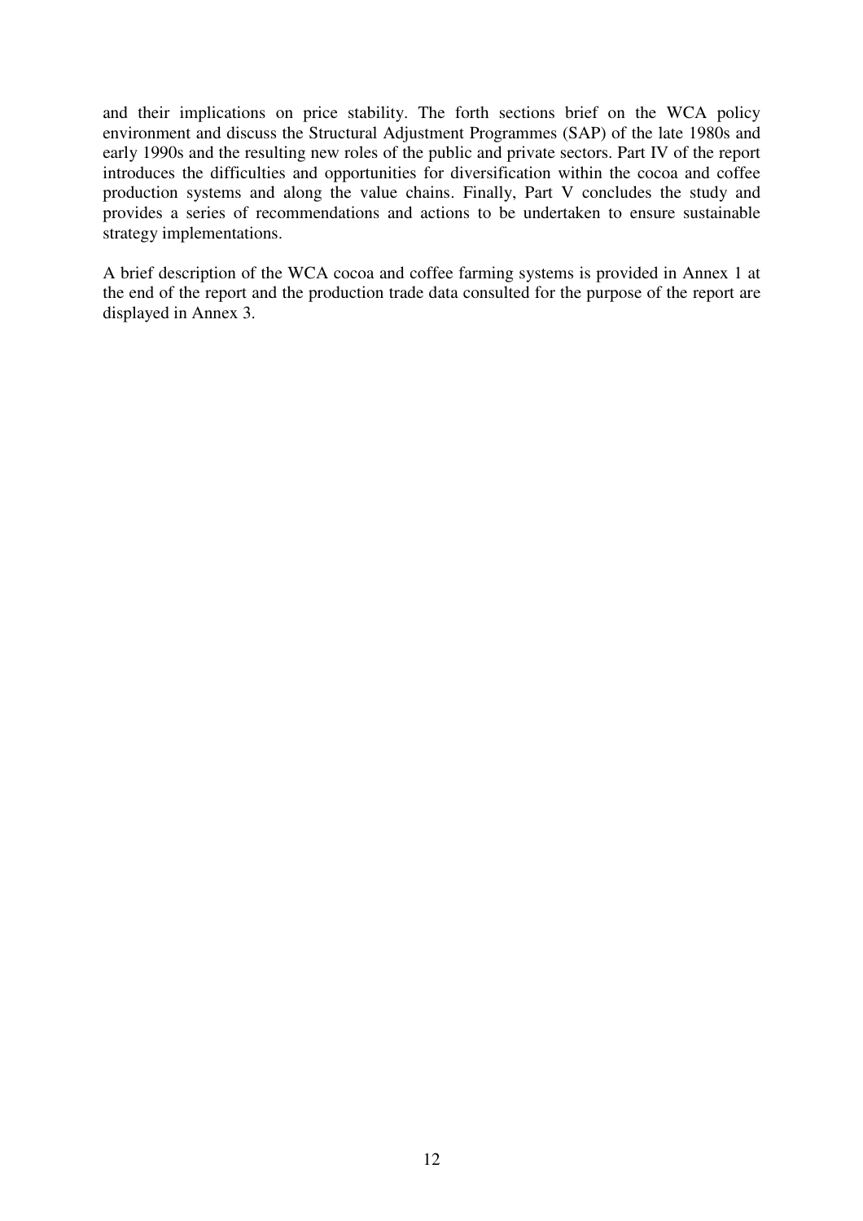and their implications on price stability. The forth sections brief on the WCA policy environment and discuss the Structural Adjustment Programmes (SAP) of the late 1980s and early 1990s and the resulting new roles of the public and private sectors. Part IV of the report introduces the difficulties and opportunities for diversification within the cocoa and coffee production systems and along the value chains. Finally, Part V concludes the study and provides a series of recommendations and actions to be undertaken to ensure sustainable strategy implementations.

A brief description of the WCA cocoa and coffee farming systems is provided in Annex 1 at the end of the report and the production trade data consulted for the purpose of the report are displayed in Annex 3.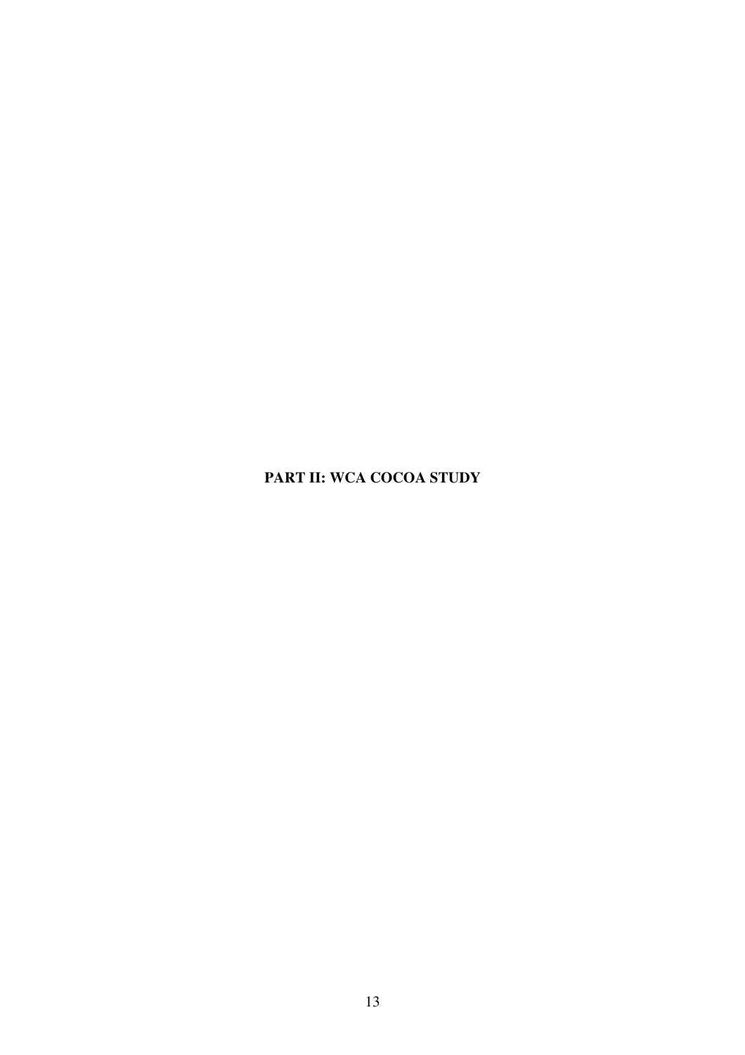# PART II: WCA COCOA STUDY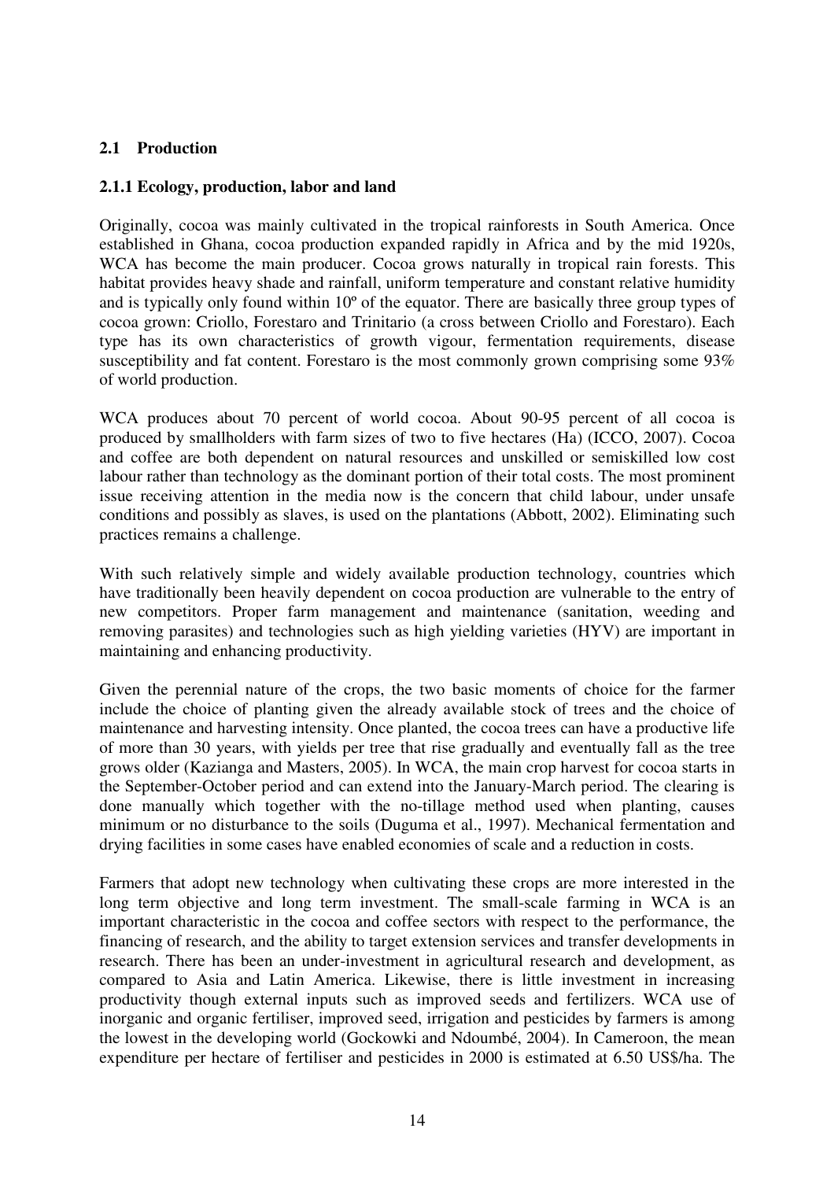## 2.1 Production

### 2.1.1 Ecology, production, labor and land

Originally, cocoa was mainly cultivated in the tropical rainforests in South America. Once established in Ghana, cocoa production expanded rapidly in Africa and by the mid 1920s, WCA has become the main producer. Cocoa grows naturally in tropical rain forests. This habitat provides heavy shade and rainfall, uniform temperature and constant relative humidity and is typically only found within 10º of the equator. There are basically three group types of cocoa grown: Criollo, Forestaro and Trinitario (a cross between Criollo and Forestaro). Each type has its own characteristics of growth vigour, fermentation requirements, disease susceptibility and fat content. Forestaro is the most commonly grown comprising some 93% of world production.

WCA produces about 70 percent of world cocoa. About 90-95 percent of all cocoa is produced by smallholders with farm sizes of two to five hectares (Ha) (ICCO, 2007). Cocoa and coffee are both dependent on natural resources and unskilled or semiskilled low cost labour rather than technology as the dominant portion of their total costs. The most prominent issue receiving attention in the media now is the concern that child labour, under unsafe conditions and possibly as slaves, is used on the plantations (Abbott, 2002). Eliminating such practices remains a challenge.

With such relatively simple and widely available production technology, countries which have traditionally been heavily dependent on cocoa production are vulnerable to the entry of new competitors. Proper farm management and maintenance (sanitation, weeding and removing parasites) and technologies such as high yielding varieties (HYV) are important in maintaining and enhancing productivity.

Given the perennial nature of the crops, the two basic moments of choice for the farmer include the choice of planting given the already available stock of trees and the choice of maintenance and harvesting intensity. Once planted, the cocoa trees can have a productive life of more than 30 years, with yields per tree that rise gradually and eventually fall as the tree grows older (Kazianga and Masters, 2005). In WCA, the main crop harvest for cocoa starts in the September-October period and can extend into the January-March period. The clearing is done manually which together with the no-tillage method used when planting, causes minimum or no disturbance to the soils (Duguma et al., 1997). Mechanical fermentation and drying facilities in some cases have enabled economies of scale and a reduction in costs.

Farmers that adopt new technology when cultivating these crops are more interested in the long term objective and long term investment. The small-scale farming in WCA is an important characteristic in the cocoa and coffee sectors with respect to the performance, the financing of research, and the ability to target extension services and transfer developments in research. There has been an under-investment in agricultural research and development, as compared to Asia and Latin America. Likewise, there is little investment in increasing productivity though external inputs such as improved seeds and fertilizers. WCA use of inorganic and organic fertiliser, improved seed, irrigation and pesticides by farmers is among the lowest in the developing world (Gockowki and Ndoumbé, 2004). In Cameroon, the mean expenditure per hectare of fertiliser and pesticides in 2000 is estimated at 6.50 US$/ha. The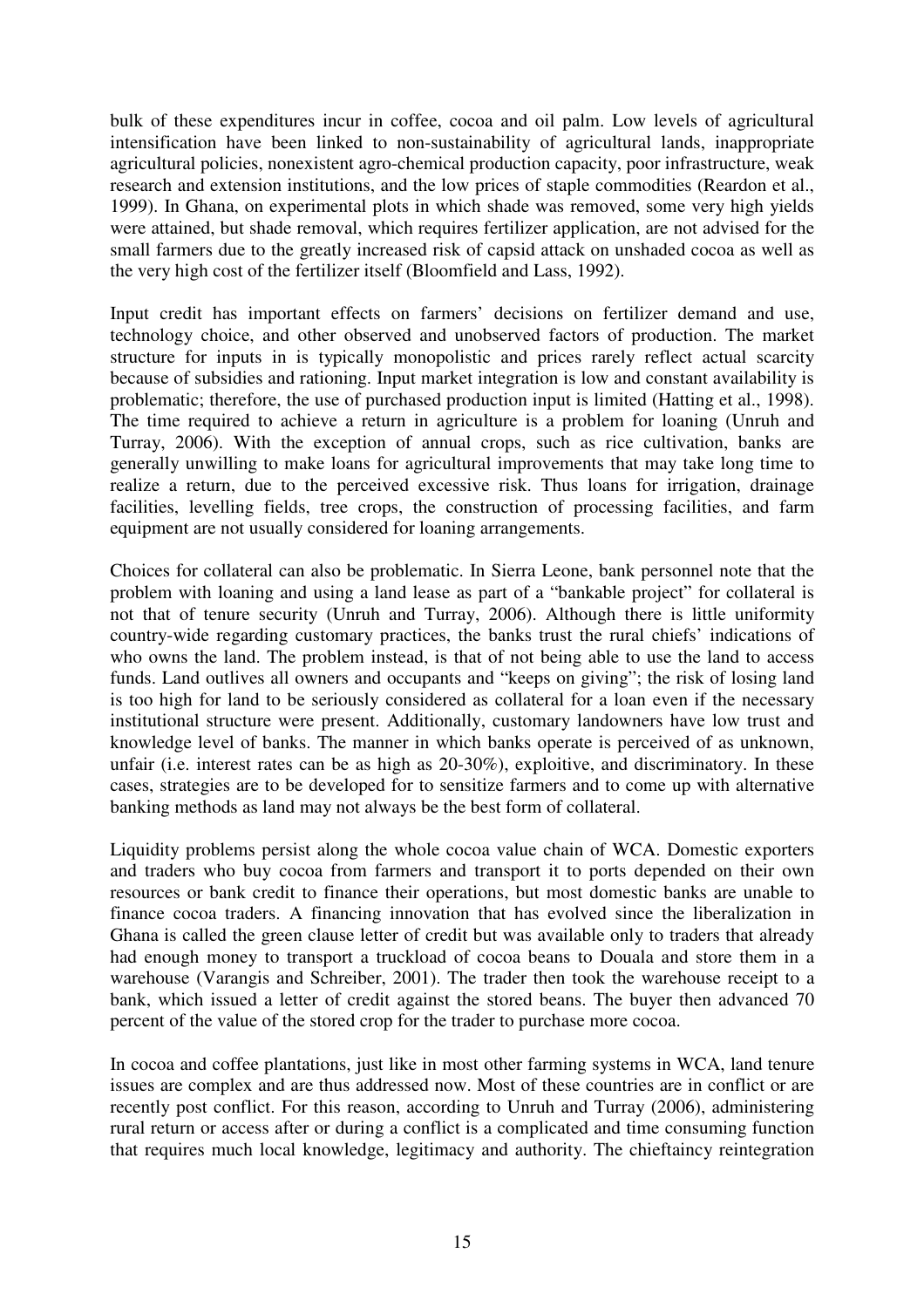bulk of these expenditures incur in coffee, cocoa and oil palm. Low levels of agricultural intensification have been linked to non-sustainability of agricultural lands, inappropriate agricultural policies, nonexistent agro-chemical production capacity, poor infrastructure, weak research and extension institutions, and the low prices of staple commodities (Reardon et al., 1999). In Ghana, on experimental plots in which shade was removed, some very high yields were attained, but shade removal, which requires fertilizer application, are not advised for the small farmers due to the greatly increased risk of capsid attack on unshaded cocoa as well as the very high cost of the fertilizer itself (Bloomfield and Lass, 1992).

Input credit has important effects on farmers' decisions on fertilizer demand and use, technology choice, and other observed and unobserved factors of production. The market structure for inputs in is typically monopolistic and prices rarely reflect actual scarcity because of subsidies and rationing. Input market integration is low and constant availability is problematic; therefore, the use of purchased production input is limited (Hatting et al., 1998). The time required to achieve a return in agriculture is a problem for loaning (Unruh and Turray, 2006). With the exception of annual crops, such as rice cultivation, banks are generally unwilling to make loans for agricultural improvements that may take long time to realize a return, due to the perceived excessive risk. Thus loans for irrigation, drainage facilities, levelling fields, tree crops, the construction of processing facilities, and farm equipment are not usually considered for loaning arrangements.

Choices for collateral can also be problematic. In Sierra Leone, bank personnel note that the problem with loaning and using a land lease as part of a "bankable project" for collateral is not that of tenure security (Unruh and Turray, 2006). Although there is little uniformity country-wide regarding customary practices, the banks trust the rural chiefs' indications of who owns the land. The problem instead, is that of not being able to use the land to access funds. Land outlives all owners and occupants and "keeps on giving"; the risk of losing land is too high for land to be seriously considered as collateral for a loan even if the necessary institutional structure were present. Additionally, customary landowners have low trust and knowledge level of banks. The manner in which banks operate is perceived of as unknown, unfair (i.e. interest rates can be as high as 20-30%), exploitive, and discriminatory. In these cases, strategies are to be developed for to sensitize farmers and to come up with alternative banking methods as land may not always be the best form of collateral.

Liquidity problems persist along the whole cocoa value chain of WCA. Domestic exporters and traders who buy cocoa from farmers and transport it to ports depended on their own resources or bank credit to finance their operations, but most domestic banks are unable to finance cocoa traders. A financing innovation that has evolved since the liberalization in Ghana is called the green clause letter of credit but was available only to traders that already had enough money to transport a truckload of cocoa beans to Douala and store them in a warehouse (Varangis and Schreiber, 2001). The trader then took the warehouse receipt to a bank, which issued a letter of credit against the stored beans. The buyer then advanced 70 percent of the value of the stored crop for the trader to purchase more cocoa.

In cocoa and coffee plantations, just like in most other farming systems in WCA, land tenure issues are complex and are thus addressed now. Most of these countries are in conflict or are recently post conflict. For this reason, according to Unruh and Turray (2006), administering rural return or access after or during a conflict is a complicated and time consuming function that requires much local knowledge, legitimacy and authority. The chieftaincy reintegration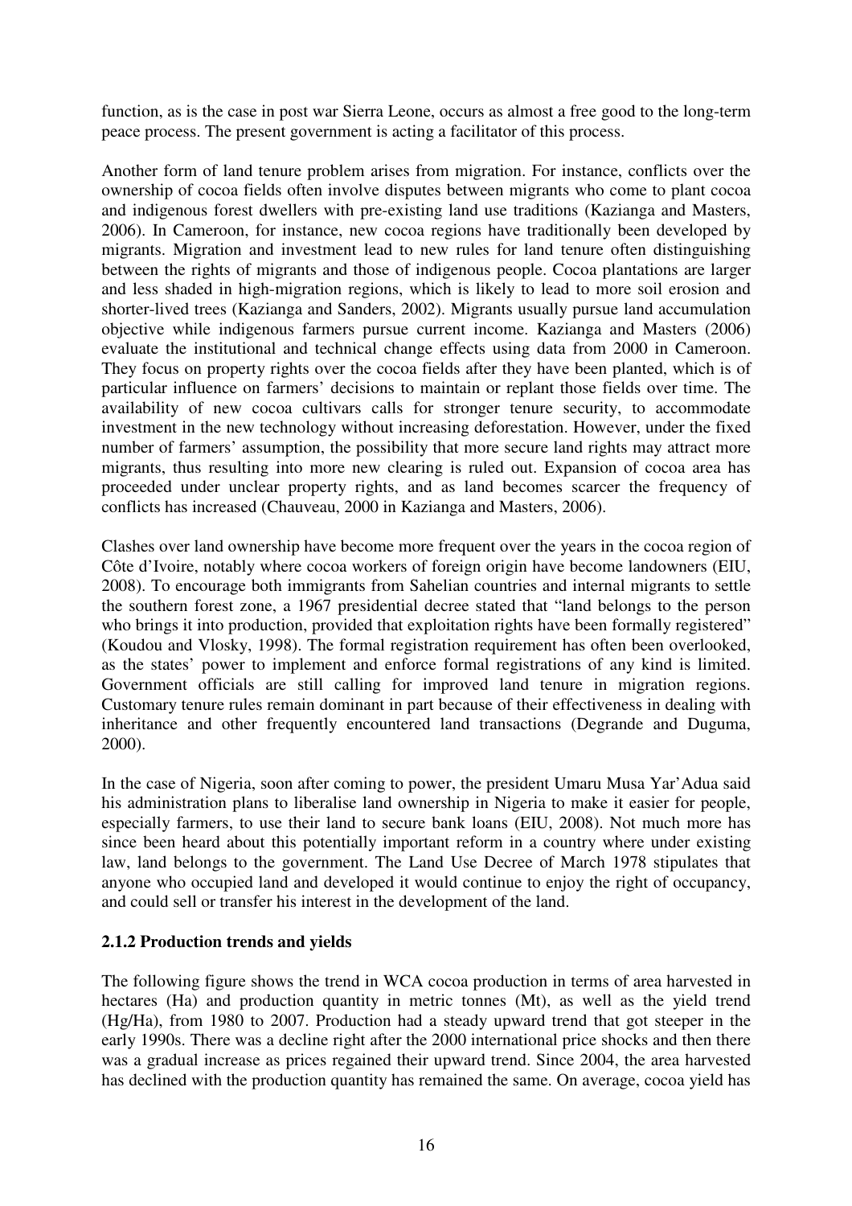function, as is the case in post war Sierra Leone, occurs as almost a free good to the long-term peace process. The present government is acting a facilitator of this process.

Another form of land tenure problem arises from migration. For instance, conflicts over the ownership of cocoa fields often involve disputes between migrants who come to plant cocoa and indigenous forest dwellers with pre-existing land use traditions (Kazianga and Masters, 2006). In Cameroon, for instance, new cocoa regions have traditionally been developed by migrants. Migration and investment lead to new rules for land tenure often distinguishing between the rights of migrants and those of indigenous people. Cocoa plantations are larger and less shaded in high-migration regions, which is likely to lead to more soil erosion and shorter-lived trees (Kazianga and Sanders, 2002). Migrants usually pursue land accumulation objective while indigenous farmers pursue current income. Kazianga and Masters (2006) evaluate the institutional and technical change effects using data from 2000 in Cameroon. They focus on property rights over the cocoa fields after they have been planted, which is of particular influence on farmers' decisions to maintain or replant those fields over time. The availability of new cocoa cultivars calls for stronger tenure security, to accommodate investment in the new technology without increasing deforestation. However, under the fixed number of farmers' assumption, the possibility that more secure land rights may attract more migrants, thus resulting into more new clearing is ruled out. Expansion of cocoa area has proceeded under unclear property rights, and as land becomes scarcer the frequency of conflicts has increased (Chauveau, 2000 in Kazianga and Masters, 2006).

Clashes over land ownership have become more frequent over the years in the cocoa region of Côte d'Ivoire, notably where cocoa workers of foreign origin have become landowners (EIU, 2008). To encourage both immigrants from Sahelian countries and internal migrants to settle the southern forest zone, a 1967 presidential decree stated that "land belongs to the person who brings it into production, provided that exploitation rights have been formally registered" (Koudou and Vlosky, 1998). The formal registration requirement has often been overlooked, as the states' power to implement and enforce formal registrations of any kind is limited. Government officials are still calling for improved land tenure in migration regions. Customary tenure rules remain dominant in part because of their effectiveness in dealing with inheritance and other frequently encountered land transactions (Degrande and Duguma, 2000).

In the case of Nigeria, soon after coming to power, the president Umaru Musa Yar'Adua said his administration plans to liberalise land ownership in Nigeria to make it easier for people, especially farmers, to use their land to secure bank loans (EIU, 2008). Not much more has since been heard about this potentially important reform in a country where under existing law, land belongs to the government. The Land Use Decree of March 1978 stipulates that anyone who occupied land and developed it would continue to enjoy the right of occupancy, and could sell or transfer his interest in the development of the land.

### 2.1.2 Production trends and yields

The following figure shows the trend in WCA cocoa production in terms of area harvested in hectares (Ha) and production quantity in metric tonnes (Mt), as well as the yield trend (Hg/Ha), from 1980 to 2007. Production had a steady upward trend that got steeper in the early 1990s. There was a decline right after the 2000 international price shocks and then there was a gradual increase as prices regained their upward trend. Since 2004, the area harvested has declined with the production quantity has remained the same. On average, cocoa yield has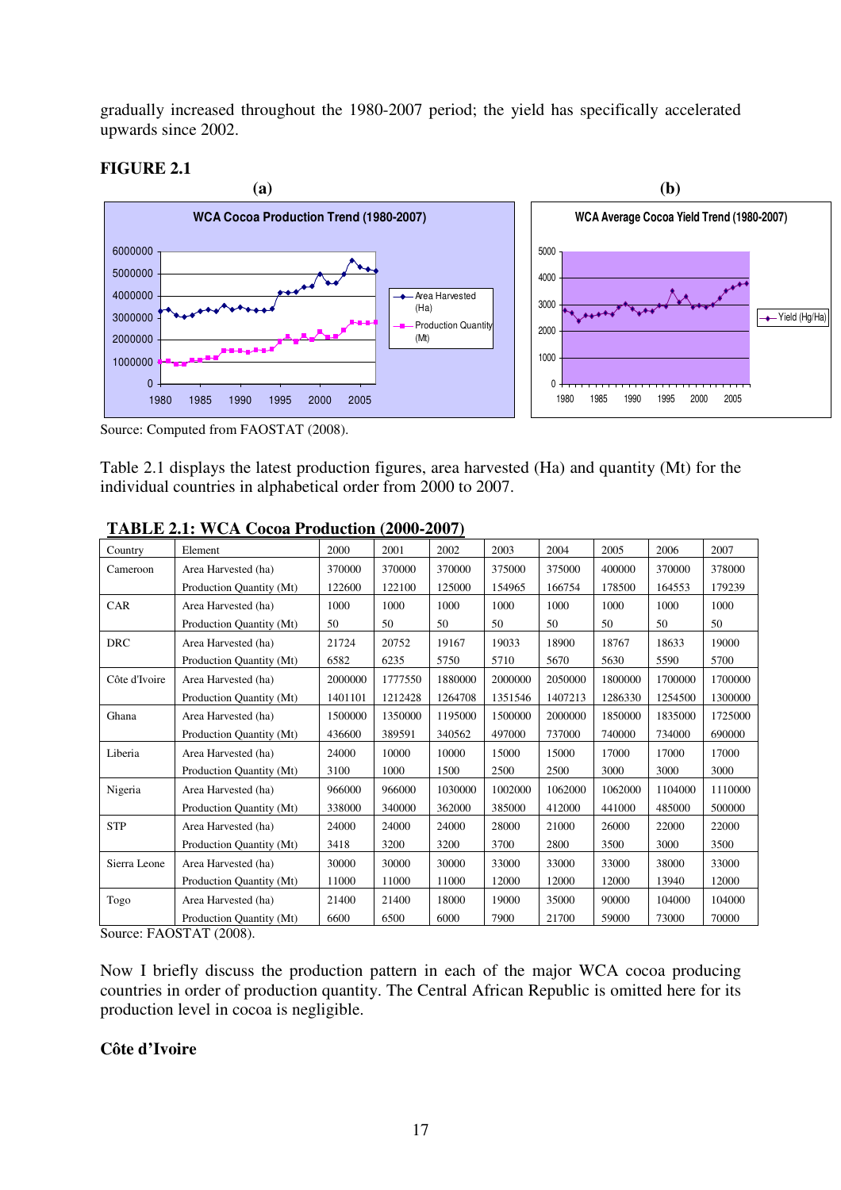gradually increased throughout the 1980-2007 period; the yield has specifically accelerated upwards since 2002.

**FIGURE 2.1**

(a) WCA Cocoa Production Trend (1980-2007)

(b) WCA Average Cocoa Yield Trend (1980-2007)

Source: Computed from FAOSTAT (2008).

Table 2.1 displays the latest production figures, area harvested (Ha) and quantity (Mt) for the individual countries in alphabetical order from 2000 to 2007.

**TABLE 2.1: WCA Cocoa Production (2000-2007)**

| Country | Element | 2000 | 2001 | 2002 | 2003 | 2004 | 2005 | 2006 | 2007 |
|---|---|---|---|---|---|---|---|---|---|
| Cameroon | Area Harvested (ha) | 370000 | 370000 | 370000 | 375000 | 375000 | 400000 | 370000 | 378000 |
| | Production Quantity (Mt) | 122600 | 122100 | 125000 | 154965 | 166754 | 178500 | 164553 | 179239 |
| CAR | Area Harvested (ha) | 1000 | 1000 | 1000 | 1000 | 1000 | 1000 | 1000 | 1000 |
| | Production Quantity (Mt) | 50 | 50 | 50 | 50 | 50 | 50 | 50 | 50 |
| DRC | Area Harvested (ha) | 21724 | 20752 | 19167 | 19033 | 18900 | 18767 | 18633 | 19000 |
| | Production Quantity (Mt) | 6582 | 6235 | 5750 | 5710 | 5670 | 5630 | 5590 | 5700 |
| Côte d'Ivoire | Area Harvested (ha) | 2000000 | 1777550 | 1880000 | 2000000 | 2050000 | 1800000 | 1700000 | 1700000 |
| | Production Quantity (Mt) | 1401101 | 1212428 | 1264708 | 1351546 | 1407213 | 1286330 | 1254500 | 1300000 |
| Ghana | Area Harvested (ha) | 1500000 | 1350000 | 1195000 | 1500000 | 2000000 | 1850000 | 1835000 | 1725000 |
| | Production Quantity (Mt) | 436600 | 389591 | 340562 | 497000 | 737000 | 740000 | 734000 | 690000 |
| Liberia | Area Harvested (ha) | 24000 | 10000 | 10000 | 15000 | 15000 | 17000 | 17000 | 17000 |
| | Production Quantity (Mt) | 3100 | 1000 | 1500 | 2500 | 2500 | 3000 | 3000 | 3000 |
| Nigeria | Area Harvested (ha) | 966000 | 966000 | 1030000 | 1002000 | 1062000 | 1062000 | 1104000 | 1110000 |
| | Production Quantity (Mt) | 338000 | 340000 | 362000 | 385000 | 412000 | 441000 | 485000 | 500000 |
| STP | Area Harvested (ha) | 24000 | 24000 | 24000 | 28000 | 21000 | 26000 | 22000 | 22000 |
| | Production Quantity (Mt) | 3418 | 3200 | 3200 | 3700 | 2800 | 3500 | 3000 | 3500 |
| Sierra Leone | Area Harvested (ha) | 30000 | 30000 | 30000 | 33000 | 33000 | 33000 | 38000 | 33000 |
| | Production Quantity (Mt) | 11000 | 11000 | 11000 | 12000 | 12000 | 12000 | 13940 | 12000 |
| Togo | Area Harvested (ha) | 21400 | 21400 | 18000 | 19000 | 35000 | 90000 | 104000 | 104000 |
| | Production Quantity (Mt) | 6600 | 6500 | 6000 | 7900 | 21700 | 59000 | 73000 | 70000 |

Source: FAOSTAT (2008).

Now I briefly discuss the production pattern in each of the major WCA cocoa producing countries in order of production quantity. The Central African Republic is omitted here for its production level in cocoa is negligible.

**Côte d'Ivoire**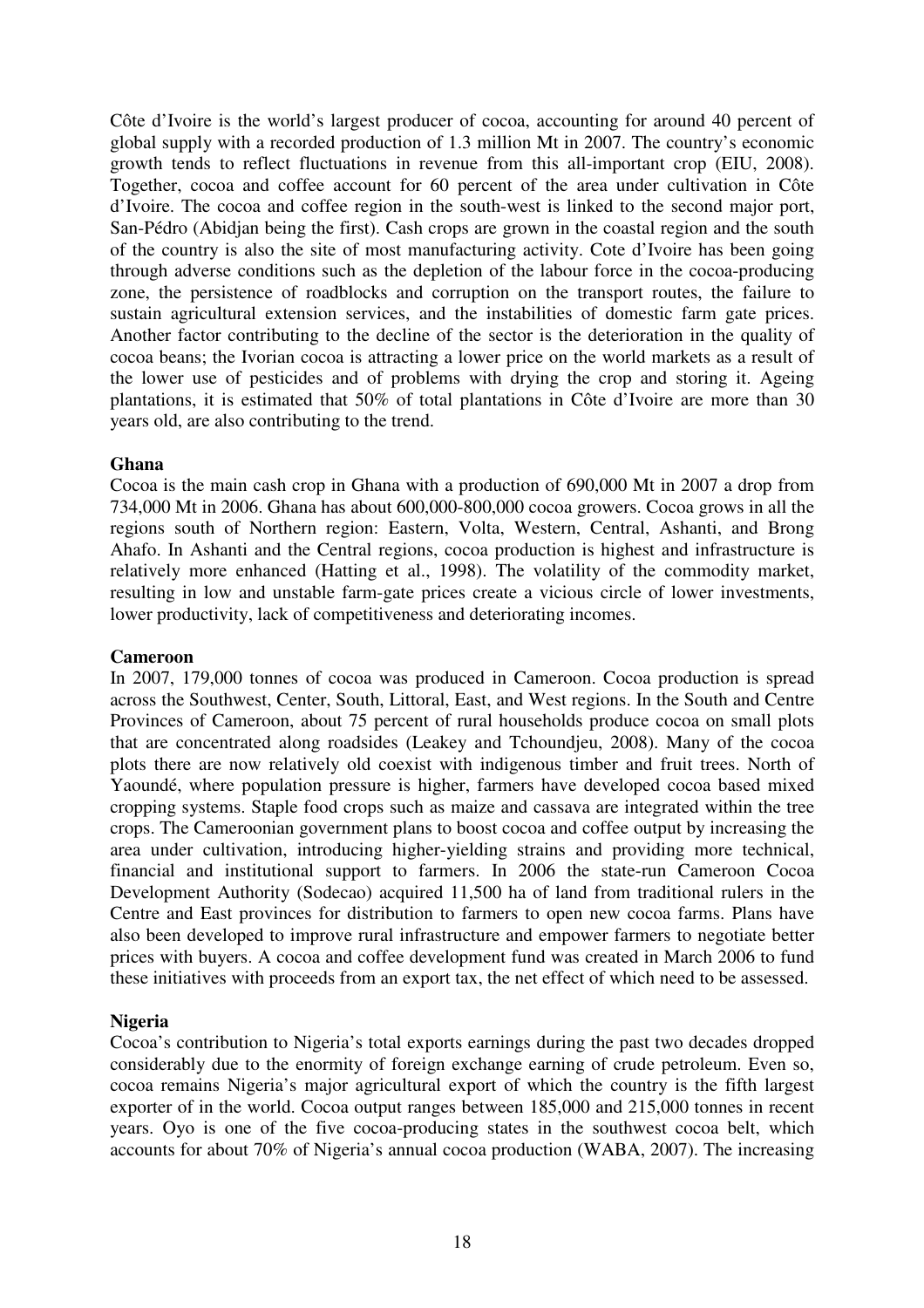Côte d'Ivoire is the world's largest producer of cocoa, accounting for around 40 percent of global supply with a recorded production of 1.3 million Mt in 2007. The country's economic growth tends to reflect fluctuations in revenue from this all-important crop (EIU, 2008). Together, cocoa and coffee account for 60 percent of the area under cultivation in Côte d'Ivoire. The cocoa and coffee region in the south-west is linked to the second major port, San-Pédro (Abidjan being the first). Cash crops are grown in the coastal region and the south of the country is also the site of most manufacturing activity. Cote d'Ivoire has been going through adverse conditions such as the depletion of the labour force in the cocoa-producing zone, the persistence of roadblocks and corruption on the transport routes, the failure to sustain agricultural extension services, and the instabilities of domestic farm gate prices. Another factor contributing to the decline of the sector is the deterioration in the quality of cocoa beans; the Ivorian cocoa is attracting a lower price on the world markets as a result of the lower use of pesticides and of problems with drying the crop and storing it. Ageing plantations, it is estimated that 50% of total plantations in Côte d'Ivoire are more than 30 years old, are also contributing to the trend.

**Ghana**

Cocoa is the main cash crop in Ghana with a production of 690,000 Mt in 2007 a drop from 734,000 Mt in 2006. Ghana has about 600,000-800,000 cocoa growers. Cocoa grows in all the regions south of Northern region: Eastern, Volta, Western, Central, Ashanti, and Brong Ahafo. In Ashanti and the Central regions, cocoa production is highest and infrastructure is relatively more enhanced (Hatting et al., 1998). The volatility of the commodity market, resulting in low and unstable farm-gate prices create a vicious circle of lower investments, lower productivity, lack of competitiveness and deteriorating incomes.

**Cameroon**

In 2007, 179,000 tonnes of cocoa was produced in Cameroon. Cocoa production is spread across the Southwest, Center, South, Littoral, East, and West regions. In the South and Centre Provinces of Cameroon, about 75 percent of rural households produce cocoa on small plots that are concentrated along roadsides (Leakey and Tchoundjeu, 2008). Many of the cocoa plots there are now relatively old coexist with indigenous timber and fruit trees. North of Yaoundé, where population pressure is higher, farmers have developed cocoa based mixed cropping systems. Staple food crops such as maize and cassava are integrated within the tree crops. The Cameroonian government plans to boost cocoa and coffee output by increasing the area under cultivation, introducing higher-yielding strains and providing more technical, financial and institutional support to farmers. In 2006 the state-run Cameroon Cocoa Development Authority (Sodecao) acquired 11,500 ha of land from traditional rulers in the Centre and East provinces for distribution to farmers to open new cocoa farms. Plans have also been developed to improve rural infrastructure and empower farmers to negotiate better prices with buyers. A cocoa and coffee development fund was created in March 2006 to fund these initiatives with proceeds from an export tax, the net effect of which need to be assessed.

**Nigeria**

Cocoa's contribution to Nigeria's total exports earnings during the past two decades dropped considerably due to the enormity of foreign exchange earning of crude petroleum. Even so, cocoa remains Nigeria's major agricultural export of which the country is the fifth largest exporter of in the world. Cocoa output ranges between 185,000 and 215,000 tonnes in recent years. Oyo is one of the five cocoa-producing states in the southwest cocoa belt, which accounts for about 70% of Nigeria's annual cocoa production (WABA, 2007). The increasing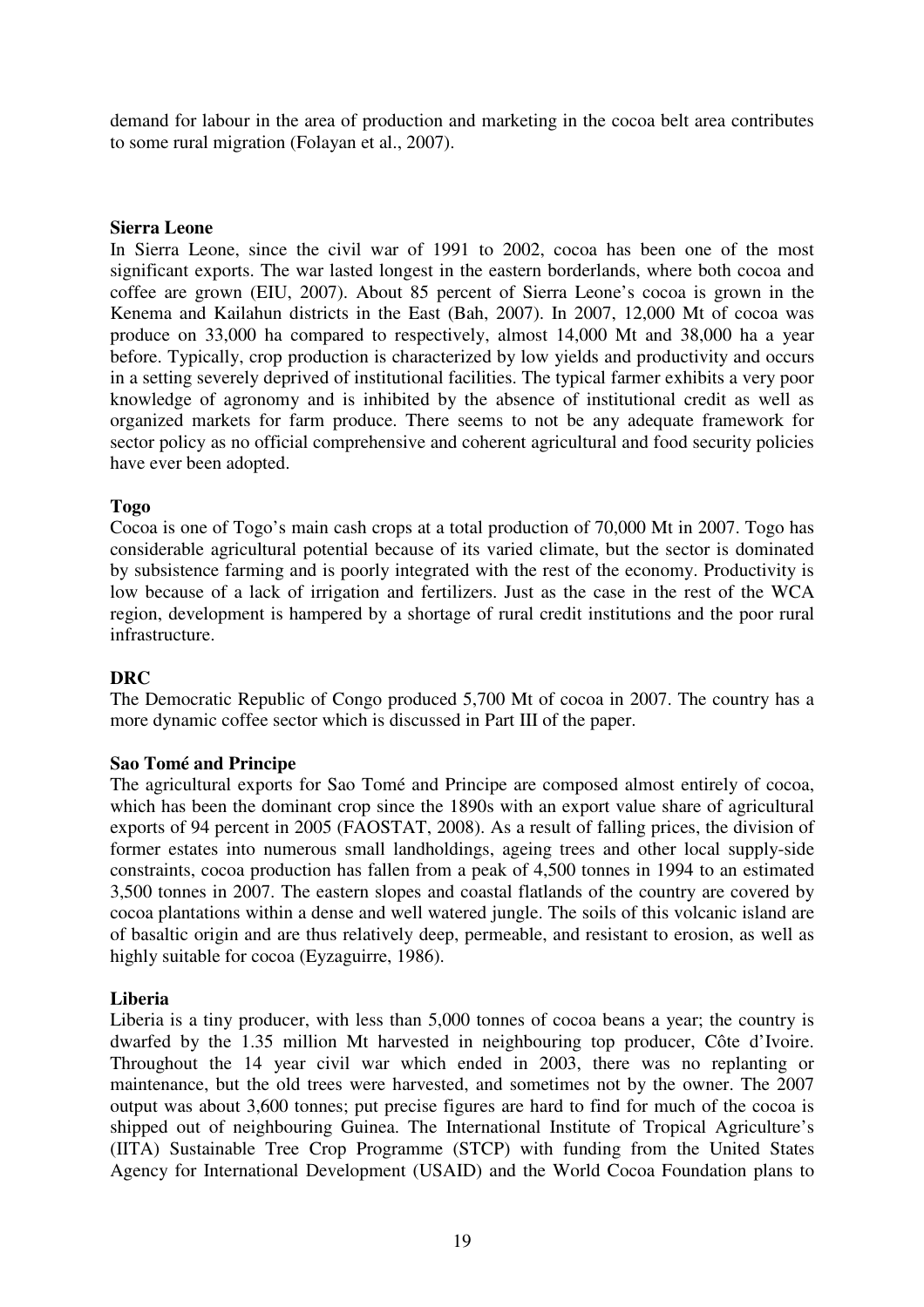demand for labour in the area of production and marketing in the cocoa belt area contributes to some rural migration (Folayan et al., 2007).

**Sierra Leone**

In Sierra Leone, since the civil war of 1991 to 2002, cocoa has been one of the most significant exports. The war lasted longest in the eastern borderlands, where both cocoa and coffee are grown (EIU, 2007). About 85 percent of Sierra Leone's cocoa is grown in the Kenema and Kailahun districts in the East (Bah, 2007). In 2007, 12,000 Mt of cocoa was produce on 33,000 ha compared to respectively, almost 14,000 Mt and 38,000 ha a year before. Typically, crop production is characterized by low yields and productivity and occurs in a setting severely deprived of institutional facilities. The typical farmer exhibits a very poor knowledge of agronomy and is inhibited by the absence of institutional credit as well as organized markets for farm produce. There seems to not be any adequate framework for sector policy as no official comprehensive and coherent agricultural and food security policies have ever been adopted.

**Togo**

Cocoa is one of Togo's main cash crops at a total production of 70,000 Mt in 2007. Togo has considerable agricultural potential because of its varied climate, but the sector is dominated by subsistence farming and is poorly integrated with the rest of the economy. Productivity is low because of a lack of irrigation and fertilizers. Just as the case in the rest of the WCA region, development is hampered by a shortage of rural credit institutions and the poor rural infrastructure.

**DRC**

The Democratic Republic of Congo produced 5,700 Mt of cocoa in 2007. The country has a more dynamic coffee sector which is discussed in Part III of the paper.

**Sao Tomé and Principe**

The agricultural exports for Sao Tomé and Principe are composed almost entirely of cocoa, which has been the dominant crop since the 1890s with an export value share of agricultural exports of 94 percent in 2005 (FAOSTAT, 2008). As a result of falling prices, the division of former estates into numerous small landholdings, ageing trees and other local supply-side constraints, cocoa production has fallen from a peak of 4,500 tonnes in 1994 to an estimated 3,500 tonnes in 2007. The eastern slopes and coastal flatlands of the country are covered by cocoa plantations within a dense and well watered jungle. The soils of this volcanic island are of basaltic origin and are thus relatively deep, permeable, and resistant to erosion, as well as highly suitable for cocoa (Eyzaguirre, 1986).

**Liberia**

Liberia is a tiny producer, with less than 5,000 tonnes of cocoa beans a year; the country is dwarfed by the 1.35 million Mt harvested in neighbouring top producer, Côte d'Ivoire. Throughout the 14 year civil war which ended in 2003, there was no replanting or maintenance, but the old trees were harvested, and sometimes not by the owner. The 2007 output was about 3,600 tonnes; put precise figures are hard to find for much of the cocoa is shipped out of neighbouring Guinea. The International Institute of Tropical Agriculture's (IITA) Sustainable Tree Crop Programme (STCP) with funding from the United States Agency for International Development (USAID) and the World Cocoa Foundation plans to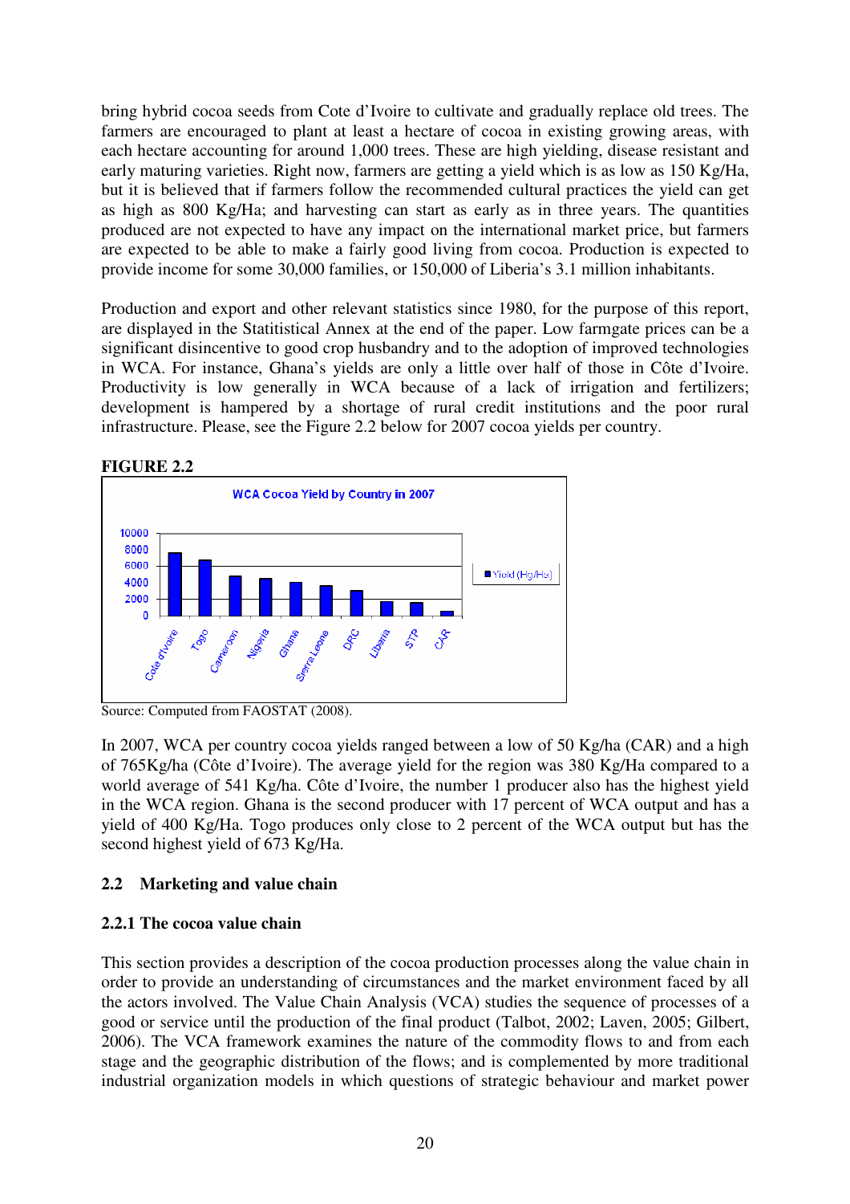bring hybrid cocoa seeds from Cote d'Ivoire to cultivate and gradually replace old trees. The farmers are encouraged to plant at least a hectare of cocoa in existing growing areas, with each hectare accounting for around 1,000 trees. These are high yielding, disease resistant and early maturing varieties. Right now, farmers are getting a yield which is as low as 150 Kg/Ha, but it is believed that if farmers follow the recommended cultural practices the yield can get as high as 800 Kg/Ha; and harvesting can start as early as in three years. The quantities produced are not expected to have any impact on the international market price, but farmers are expected to be able to make a fairly good living from cocoa. Production is expected to provide income for some 30,000 families, or 150,000 of Liberia's 3.1 million inhabitants.

Production and export and other relevant statistics since 1980, for the purpose of this report, are displayed in the Statitistical Annex at the end of the paper. Low farmgate prices can be a significant disincentive to good crop husbandry and to the adoption of improved technologies in WCA. For instance, Ghana's yields are only a little over half of those in Côte d'Ivoire. Productivity is low generally in WCA because of a lack of irrigation and fertilizers; development is hampered by a shortage of rural credit institutions and the poor rural infrastructure. Please, see the Figure 2.2 below for 2007 cocoa yields per country.

**FIGURE 2.2**

WCA Cocoa Yield by Country in 2007

Source: Computed from FAOSTAT (2008).

In 2007, WCA per country cocoa yields ranged between a low of 50 Kg/ha (CAR) and a high of 765Kg/ha (Côte d'Ivoire). The average yield for the region was 380 Kg/Ha compared to a world average of 541 Kg/ha. Côte d'Ivoire, the number 1 producer also has the highest yield in the WCA region. Ghana is the second producer with 17 percent of WCA output and has a yield of 400 Kg/Ha. Togo produces only close to 2 percent of the WCA output but has the second highest yield of 673 Kg/Ha.

### 2.2 Marketing and value chain

#### 2.2.1 The cocoa value chain

This section provides a description of the cocoa production processes along the value chain in order to provide an understanding of circumstances and the market environment faced by all the actors involved. The Value Chain Analysis (VCA) studies the sequence of processes of a good or service until the production of the final product (Talbot, 2002; Laven, 2005; Gilbert, 2006). The VCA framework examines the nature of the commodity flows to and from each stage and the geographic distribution of the flows; and is complemented by more traditional industrial organization models in which questions of strategic behaviour and market power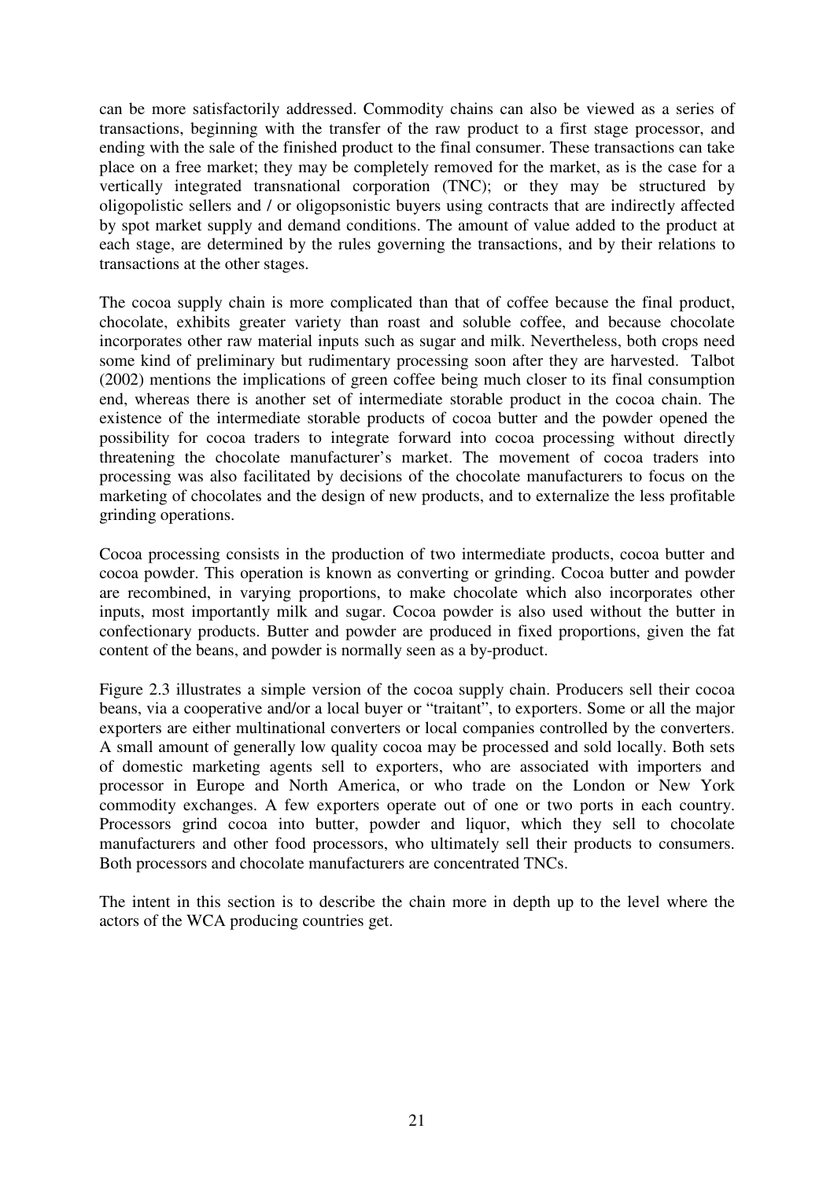can be more satisfactorily addressed. Commodity chains can also be viewed as a series of transactions, beginning with the transfer of the raw product to a first stage processor, and ending with the sale of the finished product to the final consumer. These transactions can take place on a free market; they may be completely removed for the market, as is the case for a vertically integrated transnational corporation (TNC); or they may be structured by oligopolistic sellers and / or oligopsonistic buyers using contracts that are indirectly affected by spot market supply and demand conditions. The amount of value added to the product at each stage, are determined by the rules governing the transactions, and by their relations to transactions at the other stages.

The cocoa supply chain is more complicated than that of coffee because the final product, chocolate, exhibits greater variety than roast and soluble coffee, and because chocolate incorporates other raw material inputs such as sugar and milk. Nevertheless, both crops need some kind of preliminary but rudimentary processing soon after they are harvested. Talbot (2002) mentions the implications of green coffee being much closer to its final consumption end, whereas there is another set of intermediate storable product in the cocoa chain. The existence of the intermediate storable products of cocoa butter and the powder opened the possibility for cocoa traders to integrate forward into cocoa processing without directly threatening the chocolate manufacturer's market. The movement of cocoa traders into processing was also facilitated by decisions of the chocolate manufacturers to focus on the marketing of chocolates and the design of new products, and to externalize the less profitable grinding operations.

Cocoa processing consists in the production of two intermediate products, cocoa butter and cocoa powder. This operation is known as converting or grinding. Cocoa butter and powder are recombined, in varying proportions, to make chocolate which also incorporates other inputs, most importantly milk and sugar. Cocoa powder is also used without the butter in confectionary products. Butter and powder are produced in fixed proportions, given the fat content of the beans, and powder is normally seen as a by-product.

Figure 2.3 illustrates a simple version of the cocoa supply chain. Producers sell their cocoa beans, via a cooperative and/or a local buyer or "traitant", to exporters. Some or all the major exporters are either multinational converters or local companies controlled by the converters. A small amount of generally low quality cocoa may be processed and sold locally. Both sets of domestic marketing agents sell to exporters, who are associated with importers and processor in Europe and North America, or who trade on the London or New York commodity exchanges. A few exporters operate out of one or two ports in each country. Processors grind cocoa into butter, powder and liquor, which they sell to chocolate manufacturers and other food processors, who ultimately sell their products to consumers. Both processors and chocolate manufacturers are concentrated TNCs.

The intent in this section is to describe the chain more in depth up to the level where the actors of the WCA producing countries get.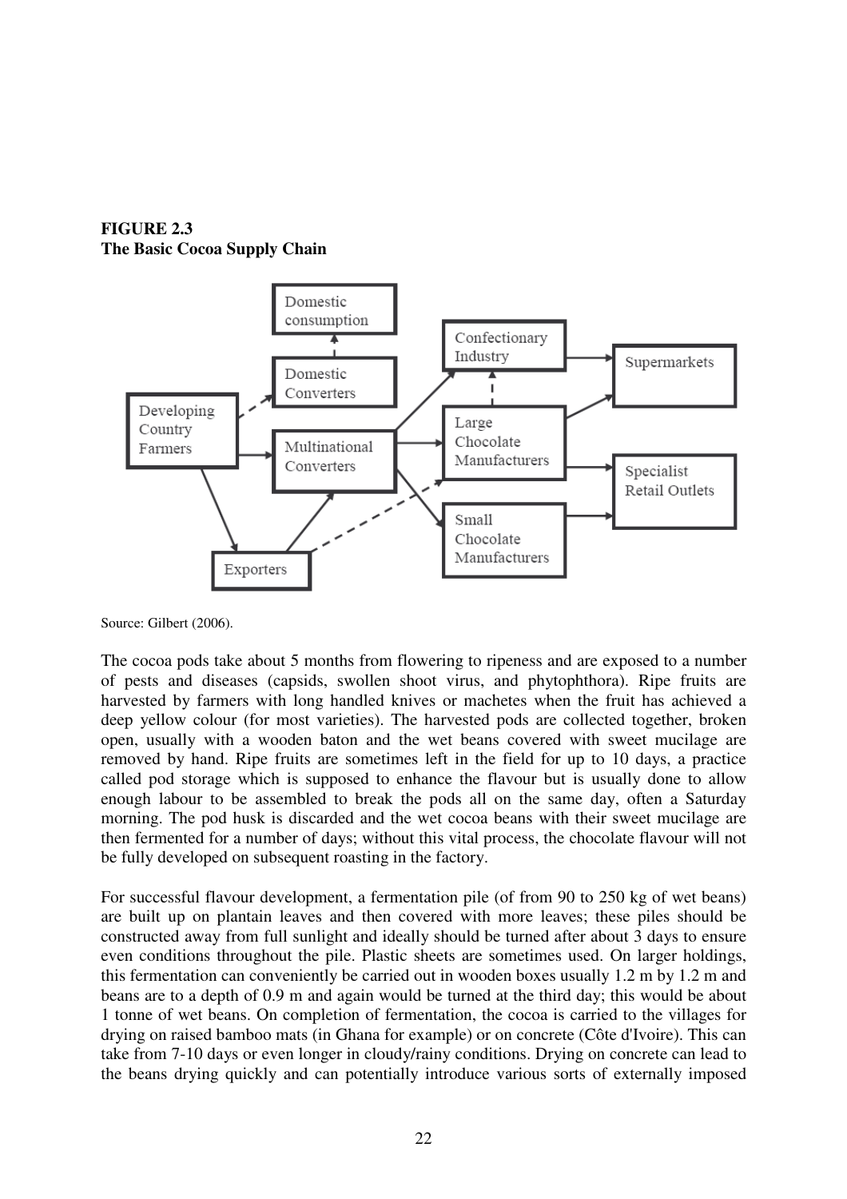**FIGURE 2.3**
**The Basic Cocoa Supply Chain**

Source: Gilbert (2006).

The cocoa pods take about 5 months from flowering to ripeness and are exposed to a number of pests and diseases (capsids, swollen shoot virus, and phytophthora). Ripe fruits are harvested by farmers with long handled knives or machetes when the fruit has achieved a deep yellow colour (for most varieties). The harvested pods are collected together, broken open, usually with a wooden baton and the wet beans covered with sweet mucilage are removed by hand. Ripe fruits are sometimes left in the field for up to 10 days, a practice called pod storage which is supposed to enhance the flavour but is usually done to allow enough labour to be assembled to break the pods all on the same day, often a Saturday morning. The pod husk is discarded and the wet cocoa beans with their sweet mucilage are then fermented for a number of days; without this vital process, the chocolate flavour will not be fully developed on subsequent roasting in the factory.

For successful flavour development, a fermentation pile (of from 90 to 250 kg of wet beans) are built up on plantain leaves and then covered with more leaves; these piles should be constructed away from full sunlight and ideally should be turned after about 3 days to ensure even conditions throughout the pile. Plastic sheets are sometimes used. On larger holdings, this fermentation can conveniently be carried out in wooden boxes usually 1.2 m by 1.2 m and beans are to a depth of 0.9 m and again would be turned at the third day; this would be about 1 tonne of wet beans. On completion of fermentation, the cocoa is carried to the villages for drying on raised bamboo mats (in Ghana for example) or on concrete (Côte d'Ivoire). This can take from 7-10 days or even longer in cloudy/rainy conditions. Drying on concrete can lead to the beans drying quickly and can potentially introduce various sorts of externally imposed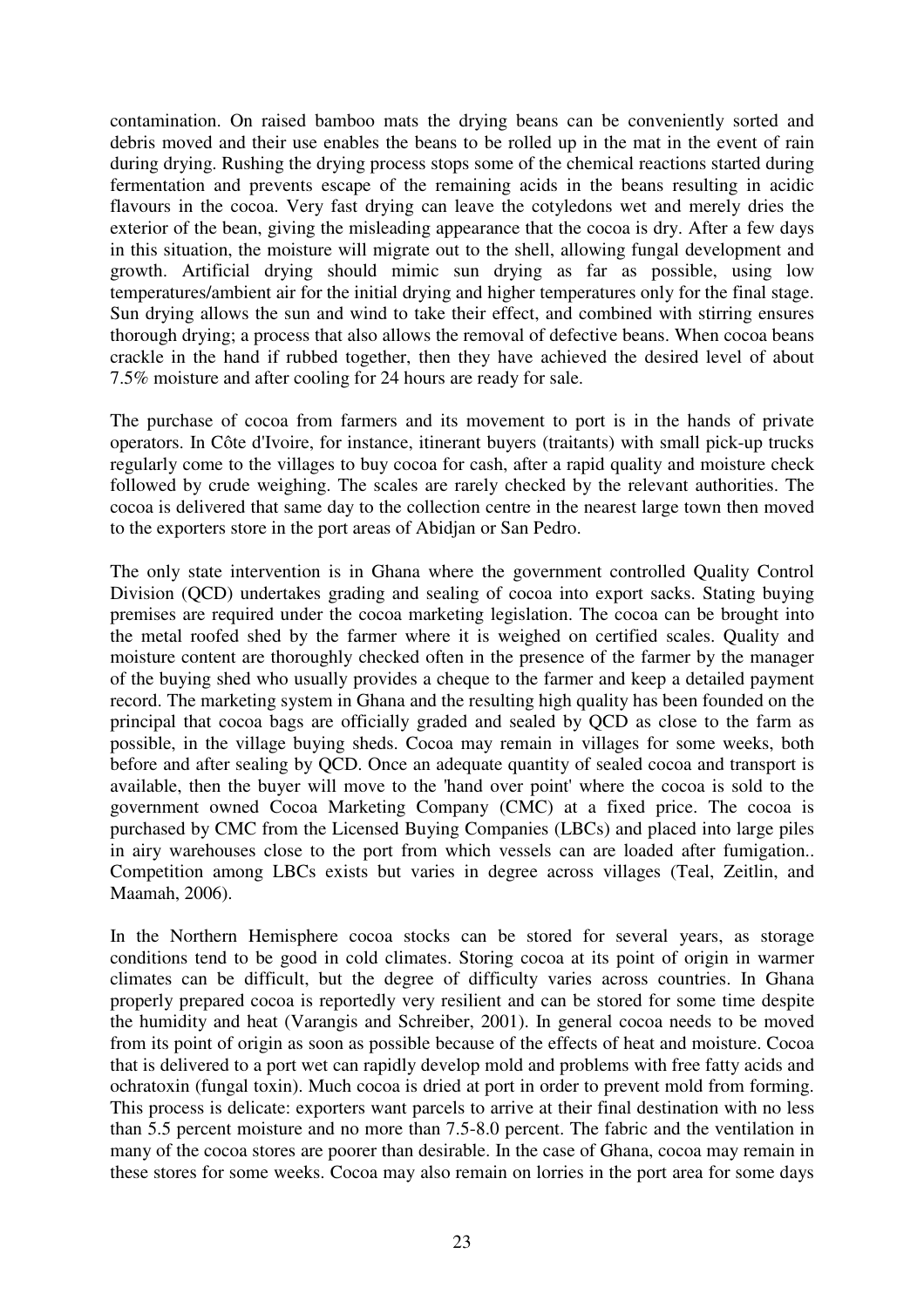contamination. On raised bamboo mats the drying beans can be conveniently sorted and debris moved and their use enables the beans to be rolled up in the mat in the event of rain during drying. Rushing the drying process stops some of the chemical reactions started during fermentation and prevents escape of the remaining acids in the beans resulting in acidic flavours in the cocoa. Very fast drying can leave the cotyledons wet and merely dries the exterior of the bean, giving the misleading appearance that the cocoa is dry. After a few days in this situation, the moisture will migrate out to the shell, allowing fungal development and growth. Artificial drying should mimic sun drying as far as possible, using low temperatures/ambient air for the initial drying and higher temperatures only for the final stage. Sun drying allows the sun and wind to take their effect, and combined with stirring ensures thorough drying; a process that also allows the removal of defective beans. When cocoa beans crackle in the hand if rubbed together, then they have achieved the desired level of about 7.5% moisture and after cooling for 24 hours are ready for sale.

The purchase of cocoa from farmers and its movement to port is in the hands of private operators. In Côte d'Ivoire, for instance, itinerant buyers (traitants) with small pick-up trucks regularly come to the villages to buy cocoa for cash, after a rapid quality and moisture check followed by crude weighing. The scales are rarely checked by the relevant authorities. The cocoa is delivered that same day to the collection centre in the nearest large town then moved to the exporters store in the port areas of Abidjan or San Pedro.

The only state intervention is in Ghana where the government controlled Quality Control Division (QCD) undertakes grading and sealing of cocoa into export sacks. Stating buying premises are required under the cocoa marketing legislation. The cocoa can be brought into the metal roofed shed by the farmer where it is weighed on certified scales. Quality and moisture content are thoroughly checked often in the presence of the farmer by the manager of the buying shed who usually provides a cheque to the farmer and keep a detailed payment record. The marketing system in Ghana and the resulting high quality has been founded on the principal that cocoa bags are officially graded and sealed by QCD as close to the farm as possible, in the village buying sheds. Cocoa may remain in villages for some weeks, both before and after sealing by QCD. Once an adequate quantity of sealed cocoa and transport is available, then the buyer will move to the 'hand over point' where the cocoa is sold to the government owned Cocoa Marketing Company (CMC) at a fixed price. The cocoa is purchased by CMC from the Licensed Buying Companies (LBCs) and placed into large piles in airy warehouses close to the port from which vessels can are loaded after fumigation.. Competition among LBCs exists but varies in degree across villages (Teal, Zeitlin, and Maamah, 2006).

In the Northern Hemisphere cocoa stocks can be stored for several years, as storage conditions tend to be good in cold climates. Storing cocoa at its point of origin in warmer climates can be difficult, but the degree of difficulty varies across countries. In Ghana properly prepared cocoa is reportedly very resilient and can be stored for some time despite the humidity and heat (Varangis and Schreiber, 2001). In general cocoa needs to be moved from its point of origin as soon as possible because of the effects of heat and moisture. Cocoa that is delivered to a port wet can rapidly develop mold and problems with free fatty acids and ochratoxin (fungal toxin). Much cocoa is dried at port in order to prevent mold from forming. This process is delicate: exporters want parcels to arrive at their final destination with no less than 5.5 percent moisture and no more than 7.5-8.0 percent. The fabric and the ventilation in many of the cocoa stores are poorer than desirable. In the case of Ghana, cocoa may remain in these stores for some weeks. Cocoa may also remain on lorries in the port area for some days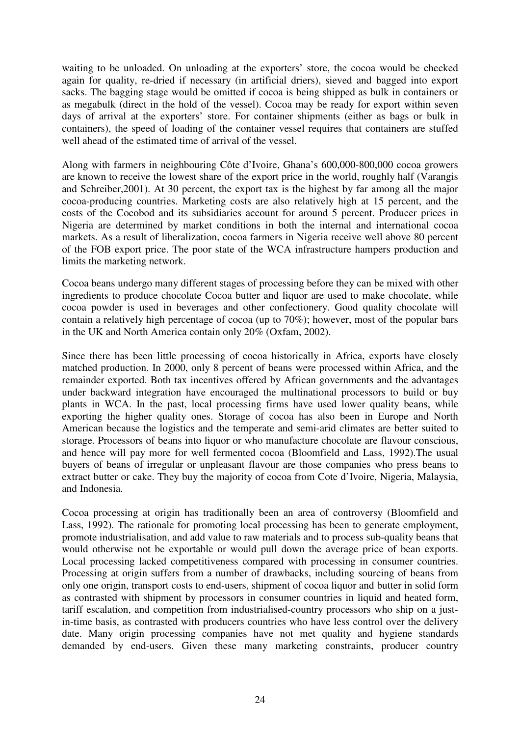waiting to be unloaded. On unloading at the exporters' store, the cocoa would be checked again for quality, re-dried if necessary (in artificial driers), sieved and bagged into export sacks. The bagging stage would be omitted if cocoa is being shipped as bulk in containers or as megabulk (direct in the hold of the vessel). Cocoa may be ready for export within seven days of arrival at the exporters' store. For container shipments (either as bags or bulk in containers), the speed of loading of the container vessel requires that containers are stuffed well ahead of the estimated time of arrival of the vessel.

Along with farmers in neighbouring Côte d'Ivoire, Ghana's 600,000-800,000 cocoa growers are known to receive the lowest share of the export price in the world, roughly half (Varangis and Schreiber,2001). At 30 percent, the export tax is the highest by far among all the major cocoa-producing countries. Marketing costs are also relatively high at 15 percent, and the costs of the Cocobod and its subsidiaries account for around 5 percent. Producer prices in Nigeria are determined by market conditions in both the internal and international cocoa markets. As a result of liberalization, cocoa farmers in Nigeria receive well above 80 percent of the FOB export price. The poor state of the WCA infrastructure hampers production and limits the marketing network.

Cocoa beans undergo many different stages of processing before they can be mixed with other ingredients to produce chocolate Cocoa butter and liquor are used to make chocolate, while cocoa powder is used in beverages and other confectionery. Good quality chocolate will contain a relatively high percentage of cocoa (up to 70%); however, most of the popular bars in the UK and North America contain only 20% (Oxfam, 2002).

Since there has been little processing of cocoa historically in Africa, exports have closely matched production. In 2000, only 8 percent of beans were processed within Africa, and the remainder exported. Both tax incentives offered by African governments and the advantages under backward integration have encouraged the multinational processors to build or buy plants in WCA. In the past, local processing firms have used lower quality beans, while exporting the higher quality ones. Storage of cocoa has also been in Europe and North American because the logistics and the temperate and semi-arid climates are better suited to storage. Processors of beans into liquor or who manufacture chocolate are flavour conscious, and hence will pay more for well fermented cocoa (Bloomfield and Lass, 1992).The usual buyers of beans of irregular or unpleasant flavour are those companies who press beans to extract butter or cake. They buy the majority of cocoa from Cote d'Ivoire, Nigeria, Malaysia, and Indonesia.

Cocoa processing at origin has traditionally been an area of controversy (Bloomfield and Lass, 1992). The rationale for promoting local processing has been to generate employment, promote industrialisation, and add value to raw materials and to process sub-quality beans that would otherwise not be exportable or would pull down the average price of bean exports. Local processing lacked competitiveness compared with processing in consumer countries. Processing at origin suffers from a number of drawbacks, including sourcing of beans from only one origin, transport costs to end-users, shipment of cocoa liquor and butter in solid form as contrasted with shipment by processors in consumer countries in liquid and heated form, tariff escalation, and competition from industrialised-country processors who ship on a just-in-time basis, as contrasted with producers countries who have less control over the delivery date. Many origin processing companies have not met quality and hygiene standards demanded by end-users. Given these many marketing constraints, producer country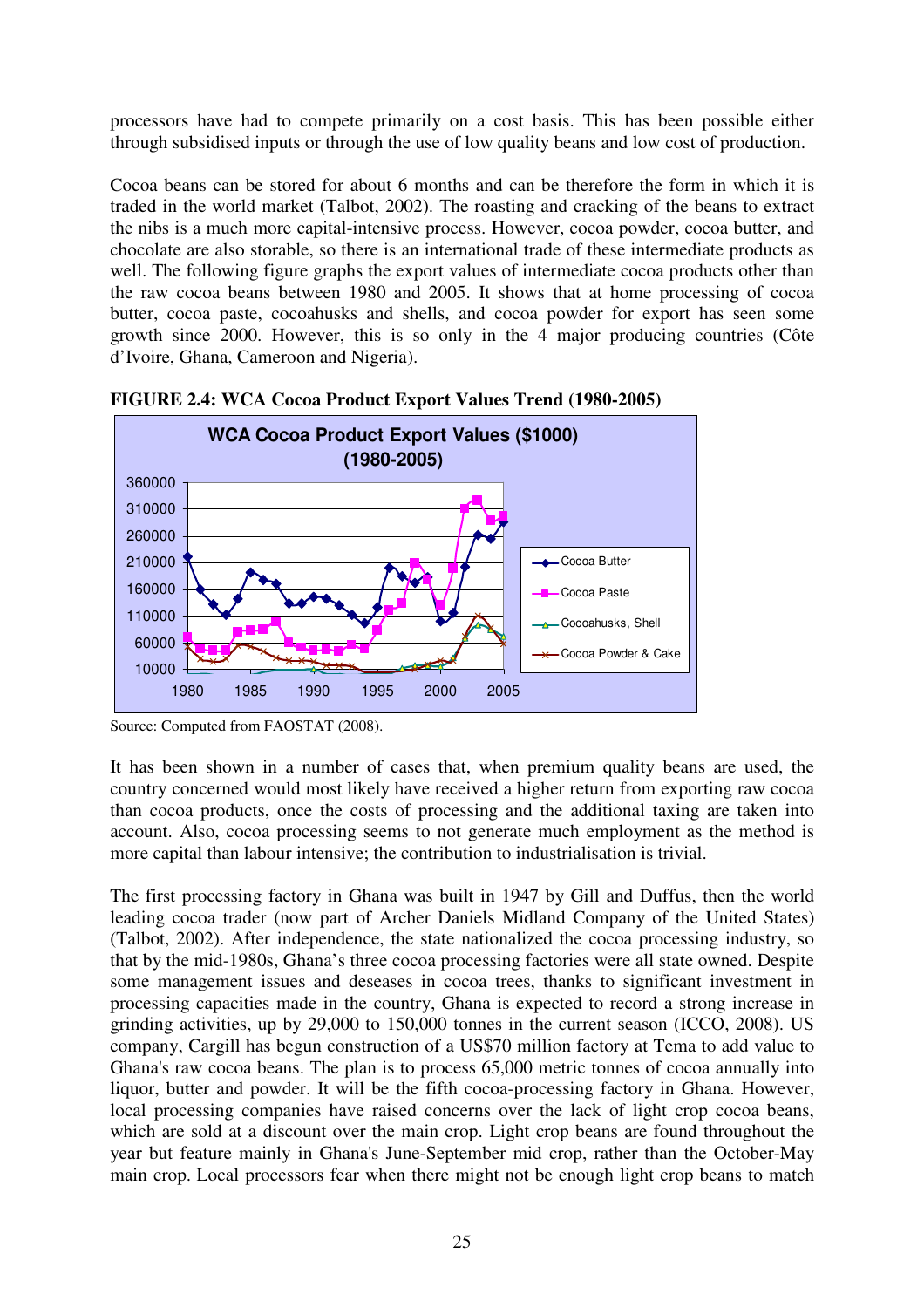processors have had to compete primarily on a cost basis. This has been possible either through subsidised inputs or through the use of low quality beans and low cost of production.

Cocoa beans can be stored for about 6 months and can be therefore the form in which it is traded in the world market (Talbot, 2002). The roasting and cracking of the beans to extract the nibs is a much more capital-intensive process. However, cocoa powder, cocoa butter, and chocolate are also storable, so there is an international trade of these intermediate products as well. The following figure graphs the export values of intermediate cocoa products other than the raw cocoa beans between 1980 and 2005. It shows that at home processing of cocoa butter, cocoa paste, cocoahusks and shells, and cocoa powder for export has seen some growth since 2000. However, this is so only in the 4 major producing countries (Côte d'Ivoire, Ghana, Cameroon and Nigeria).

**FIGURE 2.4: WCA Cocoa Product Export Values Trend (1980-2005)**

Source: Computed from FAOSTAT (2008).

It has been shown in a number of cases that, when premium quality beans are used, the country concerned would most likely have received a higher return from exporting raw cocoa than cocoa products, once the costs of processing and the additional taxing are taken into account. Also, cocoa processing seems to not generate much employment as the method is more capital than labour intensive; the contribution to industrialisation is trivial.

The first processing factory in Ghana was built in 1947 by Gill and Duffus, then the world leading cocoa trader (now part of Archer Daniels Midland Company of the United States) (Talbot, 2002). After independence, the state nationalized the cocoa processing industry, so that by the mid-1980s, Ghana's three cocoa processing factories were all state owned. Despite some management issues and deseases in cocoa trees, thanks to significant investment in processing capacities made in the country, Ghana is expected to record a strong increase in grinding activities, up by 29,000 to 150,000 tonnes in the current season (ICCO, 2008). US company, Cargill has begun construction of a US$70 million factory at Tema to add value to Ghana's raw cocoa beans. The plan is to process 65,000 metric tonnes of cocoa annually into liquor, butter and powder. It will be the fifth cocoa-processing factory in Ghana. However, local processing companies have raised concerns over the lack of light crop cocoa beans, which are sold at a discount over the main crop. Light crop beans are found throughout the year but feature mainly in Ghana's June-September mid crop, rather than the October-May main crop. Local processors fear when there might not be enough light crop beans to match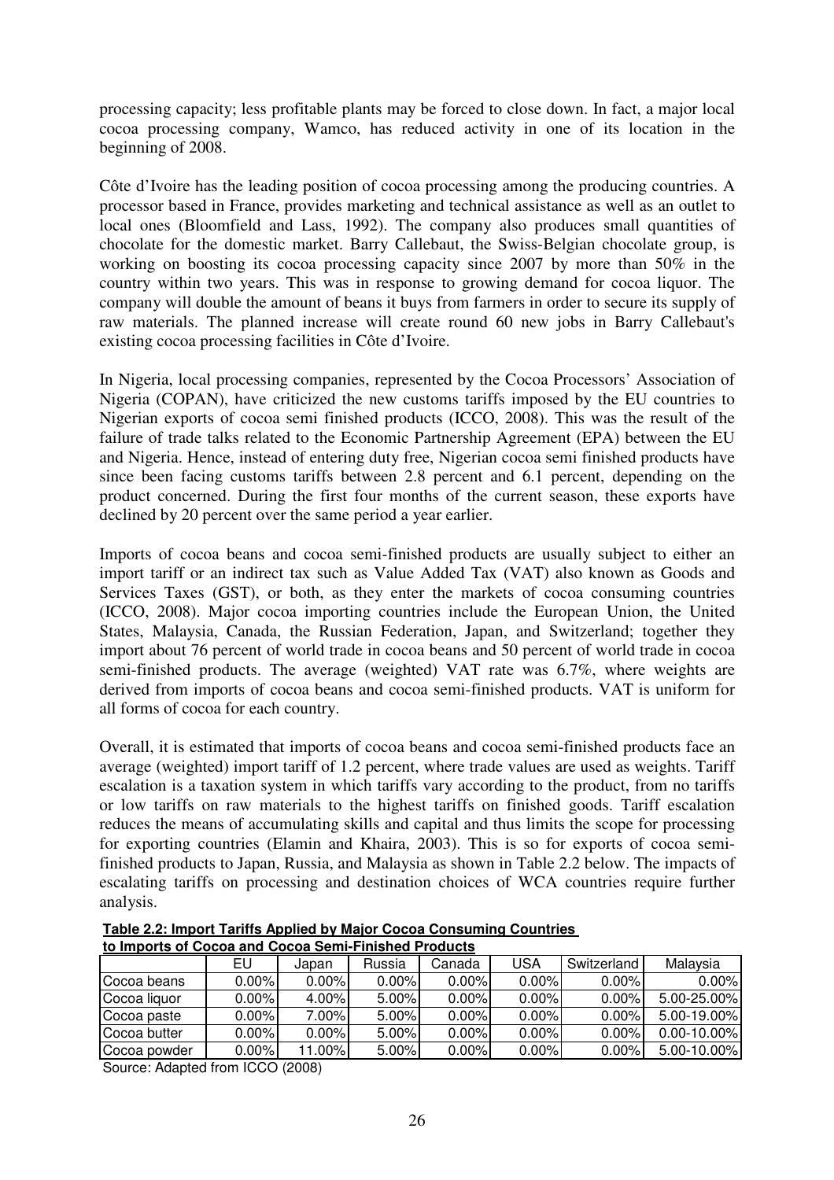processing capacity; less profitable plants may be forced to close down. In fact, a major local cocoa processing company, Wamco, has reduced activity in one of its location in the beginning of 2008.

Côte d'Ivoire has the leading position of cocoa processing among the producing countries. A processor based in France, provides marketing and technical assistance as well as an outlet to local ones (Bloomfield and Lass, 1992). The company also produces small quantities of chocolate for the domestic market. Barry Callebaut, the Swiss-Belgian chocolate group, is working on boosting its cocoa processing capacity since 2007 by more than 50% in the country within two years. This was in response to growing demand for cocoa liquor. The company will double the amount of beans it buys from farmers in order to secure its supply of raw materials. The planned increase will create round 60 new jobs in Barry Callebaut's existing cocoa processing facilities in Côte d'Ivoire.

In Nigeria, local processing companies, represented by the Cocoa Processors' Association of Nigeria (COPAN), have criticized the new customs tariffs imposed by the EU countries to Nigerian exports of cocoa semi finished products (ICCO, 2008). This was the result of the failure of trade talks related to the Economic Partnership Agreement (EPA) between the EU and Nigeria. Hence, instead of entering duty free, Nigerian cocoa semi finished products have since been facing customs tariffs between 2.8 percent and 6.1 percent, depending on the product concerned. During the first four months of the current season, these exports have declined by 20 percent over the same period a year earlier.

Imports of cocoa beans and cocoa semi-finished products are usually subject to either an import tariff or an indirect tax such as Value Added Tax (VAT) also known as Goods and Services Taxes (GST), or both, as they enter the markets of cocoa consuming countries (ICCO, 2008). Major cocoa importing countries include the European Union, the United States, Malaysia, Canada, the Russian Federation, Japan, and Switzerland; together they import about 76 percent of world trade in cocoa beans and 50 percent of world trade in cocoa semi-finished products. The average (weighted) VAT rate was 6.7%, where weights are derived from imports of cocoa beans and cocoa semi-finished products. VAT is uniform for all forms of cocoa for each country.

Overall, it is estimated that imports of cocoa beans and cocoa semi-finished products face an average (weighted) import tariff of 1.2 percent, where trade values are used as weights. Tariff escalation is a taxation system in which tariffs vary according to the product, from no tariffs or low tariffs on raw materials to the highest tariffs on finished goods. Tariff escalation reduces the means of accumulating skills and capital and thus limits the scope for processing for exporting countries (Elamin and Khaira, 2003). This is so for exports of cocoa semi-finished products to Japan, Russia, and Malaysia as shown in Table 2.2 below. The impacts of escalating tariffs on processing and destination choices of WCA countries require further analysis.

**Table 2.2: Import Tariffs Applied by Major Cocoa Consuming Countries to Imports of Cocoa and Cocoa Semi-Finished Products**

| | EU | Japan | Russia | Canada | USA | Switzerland | Malaysia |
|---|---|---|---|---|---|---|---|
| Cocoa beans | 0.00% | 0.00% | 0.00% | 0.00% | 0.00% | 0.00% | 0.00% |
| Cocoa liquor | 0.00% | 4.00% | 5.00% | 0.00% | 0.00% | 0.00% | 5.00-25.00% |
| Cocoa paste | 0.00% | 7.00% | 5.00% | 0.00% | 0.00% | 0.00% | 5.00-19.00% |
| Cocoa butter | 0.00% | 0.00% | 5.00% | 0.00% | 0.00% | 0.00% | 0.00-10.00% |
| Cocoa powder | 0.00% | 11.00% | 5.00% | 0.00% | 0.00% | 0.00% | 5.00-10.00% |

Source: Adapted from ICCO (2008)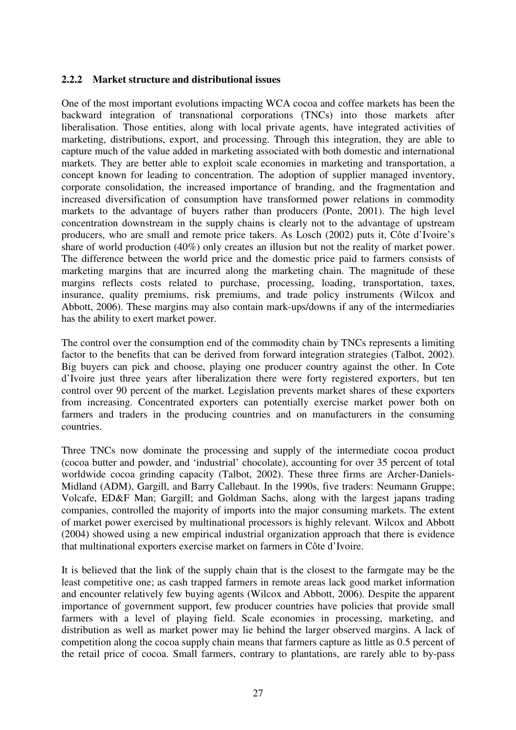### 2.2.2 Market structure and distributional issues

One of the most important evolutions impacting WCA cocoa and coffee markets has been the backward integration of transnational corporations (TNCs) into those markets after liberalisation. Those entities, along with local private agents, have integrated activities of marketing, distributions, export, and processing. Through this integration, they are able to capture much of the value added in marketing associated with both domestic and international markets. They are better able to exploit scale economies in marketing and transportation, a concept known for leading to concentration. The adoption of supplier managed inventory, corporate consolidation, the increased importance of branding, and the fragmentation and increased diversification of consumption have transformed power relations in commodity markets to the advantage of buyers rather than producers (Ponte, 2001). The high level concentration downstream in the supply chains is clearly not to the advantage of upstream producers, who are small and remote price takers. As Losch (2002) puts it, Côte d'Ivoire's share of world production (40%) only creates an illusion but not the reality of market power. The difference between the world price and the domestic price paid to farmers consists of marketing margins that are incurred along the marketing chain. The magnitude of these margins reflects costs related to purchase, processing, loading, transportation, taxes, insurance, quality premiums, risk premiums, and trade policy instruments (Wilcox and Abbott, 2006). These margins may also contain mark-ups/downs if any of the intermediaries has the ability to exert market power.

The control over the consumption end of the commodity chain by TNCs represents a limiting factor to the benefits that can be derived from forward integration strategies (Talbot, 2002). Big buyers can pick and choose, playing one producer country against the other. In Cote d'Ivoire just three years after liberalization there were forty registered exporters, but ten control over 90 percent of the market. Legislation prevents market shares of these exporters from increasing. Concentrated exporters can potentially exercise market power both on farmers and traders in the producing countries and on manufacturers in the consuming countries.

Three TNCs now dominate the processing and supply of the intermediate cocoa product (cocoa butter and powder, and 'industrial' chocolate), accounting for over 35 percent of total worldwide cocoa grinding capacity (Talbot, 2002). These three firms are Archer-Daniels-Midland (ADM), Gargill, and Barry Callebaut. In the 1990s, five traders: Neumann Gruppe; Volcafe, ED&F Man; Gargill; and Goldman Sachs, along with the largest japans trading companies, controlled the majority of imports into the major consuming markets. The extent of market power exercised by multinational processors is highly relevant. Wilcox and Abbott (2004) showed using a new empirical industrial organization approach that there is evidence that multinational exporters exercise market on farmers in Côte d'Ivoire.

It is believed that the link of the supply chain that is the closest to the farmgate may be the least competitive one; as cash trapped farmers in remote areas lack good market information and encounter relatively few buying agents (Wilcox and Abbott, 2006). Despite the apparent importance of government support, few producer countries have policies that provide small farmers with a level of playing field. Scale economies in processing, marketing, and distribution as well as market power may lie behind the larger observed margins. A lack of competition along the cocoa supply chain means that farmers capture as little as 0.5 percent of the retail price of cocoa. Small farmers, contrary to plantations, are rarely able to by-pass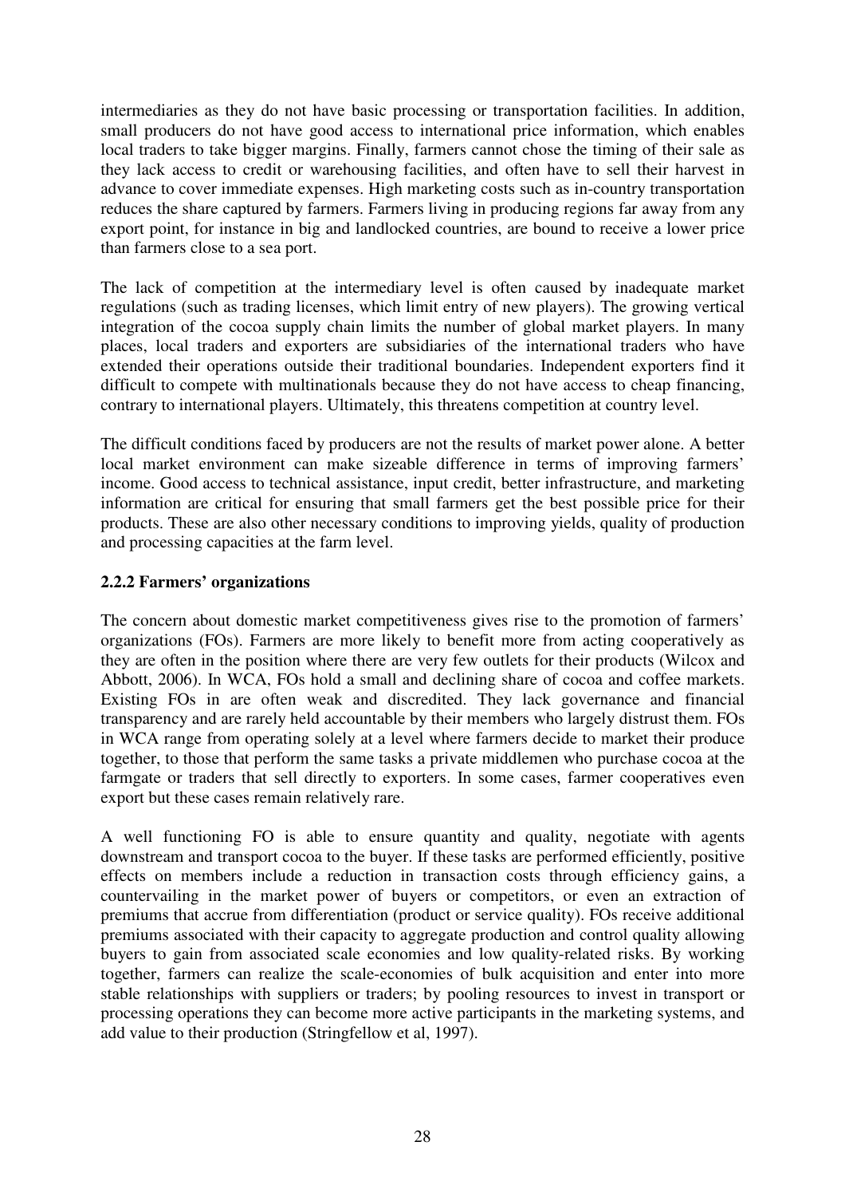intermediaries as they do not have basic processing or transportation facilities. In addition, small producers do not have good access to international price information, which enables local traders to take bigger margins. Finally, farmers cannot chose the timing of their sale as they lack access to credit or warehousing facilities, and often have to sell their harvest in advance to cover immediate expenses. High marketing costs such as in-country transportation reduces the share captured by farmers. Farmers living in producing regions far away from any export point, for instance in big and landlocked countries, are bound to receive a lower price than farmers close to a sea port.

The lack of competition at the intermediary level is often caused by inadequate market regulations (such as trading licenses, which limit entry of new players). The growing vertical integration of the cocoa supply chain limits the number of global market players. In many places, local traders and exporters are subsidiaries of the international traders who have extended their operations outside their traditional boundaries. Independent exporters find it difficult to compete with multinationals because they do not have access to cheap financing, contrary to international players. Ultimately, this threatens competition at country level.

The difficult conditions faced by producers are not the results of market power alone. A better local market environment can make sizeable difference in terms of improving farmers' income. Good access to technical assistance, input credit, better infrastructure, and marketing information are critical for ensuring that small farmers get the best possible price for their products. These are also other necessary conditions to improving yields, quality of production and processing capacities at the farm level.

### 2.2.2 Farmers' organizations

The concern about domestic market competitiveness gives rise to the promotion of farmers' organizations (FOs). Farmers are more likely to benefit more from acting cooperatively as they are often in the position where there are very few outlets for their products (Wilcox and Abbott, 2006). In WCA, FOs hold a small and declining share of cocoa and coffee markets. Existing FOs in are often weak and discredited. They lack governance and financial transparency and are rarely held accountable by their members who largely distrust them. FOs in WCA range from operating solely at a level where farmers decide to market their produce together, to those that perform the same tasks a private middlemen who purchase cocoa at the farmgate or traders that sell directly to exporters. In some cases, farmer cooperatives even export but these cases remain relatively rare.

A well functioning FO is able to ensure quantity and quality, negotiate with agents downstream and transport cocoa to the buyer. If these tasks are performed efficiently, positive effects on members include a reduction in transaction costs through efficiency gains, a countervailing in the market power of buyers or competitors, or even an extraction of premiums that accrue from differentiation (product or service quality). FOs receive additional premiums associated with their capacity to aggregate production and control quality allowing buyers to gain from associated scale economies and low quality-related risks. By working together, farmers can realize the scale-economies of bulk acquisition and enter into more stable relationships with suppliers or traders; by pooling resources to invest in transport or processing operations they can become more active participants in the marketing systems, and add value to their production (Stringfellow et al, 1997).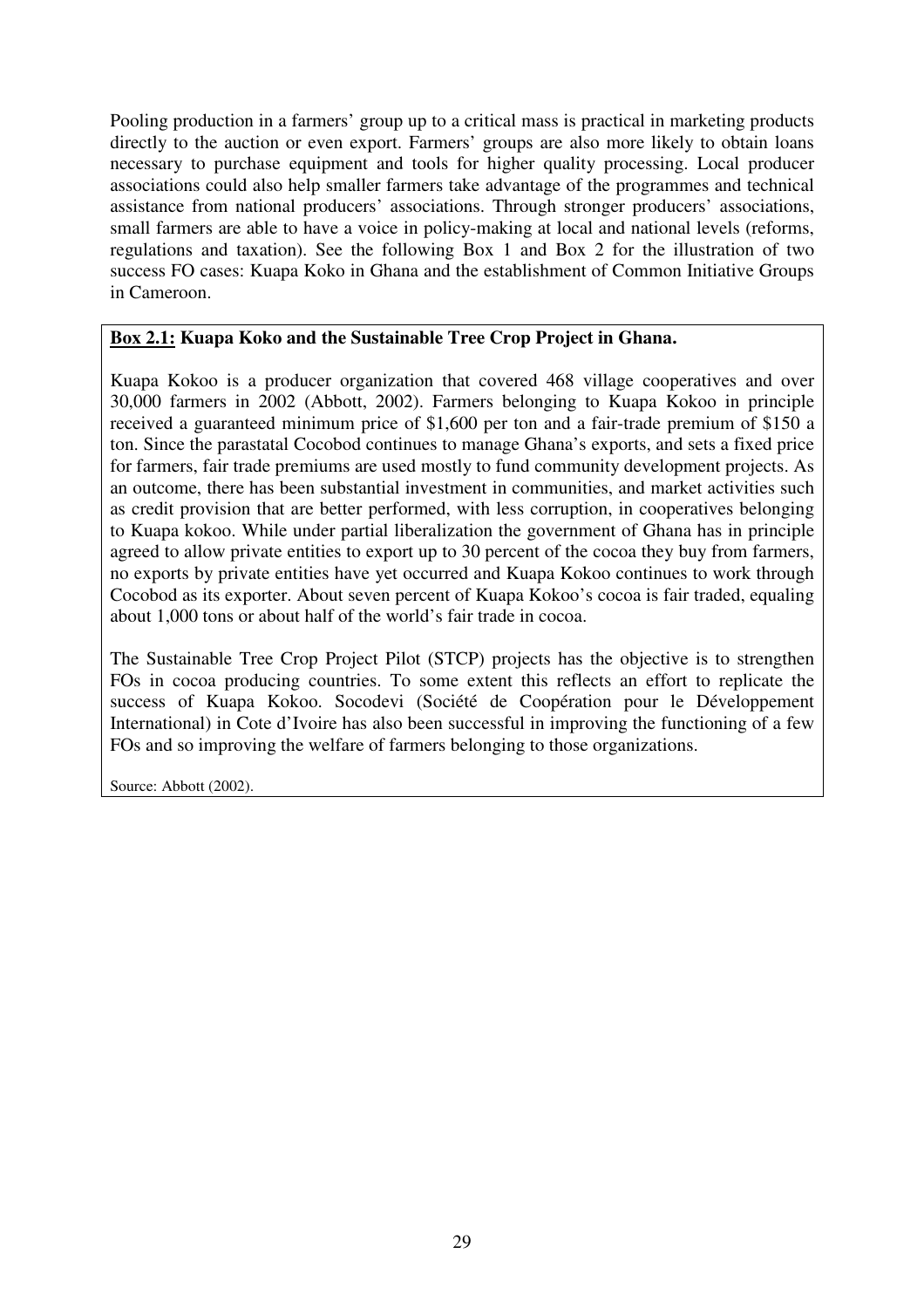Pooling production in a farmers' group up to a critical mass is practical in marketing products directly to the auction or even export. Farmers' groups are also more likely to obtain loans necessary to purchase equipment and tools for higher quality processing. Local producer associations could also help smaller farmers take advantage of the programmes and technical assistance from national producers' associations. Through stronger producers' associations, small farmers are able to have a voice in policy-making at local and national levels (reforms, regulations and taxation). See the following Box 1 and Box 2 for the illustration of two success FO cases: Kuapa Koko in Ghana and the establishment of Common Initiative Groups in Cameroon.

**Box 2.1: Kuapa Koko and the Sustainable Tree Crop Project in Ghana.**

Kuapa Kokoo is a producer organization that covered 468 village cooperatives and over 30,000 farmers in 2002 (Abbott, 2002). Farmers belonging to Kuapa Kokoo in principle received a guaranteed minimum price of $1,600 per ton and a fair-trade premium of $150 a ton. Since the parastatal Cocobod continues to manage Ghana's exports, and sets a fixed price for farmers, fair trade premiums are used mostly to fund community development projects. As an outcome, there has been substantial investment in communities, and market activities such as credit provision that are better performed, with less corruption, in cooperatives belonging to Kuapa kokoo. While under partial liberalization the government of Ghana has in principle agreed to allow private entities to export up to 30 percent of the cocoa they buy from farmers, no exports by private entities have yet occurred and Kuapa Kokoo continues to work through Cocobod as its exporter. About seven percent of Kuapa Kokoo's cocoa is fair traded, equaling about 1,000 tons or about half of the world's fair trade in cocoa.

The Sustainable Tree Crop Project Pilot (STCP) projects has the objective is to strengthen FOs in cocoa producing countries. To some extent this reflects an effort to replicate the success of Kuapa Kokoo. Socodevi (Société de Coopération pour le Développement International) in Cote d'Ivoire has also been successful in improving the functioning of a few FOs and so improving the welfare of farmers belonging to those organizations.

Source: Abbott (2002).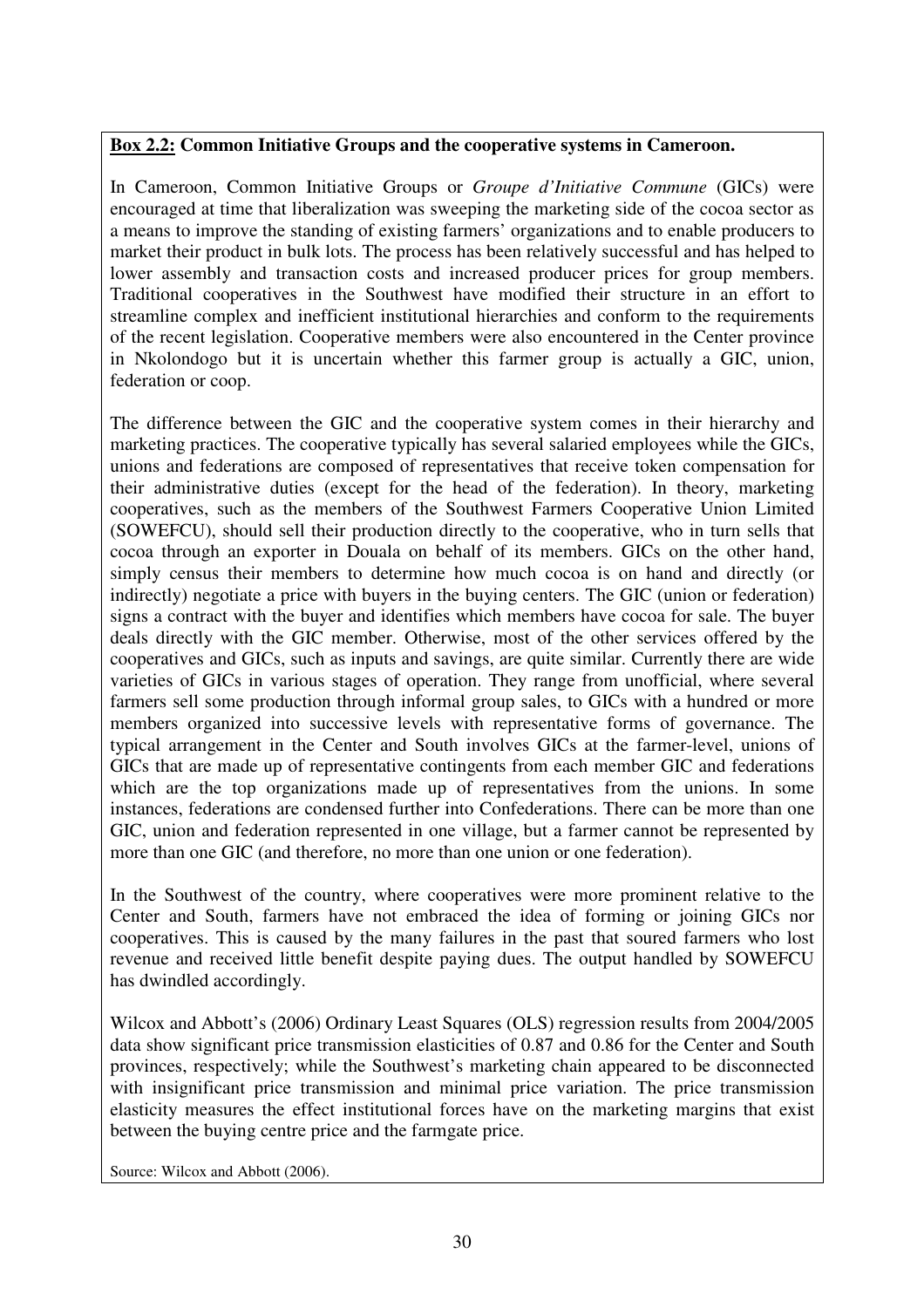**<u>Box 2.2:</u> Common Initiative Groups and the cooperative systems in Cameroon.**

In Cameroon, Common Initiative Groups or *Groupe d'Initiative Commune* (GICs) were encouraged at time that liberalization was sweeping the marketing side of the cocoa sector as a means to improve the standing of existing farmers' organizations and to enable producers to market their product in bulk lots. The process has been relatively successful and has helped to lower assembly and transaction costs and increased producer prices for group members. Traditional cooperatives in the Southwest have modified their structure in an effort to streamline complex and inefficient institutional hierarchies and conform to the requirements of the recent legislation. Cooperative members were also encountered in the Center province in Nkolondogo but it is uncertain whether this farmer group is actually a GIC, union, federation or coop.

The difference between the GIC and the cooperative system comes in their hierarchy and marketing practices. The cooperative typically has several salaried employees while the GICs, unions and federations are composed of representatives that receive token compensation for their administrative duties (except for the head of the federation). In theory, marketing cooperatives, such as the members of the Southwest Farmers Cooperative Union Limited (SOWEFCU), should sell their production directly to the cooperative, who in turn sells that cocoa through an exporter in Douala on behalf of its members. GICs on the other hand, simply census their members to determine how much cocoa is on hand and directly (or indirectly) negotiate a price with buyers in the buying centers. The GIC (union or federation) signs a contract with the buyer and identifies which members have cocoa for sale. The buyer deals directly with the GIC member. Otherwise, most of the other services offered by the cooperatives and GICs, such as inputs and savings, are quite similar. Currently there are wide varieties of GICs in various stages of operation. They range from unofficial, where several farmers sell some production through informal group sales, to GICs with a hundred or more members organized into successive levels with representative forms of governance. The typical arrangement in the Center and South involves GICs at the farmer-level, unions of GICs that are made up of representative contingents from each member GIC and federations which are the top organizations made up of representatives from the unions. In some instances, federations are condensed further into Confederations. There can be more than one GIC, union and federation represented in one village, but a farmer cannot be represented by more than one GIC (and therefore, no more than one union or one federation).

In the Southwest of the country, where cooperatives were more prominent relative to the Center and South, farmers have not embraced the idea of forming or joining GICs nor cooperatives. This is caused by the many failures in the past that soured farmers who lost revenue and received little benefit despite paying dues. The output handled by SOWEFCU has dwindled accordingly.

Wilcox and Abbott's (2006) Ordinary Least Squares (OLS) regression results from 2004/2005 data show significant price transmission elasticities of 0.87 and 0.86 for the Center and South provinces, respectively; while the Southwest's marketing chain appeared to be disconnected with insignificant price transmission and minimal price variation. The price transmission elasticity measures the effect institutional forces have on the marketing margins that exist between the buying centre price and the farmgate price.

Source: Wilcox and Abbott (2006).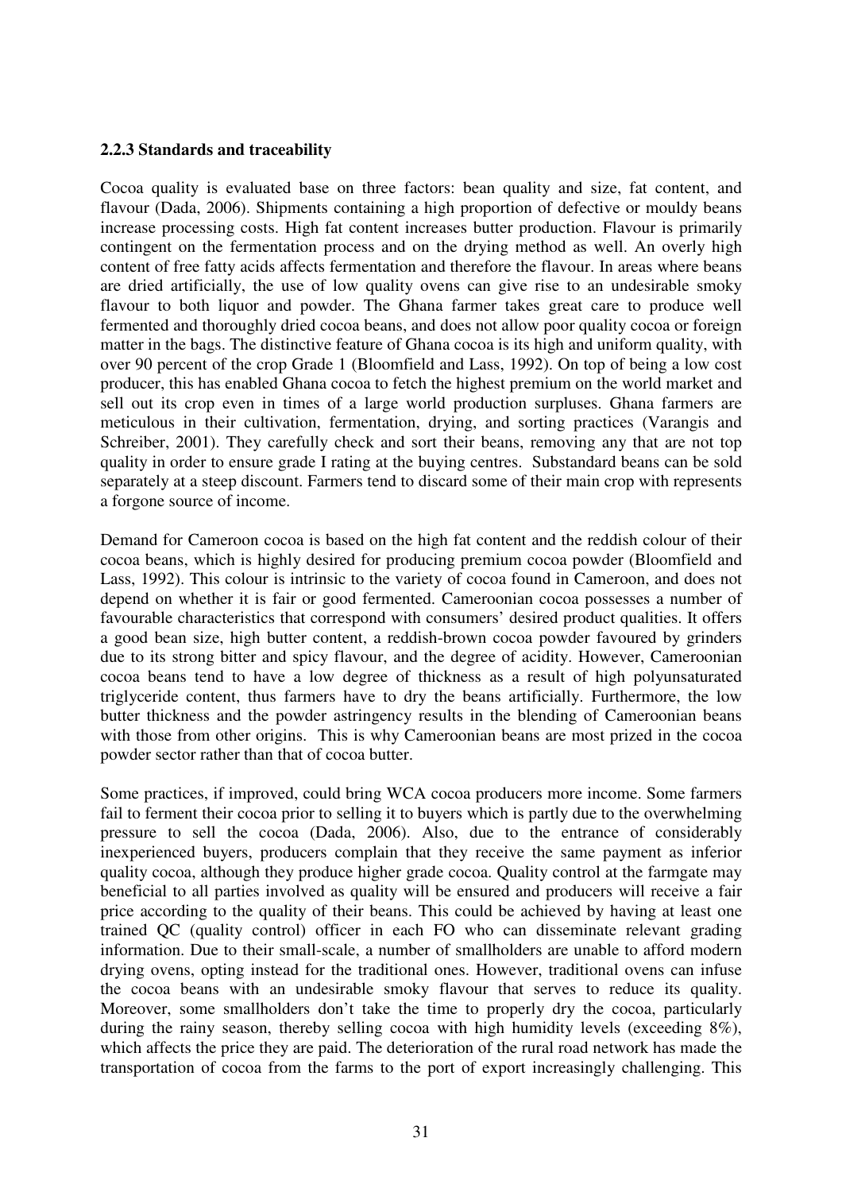**2.2.3 Standards and traceability**

Cocoa quality is evaluated base on three factors: bean quality and size, fat content, and flavour (Dada, 2006). Shipments containing a high proportion of defective or mouldy beans increase processing costs. High fat content increases butter production. Flavour is primarily contingent on the fermentation process and on the drying method as well. An overly high content of free fatty acids affects fermentation and therefore the flavour. In areas where beans are dried artificially, the use of low quality ovens can give rise to an undesirable smoky flavour to both liquor and powder. The Ghana farmer takes great care to produce well fermented and thoroughly dried cocoa beans, and does not allow poor quality cocoa or foreign matter in the bags. The distinctive feature of Ghana cocoa is its high and uniform quality, with over 90 percent of the crop Grade 1 (Bloomfield and Lass, 1992). On top of being a low cost producer, this has enabled Ghana cocoa to fetch the highest premium on the world market and sell out its crop even in times of a large world production surpluses. Ghana farmers are meticulous in their cultivation, fermentation, drying, and sorting practices (Varangis and Schreiber, 2001). They carefully check and sort their beans, removing any that are not top quality in order to ensure grade I rating at the buying centres. Substandard beans can be sold separately at a steep discount. Farmers tend to discard some of their main crop with represents a forgone source of income.

Demand for Cameroon cocoa is based on the high fat content and the reddish colour of their cocoa beans, which is highly desired for producing premium cocoa powder (Bloomfield and Lass, 1992). This colour is intrinsic to the variety of cocoa found in Cameroon, and does not depend on whether it is fair or good fermented. Cameroonian cocoa possesses a number of favourable characteristics that correspond with consumers' desired product qualities. It offers a good bean size, high butter content, a reddish-brown cocoa powder favoured by grinders due to its strong bitter and spicy flavour, and the degree of acidity. However, Cameroonian cocoa beans tend to have a low degree of thickness as a result of high polyunsaturated triglyceride content, thus farmers have to dry the beans artificially. Furthermore, the low butter thickness and the powder astringency results in the blending of Cameroonian beans with those from other origins. This is why Cameroonian beans are most prized in the cocoa powder sector rather than that of cocoa butter.

Some practices, if improved, could bring WCA cocoa producers more income. Some farmers fail to ferment their cocoa prior to selling it to buyers which is partly due to the overwhelming pressure to sell the cocoa (Dada, 2006). Also, due to the entrance of considerably inexperienced buyers, producers complain that they receive the same payment as inferior quality cocoa, although they produce higher grade cocoa. Quality control at the farmgate may beneficial to all parties involved as quality will be ensured and producers will receive a fair price according to the quality of their beans. This could be achieved by having at least one trained QC (quality control) officer in each FO who can disseminate relevant grading information. Due to their small-scale, a number of smallholders are unable to afford modern drying ovens, opting instead for the traditional ones. However, traditional ovens can infuse the cocoa beans with an undesirable smoky flavour that serves to reduce its quality. Moreover, some smallholders don't take the time to properly dry the cocoa, particularly during the rainy season, thereby selling cocoa with high humidity levels (exceeding 8%), which affects the price they are paid. The deterioration of the rural road network has made the transportation of cocoa from the farms to the port of export increasingly challenging. This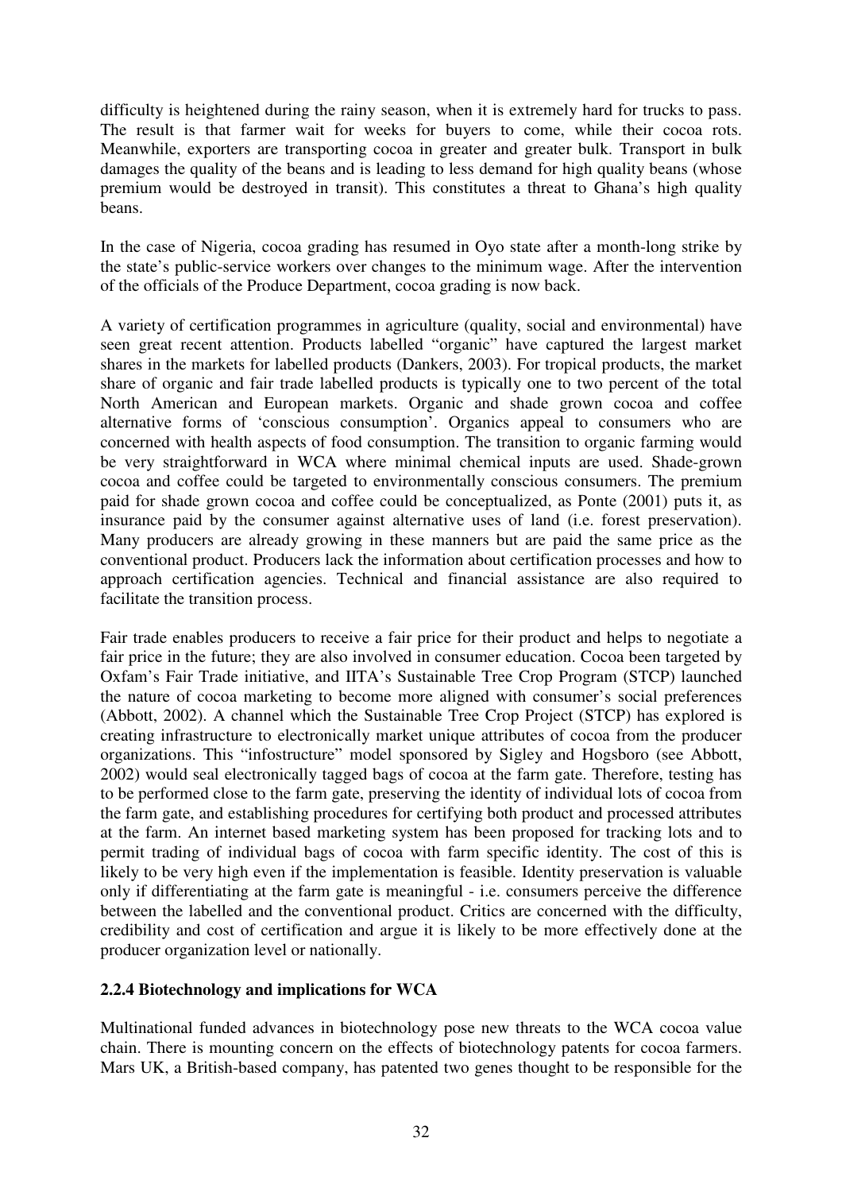difficulty is heightened during the rainy season, when it is extremely hard for trucks to pass. The result is that farmer wait for weeks for buyers to come, while their cocoa rots. Meanwhile, exporters are transporting cocoa in greater and greater bulk. Transport in bulk damages the quality of the beans and is leading to less demand for high quality beans (whose premium would be destroyed in transit). This constitutes a threat to Ghana's high quality beans.

In the case of Nigeria, cocoa grading has resumed in Oyo state after a month-long strike by the state's public-service workers over changes to the minimum wage. After the intervention of the officials of the Produce Department, cocoa grading is now back.

A variety of certification programmes in agriculture (quality, social and environmental) have seen great recent attention. Products labelled "organic" have captured the largest market shares in the markets for labelled products (Dankers, 2003). For tropical products, the market share of organic and fair trade labelled products is typically one to two percent of the total North American and European markets. Organic and shade grown cocoa and coffee alternative forms of 'conscious consumption'. Organics appeal to consumers who are concerned with health aspects of food consumption. The transition to organic farming would be very straightforward in WCA where minimal chemical inputs are used. Shade-grown cocoa and coffee could be targeted to environmentally conscious consumers. The premium paid for shade grown cocoa and coffee could be conceptualized, as Ponte (2001) puts it, as insurance paid by the consumer against alternative uses of land (i.e. forest preservation). Many producers are already growing in these manners but are paid the same price as the conventional product. Producers lack the information about certification processes and how to approach certification agencies. Technical and financial assistance are also required to facilitate the transition process.

Fair trade enables producers to receive a fair price for their product and helps to negotiate a fair price in the future; they are also involved in consumer education. Cocoa been targeted by Oxfam's Fair Trade initiative, and IITA's Sustainable Tree Crop Program (STCP) launched the nature of cocoa marketing to become more aligned with consumer's social preferences (Abbott, 2002). A channel which the Sustainable Tree Crop Project (STCP) has explored is creating infrastructure to electronically market unique attributes of cocoa from the producer organizations. This "infostructure" model sponsored by Sigley and Hogsboro (see Abbott, 2002) would seal electronically tagged bags of cocoa at the farm gate. Therefore, testing has to be performed close to the farm gate, preserving the identity of individual lots of cocoa from the farm gate, and establishing procedures for certifying both product and processed attributes at the farm. An internet based marketing system has been proposed for tracking lots and to permit trading of individual bags of cocoa with farm specific identity. The cost of this is likely to be very high even if the implementation is feasible. Identity preservation is valuable only if differentiating at the farm gate is meaningful - i.e. consumers perceive the difference between the labelled and the conventional product. Critics are concerned with the difficulty, credibility and cost of certification and argue it is likely to be more effectively done at the producer organization level or nationally.

### 2.2.4 Biotechnology and implications for WCA

Multinational funded advances in biotechnology pose new threats to the WCA cocoa value chain. There is mounting concern on the effects of biotechnology patents for cocoa farmers. Mars UK, a British-based company, has patented two genes thought to be responsible for the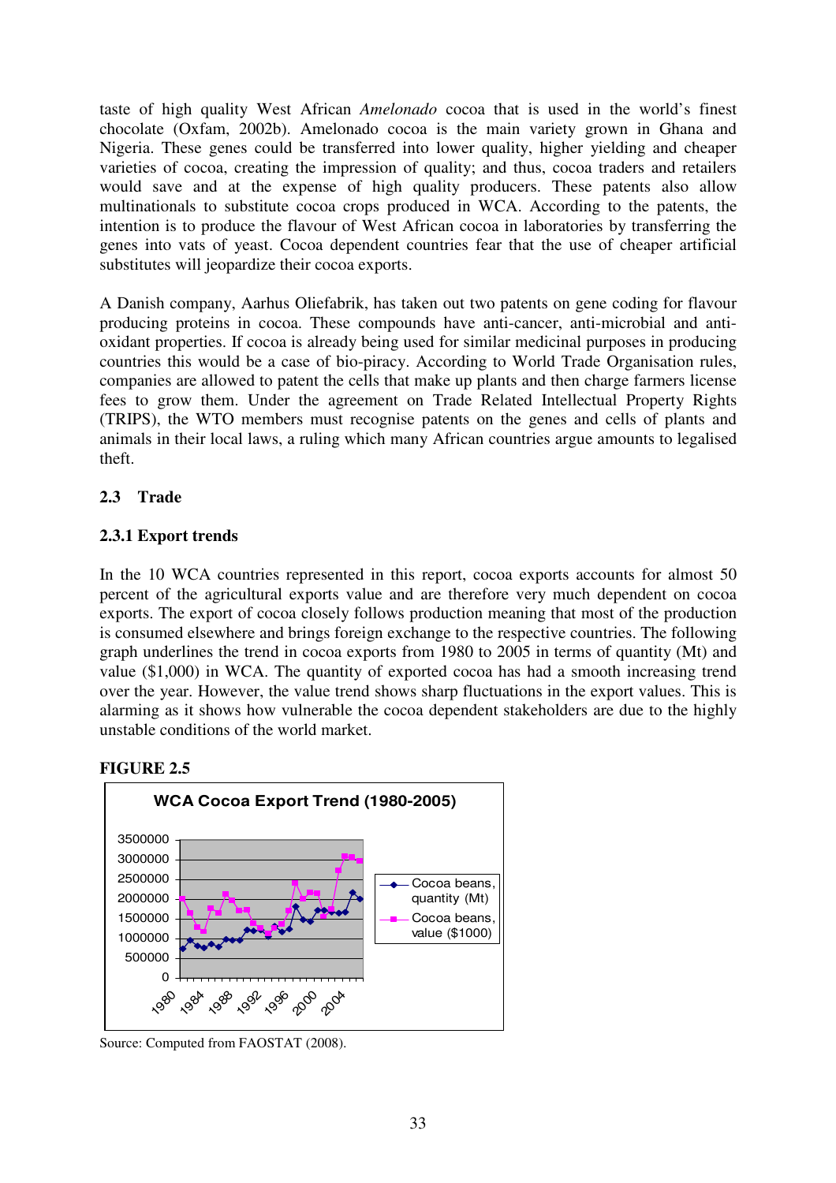taste of high quality West African *Amelonado* cocoa that is used in the world's finest chocolate (Oxfam, 2002b). Amelonado cocoa is the main variety grown in Ghana and Nigeria. These genes could be transferred into lower quality, higher yielding and cheaper varieties of cocoa, creating the impression of quality; and thus, cocoa traders and retailers would save and at the expense of high quality producers. These patents also allow multinationals to substitute cocoa crops produced in WCA. According to the patents, the intention is to produce the flavour of West African cocoa in laboratories by transferring the genes into vats of yeast. Cocoa dependent countries fear that the use of cheaper artificial substitutes will jeopardize their cocoa exports.

A Danish company, Aarhus Oliefabrik, has taken out two patents on gene coding for flavour producing proteins in cocoa. These compounds have anti-cancer, anti-microbial and anti-oxidant properties. If cocoa is already being used for similar medicinal purposes in producing countries this would be a case of bio-piracy. According to World Trade Organisation rules, companies are allowed to patent the cells that make up plants and then charge farmers license fees to grow them. Under the agreement on Trade Related Intellectual Property Rights (TRIPS), the WTO members must recognise patents on the genes and cells of plants and animals in their local laws, a ruling which many African countries argue amounts to legalised theft.

### 2.3 Trade

#### 2.3.1 Export trends

In the 10 WCA countries represented in this report, cocoa exports accounts for almost 50 percent of the agricultural exports value and are therefore very much dependent on cocoa exports. The export of cocoa closely follows production meaning that most of the production is consumed elsewhere and brings foreign exchange to the respective countries. The following graph underlines the trend in cocoa exports from 1980 to 2005 in terms of quantity (Mt) and value ($1,000) in WCA. The quantity of exported cocoa has had a smooth increasing trend over the year. However, the value trend shows sharp fluctuations in the export values. This is alarming as it shows how vulnerable the cocoa dependent stakeholders are due to the highly unstable conditions of the world market.

**FIGURE 2.5**

**WCA Cocoa Export Trend (1980-2005)**

Source: Computed from FAOSTAT (2008).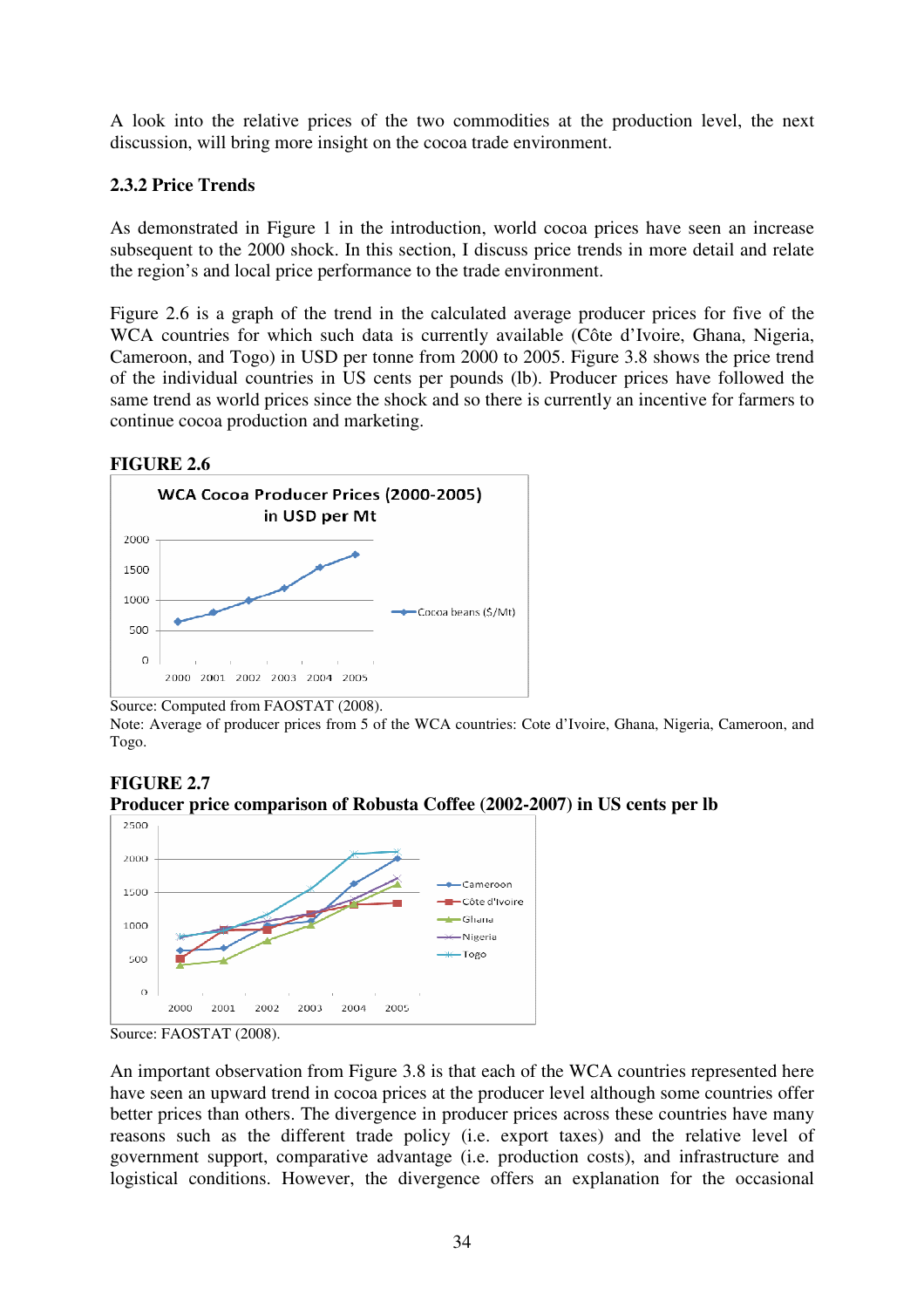A look into the relative prices of the two commodities at the production level, the next discussion, will bring more insight on the cocoa trade environment.

### 2.3.2 Price Trends

As demonstrated in Figure 1 in the introduction, world cocoa prices have seen an increase subsequent to the 2000 shock. In this section, I discuss price trends in more detail and relate the region's and local price performance to the trade environment.

Figure 2.6 is a graph of the trend in the calculated average producer prices for five of the WCA countries for which such data is currently available (Côte d'Ivoire, Ghana, Nigeria, Cameroon, and Togo) in USD per tonne from 2000 to 2005. Figure 3.8 shows the price trend of the individual countries in US cents per pounds (lb). Producer prices have followed the same trend as world prices since the shock and so there is currently an incentive for farmers to continue cocoa production and marketing.

**FIGURE 2.6**

Source: Computed from FAOSTAT (2008).
Note: Average of producer prices from 5 of the WCA countries: Cote d'Ivoire, Ghana, Nigeria, Cameroon, and Togo.

**FIGURE 2.7**
**Producer price comparison of Robusta Coffee (2002-2007) in US cents per lb**

Source: FAOSTAT (2008).

An important observation from Figure 3.8 is that each of the WCA countries represented here have seen an upward trend in cocoa prices at the producer level although some countries offer better prices than others. The divergence in producer prices across these countries have many reasons such as the different trade policy (i.e. export taxes) and the relative level of government support, comparative advantage (i.e. production costs), and infrastructure and logistical conditions. However, the divergence offers an explanation for the occasional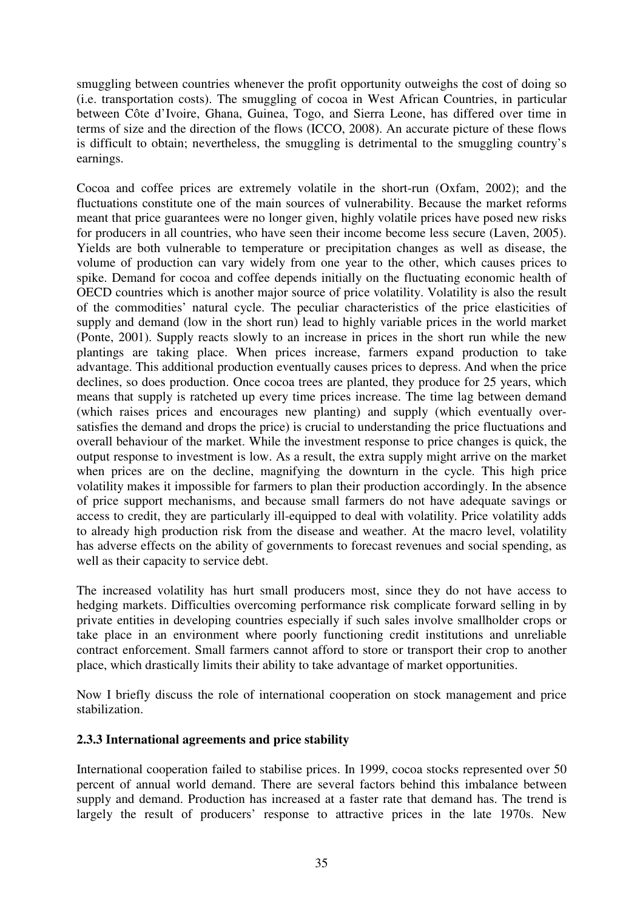smuggling between countries whenever the profit opportunity outweighs the cost of doing so (i.e. transportation costs). The smuggling of cocoa in West African Countries, in particular between Côte d'Ivoire, Ghana, Guinea, Togo, and Sierra Leone, has differed over time in terms of size and the direction of the flows (ICCO, 2008). An accurate picture of these flows is difficult to obtain; nevertheless, the smuggling is detrimental to the smuggling country's earnings.

Cocoa and coffee prices are extremely volatile in the short-run (Oxfam, 2002); and the fluctuations constitute one of the main sources of vulnerability. Because the market reforms meant that price guarantees were no longer given, highly volatile prices have posed new risks for producers in all countries, who have seen their income become less secure (Laven, 2005). Yields are both vulnerable to temperature or precipitation changes as well as disease, the volume of production can vary widely from one year to the other, which causes prices to spike. Demand for cocoa and coffee depends initially on the fluctuating economic health of OECD countries which is another major source of price volatility. Volatility is also the result of the commodities' natural cycle. The peculiar characteristics of the price elasticities of supply and demand (low in the short run) lead to highly variable prices in the world market (Ponte, 2001). Supply reacts slowly to an increase in prices in the short run while the new plantings are taking place. When prices increase, farmers expand production to take advantage. This additional production eventually causes prices to depress. And when the price declines, so does production. Once cocoa trees are planted, they produce for 25 years, which means that supply is ratcheted up every time prices increase. The time lag between demand (which raises prices and encourages new planting) and supply (which eventually over-satisfies the demand and drops the price) is crucial to understanding the price fluctuations and overall behaviour of the market. While the investment response to price changes is quick, the output response to investment is low. As a result, the extra supply might arrive on the market when prices are on the decline, magnifying the downturn in the cycle. This high price volatility makes it impossible for farmers to plan their production accordingly. In the absence of price support mechanisms, and because small farmers do not have adequate savings or access to credit, they are particularly ill-equipped to deal with volatility. Price volatility adds to already high production risk from the disease and weather. At the macro level, volatility has adverse effects on the ability of governments to forecast revenues and social spending, as well as their capacity to service debt.

The increased volatility has hurt small producers most, since they do not have access to hedging markets. Difficulties overcoming performance risk complicate forward selling in by private entities in developing countries especially if such sales involve smallholder crops or take place in an environment where poorly functioning credit institutions and unreliable contract enforcement. Small farmers cannot afford to store or transport their crop to another place, which drastically limits their ability to take advantage of market opportunities.

Now I briefly discuss the role of international cooperation on stock management and price stabilization.

### 2.3.3 International agreements and price stability

International cooperation failed to stabilise prices. In 1999, cocoa stocks represented over 50 percent of annual world demand. There are several factors behind this imbalance between supply and demand. Production has increased at a faster rate that demand has. The trend is largely the result of producers' response to attractive prices in the late 1970s. New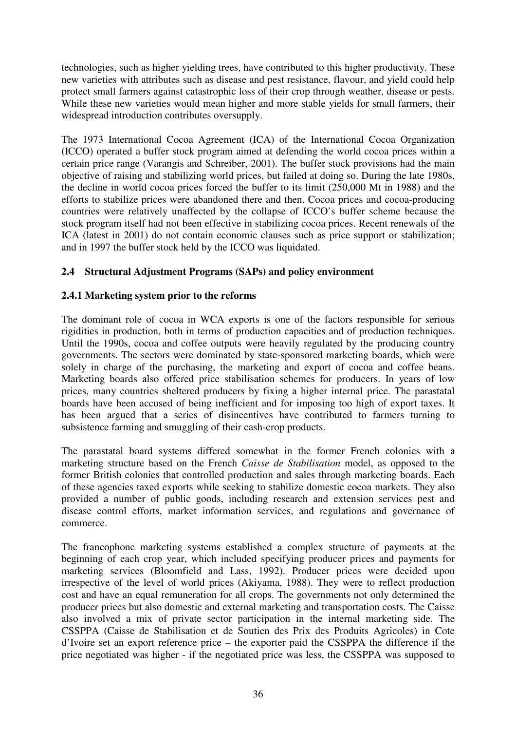technologies, such as higher yielding trees, have contributed to this higher productivity. These new varieties with attributes such as disease and pest resistance, flavour, and yield could help protect small farmers against catastrophic loss of their crop through weather, disease or pests. While these new varieties would mean higher and more stable yields for small farmers, their widespread introduction contributes oversupply.

The 1973 International Cocoa Agreement (ICA) of the International Cocoa Organization (ICCO) operated a buffer stock program aimed at defending the world cocoa prices within a certain price range (Varangis and Schreiber, 2001). The buffer stock provisions had the main objective of raising and stabilizing world prices, but failed at doing so. During the late 1980s, the decline in world cocoa prices forced the buffer to its limit (250,000 Mt in 1988) and the efforts to stabilize prices were abandoned there and then. Cocoa prices and cocoa-producing countries were relatively unaffected by the collapse of ICCO's buffer scheme because the stock program itself had not been effective in stabilizing cocoa prices. Recent renewals of the ICA (latest in 2001) do not contain economic clauses such as price support or stabilization; and in 1997 the buffer stock held by the ICCO was liquidated.

## 2.4 Structural Adjustment Programs (SAPs) and policy environment

### 2.4.1 Marketing system prior to the reforms

The dominant role of cocoa in WCA exports is one of the factors responsible for serious rigidities in production, both in terms of production capacities and of production techniques. Until the 1990s, cocoa and coffee outputs were heavily regulated by the producing country governments. The sectors were dominated by state-sponsored marketing boards, which were solely in charge of the purchasing, the marketing and export of cocoa and coffee beans. Marketing boards also offered price stabilisation schemes for producers. In years of low prices, many countries sheltered producers by fixing a higher internal price. The parastatal boards have been accused of being inefficient and for imposing too high of export taxes. It has been argued that a series of disincentives have contributed to farmers turning to subsistence farming and smuggling of their cash-crop products.

The parastatal board systems differed somewhat in the former French colonies with a marketing structure based on the French *Caisse de Stabilisation* model, as opposed to the former British colonies that controlled production and sales through marketing boards. Each of these agencies taxed exports while seeking to stabilize domestic cocoa markets. They also provided a number of public goods, including research and extension services pest and disease control efforts, market information services, and regulations and governance of commerce.

The francophone marketing systems established a complex structure of payments at the beginning of each crop year, which included specifying producer prices and payments for marketing services (Bloomfield and Lass, 1992). Producer prices were decided upon irrespective of the level of world prices (Akiyama, 1988). They were to reflect production cost and have an equal remuneration for all crops. The governments not only determined the producer prices but also domestic and external marketing and transportation costs. The Caisse also involved a mix of private sector participation in the internal marketing side. The CSSPPA (Caisse de Stabilisation et de Soutien des Prix des Produits Agricoles) in Cote d'Ivoire set an export reference price – the exporter paid the CSSPPA the difference if the price negotiated was higher - if the negotiated price was less, the CSSPPA was supposed to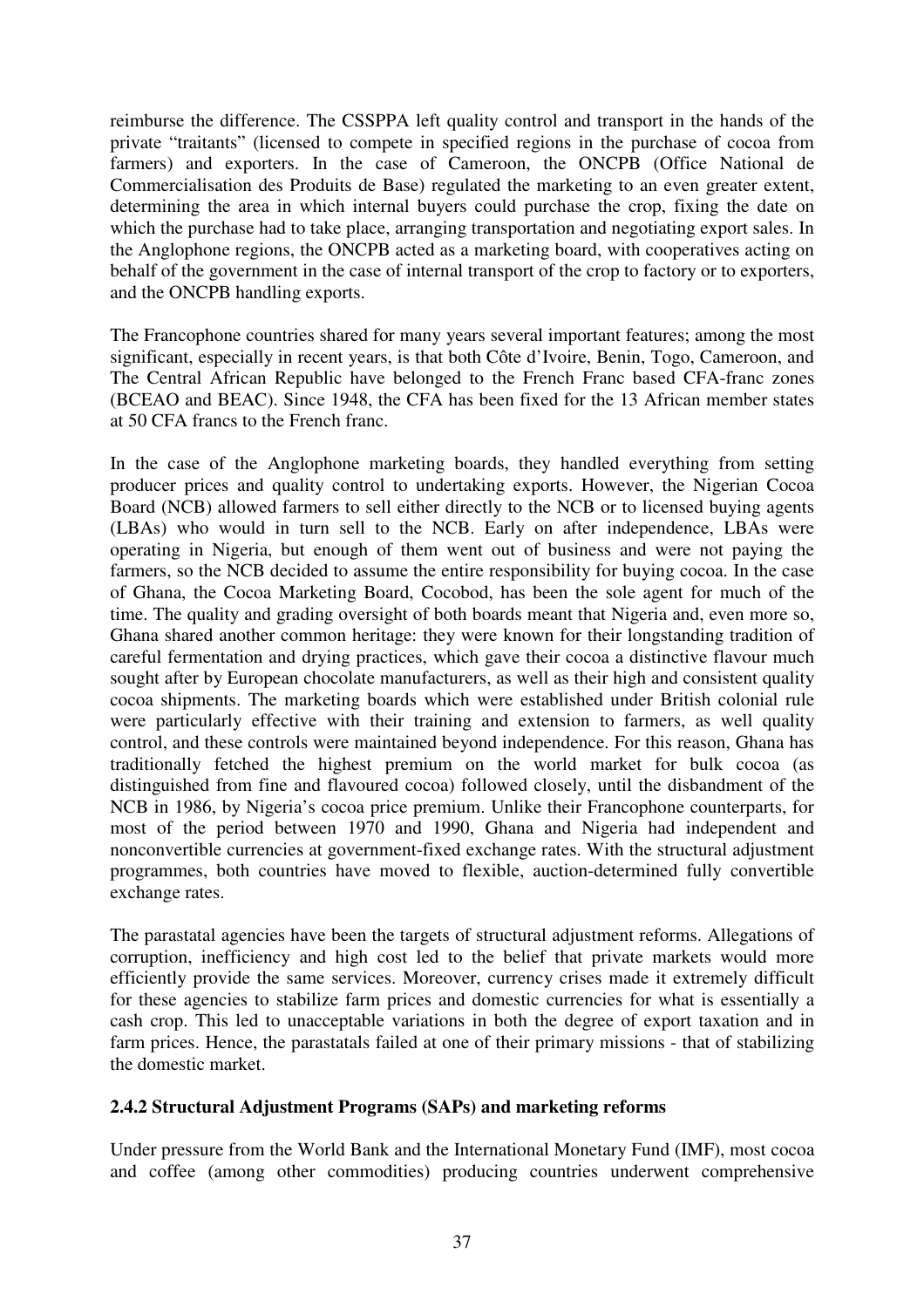reimburse the difference. The CSSPPA left quality control and transport in the hands of the private "traitants" (licensed to compete in specified regions in the purchase of cocoa from farmers) and exporters. In the case of Cameroon, the ONCPB (Office National de Commercialisation des Produits de Base) regulated the marketing to an even greater extent, determining the area in which internal buyers could purchase the crop, fixing the date on which the purchase had to take place, arranging transportation and negotiating export sales. In the Anglophone regions, the ONCPB acted as a marketing board, with cooperatives acting on behalf of the government in the case of internal transport of the crop to factory or to exporters, and the ONCPB handling exports.

The Francophone countries shared for many years several important features; among the most significant, especially in recent years, is that both Côte d'Ivoire, Benin, Togo, Cameroon, and The Central African Republic have belonged to the French Franc based CFA-franc zones (BCEAO and BEAC). Since 1948, the CFA has been fixed for the 13 African member states at 50 CFA francs to the French franc.

In the case of the Anglophone marketing boards, they handled everything from setting producer prices and quality control to undertaking exports. However, the Nigerian Cocoa Board (NCB) allowed farmers to sell either directly to the NCB or to licensed buying agents (LBAs) who would in turn sell to the NCB. Early on after independence, LBAs were operating in Nigeria, but enough of them went out of business and were not paying the farmers, so the NCB decided to assume the entire responsibility for buying cocoa. In the case of Ghana, the Cocoa Marketing Board, Cocobod, has been the sole agent for much of the time. The quality and grading oversight of both boards meant that Nigeria and, even more so, Ghana shared another common heritage: they were known for their longstanding tradition of careful fermentation and drying practices, which gave their cocoa a distinctive flavour much sought after by European chocolate manufacturers, as well as their high and consistent quality cocoa shipments. The marketing boards which were established under British colonial rule were particularly effective with their training and extension to farmers, as well quality control, and these controls were maintained beyond independence. For this reason, Ghana has traditionally fetched the highest premium on the world market for bulk cocoa (as distinguished from fine and flavoured cocoa) followed closely, until the disbandment of the NCB in 1986, by Nigeria's cocoa price premium. Unlike their Francophone counterparts, for most of the period between 1970 and 1990, Ghana and Nigeria had independent and nonconvertible currencies at government-fixed exchange rates. With the structural adjustment programmes, both countries have moved to flexible, auction-determined fully convertible exchange rates.

The parastatal agencies have been the targets of structural adjustment reforms. Allegations of corruption, inefficiency and high cost led to the belief that private markets would more efficiently provide the same services. Moreover, currency crises made it extremely difficult for these agencies to stabilize farm prices and domestic currencies for what is essentially a cash crop. This led to unacceptable variations in both the degree of export taxation and in farm prices. Hence, the parastatals failed at one of their primary missions - that of stabilizing the domestic market.

### 2.4.2 Structural Adjustment Programs (SAPs) and marketing reforms

Under pressure from the World Bank and the International Monetary Fund (IMF), most cocoa and coffee (among other commodities) producing countries underwent comprehensive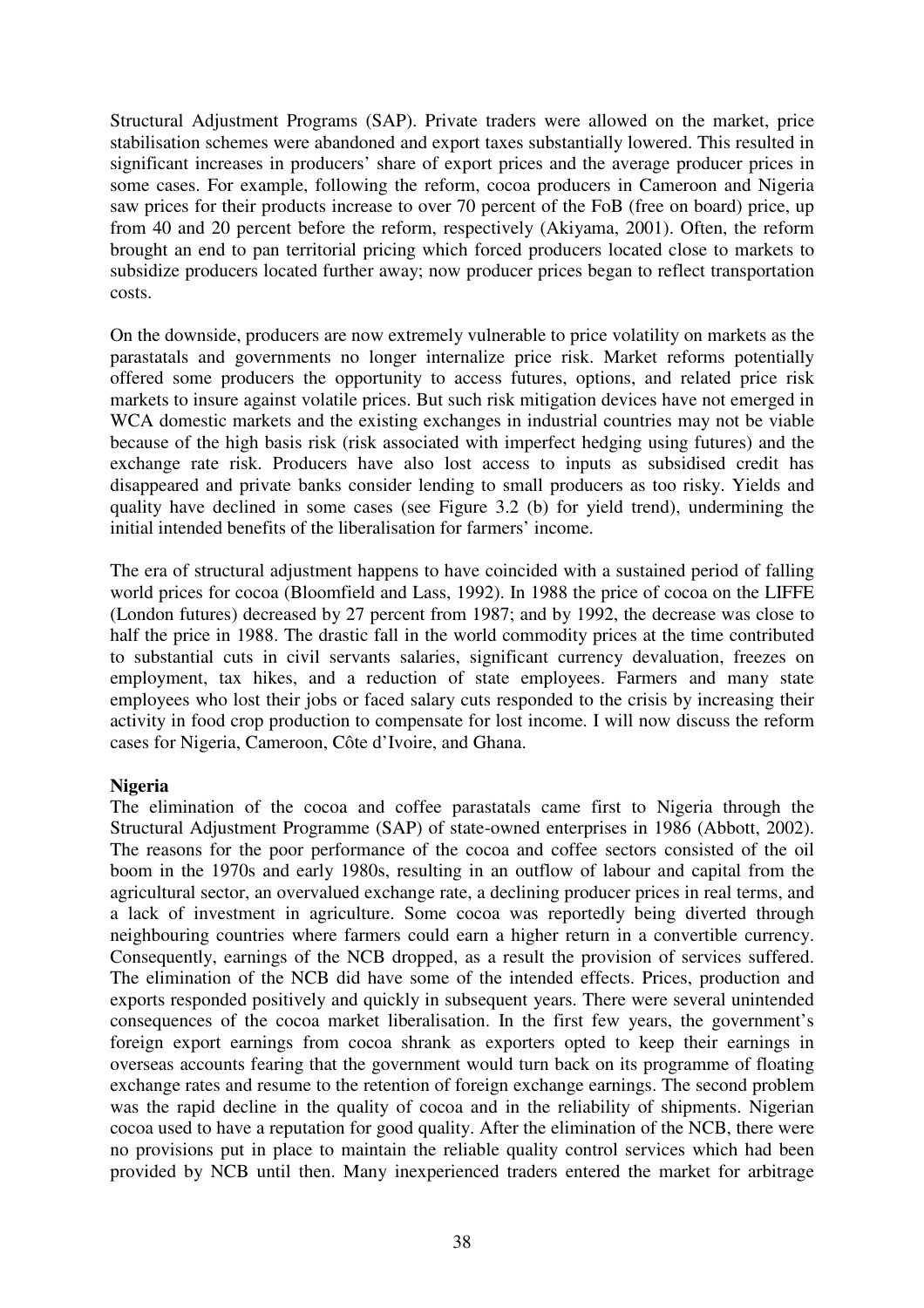Structural Adjustment Programs (SAP). Private traders were allowed on the market, price stabilisation schemes were abandoned and export taxes substantially lowered. This resulted in significant increases in producers' share of export prices and the average producer prices in some cases. For example, following the reform, cocoa producers in Cameroon and Nigeria saw prices for their products increase to over 70 percent of the FoB (free on board) price, up from 40 and 20 percent before the reform, respectively (Akiyama, 2001). Often, the reform brought an end to pan territorial pricing which forced producers located close to markets to subsidize producers located further away; now producer prices began to reflect transportation costs.

On the downside, producers are now extremely vulnerable to price volatility on markets as the parastatals and governments no longer internalize price risk. Market reforms potentially offered some producers the opportunity to access futures, options, and related price risk markets to insure against volatile prices. But such risk mitigation devices have not emerged in WCA domestic markets and the existing exchanges in industrial countries may not be viable because of the high basis risk (risk associated with imperfect hedging using futures) and the exchange rate risk. Producers have also lost access to inputs as subsidised credit has disappeared and private banks consider lending to small producers as too risky. Yields and quality have declined in some cases (see Figure 3.2 (b) for yield trend), undermining the initial intended benefits of the liberalisation for farmers' income.

The era of structural adjustment happens to have coincided with a sustained period of falling world prices for cocoa (Bloomfield and Lass, 1992). In 1988 the price of cocoa on the LIFFE (London futures) decreased by 27 percent from 1987; and by 1992, the decrease was close to half the price in 1988. The drastic fall in the world commodity prices at the time contributed to substantial cuts in civil servants salaries, significant currency devaluation, freezes on employment, tax hikes, and a reduction of state employees. Farmers and many state employees who lost their jobs or faced salary cuts responded to the crisis by increasing their activity in food crop production to compensate for lost income. I will now discuss the reform cases for Nigeria, Cameroon, Côte d'Ivoire, and Ghana.

**Nigeria**

The elimination of the cocoa and coffee parastatals came first to Nigeria through the Structural Adjustment Programme (SAP) of state-owned enterprises in 1986 (Abbott, 2002). The reasons for the poor performance of the cocoa and coffee sectors consisted of the oil boom in the 1970s and early 1980s, resulting in an outflow of labour and capital from the agricultural sector, an overvalued exchange rate, a declining producer prices in real terms, and a lack of investment in agriculture. Some cocoa was reportedly being diverted through neighbouring countries where farmers could earn a higher return in a convertible currency. Consequently, earnings of the NCB dropped, as a result the provision of services suffered. The elimination of the NCB did have some of the intended effects. Prices, production and exports responded positively and quickly in subsequent years. There were several unintended consequences of the cocoa market liberalisation. In the first few years, the government's foreign export earnings from cocoa shrank as exporters opted to keep their earnings in overseas accounts fearing that the government would turn back on its programme of floating exchange rates and resume to the retention of foreign exchange earnings. The second problem was the rapid decline in the quality of cocoa and in the reliability of shipments. Nigerian cocoa used to have a reputation for good quality. After the elimination of the NCB, there were no provisions put in place to maintain the reliable quality control services which had been provided by NCB until then. Many inexperienced traders entered the market for arbitrage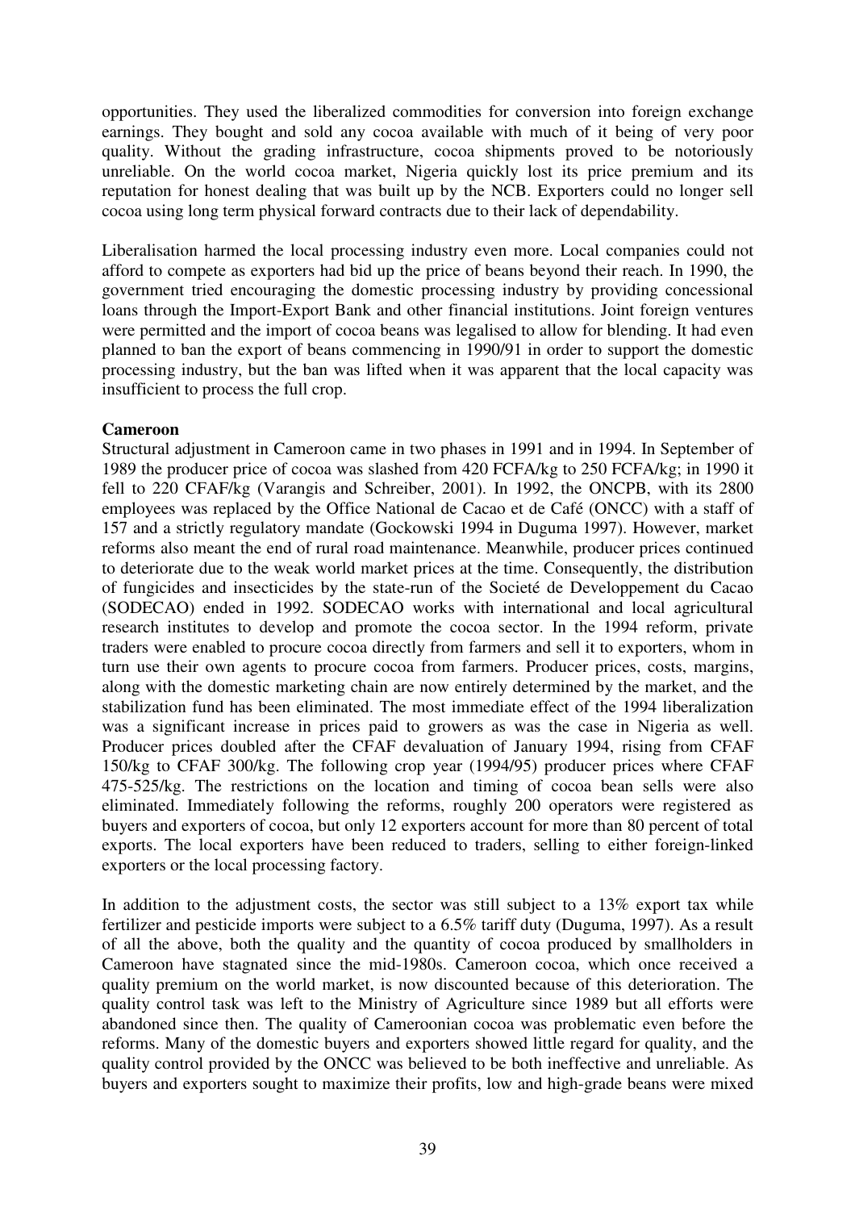opportunities. They used the liberalized commodities for conversion into foreign exchange earnings. They bought and sold any cocoa available with much of it being of very poor quality. Without the grading infrastructure, cocoa shipments proved to be notoriously unreliable. On the world cocoa market, Nigeria quickly lost its price premium and its reputation for honest dealing that was built up by the NCB. Exporters could no longer sell cocoa using long term physical forward contracts due to their lack of dependability.

Liberalisation harmed the local processing industry even more. Local companies could not afford to compete as exporters had bid up the price of beans beyond their reach. In 1990, the government tried encouraging the domestic processing industry by providing concessional loans through the Import-Export Bank and other financial institutions. Joint foreign ventures were permitted and the import of cocoa beans was legalised to allow for blending. It had even planned to ban the export of beans commencing in 1990/91 in order to support the domestic processing industry, but the ban was lifted when it was apparent that the local capacity was insufficient to process the full crop.

**Cameroon**

Structural adjustment in Cameroon came in two phases in 1991 and in 1994. In September of 1989 the producer price of cocoa was slashed from 420 FCFA/kg to 250 FCFA/kg; in 1990 it fell to 220 CFAF/kg (Varangis and Schreiber, 2001). In 1992, the ONCPB, with its 2800 employees was replaced by the Office National de Cacao et de Café (ONCC) with a staff of 157 and a strictly regulatory mandate (Gockowski 1994 in Duguma 1997). However, market reforms also meant the end of rural road maintenance. Meanwhile, producer prices continued to deteriorate due to the weak world market prices at the time. Consequently, the distribution of fungicides and insecticides by the state-run of the Societé de Developpement du Cacao (SODECAO) ended in 1992. SODECAO works with international and local agricultural research institutes to develop and promote the cocoa sector. In the 1994 reform, private traders were enabled to procure cocoa directly from farmers and sell it to exporters, whom in turn use their own agents to procure cocoa from farmers. Producer prices, costs, margins, along with the domestic marketing chain are now entirely determined by the market, and the stabilization fund has been eliminated. The most immediate effect of the 1994 liberalization was a significant increase in prices paid to growers as was the case in Nigeria as well. Producer prices doubled after the CFAF devaluation of January 1994, rising from CFAF 150/kg to CFAF 300/kg. The following crop year (1994/95) producer prices where CFAF 475-525/kg. The restrictions on the location and timing of cocoa bean sells were also eliminated. Immediately following the reforms, roughly 200 operators were registered as buyers and exporters of cocoa, but only 12 exporters account for more than 80 percent of total exports. The local exporters have been reduced to traders, selling to either foreign-linked exporters or the local processing factory.

In addition to the adjustment costs, the sector was still subject to a 13% export tax while fertilizer and pesticide imports were subject to a 6.5% tariff duty (Duguma, 1997). As a result of all the above, both the quality and the quantity of cocoa produced by smallholders in Cameroon have stagnated since the mid-1980s. Cameroon cocoa, which once received a quality premium on the world market, is now discounted because of this deterioration. The quality control task was left to the Ministry of Agriculture since 1989 but all efforts were abandoned since then. The quality of Cameroonian cocoa was problematic even before the reforms. Many of the domestic buyers and exporters showed little regard for quality, and the quality control provided by the ONCC was believed to be both ineffective and unreliable. As buyers and exporters sought to maximize their profits, low and high-grade beans were mixed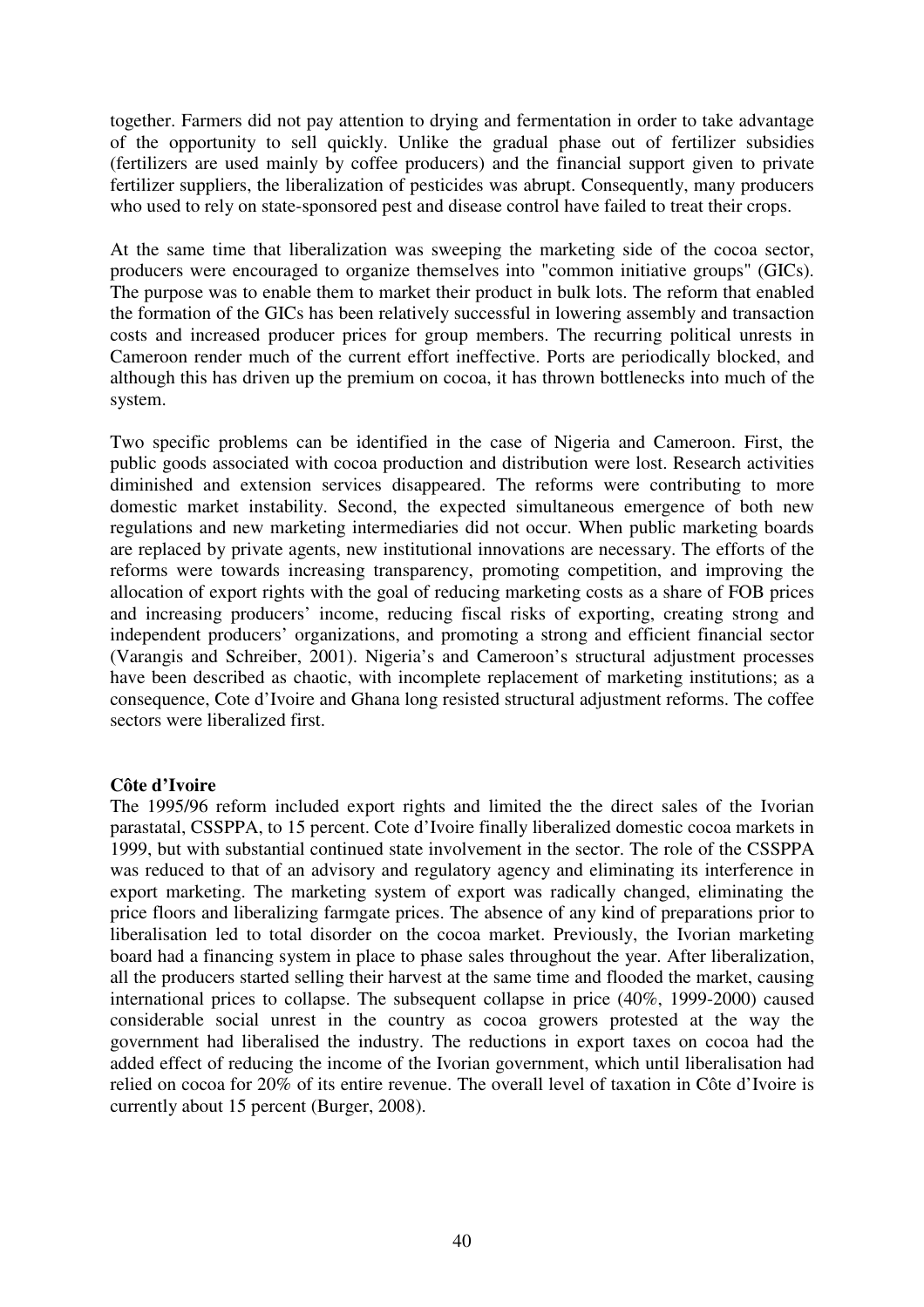together. Farmers did not pay attention to drying and fermentation in order to take advantage of the opportunity to sell quickly. Unlike the gradual phase out of fertilizer subsidies (fertilizers are used mainly by coffee producers) and the financial support given to private fertilizer suppliers, the liberalization of pesticides was abrupt. Consequently, many producers who used to rely on state-sponsored pest and disease control have failed to treat their crops.

At the same time that liberalization was sweeping the marketing side of the cocoa sector, producers were encouraged to organize themselves into "common initiative groups" (GICs). The purpose was to enable them to market their product in bulk lots. The reform that enabled the formation of the GICs has been relatively successful in lowering assembly and transaction costs and increased producer prices for group members. The recurring political unrests in Cameroon render much of the current effort ineffective. Ports are periodically blocked, and although this has driven up the premium on cocoa, it has thrown bottlenecks into much of the system.

Two specific problems can be identified in the case of Nigeria and Cameroon. First, the public goods associated with cocoa production and distribution were lost. Research activities diminished and extension services disappeared. The reforms were contributing to more domestic market instability. Second, the expected simultaneous emergence of both new regulations and new marketing intermediaries did not occur. When public marketing boards are replaced by private agents, new institutional innovations are necessary. The efforts of the reforms were towards increasing transparency, promoting competition, and improving the allocation of export rights with the goal of reducing marketing costs as a share of FOB prices and increasing producers' income, reducing fiscal risks of exporting, creating strong and independent producers' organizations, and promoting a strong and efficient financial sector (Varangis and Schreiber, 2001). Nigeria's and Cameroon's structural adjustment processes have been described as chaotic, with incomplete replacement of marketing institutions; as a consequence, Cote d'Ivoire and Ghana long resisted structural adjustment reforms. The coffee sectors were liberalized first.

**Côte d'Ivoire**

The 1995/96 reform included export rights and limited the the direct sales of the Ivorian parastatal, CSSPPA, to 15 percent. Cote d'Ivoire finally liberalized domestic cocoa markets in 1999, but with substantial continued state involvement in the sector. The role of the CSSPPA was reduced to that of an advisory and regulatory agency and eliminating its interference in export marketing. The marketing system of export was radically changed, eliminating the price floors and liberalizing farmgate prices. The absence of any kind of preparations prior to liberalisation led to total disorder on the cocoa market. Previously, the Ivorian marketing board had a financing system in place to phase sales throughout the year. After liberalization, all the producers started selling their harvest at the same time and flooded the market, causing international prices to collapse. The subsequent collapse in price (40%, 1999-2000) caused considerable social unrest in the country as cocoa growers protested at the way the government had liberalised the industry. The reductions in export taxes on cocoa had the added effect of reducing the income of the Ivorian government, which until liberalisation had relied on cocoa for 20% of its entire revenue. The overall level of taxation in Côte d'Ivoire is currently about 15 percent (Burger, 2008).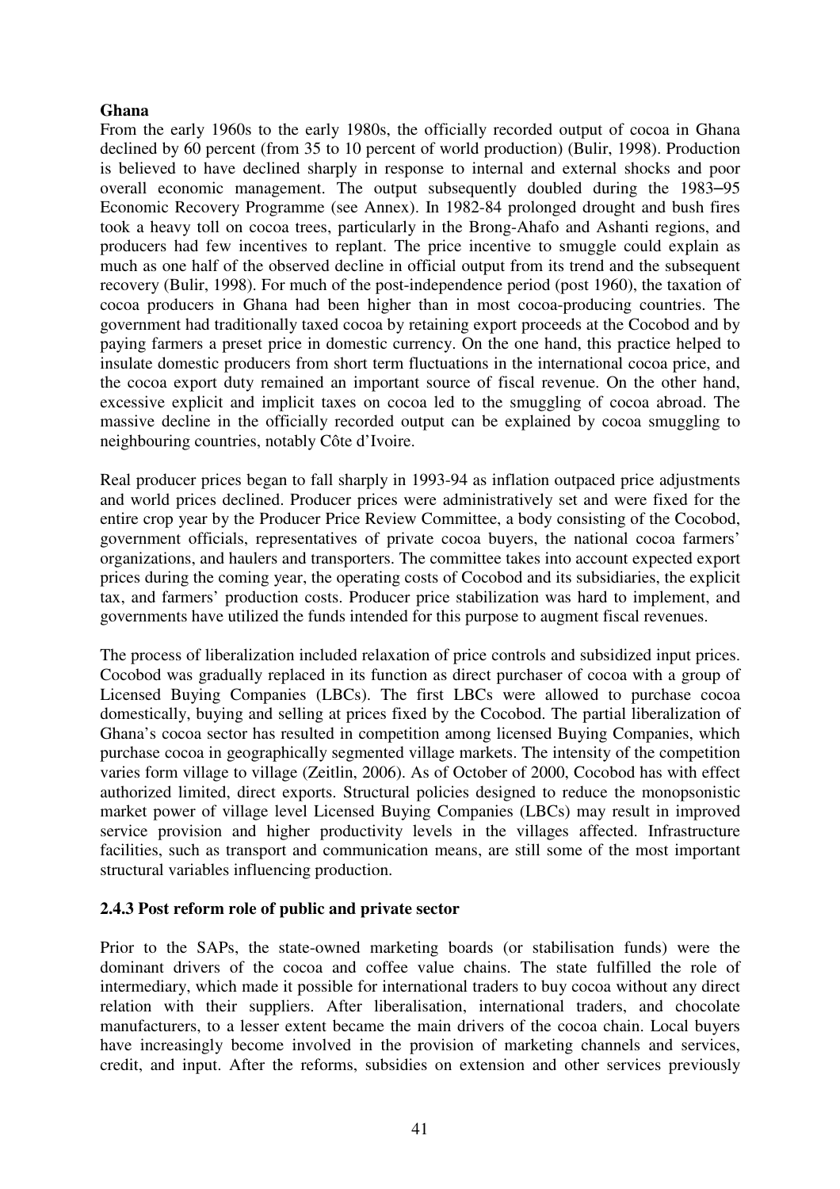**Ghana**

From the early 1960s to the early 1980s, the officially recorded output of cocoa in Ghana declined by 60 percent (from 35 to 10 percent of world production) (Bulir, 1998). Production is believed to have declined sharply in response to internal and external shocks and poor overall economic management. The output subsequently doubled during the 1983–95 Economic Recovery Programme (see Annex). In 1982-84 prolonged drought and bush fires took a heavy toll on cocoa trees, particularly in the Brong-Ahafo and Ashanti regions, and producers had few incentives to replant. The price incentive to smuggle could explain as much as one half of the observed decline in official output from its trend and the subsequent recovery (Bulir, 1998). For much of the post-independence period (post 1960), the taxation of cocoa producers in Ghana had been higher than in most cocoa-producing countries. The government had traditionally taxed cocoa by retaining export proceeds at the Cocobod and by paying farmers a preset price in domestic currency. On the one hand, this practice helped to insulate domestic producers from short term fluctuations in the international cocoa price, and the cocoa export duty remained an important source of fiscal revenue. On the other hand, excessive explicit and implicit taxes on cocoa led to the smuggling of cocoa abroad. The massive decline in the officially recorded output can be explained by cocoa smuggling to neighbouring countries, notably Côte d'Ivoire.

Real producer prices began to fall sharply in 1993-94 as inflation outpaced price adjustments and world prices declined. Producer prices were administratively set and were fixed for the entire crop year by the Producer Price Review Committee, a body consisting of the Cocobod, government officials, representatives of private cocoa buyers, the national cocoa farmers' organizations, and haulers and transporters. The committee takes into account expected export prices during the coming year, the operating costs of Cocobod and its subsidiaries, the explicit tax, and farmers' production costs. Producer price stabilization was hard to implement, and governments have utilized the funds intended for this purpose to augment fiscal revenues.

The process of liberalization included relaxation of price controls and subsidized input prices. Cocobod was gradually replaced in its function as direct purchaser of cocoa with a group of Licensed Buying Companies (LBCs). The first LBCs were allowed to purchase cocoa domestically, buying and selling at prices fixed by the Cocobod. The partial liberalization of Ghana's cocoa sector has resulted in competition among licensed Buying Companies, which purchase cocoa in geographically segmented village markets. The intensity of the competition varies form village to village (Zeitlin, 2006). As of October of 2000, Cocobod has with effect authorized limited, direct exports. Structural policies designed to reduce the monopsonistic market power of village level Licensed Buying Companies (LBCs) may result in improved service provision and higher productivity levels in the villages affected. Infrastructure facilities, such as transport and communication means, are still some of the most important structural variables influencing production.

### 2.4.3 Post reform role of public and private sector

Prior to the SAPs, the state-owned marketing boards (or stabilisation funds) were the dominant drivers of the cocoa and coffee value chains. The state fulfilled the role of intermediary, which made it possible for international traders to buy cocoa without any direct relation with their suppliers. After liberalisation, international traders, and chocolate manufacturers, to a lesser extent became the main drivers of the cocoa chain. Local buyers have increasingly become involved in the provision of marketing channels and services, credit, and input. After the reforms, subsidies on extension and other services previously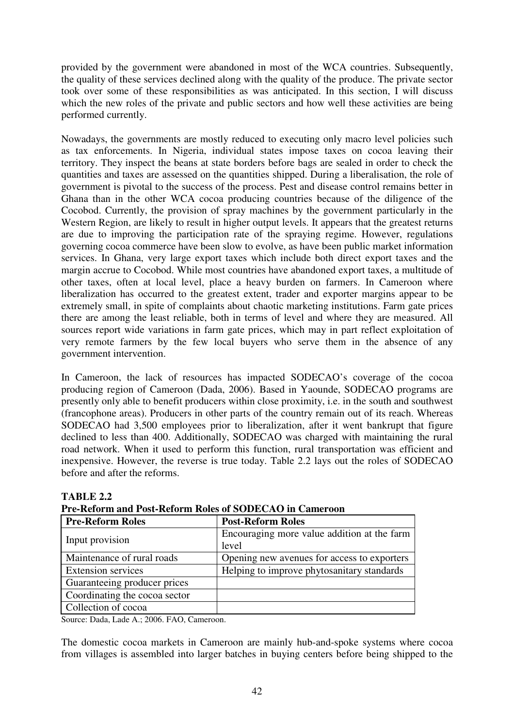provided by the government were abandoned in most of the WCA countries. Subsequently, the quality of these services declined along with the quality of the produce. The private sector took over some of these responsibilities as was anticipated. In this section, I will discuss which the new roles of the private and public sectors and how well these activities are being performed currently.

Nowadays, the governments are mostly reduced to executing only macro level policies such as tax enforcements. In Nigeria, individual states impose taxes on cocoa leaving their territory. They inspect the beans at state borders before bags are sealed in order to check the quantities and taxes are assessed on the quantities shipped. During a liberalisation, the role of government is pivotal to the success of the process. Pest and disease control remains better in Ghana than in the other WCA cocoa producing countries because of the diligence of the Cocobod. Currently, the provision of spray machines by the government particularly in the Western Region, are likely to result in higher output levels. It appears that the greatest returns are due to improving the participation rate of the spraying regime. However, regulations governing cocoa commerce have been slow to evolve, as have been public market information services. In Ghana, very large export taxes which include both direct export taxes and the margin accrue to Cocobod. While most countries have abandoned export taxes, a multitude of other taxes, often at local level, place a heavy burden on farmers. In Cameroon where liberalization has occurred to the greatest extent, trader and exporter margins appear to be extremely small, in spite of complaints about chaotic marketing institutions. Farm gate prices there are among the least reliable, both in terms of level and where they are measured. All sources report wide variations in farm gate prices, which may in part reflect exploitation of very remote farmers by the few local buyers who serve them in the absence of any government intervention.

In Cameroon, the lack of resources has impacted SODECAO's coverage of the cocoa producing region of Cameroon (Dada, 2006). Based in Yaounde, SODECAO programs are presently only able to benefit producers within close proximity, i.e. in the south and southwest (francophone areas). Producers in other parts of the country remain out of its reach. Whereas SODECAO had 3,500 employees prior to liberalization, after it went bankrupt that figure declined to less than 400. Additionally, SODECAO was charged with maintaining the rural road network. When it used to perform this function, rural transportation was efficient and inexpensive. However, the reverse is true today. Table 2.2 lays out the roles of SODECAO before and after the reforms.

**TABLE 2.2**
**Pre-Reform and Post-Reform Roles of SODECAO in Cameroon**

| Pre-Reform Roles | Post-Reform Roles |
|---|---|
| Input provision | Encouraging more value addition at the farm level |
| Maintenance of rural roads | Opening new avenues for access to exporters |
| Extension services | Helping to improve phytosanitary standards |
| Guaranteeing producer prices | |
| Coordinating the cocoa sector | |
| Collection of cocoa | |

Source: Dada, Lade A.; 2006. FAO, Cameroon.

The domestic cocoa markets in Cameroon are mainly hub-and-spoke systems where cocoa from villages is assembled into larger batches in buying centers before being shipped to the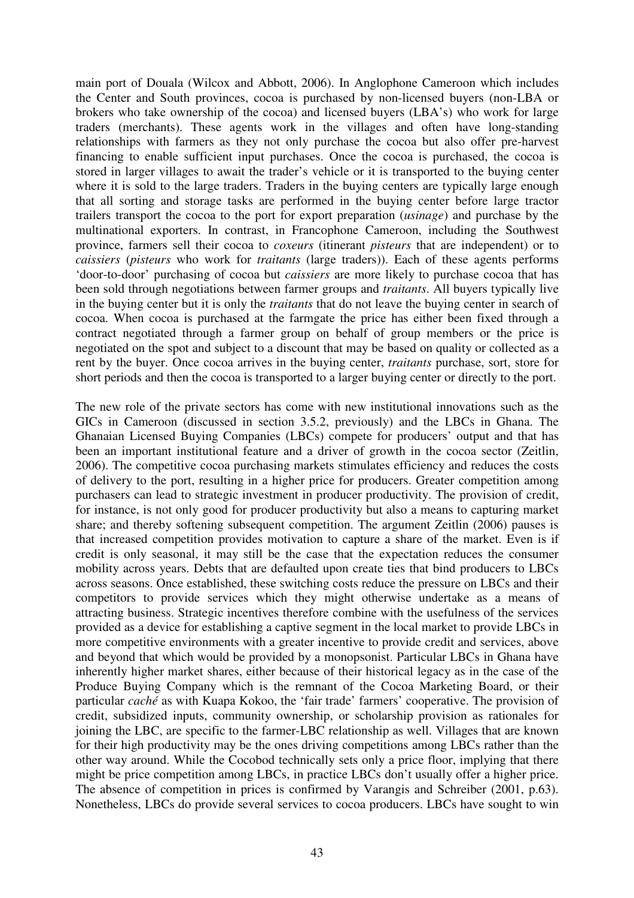main port of Douala (Wilcox and Abbott, 2006). In Anglophone Cameroon which includes the Center and South provinces, cocoa is purchased by non-licensed buyers (non-LBA or brokers who take ownership of the cocoa) and licensed buyers (LBA's) who work for large traders (merchants). These agents work in the villages and often have long-standing relationships with farmers as they not only purchase the cocoa but also offer pre-harvest financing to enable sufficient input purchases. Once the cocoa is purchased, the cocoa is stored in larger villages to await the trader's vehicle or it is transported to the buying center where it is sold to the large traders. Traders in the buying centers are typically large enough that all sorting and storage tasks are performed in the buying center before large tractor trailers transport the cocoa to the port for export preparation (*usinage*) and purchase by the multinational exporters. In contrast, in Francophone Cameroon, including the Southwest province, farmers sell their cocoa to *coxeurs* (itinerant *pisteurs* that are independent) or to *caissiers* (*pisteurs* who work for *traitants* (large traders)). Each of these agents performs 'door-to-door' purchasing of cocoa but *caissiers* are more likely to purchase cocoa that has been sold through negotiations between farmer groups and *traitants*. All buyers typically live in the buying center but it is only the *traitants* that do not leave the buying center in search of cocoa. When cocoa is purchased at the farmgate the price has either been fixed through a contract negotiated through a farmer group on behalf of group members or the price is negotiated on the spot and subject to a discount that may be based on quality or collected as a rent by the buyer. Once cocoa arrives in the buying center, *traitants* purchase, sort, store for short periods and then the cocoa is transported to a larger buying center or directly to the port.

The new role of the private sectors has come with new institutional innovations such as the GICs in Cameroon (discussed in section 3.5.2, previously) and the LBCs in Ghana. The Ghanaian Licensed Buying Companies (LBCs) compete for producers' output and that has been an important institutional feature and a driver of growth in the cocoa sector (Zeitlin, 2006). The competitive cocoa purchasing markets stimulates efficiency and reduces the costs of delivery to the port, resulting in a higher price for producers. Greater competition among purchasers can lead to strategic investment in producer productivity. The provision of credit, for instance, is not only good for producer productivity but also a means to capturing market share; and thereby softening subsequent competition. The argument Zeitlin (2006) pauses is that increased competition provides motivation to capture a share of the market. Even is if credit is only seasonal, it may still be the case that the expectation reduces the consumer mobility across years. Debts that are defaulted upon create ties that bind producers to LBCs across seasons. Once established, these switching costs reduce the pressure on LBCs and their competitors to provide services which they might otherwise undertake as a means of attracting business. Strategic incentives therefore combine with the usefulness of the services provided as a device for establishing a captive segment in the local market to provide LBCs in more competitive environments with a greater incentive to provide credit and services, above and beyond that which would be provided by a monopsonist. Particular LBCs in Ghana have inherently higher market shares, either because of their historical legacy as in the case of the Produce Buying Company which is the remnant of the Cocoa Marketing Board, or their particular *caché* as with Kuapa Kokoo, the 'fair trade' farmers' cooperative. The provision of credit, subsidized inputs, community ownership, or scholarship provision as rationales for joining the LBC, are specific to the farmer-LBC relationship as well. Villages that are known for their high productivity may be the ones driving competitions among LBCs rather than the other way around. While the Cocobod technically sets only a price floor, implying that there might be price competition among LBCs, in practice LBCs don't usually offer a higher price. The absence of competition in prices is confirmed by Varangis and Schreiber (2001, p.63). Nonetheless, LBCs do provide several services to cocoa producers. LBCs have sought to win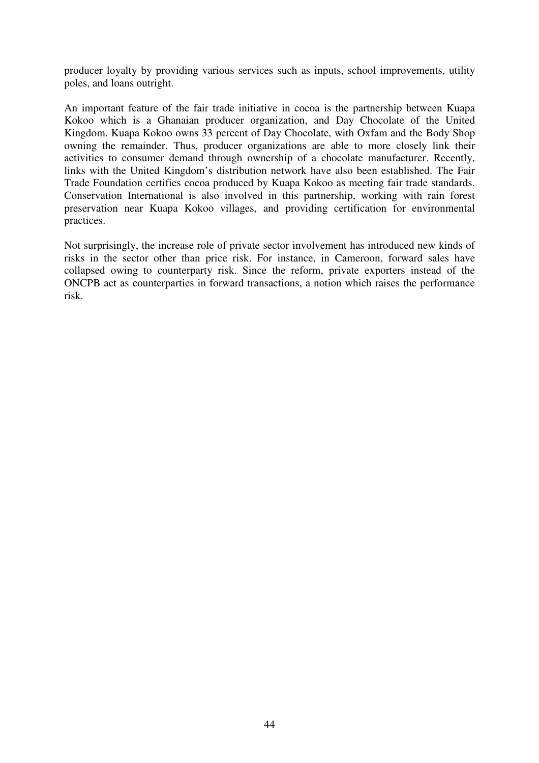producer loyalty by providing various services such as inputs, school improvements, utility poles, and loans outright.

An important feature of the fair trade initiative in cocoa is the partnership between Kuapa Kokoo which is a Ghanaian producer organization, and Day Chocolate of the United Kingdom. Kuapa Kokoo owns 33 percent of Day Chocolate, with Oxfam and the Body Shop owning the remainder. Thus, producer organizations are able to more closely link their activities to consumer demand through ownership of a chocolate manufacturer. Recently, links with the United Kingdom's distribution network have also been established. The Fair Trade Foundation certifies cocoa produced by Kuapa Kokoo as meeting fair trade standards. Conservation International is also involved in this partnership, working with rain forest preservation near Kuapa Kokoo villages, and providing certification for environmental practices.

Not surprisingly, the increase role of private sector involvement has introduced new kinds of risks in the sector other than price risk. For instance, in Cameroon, forward sales have collapsed owing to counterparty risk. Since the reform, private exporters instead of the ONCPB act as counterparties in forward transactions, a notion which raises the performance risk.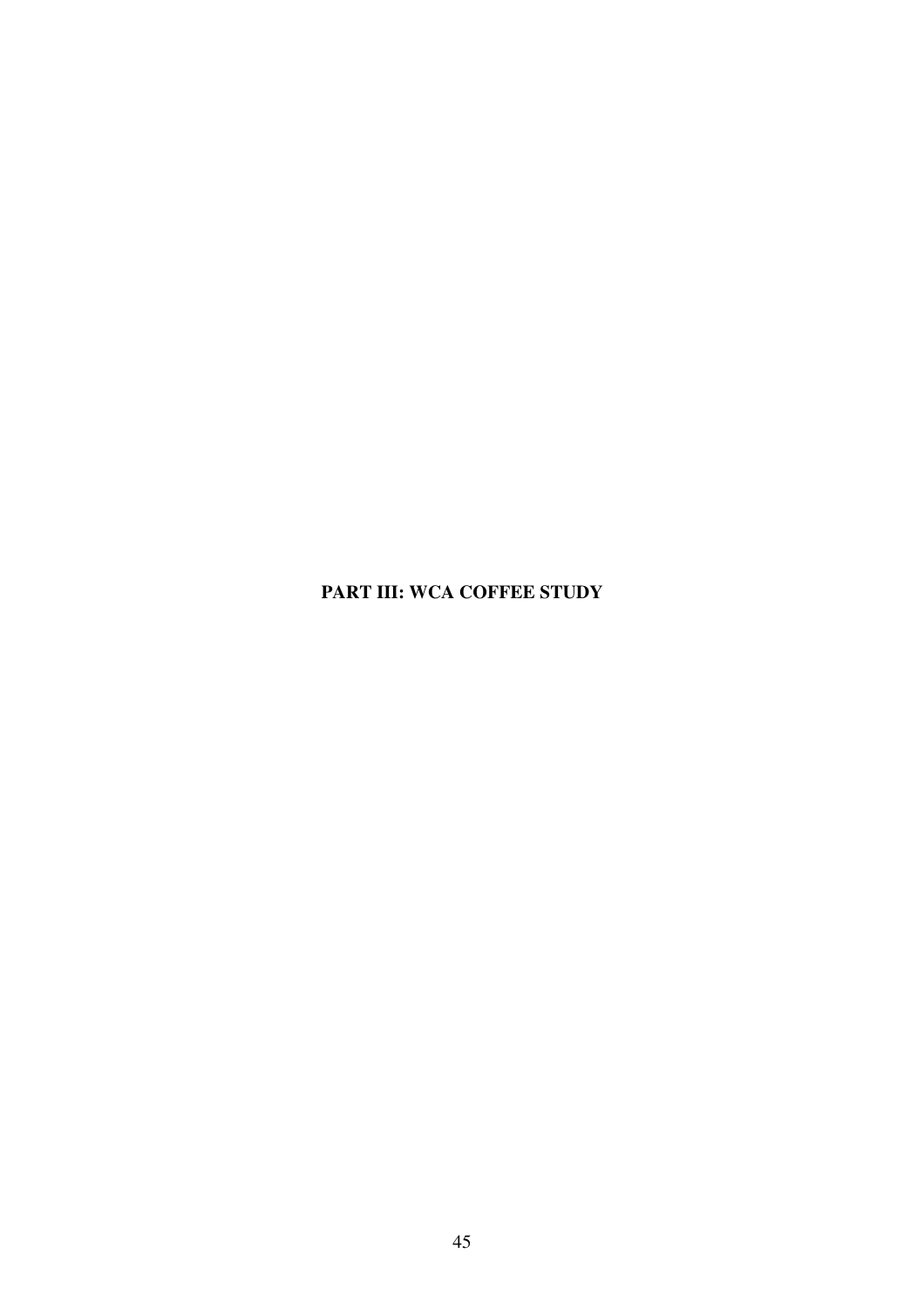# PART III: WCA COFFEE STUDY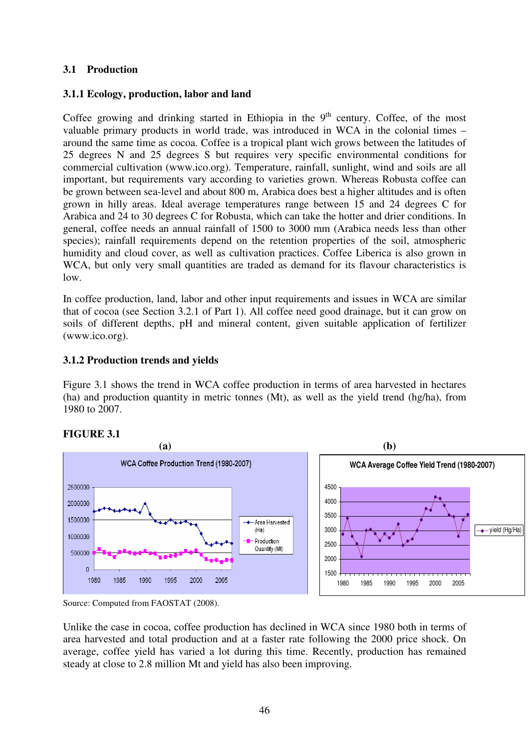## 3.1 Production

### 3.1.1 Ecology, production, labor and land

Coffee growing and drinking started in Ethiopia in the 9th century. Coffee, of the most valuable primary products in world trade, was introduced in WCA in the colonial times – around the same time as cocoa. Coffee is a tropical plant wich grows between the latitudes of 25 degrees N and 25 degrees S but requires very specific environmental conditions for commercial cultivation (www.ico.org). Temperature, rainfall, sunlight, wind and soils are all important, but requirements vary according to varieties grown. Whereas Robusta coffee can be grown between sea-level and about 800 m, Arabica does best a higher altitudes and is often grown in hilly areas. Ideal average temperatures range between 15 and 24 degrees C for Arabica and 24 to 30 degrees C for Robusta, which can take the hotter and drier conditions. In general, coffee needs an annual rainfall of 1500 to 3000 mm (Arabica needs less than other species); rainfall requirements depend on the retention properties of the soil, atmospheric humidity and cloud cover, as well as cultivation practices. Coffee Liberica is also grown in WCA, but only very small quantities are traded as demand for its flavour characteristics is low.

In coffee production, land, labor and other input requirements and issues in WCA are similar that of cocoa (see Section 3.2.1 of Part 1). All coffee need good drainage, but it can grow on soils of different depths, pH and mineral content, given suitable application of fertilizer (www.ico.org).

### 3.1.2 Production trends and yields

Figure 3.1 shows the trend in WCA coffee production in terms of area harvested in hectares (ha) and production quantity in metric tonnes (Mt), as well as the yield trend (hg/ha), from 1980 to 2007.

**FIGURE 3.1**

(a) WCA Coffee Production Trend (1980-2007)

(b) WCA Average Coffee Yield Trend (1980-2007)

Source: Computed from FAOSTAT (2008).

Unlike the case in cocoa, coffee production has declined in WCA since 1980 both in terms of area harvested and total production and at a faster rate following the 2000 price shock. On average, coffee yield has varied a lot during this time. Recently, production has remained steady at close to 2.8 million Mt and yield has also been improving.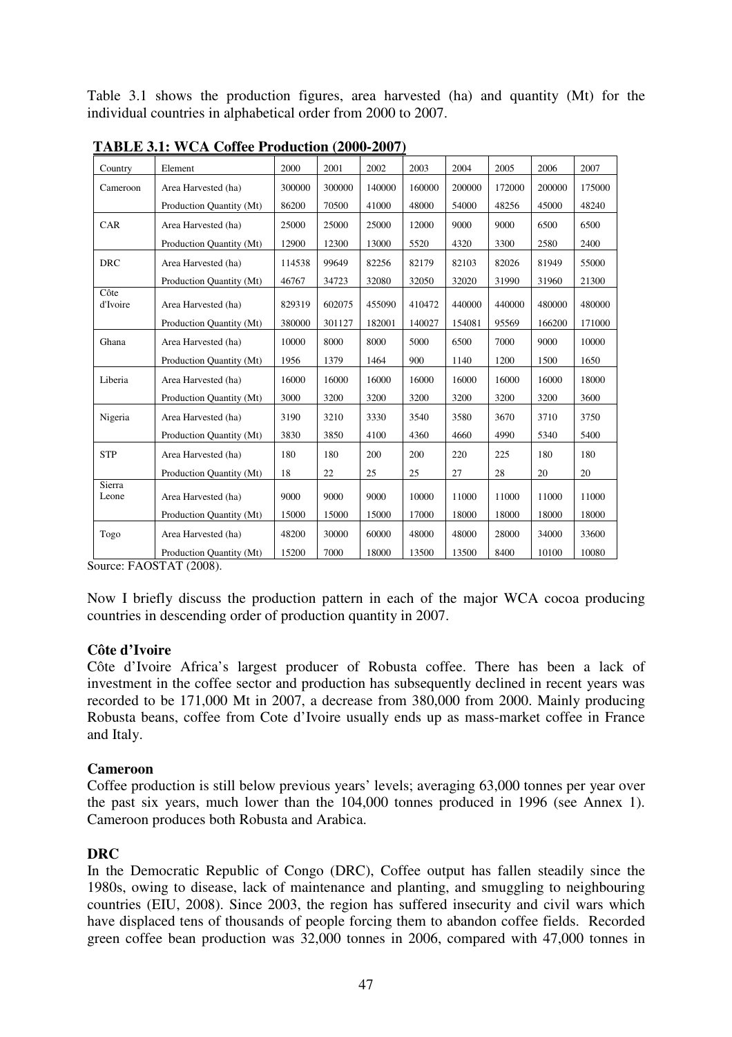Table 3.1 shows the production figures, area harvested (ha) and quantity (Mt) for the individual countries in alphabetical order from 2000 to 2007.

**TABLE 3.1: WCA Coffee Production (2000-2007)**

| Country | Element | 2000 | 2001 | 2002 | 2003 | 2004 | 2005 | 2006 | 2007 |
|---|---|---|---|---|---|---|---|---|---|
| Cameroon | Area Harvested (ha) | 300000 | 300000 | 140000 | 160000 | 200000 | 172000 | 200000 | 175000 |
| | Production Quantity (Mt) | 86200 | 70500 | 41000 | 48000 | 54000 | 48256 | 45000 | 48240 |
| CAR | Area Harvested (ha) | 25000 | 25000 | 25000 | 12000 | 9000 | 9000 | 6500 | 6500 |
| | Production Quantity (Mt) | 12900 | 12300 | 13000 | 5520 | 4320 | 3300 | 2580 | 2400 |
| DRC | Area Harvested (ha) | 114538 | 99649 | 82256 | 82179 | 82103 | 82026 | 81949 | 55000 |
| | Production Quantity (Mt) | 46767 | 34723 | 32080 | 32050 | 32020 | 31990 | 31960 | 21300 |
| Côte d'Ivoire | Area Harvested (ha) | 829319 | 602075 | 455090 | 410472 | 440000 | 440000 | 480000 | 480000 |
| | Production Quantity (Mt) | 380000 | 301127 | 182001 | 140027 | 154081 | 95569 | 166200 | 171000 |
| Ghana | Area Harvested (ha) | 10000 | 8000 | 8000 | 5000 | 6500 | 7000 | 9000 | 10000 |
| | Production Quantity (Mt) | 1956 | 1379 | 1464 | 900 | 1140 | 1200 | 1500 | 1650 |
| Liberia | Area Harvested (ha) | 16000 | 16000 | 16000 | 16000 | 16000 | 16000 | 16000 | 18000 |
| | Production Quantity (Mt) | 3000 | 3200 | 3200 | 3200 | 3200 | 3200 | 3200 | 3600 |
| Nigeria | Area Harvested (ha) | 3190 | 3210 | 3330 | 3540 | 3580 | 3670 | 3710 | 3750 |
| | Production Quantity (Mt) | 3830 | 3850 | 4100 | 4360 | 4660 | 4990 | 5340 | 5400 |
| STP | Area Harvested (ha) | 180 | 180 | 200 | 200 | 220 | 225 | 180 | 180 |
| | Production Quantity (Mt) | 18 | 22 | 25 | 25 | 27 | 28 | 20 | 20 |
| Sierra Leone | Area Harvested (ha) | 9000 | 9000 | 9000 | 10000 | 11000 | 11000 | 11000 | 11000 |
| | Production Quantity (Mt) | 15000 | 15000 | 15000 | 17000 | 18000 | 18000 | 18000 | 18000 |
| Togo | Area Harvested (ha) | 48200 | 30000 | 60000 | 48000 | 48000 | 28000 | 34000 | 33600 |
| | Production Quantity (Mt) | 15200 | 7000 | 18000 | 13500 | 13500 | 8400 | 10100 | 10080 |

Source: FAOSTAT (2008).

Now I briefly discuss the production pattern in each of the major WCA cocoa producing countries in descending order of production quantity in 2007.

**Côte d'Ivoire**

Côte d'Ivoire Africa's largest producer of Robusta coffee. There has been a lack of investment in the coffee sector and production has subsequently declined in recent years was recorded to be 171,000 Mt in 2007, a decrease from 380,000 from 2000. Mainly producing Robusta beans, coffee from Cote d'Ivoire usually ends up as mass-market coffee in France and Italy.

**Cameroon**

Coffee production is still below previous years' levels; averaging 63,000 tonnes per year over the past six years, much lower than the 104,000 tonnes produced in 1996 (see Annex 1). Cameroon produces both Robusta and Arabica.

**DRC**

In the Democratic Republic of Congo (DRC), Coffee output has fallen steadily since the 1980s, owing to disease, lack of maintenance and planting, and smuggling to neighbouring countries (EIU, 2008). Since 2003, the region has suffered insecurity and civil wars which have displaced tens of thousands of people forcing them to abandon coffee fields. Recorded green coffee bean production was 32,000 tonnes in 2006, compared with 47,000 tonnes in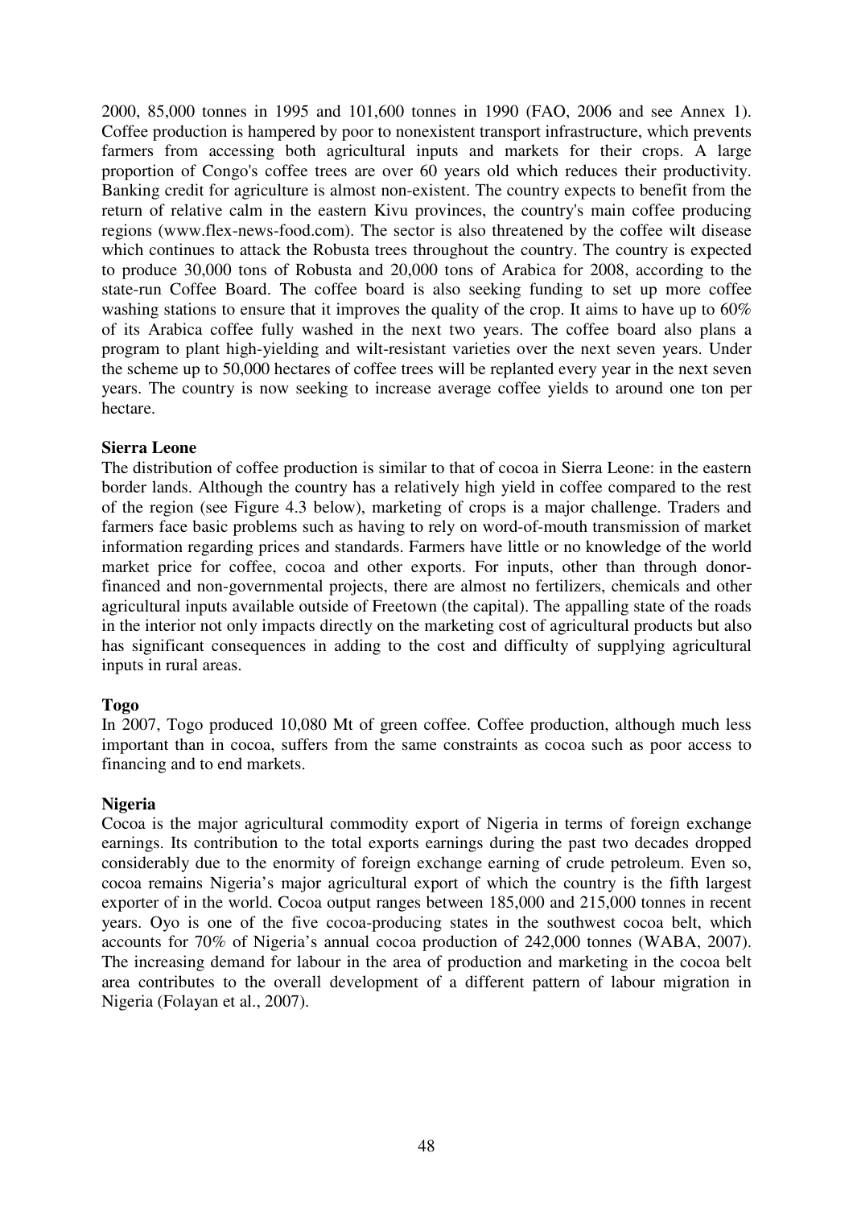2000, 85,000 tonnes in 1995 and 101,600 tonnes in 1990 (FAO, 2006 and see Annex 1). Coffee production is hampered by poor to nonexistent transport infrastructure, which prevents farmers from accessing both agricultural inputs and markets for their crops. A large proportion of Congo's coffee trees are over 60 years old which reduces their productivity. Banking credit for agriculture is almost non-existent. The country expects to benefit from the return of relative calm in the eastern Kivu provinces, the country's main coffee producing regions (www.flex-news-food.com). The sector is also threatened by the coffee wilt disease which continues to attack the Robusta trees throughout the country. The country is expected to produce 30,000 tons of Robusta and 20,000 tons of Arabica for 2008, according to the state-run Coffee Board. The coffee board is also seeking funding to set up more coffee washing stations to ensure that it improves the quality of the crop. It aims to have up to 60% of its Arabica coffee fully washed in the next two years. The coffee board also plans a program to plant high-yielding and wilt-resistant varieties over the next seven years. Under the scheme up to 50,000 hectares of coffee trees will be replanted every year in the next seven years. The country is now seeking to increase average coffee yields to around one ton per hectare.

**Sierra Leone**

The distribution of coffee production is similar to that of cocoa in Sierra Leone: in the eastern border lands. Although the country has a relatively high yield in coffee compared to the rest of the region (see Figure 4.3 below), marketing of crops is a major challenge. Traders and farmers face basic problems such as having to rely on word-of-mouth transmission of market information regarding prices and standards. Farmers have little or no knowledge of the world market price for coffee, cocoa and other exports. For inputs, other than through donor-financed and non-governmental projects, there are almost no fertilizers, chemicals and other agricultural inputs available outside of Freetown (the capital). The appalling state of the roads in the interior not only impacts directly on the marketing cost of agricultural products but also has significant consequences in adding to the cost and difficulty of supplying agricultural inputs in rural areas.

**Togo**

In 2007, Togo produced 10,080 Mt of green coffee. Coffee production, although much less important than in cocoa, suffers from the same constraints as cocoa such as poor access to financing and to end markets.

**Nigeria**

Cocoa is the major agricultural commodity export of Nigeria in terms of foreign exchange earnings. Its contribution to the total exports earnings during the past two decades dropped considerably due to the enormity of foreign exchange earning of crude petroleum. Even so, cocoa remains Nigeria's major agricultural export of which the country is the fifth largest exporter of in the world. Cocoa output ranges between 185,000 and 215,000 tonnes in recent years. Oyo is one of the five cocoa-producing states in the southwest cocoa belt, which accounts for 70% of Nigeria's annual cocoa production of 242,000 tonnes (WABA, 2007). The increasing demand for labour in the area of production and marketing in the cocoa belt area contributes to the overall development of a different pattern of labour migration in Nigeria (Folayan et al., 2007).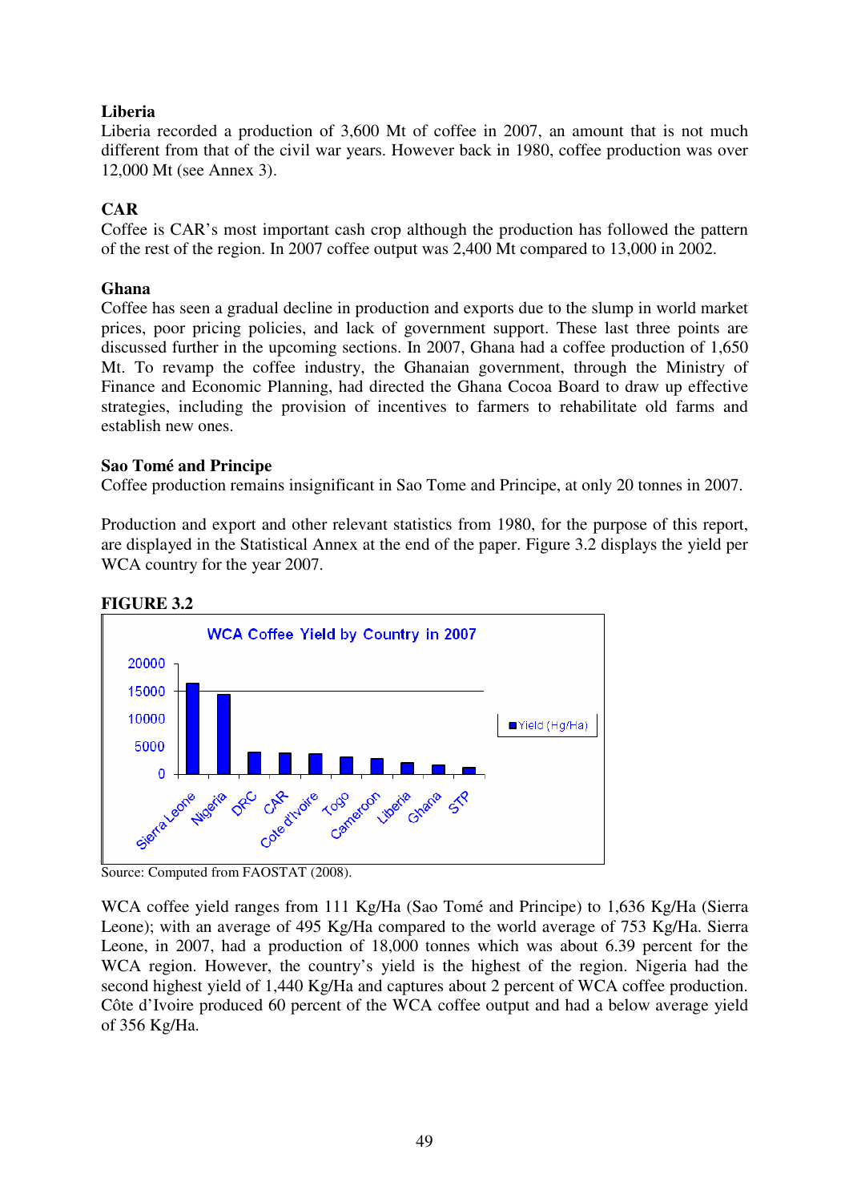**Liberia**

Liberia recorded a production of 3,600 Mt of coffee in 2007, an amount that is not much different from that of the civil war years. However back in 1980, coffee production was over 12,000 Mt (see Annex 3).

**CAR**

Coffee is CAR's most important cash crop although the production has followed the pattern of the rest of the region. In 2007 coffee output was 2,400 Mt compared to 13,000 in 2002.

**Ghana**

Coffee has seen a gradual decline in production and exports due to the slump in world market prices, poor pricing policies, and lack of government support. These last three points are discussed further in the upcoming sections. In 2007, Ghana had a coffee production of 1,650 Mt. To revamp the coffee industry, the Ghanaian government, through the Ministry of Finance and Economic Planning, had directed the Ghana Cocoa Board to draw up effective strategies, including the provision of incentives to farmers to rehabilitate old farms and establish new ones.

**Sao Tomé and Principe**

Coffee production remains insignificant in Sao Tome and Principe, at only 20 tonnes in 2007.

Production and export and other relevant statistics from 1980, for the purpose of this report, are displayed in the Statistical Annex at the end of the paper. Figure 3.2 displays the yield per WCA country for the year 2007.

**FIGURE 3.2**

WCA Coffee Yield by Country in 2007

Source: Computed from FAOSTAT (2008).

WCA coffee yield ranges from 111 Kg/Ha (Sao Tomé and Principe) to 1,636 Kg/Ha (Sierra Leone); with an average of 495 Kg/Ha compared to the world average of 753 Kg/Ha. Sierra Leone, in 2007, had a production of 18,000 tonnes which was about 6.39 percent for the WCA region. However, the country's yield is the highest of the region. Nigeria had the second highest yield of 1,440 Kg/Ha and captures about 2 percent of WCA coffee production. Côte d'Ivoire produced 60 percent of the WCA coffee output and had a below average yield of 356 Kg/Ha.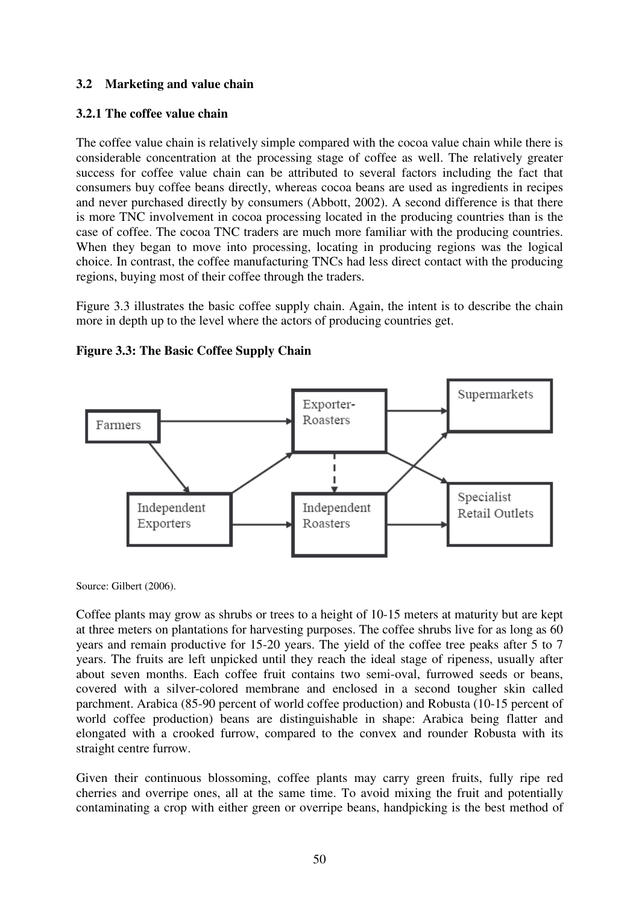### 3.2 Marketing and value chain

#### 3.2.1 The coffee value chain

The coffee value chain is relatively simple compared with the cocoa value chain while there is considerable concentration at the processing stage of coffee as well. The relatively greater success for coffee value chain can be attributed to several factors including the fact that consumers buy coffee beans directly, whereas cocoa beans are used as ingredients in recipes and never purchased directly by consumers (Abbott, 2002). A second difference is that there is more TNC involvement in cocoa processing located in the producing countries than is the case of coffee. The cocoa TNC traders are much more familiar with the producing countries. When they began to move into processing, locating in producing regions was the logical choice. In contrast, the coffee manufacturing TNCs had less direct contact with the producing regions, buying most of their coffee through the traders.

Figure 3.3 illustrates the basic coffee supply chain. Again, the intent is to describe the chain more in depth up to the level where the actors of producing countries get.

**Figure 3.3: The Basic Coffee Supply Chain**

Farmers → Exporter-Roasters; Farmers → Independent Exporters; Independent Exporters → Exporter-Roasters; Independent Exporters → Independent Roasters; Exporter-Roasters ⇢ Independent Roasters; Exporter-Roasters → Supermarkets; Exporter-Roasters → Specialist Retail Outlets; Independent Roasters → Supermarkets; Independent Roasters → Specialist Retail Outlets

Source: Gilbert (2006).

Coffee plants may grow as shrubs or trees to a height of 10-15 meters at maturity but are kept at three meters on plantations for harvesting purposes. The coffee shrubs live for as long as 60 years and remain productive for 15-20 years. The yield of the coffee tree peaks after 5 to 7 years. The fruits are left unpicked until they reach the ideal stage of ripeness, usually after about seven months. Each coffee fruit contains two semi-oval, furrowed seeds or beans, covered with a silver-colored membrane and enclosed in a second tougher skin called parchment. Arabica (85-90 percent of world coffee production) and Robusta (10-15 percent of world coffee production) beans are distinguishable in shape: Arabica being flatter and elongated with a crooked furrow, compared to the convex and rounder Robusta with its straight centre furrow.

Given their continuous blossoming, coffee plants may carry green fruits, fully ripe red cherries and overripe ones, all at the same time. To avoid mixing the fruit and potentially contaminating a crop with either green or overripe beans, handpicking is the best method of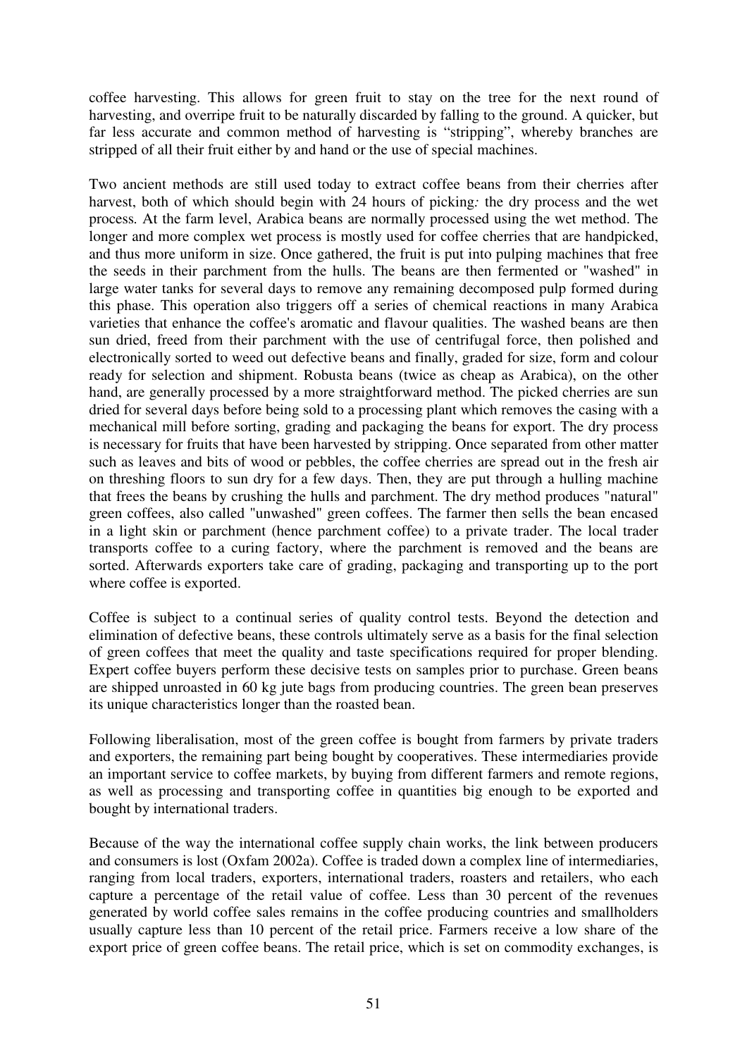coffee harvesting. This allows for green fruit to stay on the tree for the next round of harvesting, and overripe fruit to be naturally discarded by falling to the ground. A quicker, but far less accurate and common method of harvesting is "stripping", whereby branches are stripped of all their fruit either by and hand or the use of special machines.

Two ancient methods are still used today to extract coffee beans from their cherries after harvest, both of which should begin with 24 hours of picking*:* the dry process and the wet process*.* At the farm level, Arabica beans are normally processed using the wet method. The longer and more complex wet process is mostly used for coffee cherries that are handpicked, and thus more uniform in size. Once gathered, the fruit is put into pulping machines that free the seeds in their parchment from the hulls. The beans are then fermented or "washed" in large water tanks for several days to remove any remaining decomposed pulp formed during this phase. This operation also triggers off a series of chemical reactions in many Arabica varieties that enhance the coffee's aromatic and flavour qualities. The washed beans are then sun dried, freed from their parchment with the use of centrifugal force, then polished and electronically sorted to weed out defective beans and finally, graded for size, form and colour ready for selection and shipment. Robusta beans (twice as cheap as Arabica), on the other hand, are generally processed by a more straightforward method. The picked cherries are sun dried for several days before being sold to a processing plant which removes the casing with a mechanical mill before sorting, grading and packaging the beans for export. The dry process is necessary for fruits that have been harvested by stripping. Once separated from other matter such as leaves and bits of wood or pebbles, the coffee cherries are spread out in the fresh air on threshing floors to sun dry for a few days. Then, they are put through a hulling machine that frees the beans by crushing the hulls and parchment. The dry method produces "natural" green coffees, also called "unwashed" green coffees. The farmer then sells the bean encased in a light skin or parchment (hence parchment coffee) to a private trader. The local trader transports coffee to a curing factory, where the parchment is removed and the beans are sorted. Afterwards exporters take care of grading, packaging and transporting up to the port where coffee is exported.

Coffee is subject to a continual series of quality control tests. Beyond the detection and elimination of defective beans, these controls ultimately serve as a basis for the final selection of green coffees that meet the quality and taste specifications required for proper blending. Expert coffee buyers perform these decisive tests on samples prior to purchase. Green beans are shipped unroasted in 60 kg jute bags from producing countries. The green bean preserves its unique characteristics longer than the roasted bean.

Following liberalisation, most of the green coffee is bought from farmers by private traders and exporters, the remaining part being bought by cooperatives. These intermediaries provide an important service to coffee markets, by buying from different farmers and remote regions, as well as processing and transporting coffee in quantities big enough to be exported and bought by international traders.

Because of the way the international coffee supply chain works, the link between producers and consumers is lost (Oxfam 2002a). Coffee is traded down a complex line of intermediaries, ranging from local traders, exporters, international traders, roasters and retailers, who each capture a percentage of the retail value of coffee. Less than 30 percent of the revenues generated by world coffee sales remains in the coffee producing countries and smallholders usually capture less than 10 percent of the retail price. Farmers receive a low share of the export price of green coffee beans. The retail price, which is set on commodity exchanges, is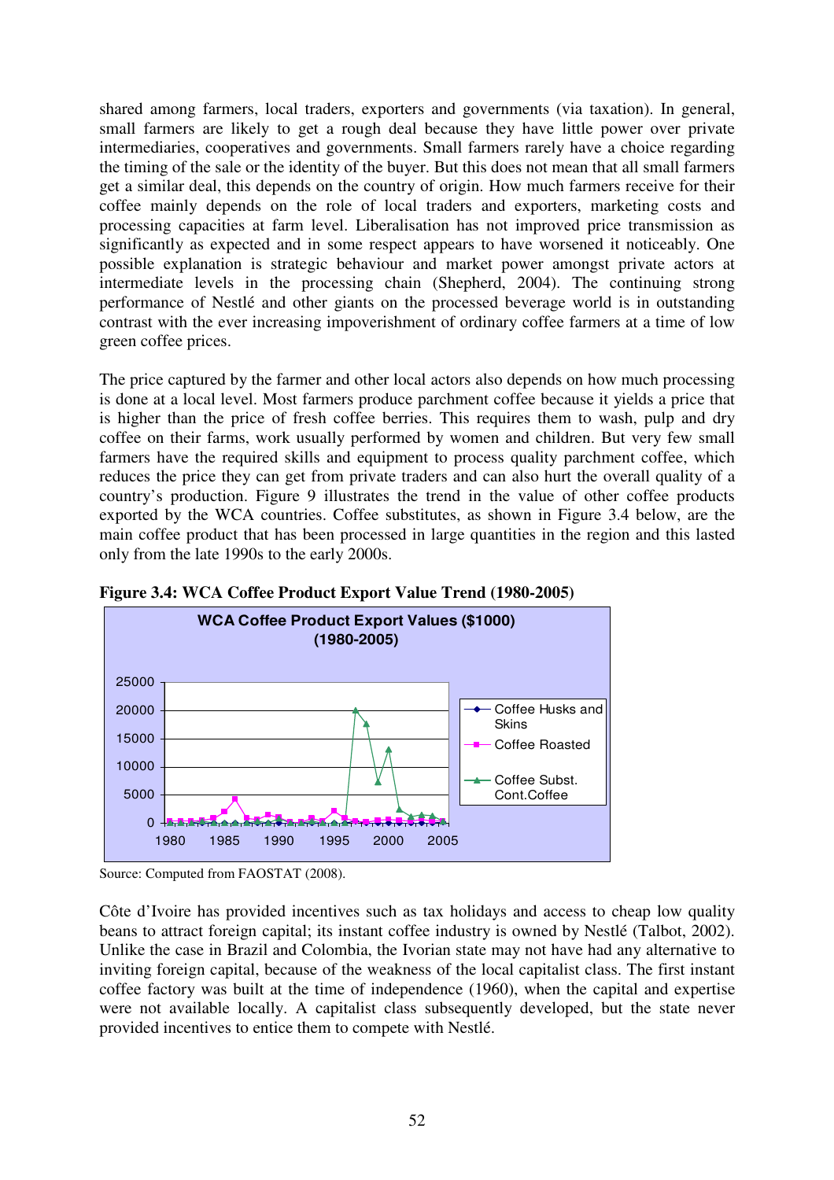shared among farmers, local traders, exporters and governments (via taxation). In general, small farmers are likely to get a rough deal because they have little power over private intermediaries, cooperatives and governments. Small farmers rarely have a choice regarding the timing of the sale or the identity of the buyer. But this does not mean that all small farmers get a similar deal, this depends on the country of origin. How much farmers receive for their coffee mainly depends on the role of local traders and exporters, marketing costs and processing capacities at farm level. Liberalisation has not improved price transmission as significantly as expected and in some respect appears to have worsened it noticeably. One possible explanation is strategic behaviour and market power amongst private actors at intermediate levels in the processing chain (Shepherd, 2004). The continuing strong performance of Nestlé and other giants on the processed beverage world is in outstanding contrast with the ever increasing impoverishment of ordinary coffee farmers at a time of low green coffee prices.

The price captured by the farmer and other local actors also depends on how much processing is done at a local level. Most farmers produce parchment coffee because it yields a price that is higher than the price of fresh coffee berries. This requires them to wash, pulp and dry coffee on their farms, work usually performed by women and children. But very few small farmers have the required skills and equipment to process quality parchment coffee, which reduces the price they can get from private traders and can also hurt the overall quality of a country's production. Figure 9 illustrates the trend in the value of other coffee products exported by the WCA countries. Coffee substitutes, as shown in Figure 3.4 below, are the main coffee product that has been processed in large quantities in the region and this lasted only from the late 1990s to the early 2000s.

**Figure 3.4: WCA Coffee Product Export Value Trend (1980-2005)**

Source: Computed from FAOSTAT (2008).

Côte d'Ivoire has provided incentives such as tax holidays and access to cheap low quality beans to attract foreign capital; its instant coffee industry is owned by Nestlé (Talbot, 2002). Unlike the case in Brazil and Colombia, the Ivorian state may not have had any alternative to inviting foreign capital, because of the weakness of the local capitalist class. The first instant coffee factory was built at the time of independence (1960), when the capital and expertise were not available locally. A capitalist class subsequently developed, but the state never provided incentives to entice them to compete with Nestlé.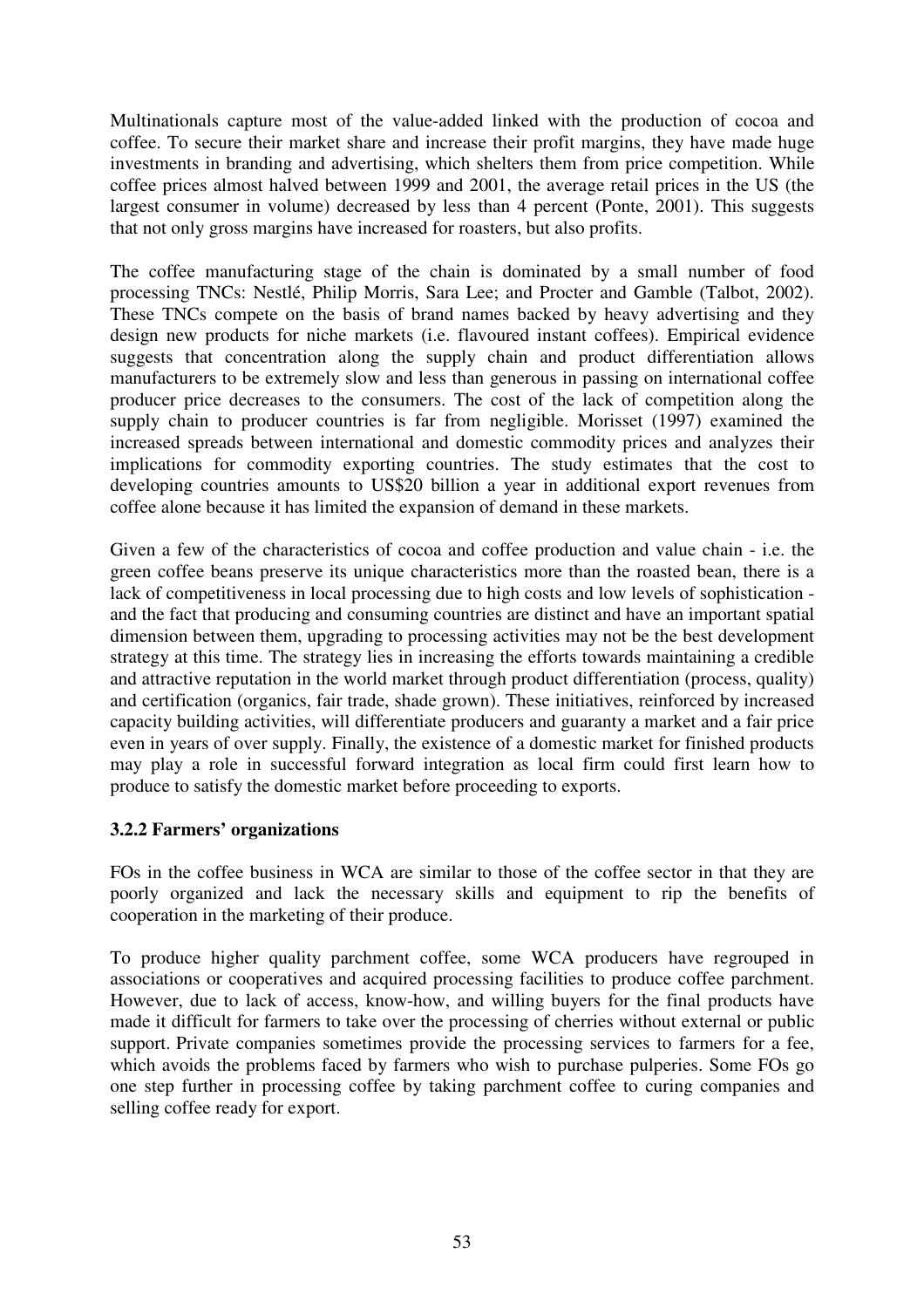Multinationals capture most of the value-added linked with the production of cocoa and coffee. To secure their market share and increase their profit margins, they have made huge investments in branding and advertising, which shelters them from price competition. While coffee prices almost halved between 1999 and 2001, the average retail prices in the US (the largest consumer in volume) decreased by less than 4 percent (Ponte, 2001). This suggests that not only gross margins have increased for roasters, but also profits.

The coffee manufacturing stage of the chain is dominated by a small number of food processing TNCs: Nestlé, Philip Morris, Sara Lee; and Procter and Gamble (Talbot, 2002). These TNCs compete on the basis of brand names backed by heavy advertising and they design new products for niche markets (i.e. flavoured instant coffees). Empirical evidence suggests that concentration along the supply chain and product differentiation allows manufacturers to be extremely slow and less than generous in passing on international coffee producer price decreases to the consumers. The cost of the lack of competition along the supply chain to producer countries is far from negligible. Morisset (1997) examined the increased spreads between international and domestic commodity prices and analyzes their implications for commodity exporting countries. The study estimates that the cost to developing countries amounts to US$20 billion a year in additional export revenues from coffee alone because it has limited the expansion of demand in these markets.

Given a few of the characteristics of cocoa and coffee production and value chain - i.e. the green coffee beans preserve its unique characteristics more than the roasted bean, there is a lack of competitiveness in local processing due to high costs and low levels of sophistication - and the fact that producing and consuming countries are distinct and have an important spatial dimension between them, upgrading to processing activities may not be the best development strategy at this time. The strategy lies in increasing the efforts towards maintaining a credible and attractive reputation in the world market through product differentiation (process, quality) and certification (organics, fair trade, shade grown). These initiatives, reinforced by increased capacity building activities, will differentiate producers and guaranty a market and a fair price even in years of over supply. Finally, the existence of a domestic market for finished products may play a role in successful forward integration as local firm could first learn how to produce to satisfy the domestic market before proceeding to exports.

### 3.2.2 Farmers' organizations

FOs in the coffee business in WCA are similar to those of the coffee sector in that they are poorly organized and lack the necessary skills and equipment to rip the benefits of cooperation in the marketing of their produce.

To produce higher quality parchment coffee, some WCA producers have regrouped in associations or cooperatives and acquired processing facilities to produce coffee parchment. However, due to lack of access, know-how, and willing buyers for the final products have made it difficult for farmers to take over the processing of cherries without external or public support. Private companies sometimes provide the processing services to farmers for a fee, which avoids the problems faced by farmers who wish to purchase pulperies. Some FOs go one step further in processing coffee by taking parchment coffee to curing companies and selling coffee ready for export.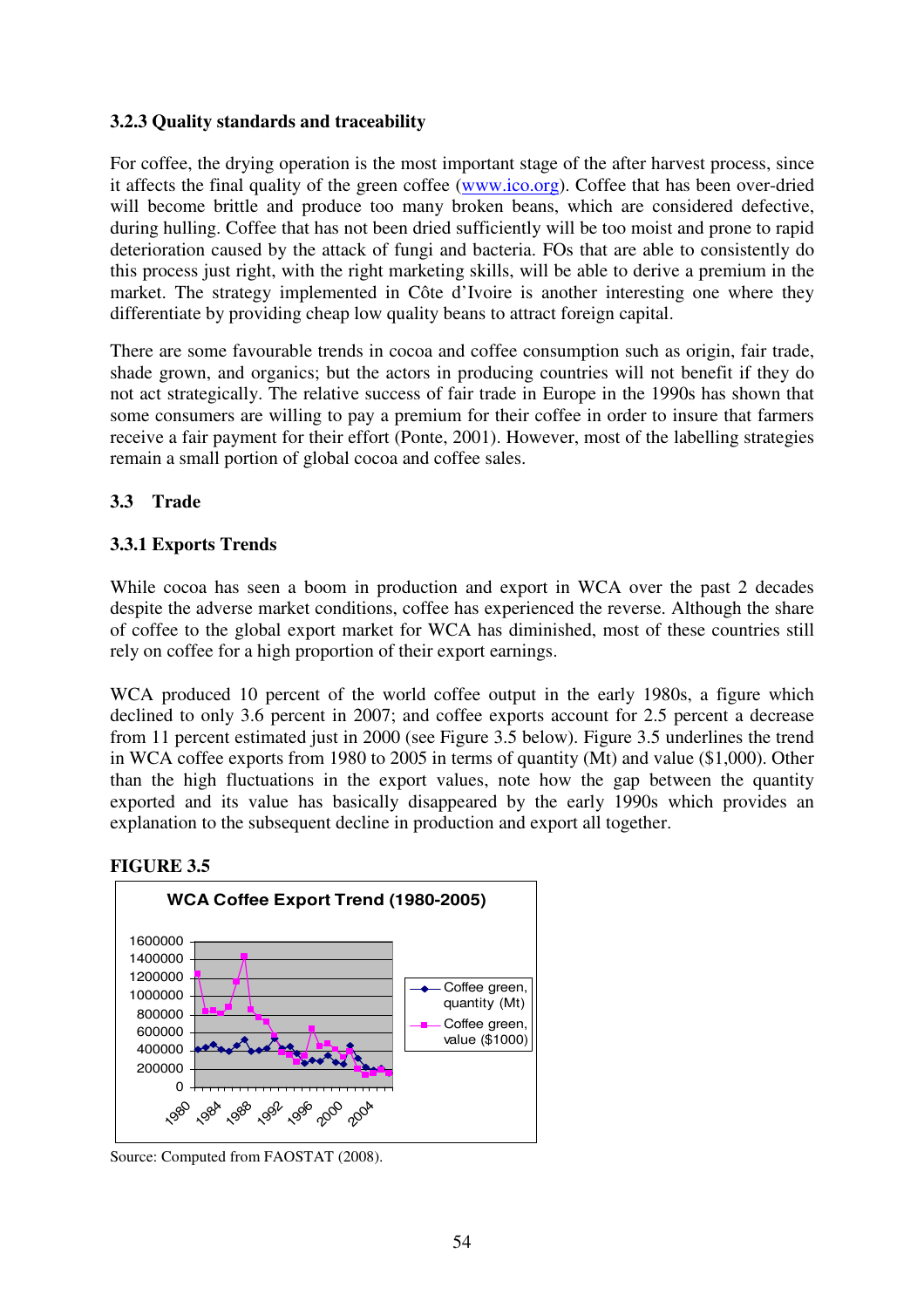### 3.2.3 Quality standards and traceability

For coffee, the drying operation is the most important stage of the after harvest process, since it affects the final quality of the green coffee (www.ico.org). Coffee that has been over-dried will become brittle and produce too many broken beans, which are considered defective, during hulling. Coffee that has not been dried sufficiently will be too moist and prone to rapid deterioration caused by the attack of fungi and bacteria. FOs that are able to consistently do this process just right, with the right marketing skills, will be able to derive a premium in the market. The strategy implemented in Côte d'Ivoire is another interesting one where they differentiate by providing cheap low quality beans to attract foreign capital.

There are some favourable trends in cocoa and coffee consumption such as origin, fair trade, shade grown, and organics; but the actors in producing countries will not benefit if they do not act strategically. The relative success of fair trade in Europe in the 1990s has shown that some consumers are willing to pay a premium for their coffee in order to insure that farmers receive a fair payment for their effort (Ponte, 2001). However, most of the labelling strategies remain a small portion of global cocoa and coffee sales.

## 3.3 Trade

### 3.3.1 Exports Trends

While cocoa has seen a boom in production and export in WCA over the past 2 decades despite the adverse market conditions, coffee has experienced the reverse. Although the share of coffee to the global export market for WCA has diminished, most of these countries still rely on coffee for a high proportion of their export earnings.

WCA produced 10 percent of the world coffee output in the early 1980s, a figure which declined to only 3.6 percent in 2007; and coffee exports account for 2.5 percent a decrease from 11 percent estimated just in 2000 (see Figure 3.5 below). Figure 3.5 underlines the trend in WCA coffee exports from 1980 to 2005 in terms of quantity (Mt) and value ($1,000). Other than the high fluctuations in the export values, note how the gap between the quantity exported and its value has basically disappeared by the early 1990s which provides an explanation to the subsequent decline in production and export all together.

**FIGURE 3.5**

WCA Coffee Export Trend (1980-2005)

Source: Computed from FAOSTAT (2008).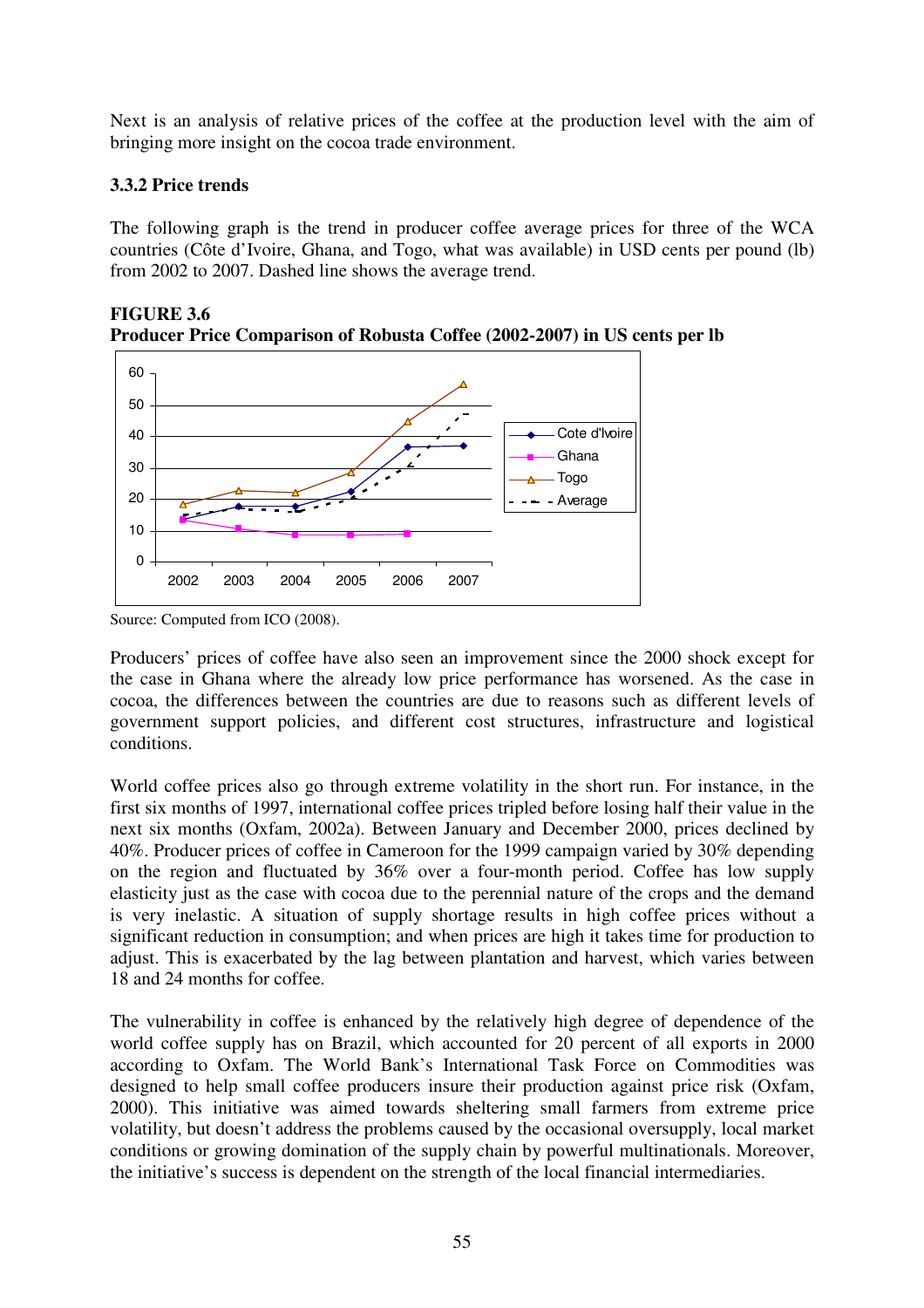Next is an analysis of relative prices of the coffee at the production level with the aim of bringing more insight on the cocoa trade environment.

### 3.3.2 Price trends

The following graph is the trend in producer coffee average prices for three of the WCA countries (Côte d'Ivoire, Ghana, and Togo, what was available) in USD cents per pound (lb) from 2002 to 2007. Dashed line shows the average trend.

**FIGURE 3.6**
**Producer Price Comparison of Robusta Coffee (2002-2007) in US cents per lb**

Source: Computed from ICO (2008).

Producers' prices of coffee have also seen an improvement since the 2000 shock except for the case in Ghana where the already low price performance has worsened. As the case in cocoa, the differences between the countries are due to reasons such as different levels of government support policies, and different cost structures, infrastructure and logistical conditions.

World coffee prices also go through extreme volatility in the short run. For instance, in the first six months of 1997, international coffee prices tripled before losing half their value in the next six months (Oxfam, 2002a). Between January and December 2000, prices declined by 40%. Producer prices of coffee in Cameroon for the 1999 campaign varied by 30% depending on the region and fluctuated by 36% over a four-month period. Coffee has low supply elasticity just as the case with cocoa due to the perennial nature of the crops and the demand is very inelastic. A situation of supply shortage results in high coffee prices without a significant reduction in consumption; and when prices are high it takes time for production to adjust. This is exacerbated by the lag between plantation and harvest, which varies between 18 and 24 months for coffee.

The vulnerability in coffee is enhanced by the relatively high degree of dependence of the world coffee supply has on Brazil, which accounted for 20 percent of all exports in 2000 according to Oxfam. The World Bank's International Task Force on Commodities was designed to help small coffee producers insure their production against price risk (Oxfam, 2000). This initiative was aimed towards sheltering small farmers from extreme price volatility, but doesn't address the problems caused by the occasional oversupply, local market conditions or growing domination of the supply chain by powerful multinationals. Moreover, the initiative's success is dependent on the strength of the local financial intermediaries.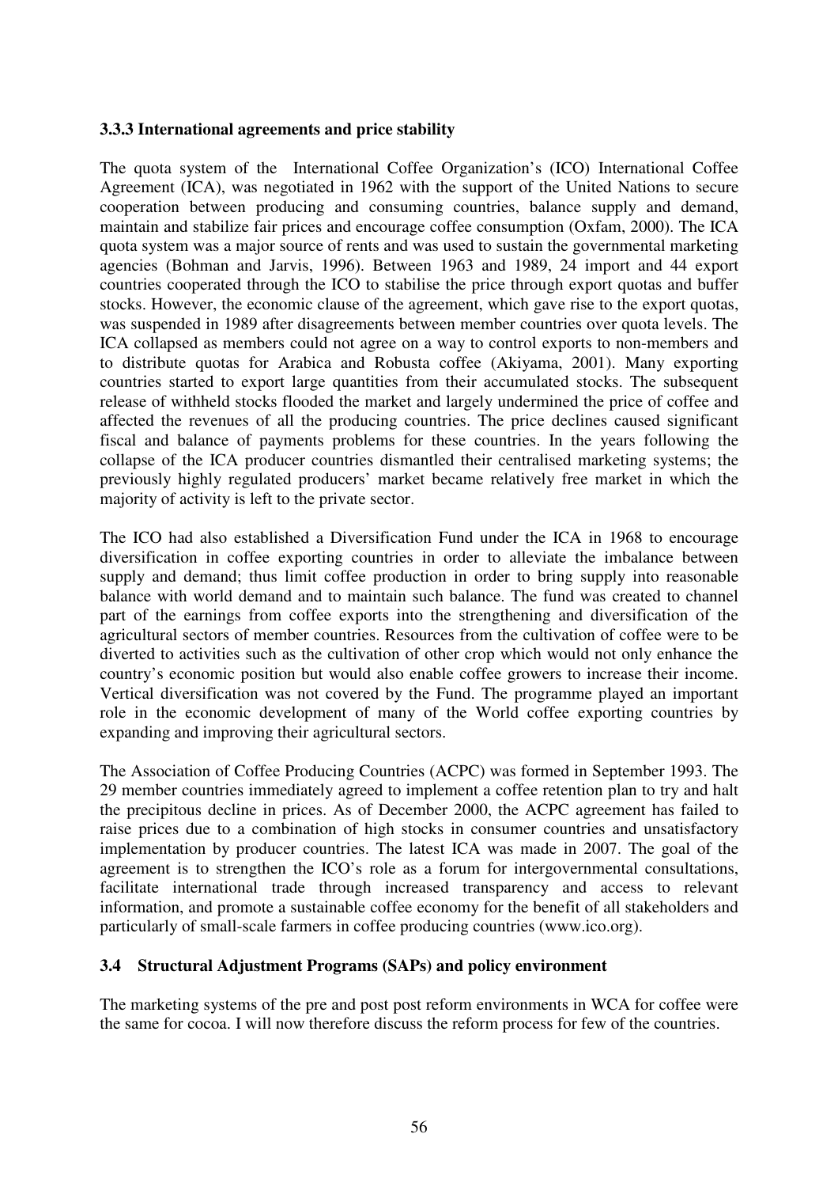### 3.3.3 International agreements and price stability

The quota system of the International Coffee Organization's (ICO) International Coffee Agreement (ICA), was negotiated in 1962 with the support of the United Nations to secure cooperation between producing and consuming countries, balance supply and demand, maintain and stabilize fair prices and encourage coffee consumption (Oxfam, 2000). The ICA quota system was a major source of rents and was used to sustain the governmental marketing agencies (Bohman and Jarvis, 1996). Between 1963 and 1989, 24 import and 44 export countries cooperated through the ICO to stabilise the price through export quotas and buffer stocks. However, the economic clause of the agreement, which gave rise to the export quotas, was suspended in 1989 after disagreements between member countries over quota levels. The ICA collapsed as members could not agree on a way to control exports to non-members and to distribute quotas for Arabica and Robusta coffee (Akiyama, 2001). Many exporting countries started to export large quantities from their accumulated stocks. The subsequent release of withheld stocks flooded the market and largely undermined the price of coffee and affected the revenues of all the producing countries. The price declines caused significant fiscal and balance of payments problems for these countries. In the years following the collapse of the ICA producer countries dismantled their centralised marketing systems; the previously highly regulated producers' market became relatively free market in which the majority of activity is left to the private sector.

The ICO had also established a Diversification Fund under the ICA in 1968 to encourage diversification in coffee exporting countries in order to alleviate the imbalance between supply and demand; thus limit coffee production in order to bring supply into reasonable balance with world demand and to maintain such balance. The fund was created to channel part of the earnings from coffee exports into the strengthening and diversification of the agricultural sectors of member countries. Resources from the cultivation of coffee were to be diverted to activities such as the cultivation of other crop which would not only enhance the country's economic position but would also enable coffee growers to increase their income. Vertical diversification was not covered by the Fund. The programme played an important role in the economic development of many of the World coffee exporting countries by expanding and improving their agricultural sectors.

The Association of Coffee Producing Countries (ACPC) was formed in September 1993. The 29 member countries immediately agreed to implement a coffee retention plan to try and halt the precipitous decline in prices. As of December 2000, the ACPC agreement has failed to raise prices due to a combination of high stocks in consumer countries and unsatisfactory implementation by producer countries. The latest ICA was made in 2007. The goal of the agreement is to strengthen the ICO's role as a forum for intergovernmental consultations, facilitate international trade through increased transparency and access to relevant information, and promote a sustainable coffee economy for the benefit of all stakeholders and particularly of small-scale farmers in coffee producing countries (www.ico.org).

## 3.4 Structural Adjustment Programs (SAPs) and policy environment

The marketing systems of the pre and post post reform environments in WCA for coffee were the same for cocoa. I will now therefore discuss the reform process for few of the countries.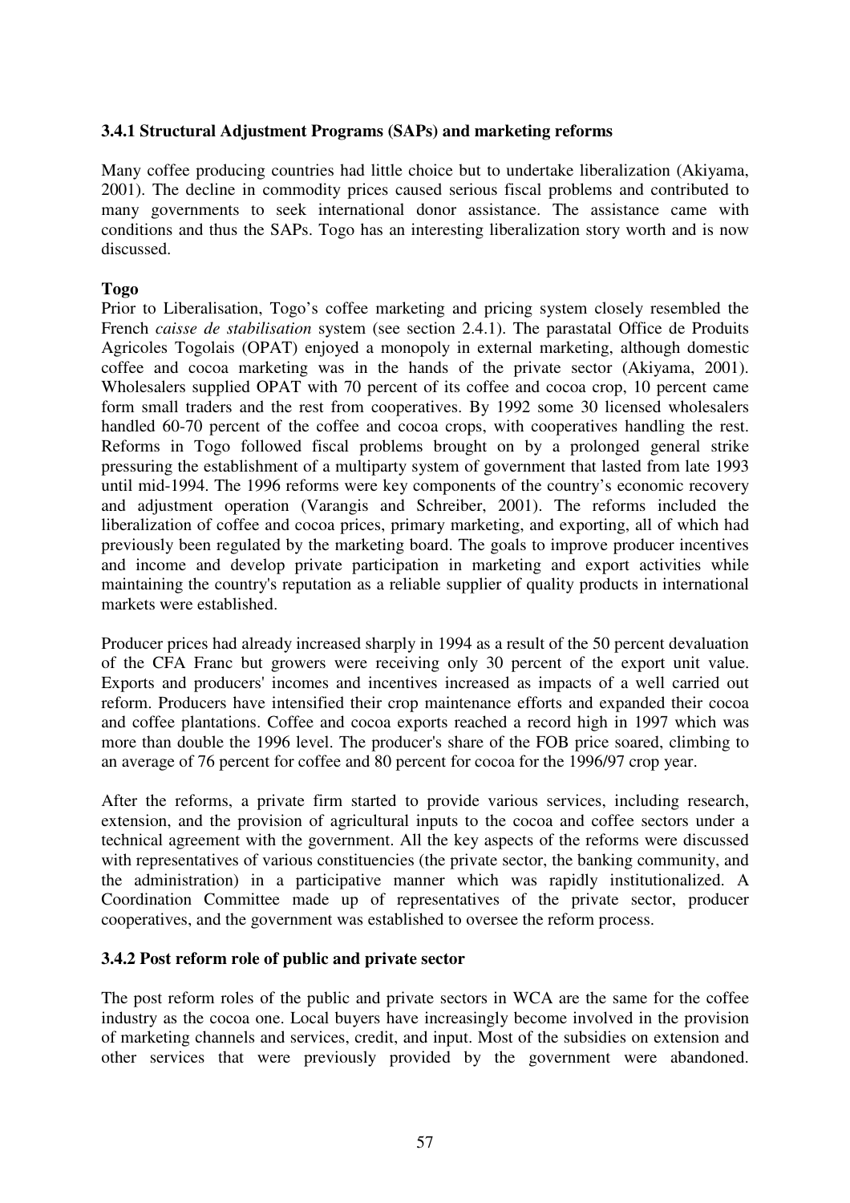### 3.4.1 Structural Adjustment Programs (SAPs) and marketing reforms

Many coffee producing countries had little choice but to undertake liberalization (Akiyama, 2001). The decline in commodity prices caused serious fiscal problems and contributed to many governments to seek international donor assistance. The assistance came with conditions and thus the SAPs. Togo has an interesting liberalization story worth and is now discussed.

**Togo**

Prior to Liberalisation, Togo's coffee marketing and pricing system closely resembled the French *caisse de stabilisation* system (see section 2.4.1). The parastatal Office de Produits Agricoles Togolais (OPAT) enjoyed a monopoly in external marketing, although domestic coffee and cocoa marketing was in the hands of the private sector (Akiyama, 2001). Wholesalers supplied OPAT with 70 percent of its coffee and cocoa crop, 10 percent came form small traders and the rest from cooperatives. By 1992 some 30 licensed wholesalers handled 60-70 percent of the coffee and cocoa crops, with cooperatives handling the rest. Reforms in Togo followed fiscal problems brought on by a prolonged general strike pressuring the establishment of a multiparty system of government that lasted from late 1993 until mid-1994. The 1996 reforms were key components of the country's economic recovery and adjustment operation (Varangis and Schreiber, 2001). The reforms included the liberalization of coffee and cocoa prices, primary marketing, and exporting, all of which had previously been regulated by the marketing board. The goals to improve producer incentives and income and develop private participation in marketing and export activities while maintaining the country's reputation as a reliable supplier of quality products in international markets were established.

Producer prices had already increased sharply in 1994 as a result of the 50 percent devaluation of the CFA Franc but growers were receiving only 30 percent of the export unit value. Exports and producers' incomes and incentives increased as impacts of a well carried out reform. Producers have intensified their crop maintenance efforts and expanded their cocoa and coffee plantations. Coffee and cocoa exports reached a record high in 1997 which was more than double the 1996 level. The producer's share of the FOB price soared, climbing to an average of 76 percent for coffee and 80 percent for cocoa for the 1996/97 crop year.

After the reforms, a private firm started to provide various services, including research, extension, and the provision of agricultural inputs to the cocoa and coffee sectors under a technical agreement with the government. All the key aspects of the reforms were discussed with representatives of various constituencies (the private sector, the banking community, and the administration) in a participative manner which was rapidly institutionalized. A Coordination Committee made up of representatives of the private sector, producer cooperatives, and the government was established to oversee the reform process.

### 3.4.2 Post reform role of public and private sector

The post reform roles of the public and private sectors in WCA are the same for the coffee industry as the cocoa one. Local buyers have increasingly become involved in the provision of marketing channels and services, credit, and input. Most of the subsidies on extension and other services that were previously provided by the government were abandoned.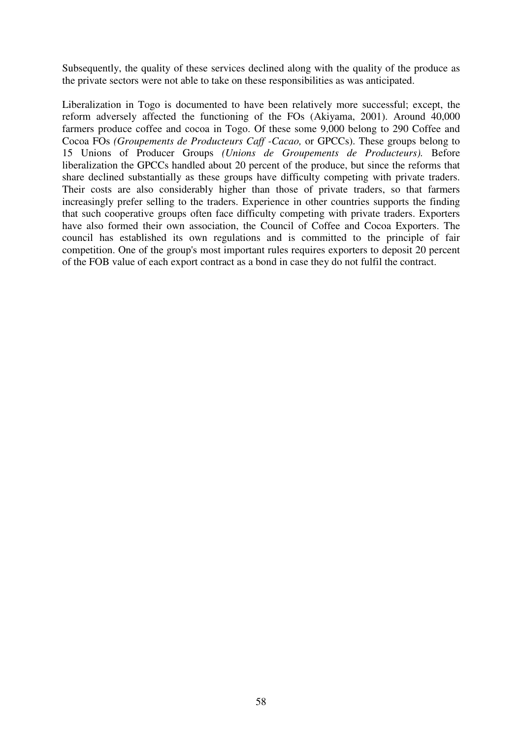Subsequently, the quality of these services declined along with the quality of the produce as the private sectors were not able to take on these responsibilities as was anticipated.

Liberalization in Togo is documented to have been relatively more successful; except, the reform adversely affected the functioning of the FOs (Akiyama, 2001). Around 40,000 farmers produce coffee and cocoa in Togo. Of these some 9,000 belong to 290 Coffee and Cocoa FOs *(Groupements de Producteurs Caff -Cacao,* or GPCCs). These groups belong to 15 Unions of Producer Groups *(Unions de Groupements de Producteurs).* Before liberalization the GPCCs handled about 20 percent of the produce, but since the reforms that share declined substantially as these groups have difficulty competing with private traders. Their costs are also considerably higher than those of private traders, so that farmers increasingly prefer selling to the traders. Experience in other countries supports the finding that such cooperative groups often face difficulty competing with private traders. Exporters have also formed their own association, the Council of Coffee and Cocoa Exporters. The council has established its own regulations and is committed to the principle of fair competition. One of the group's most important rules requires exporters to deposit 20 percent of the FOB value of each export contract as a bond in case they do not fulfil the contract.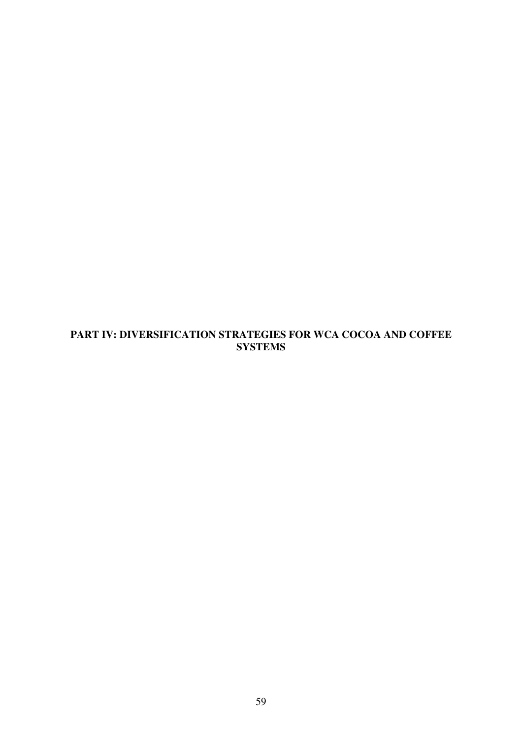# PART IV: DIVERSIFICATION STRATEGIES FOR WCA COCOA AND COFFEE SYSTEMS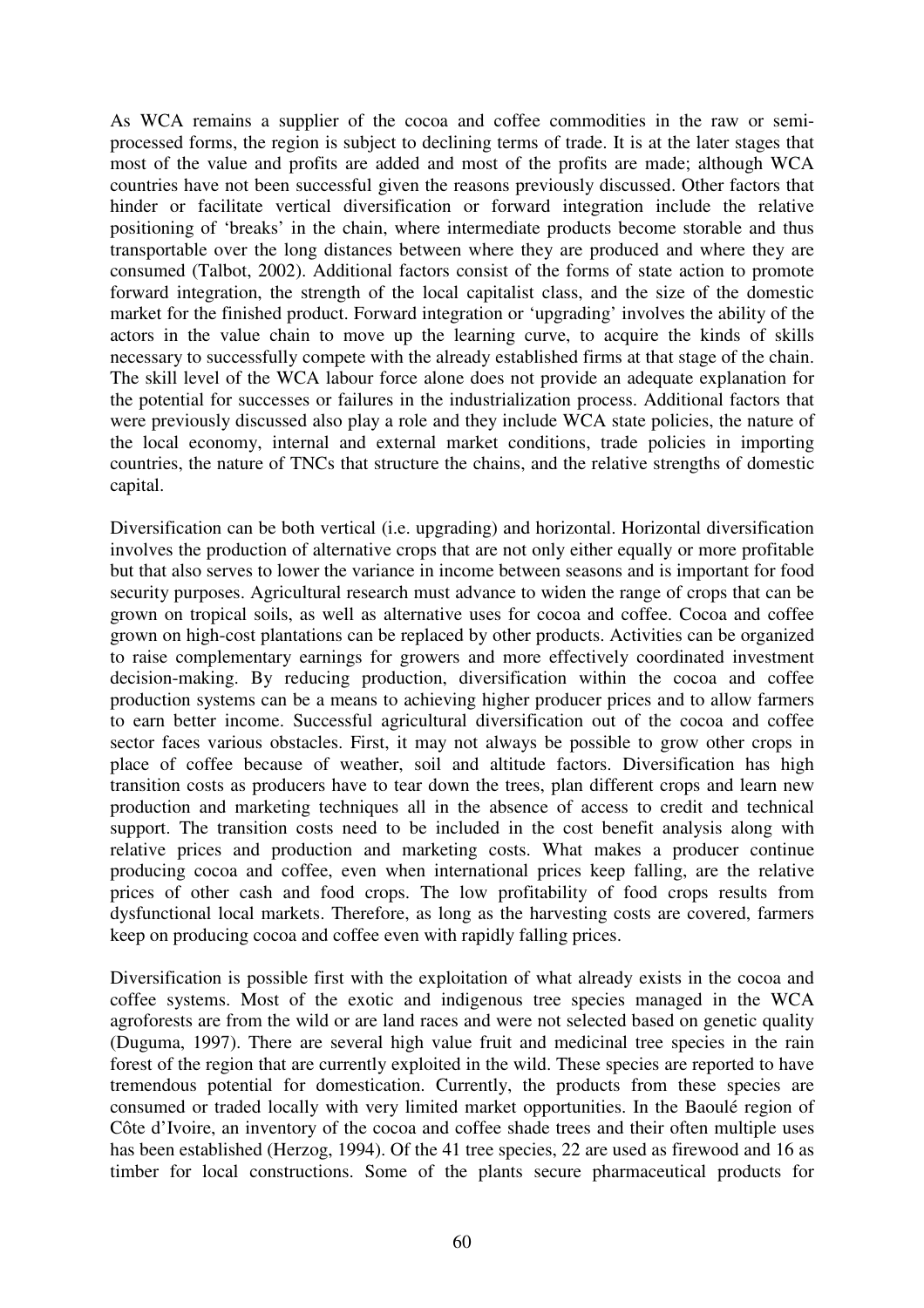As WCA remains a supplier of the cocoa and coffee commodities in the raw or semi-processed forms, the region is subject to declining terms of trade. It is at the later stages that most of the value and profits are added and most of the profits are made; although WCA countries have not been successful given the reasons previously discussed. Other factors that hinder or facilitate vertical diversification or forward integration include the relative positioning of 'breaks' in the chain, where intermediate products become storable and thus transportable over the long distances between where they are produced and where they are consumed (Talbot, 2002). Additional factors consist of the forms of state action to promote forward integration, the strength of the local capitalist class, and the size of the domestic market for the finished product. Forward integration or 'upgrading' involves the ability of the actors in the value chain to move up the learning curve, to acquire the kinds of skills necessary to successfully compete with the already established firms at that stage of the chain. The skill level of the WCA labour force alone does not provide an adequate explanation for the potential for successes or failures in the industrialization process. Additional factors that were previously discussed also play a role and they include WCA state policies, the nature of the local economy, internal and external market conditions, trade policies in importing countries, the nature of TNCs that structure the chains, and the relative strengths of domestic capital.

Diversification can be both vertical (i.e. upgrading) and horizontal. Horizontal diversification involves the production of alternative crops that are not only either equally or more profitable but that also serves to lower the variance in income between seasons and is important for food security purposes. Agricultural research must advance to widen the range of crops that can be grown on tropical soils, as well as alternative uses for cocoa and coffee. Cocoa and coffee grown on high-cost plantations can be replaced by other products. Activities can be organized to raise complementary earnings for growers and more effectively coordinated investment decision-making. By reducing production, diversification within the cocoa and coffee production systems can be a means to achieving higher producer prices and to allow farmers to earn better income. Successful agricultural diversification out of the cocoa and coffee sector faces various obstacles. First, it may not always be possible to grow other crops in place of coffee because of weather, soil and altitude factors. Diversification has high transition costs as producers have to tear down the trees, plan different crops and learn new production and marketing techniques all in the absence of access to credit and technical support. The transition costs need to be included in the cost benefit analysis along with relative prices and production and marketing costs. What makes a producer continue producing cocoa and coffee, even when international prices keep falling, are the relative prices of other cash and food crops. The low profitability of food crops results from dysfunctional local markets. Therefore, as long as the harvesting costs are covered, farmers keep on producing cocoa and coffee even with rapidly falling prices.

Diversification is possible first with the exploitation of what already exists in the cocoa and coffee systems. Most of the exotic and indigenous tree species managed in the WCA agroforests are from the wild or are land races and were not selected based on genetic quality (Duguma, 1997). There are several high value fruit and medicinal tree species in the rain forest of the region that are currently exploited in the wild. These species are reported to have tremendous potential for domestication. Currently, the products from these species are consumed or traded locally with very limited market opportunities. In the Baoulé region of Côte d'Ivoire, an inventory of the cocoa and coffee shade trees and their often multiple uses has been established (Herzog, 1994). Of the 41 tree species, 22 are used as firewood and 16 as timber for local constructions. Some of the plants secure pharmaceutical products for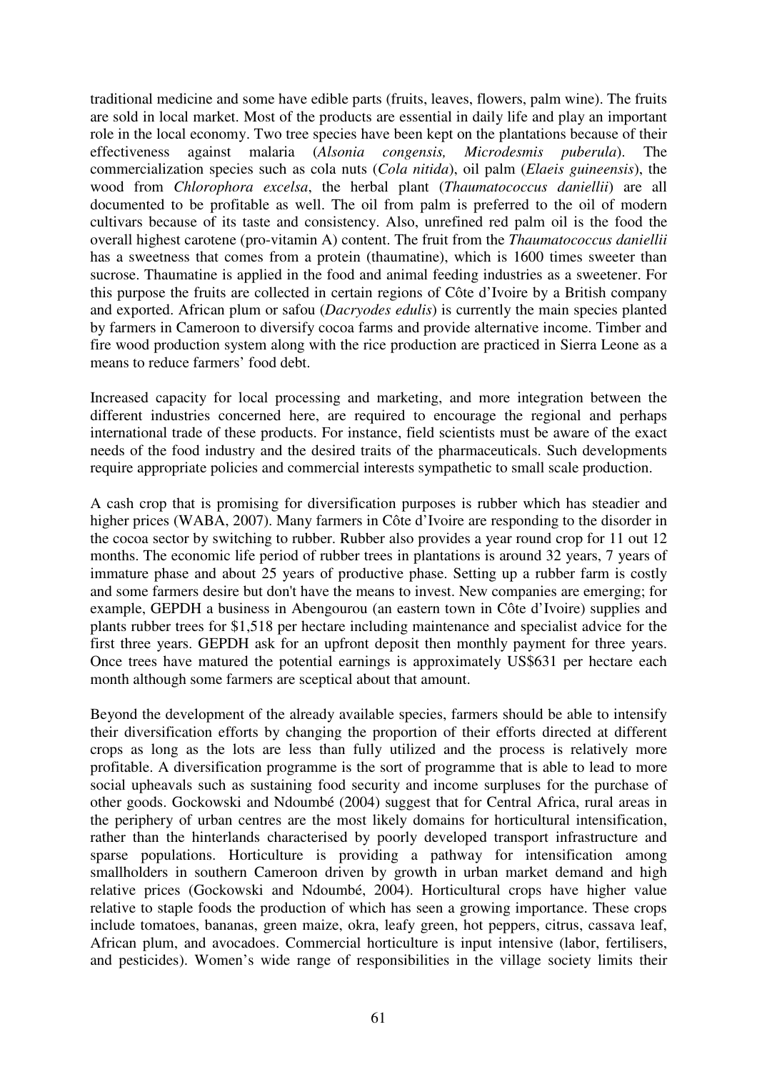traditional medicine and some have edible parts (fruits, leaves, flowers, palm wine). The fruits are sold in local market. Most of the products are essential in daily life and play an important role in the local economy. Two tree species have been kept on the plantations because of their effectiveness against malaria (*Alsonia congensis, Microdesmis puberula*). The commercialization species such as cola nuts (*Cola nitida*), oil palm (*Elaeis guineensis*), the wood from *Chlorophora excelsa*, the herbal plant (*Thaumatococcus daniellii*) are all documented to be profitable as well. The oil from palm is preferred to the oil of modern cultivars because of its taste and consistency. Also, unrefined red palm oil is the food the overall highest carotene (pro-vitamin A) content. The fruit from the *Thaumatococcus daniellii* has a sweetness that comes from a protein (thaumatine), which is 1600 times sweeter than sucrose. Thaumatine is applied in the food and animal feeding industries as a sweetener. For this purpose the fruits are collected in certain regions of Côte d'Ivoire by a British company and exported. African plum or safou (*Dacryodes edulis*) is currently the main species planted by farmers in Cameroon to diversify cocoa farms and provide alternative income. Timber and fire wood production system along with the rice production are practiced in Sierra Leone as a means to reduce farmers' food debt.

Increased capacity for local processing and marketing, and more integration between the different industries concerned here, are required to encourage the regional and perhaps international trade of these products. For instance, field scientists must be aware of the exact needs of the food industry and the desired traits of the pharmaceuticals. Such developments require appropriate policies and commercial interests sympathetic to small scale production.

A cash crop that is promising for diversification purposes is rubber which has steadier and higher prices (WABA, 2007). Many farmers in Côte d'Ivoire are responding to the disorder in the cocoa sector by switching to rubber. Rubber also provides a year round crop for 11 out 12 months. The economic life period of rubber trees in plantations is around 32 years, 7 years of immature phase and about 25 years of productive phase. Setting up a rubber farm is costly and some farmers desire but don't have the means to invest. New companies are emerging; for example, GEPDH a business in Abengourou (an eastern town in Côte d'Ivoire) supplies and plants rubber trees for $1,518 per hectare including maintenance and specialist advice for the first three years. GEPDH ask for an upfront deposit then monthly payment for three years. Once trees have matured the potential earnings is approximately US$631 per hectare each month although some farmers are sceptical about that amount.

Beyond the development of the already available species, farmers should be able to intensify their diversification efforts by changing the proportion of their efforts directed at different crops as long as the lots are less than fully utilized and the process is relatively more profitable. A diversification programme is the sort of programme that is able to lead to more social upheavals such as sustaining food security and income surpluses for the purchase of other goods. Gockowski and Ndoumbé (2004) suggest that for Central Africa, rural areas in the periphery of urban centres are the most likely domains for horticultural intensification, rather than the hinterlands characterised by poorly developed transport infrastructure and sparse populations. Horticulture is providing a pathway for intensification among smallholders in southern Cameroon driven by growth in urban market demand and high relative prices (Gockowski and Ndoumbé, 2004). Horticultural crops have higher value relative to staple foods the production of which has seen a growing importance. These crops include tomatoes, bananas, green maize, okra, leafy green, hot peppers, citrus, cassava leaf, African plum, and avocadoes. Commercial horticulture is input intensive (labor, fertilisers, and pesticides). Women's wide range of responsibilities in the village society limits their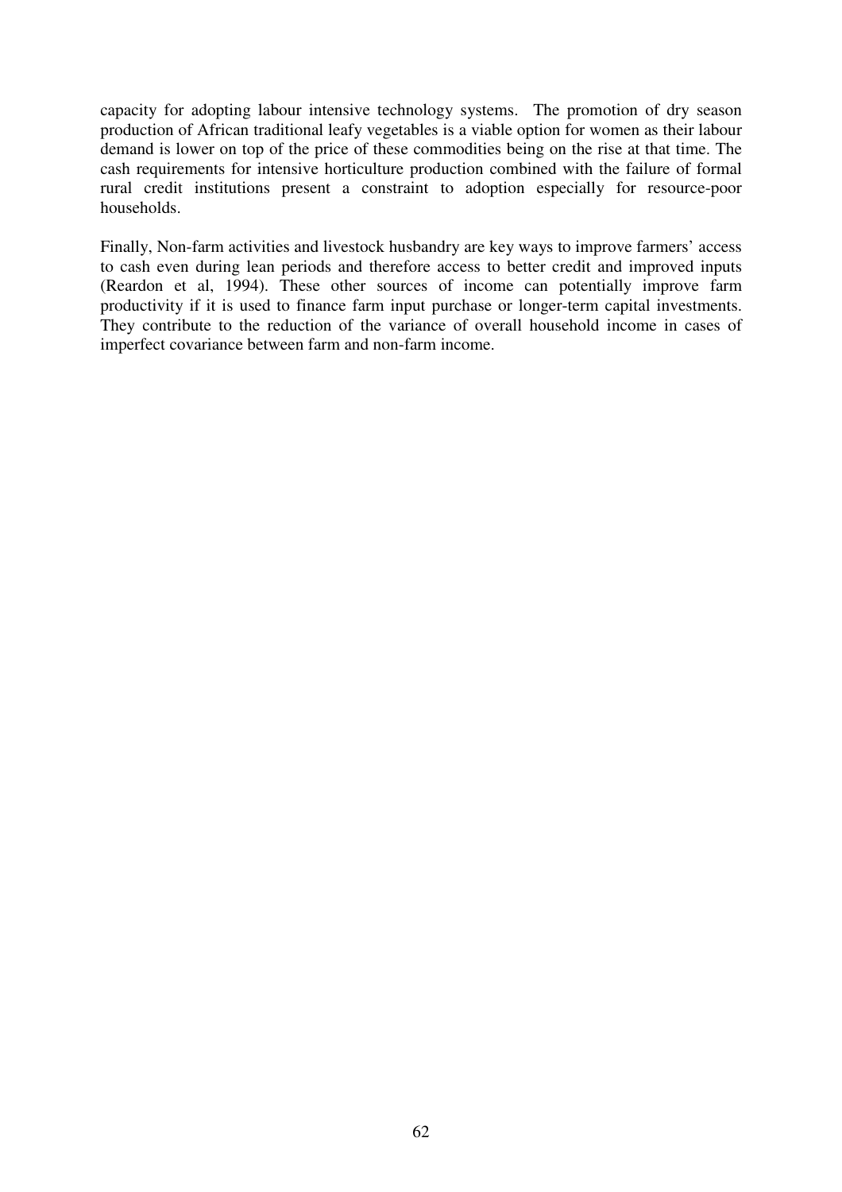capacity for adopting labour intensive technology systems. The promotion of dry season production of African traditional leafy vegetables is a viable option for women as their labour demand is lower on top of the price of these commodities being on the rise at that time. The cash requirements for intensive horticulture production combined with the failure of formal rural credit institutions present a constraint to adoption especially for resource-poor households.

Finally, Non-farm activities and livestock husbandry are key ways to improve farmers' access to cash even during lean periods and therefore access to better credit and improved inputs (Reardon et al, 1994). These other sources of income can potentially improve farm productivity if it is used to finance farm input purchase or longer-term capital investments. They contribute to the reduction of the variance of overall household income in cases of imperfect covariance between farm and non-farm income.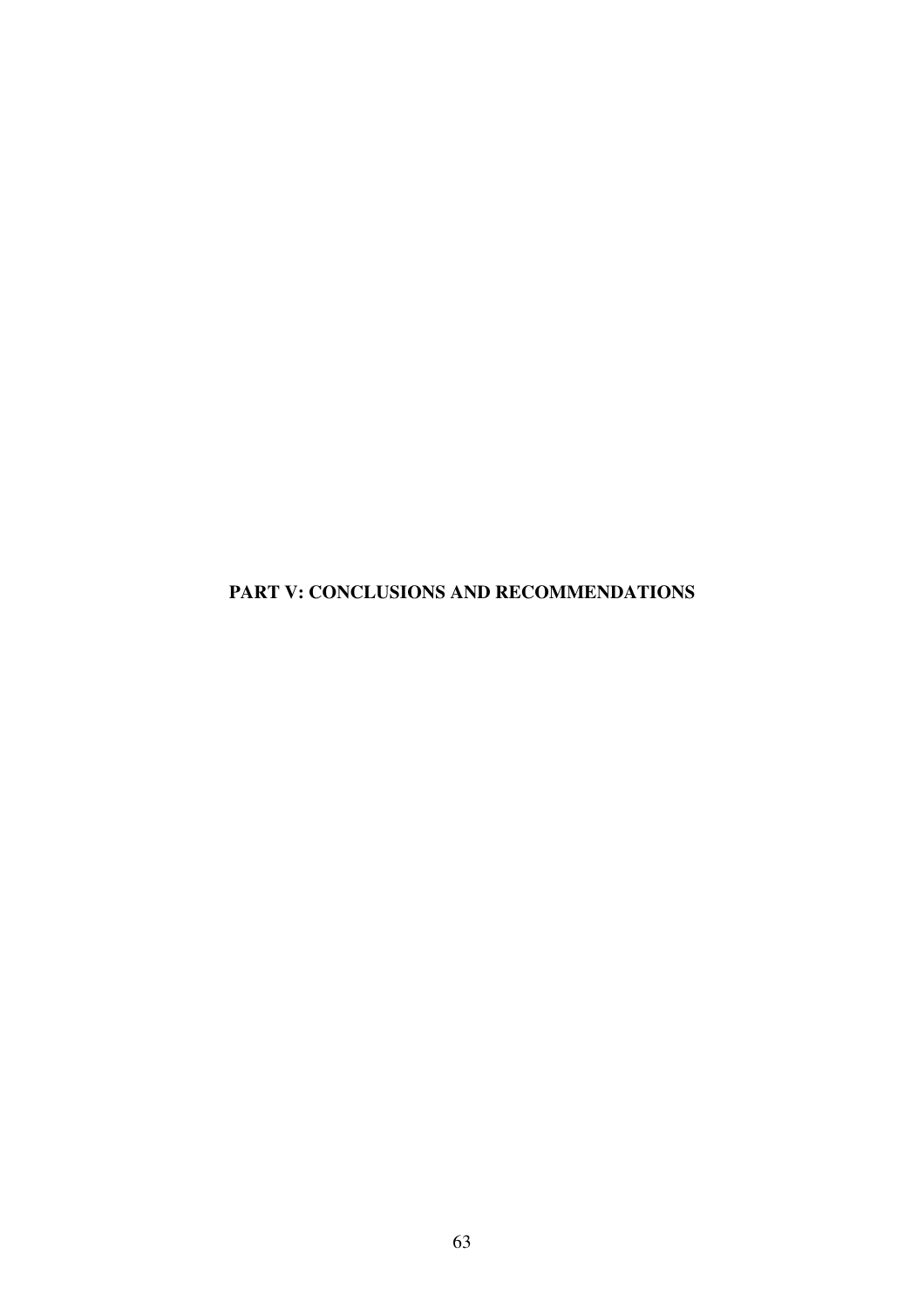# PART V: CONCLUSIONS AND RECOMMENDATIONS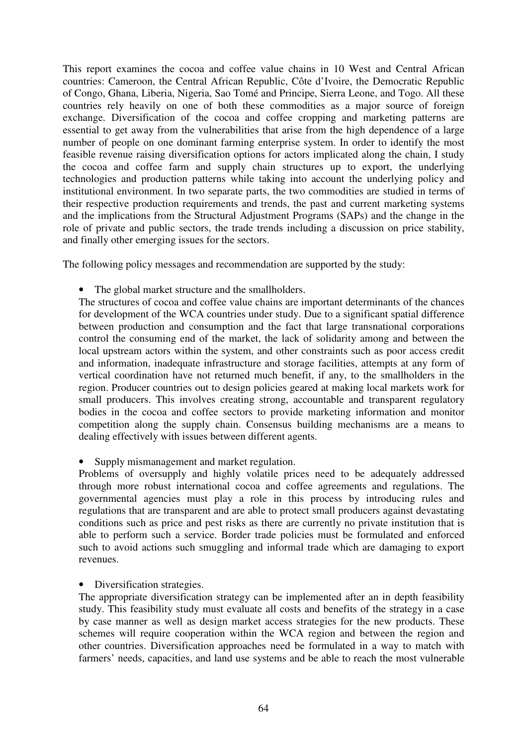This report examines the cocoa and coffee value chains in 10 West and Central African countries: Cameroon, the Central African Republic, Côte d'Ivoire, the Democratic Republic of Congo, Ghana, Liberia, Nigeria, Sao Tomé and Principe, Sierra Leone, and Togo. All these countries rely heavily on one of both these commodities as a major source of foreign exchange. Diversification of the cocoa and coffee cropping and marketing patterns are essential to get away from the vulnerabilities that arise from the high dependence of a large number of people on one dominant farming enterprise system. In order to identify the most feasible revenue raising diversification options for actors implicated along the chain, I study the cocoa and coffee farm and supply chain structures up to export, the underlying technologies and production patterns while taking into account the underlying policy and institutional environment. In two separate parts, the two commodities are studied in terms of their respective production requirements and trends, the past and current marketing systems and the implications from the Structural Adjustment Programs (SAPs) and the change in the role of private and public sectors, the trade trends including a discussion on price stability, and finally other emerging issues for the sectors.

The following policy messages and recommendation are supported by the study:

- The global market structure and the smallholders.

The structures of cocoa and coffee value chains are important determinants of the chances for development of the WCA countries under study. Due to a significant spatial difference between production and consumption and the fact that large transnational corporations control the consuming end of the market, the lack of solidarity among and between the local upstream actors within the system, and other constraints such as poor access credit and information, inadequate infrastructure and storage facilities, attempts at any form of vertical coordination have not returned much benefit, if any, to the smallholders in the region. Producer countries out to design policies geared at making local markets work for small producers. This involves creating strong, accountable and transparent regulatory bodies in the cocoa and coffee sectors to provide marketing information and monitor competition along the supply chain. Consensus building mechanisms are a means to dealing effectively with issues between different agents.

- Supply mismanagement and market regulation.

Problems of oversupply and highly volatile prices need to be adequately addressed through more robust international cocoa and coffee agreements and regulations. The governmental agencies must play a role in this process by introducing rules and regulations that are transparent and are able to protect small producers against devastating conditions such as price and pest risks as there are currently no private institution that is able to perform such a service. Border trade policies must be formulated and enforced such to avoid actions such smuggling and informal trade which are damaging to export revenues.

- Diversification strategies.

The appropriate diversification strategy can be implemented after an in depth feasibility study. This feasibility study must evaluate all costs and benefits of the strategy in a case by case manner as well as design market access strategies for the new products. These schemes will require cooperation within the WCA region and between the region and other countries. Diversification approaches need be formulated in a way to match with farmers' needs, capacities, and land use systems and be able to reach the most vulnerable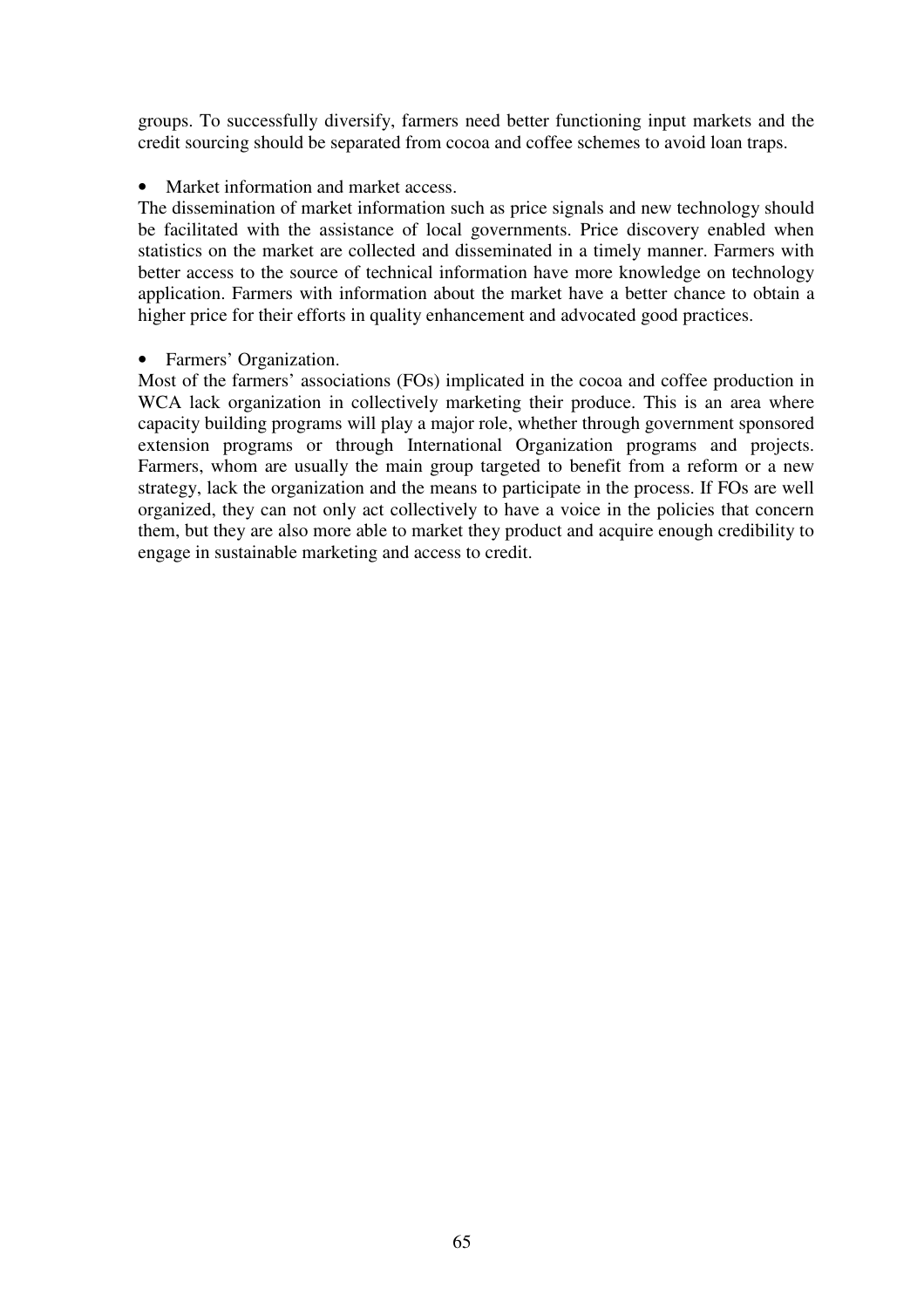groups. To successfully diversify, farmers need better functioning input markets and the credit sourcing should be separated from cocoa and coffee schemes to avoid loan traps.

- Market information and market access.

The dissemination of market information such as price signals and new technology should be facilitated with the assistance of local governments. Price discovery enabled when statistics on the market are collected and disseminated in a timely manner. Farmers with better access to the source of technical information have more knowledge on technology application. Farmers with information about the market have a better chance to obtain a higher price for their efforts in quality enhancement and advocated good practices.

- Farmers' Organization.

Most of the farmers' associations (FOs) implicated in the cocoa and coffee production in WCA lack organization in collectively marketing their produce. This is an area where capacity building programs will play a major role, whether through government sponsored extension programs or through International Organization programs and projects. Farmers, whom are usually the main group targeted to benefit from a reform or a new strategy, lack the organization and the means to participate in the process. If FOs are well organized, they can not only act collectively to have a voice in the policies that concern them, but they are also more able to market they product and acquire enough credibility to engage in sustainable marketing and access to credit.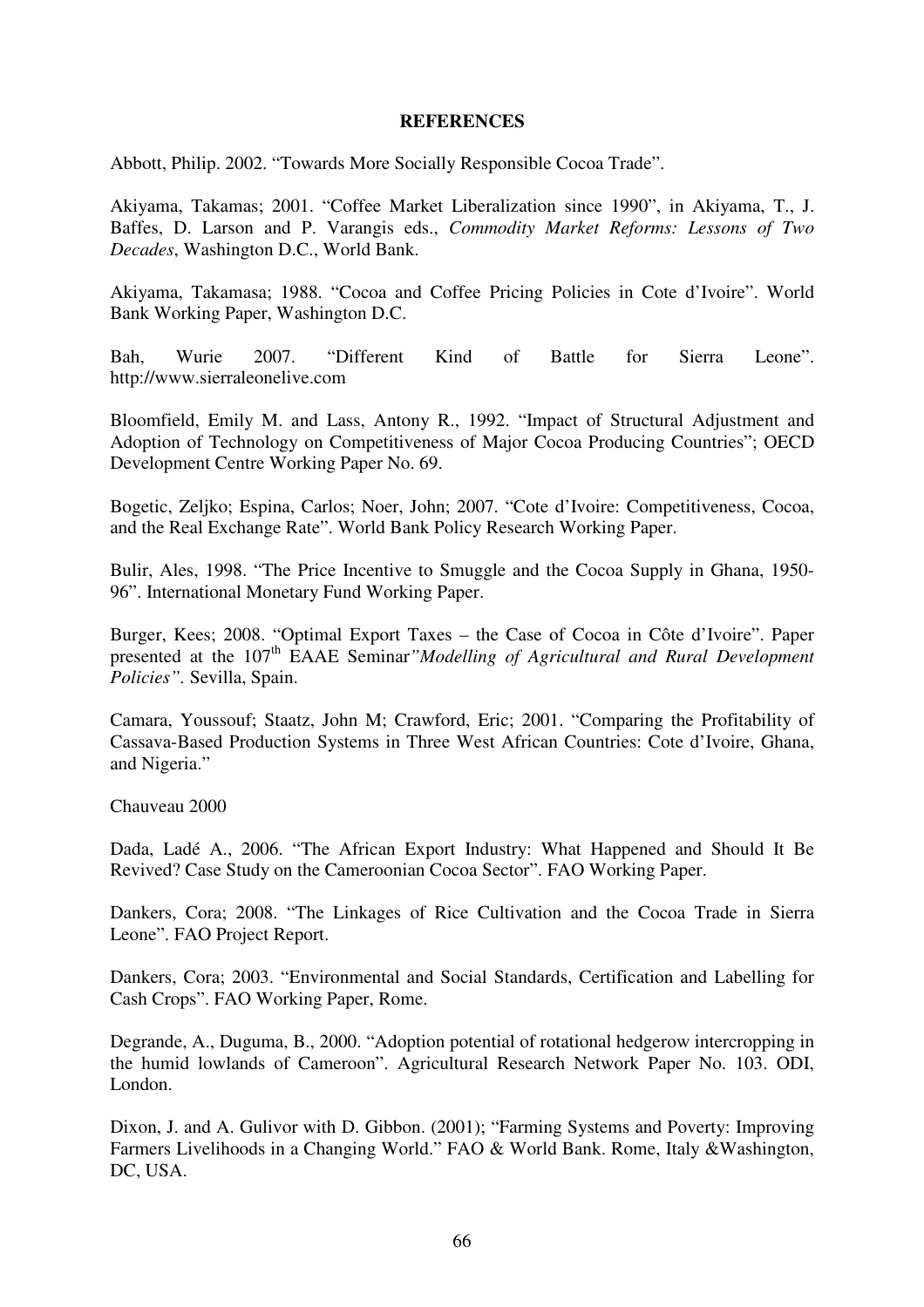**REFERENCES**

Abbott, Philip. 2002. "Towards More Socially Responsible Cocoa Trade".

Akiyama, Takamas; 2001. "Coffee Market Liberalization since 1990", in Akiyama, T., J. Baffes, D. Larson and P. Varangis eds., *Commodity Market Reforms: Lessons of Two Decades*, Washington D.C., World Bank.

Akiyama, Takamasa; 1988. "Cocoa and Coffee Pricing Policies in Cote d'Ivoire". World Bank Working Paper, Washington D.C.

Bah, Wurie 2007. "Different Kind of Battle for Sierra Leone". http://www.sierraleonelive.com

Bloomfield, Emily M. and Lass, Antony R., 1992. "Impact of Structural Adjustment and Adoption of Technology on Competitiveness of Major Cocoa Producing Countries"; OECD Development Centre Working Paper No. 69.

Bogetic, Zeljko; Espina, Carlos; Noer, John; 2007. "Cote d'Ivoire: Competitiveness, Cocoa, and the Real Exchange Rate". World Bank Policy Research Working Paper.

Bulir, Ales, 1998. "The Price Incentive to Smuggle and the Cocoa Supply in Ghana, 1950-96". International Monetary Fund Working Paper.

Burger, Kees; 2008. "Optimal Export Taxes – the Case of Cocoa in Côte d'Ivoire". Paper presented at the 107th EAAE Seminar *"Modelling of Agricultural and Rural Development Policies"*. Sevilla, Spain.

Camara, Youssouf; Staatz, John M; Crawford, Eric; 2001. "Comparing the Profitability of Cassava-Based Production Systems in Three West African Countries: Cote d'Ivoire, Ghana, and Nigeria."

Chauveau 2000

Dada, Ladé A., 2006. "The African Export Industry: What Happened and Should It Be Revived? Case Study on the Cameroonian Cocoa Sector". FAO Working Paper.

Dankers, Cora; 2008. "The Linkages of Rice Cultivation and the Cocoa Trade in Sierra Leone". FAO Project Report.

Dankers, Cora; 2003. "Environmental and Social Standards, Certification and Labelling for Cash Crops". FAO Working Paper, Rome.

Degrande, A., Duguma, B., 2000. "Adoption potential of rotational hedgerow intercropping in the humid lowlands of Cameroon". Agricultural Research Network Paper No. 103. ODI, London.

Dixon, J. and A. Gulivor with D. Gibbon. (2001); "Farming Systems and Poverty: Improving Farmers Livelihoods in a Changing World." FAO & World Bank. Rome, Italy &Washington, DC, USA.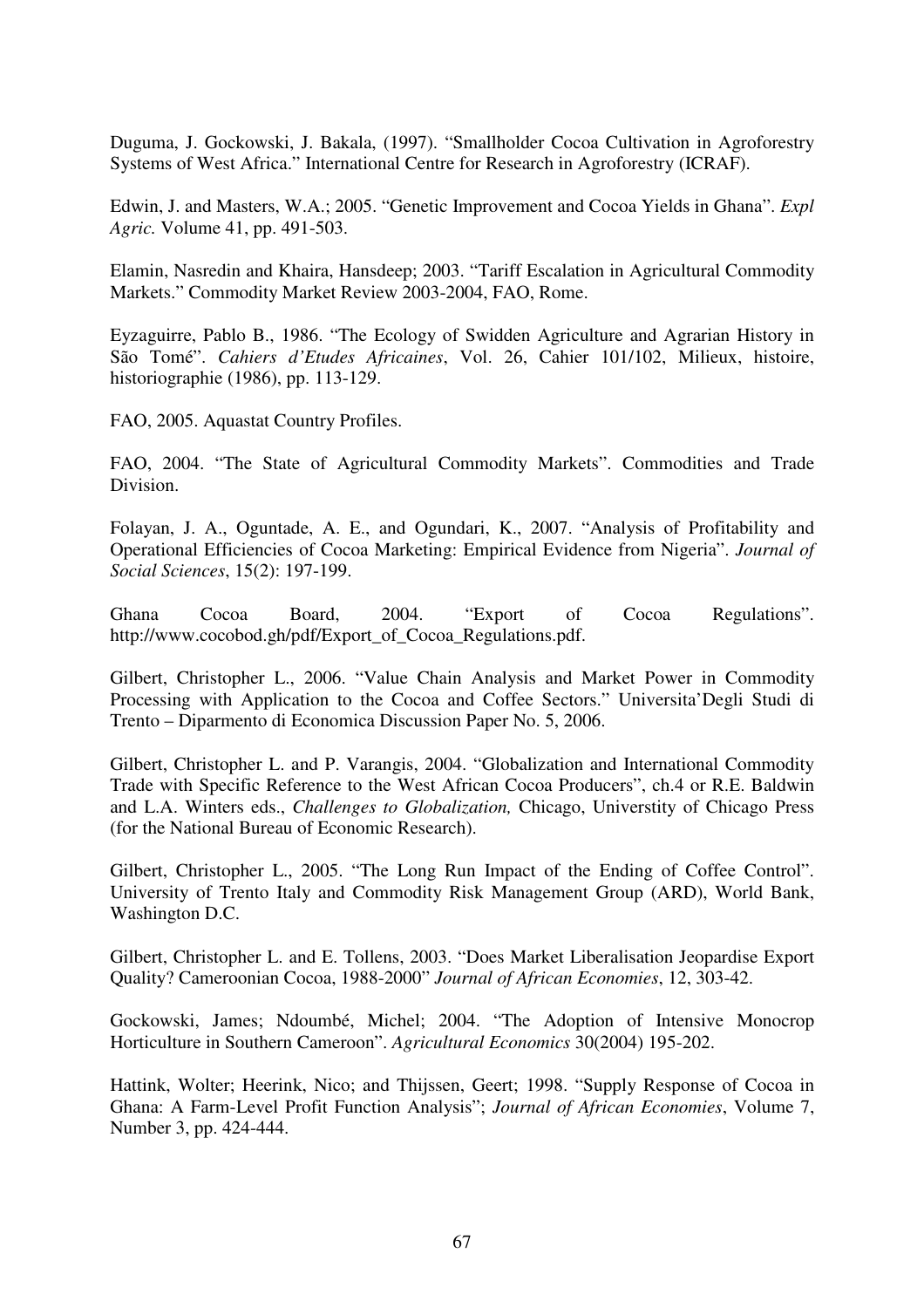Duguma, J. Gockowski, J. Bakala, (1997). "Smallholder Cocoa Cultivation in Agroforestry Systems of West Africa." International Centre for Research in Agroforestry (ICRAF).

Edwin, J. and Masters, W.A.; 2005. "Genetic Improvement and Cocoa Yields in Ghana". *Expl Agric.* Volume 41, pp. 491-503.

Elamin, Nasredin and Khaira, Hansdeep; 2003. "Tariff Escalation in Agricultural Commodity Markets." Commodity Market Review 2003-2004, FAO, Rome.

Eyzaguirre, Pablo B., 1986. "The Ecology of Swidden Agriculture and Agrarian History in São Tomé". *Cahiers d'Etudes Africaines*, Vol. 26, Cahier 101/102, Milieux, histoire, historiographie (1986), pp. 113-129.

FAO, 2005. Aquastat Country Profiles.

FAO, 2004. "The State of Agricultural Commodity Markets". Commodities and Trade Division.

Folayan, J. A., Oguntade, A. E., and Ogundari, K., 2007. "Analysis of Profitability and Operational Efficiencies of Cocoa Marketing: Empirical Evidence from Nigeria". *Journal of Social Sciences*, 15(2): 197-199.

Ghana Cocoa Board, 2004. "Export of Cocoa Regulations". http://www.cocobod.gh/pdf/Export_of_Cocoa_Regulations.pdf.

Gilbert, Christopher L., 2006. "Value Chain Analysis and Market Power in Commodity Processing with Application to the Cocoa and Coffee Sectors." Universita'Degli Studi di Trento – Diparmento di Economica Discussion Paper No. 5, 2006.

Gilbert, Christopher L. and P. Varangis, 2004. "Globalization and International Commodity Trade with Specific Reference to the West African Cocoa Producers", ch.4 or R.E. Baldwin and L.A. Winters eds., *Challenges to Globalization,* Chicago, Universtity of Chicago Press (for the National Bureau of Economic Research).

Gilbert, Christopher L., 2005. "The Long Run Impact of the Ending of Coffee Control". University of Trento Italy and Commodity Risk Management Group (ARD), World Bank, Washington D.C.

Gilbert, Christopher L. and E. Tollens, 2003. "Does Market Liberalisation Jeopardise Export Quality? Cameroonian Cocoa, 1988-2000" *Journal of African Economies*, 12, 303-42.

Gockowski, James; Ndoumbé, Michel; 2004. "The Adoption of Intensive Monocrop Horticulture in Southern Cameroon". *Agricultural Economics* 30(2004) 195-202.

Hattink, Wolter; Heerink, Nico; and Thijssen, Geert; 1998. "Supply Response of Cocoa in Ghana: A Farm-Level Profit Function Analysis"; *Journal of African Economies*, Volume 7, Number 3, pp. 424-444.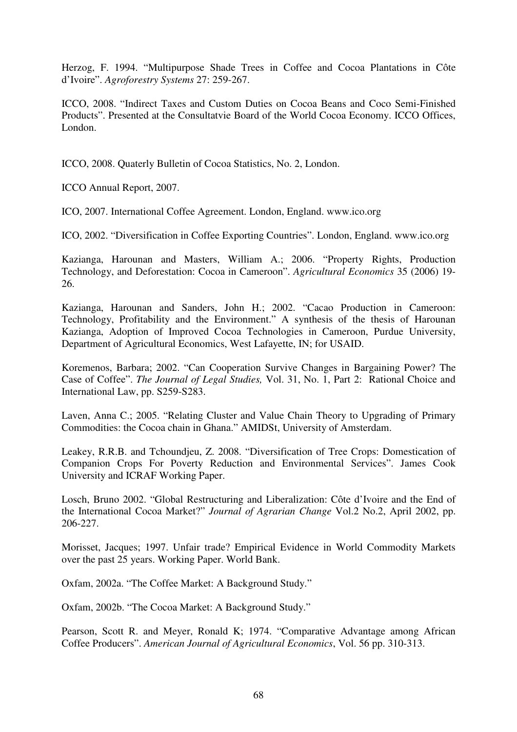Herzog, F. 1994. "Multipurpose Shade Trees in Coffee and Cocoa Plantations in Côte d'Ivoire". *Agroforestry Systems* 27: 259-267.

ICCO, 2008. "Indirect Taxes and Custom Duties on Cocoa Beans and Coco Semi-Finished Products". Presented at the Consultatvie Board of the World Cocoa Economy. ICCO Offices, London.

ICCO, 2008. Quaterly Bulletin of Cocoa Statistics, No. 2, London.

ICCO Annual Report, 2007.

ICO, 2007. International Coffee Agreement. London, England. www.ico.org

ICO, 2002. "Diversification in Coffee Exporting Countries". London, England. www.ico.org

Kazianga, Harounan and Masters, William A.; 2006. "Property Rights, Production Technology, and Deforestation: Cocoa in Cameroon". *Agricultural Economics* 35 (2006) 19-26.

Kazianga, Harounan and Sanders, John H.; 2002. "Cacao Production in Cameroon: Technology, Profitability and the Environment." A synthesis of the thesis of Harounan Kazianga, Adoption of Improved Cocoa Technologies in Cameroon, Purdue University, Department of Agricultural Economics, West Lafayette, IN; for USAID.

Koremenos, Barbara; 2002. "Can Cooperation Survive Changes in Bargaining Power? The Case of Coffee". *The Journal of Legal Studies,* Vol. 31, No. 1, Part 2: Rational Choice and International Law, pp. S259-S283.

Laven, Anna C.; 2005. "Relating Cluster and Value Chain Theory to Upgrading of Primary Commodities: the Cocoa chain in Ghana." AMIDSt, University of Amsterdam.

Leakey, R.R.B. and Tchoundjeu, Z. 2008. "Diversification of Tree Crops: Domestication of Companion Crops For Poverty Reduction and Environmental Services". James Cook University and ICRAF Working Paper.

Losch, Bruno 2002. "Global Restructuring and Liberalization: Côte d'Ivoire and the End of the International Cocoa Market?" *Journal of Agrarian Change* Vol.2 No.2, April 2002, pp. 206-227.

Morisset, Jacques; 1997. Unfair trade? Empirical Evidence in World Commodity Markets over the past 25 years. Working Paper. World Bank.

Oxfam, 2002a. "The Coffee Market: A Background Study."

Oxfam, 2002b. "The Cocoa Market: A Background Study."

Pearson, Scott R. and Meyer, Ronald K; 1974. "Comparative Advantage among African Coffee Producers". *American Journal of Agricultural Economics*, Vol. 56 pp. 310-313.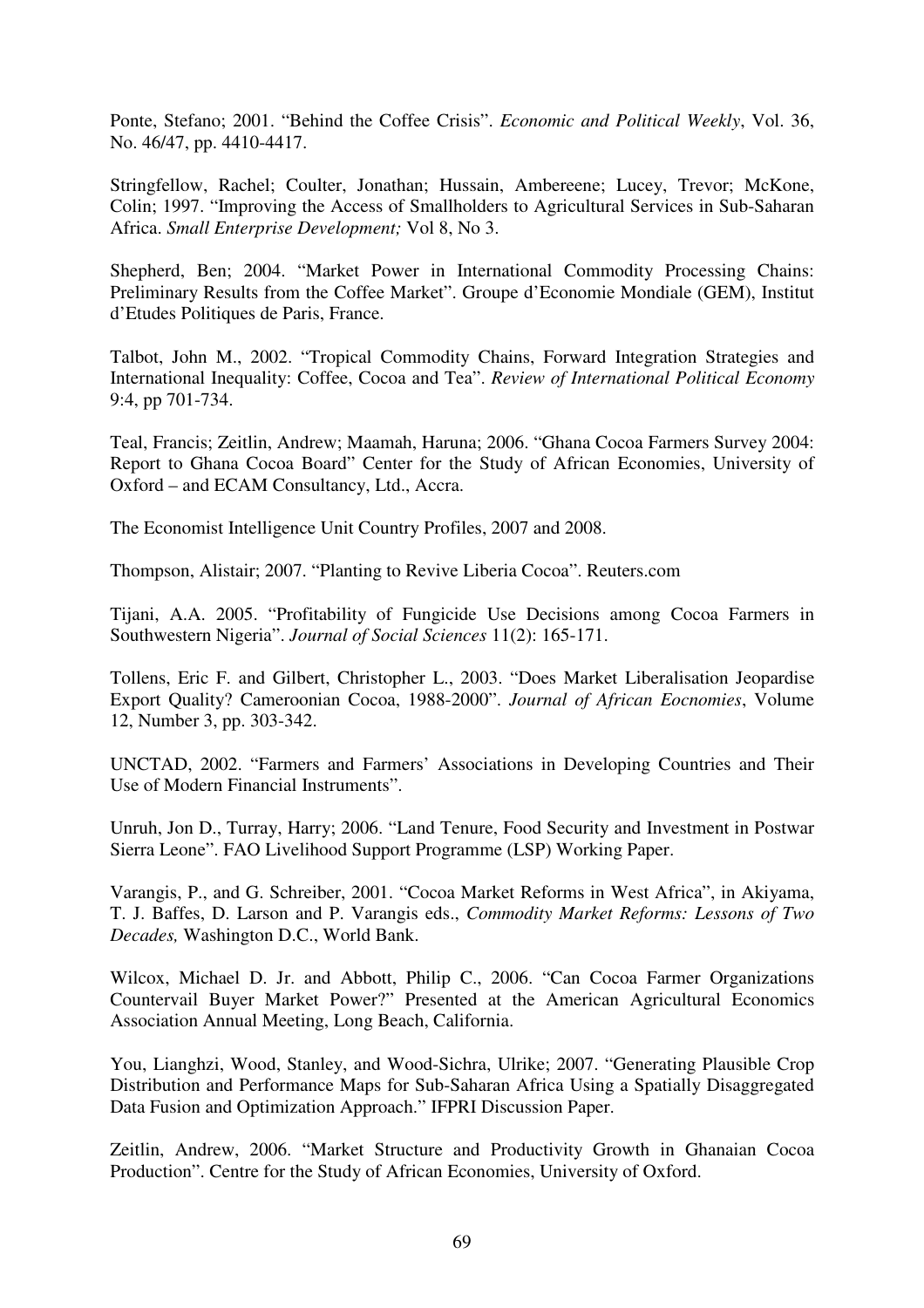Ponte, Stefano; 2001. "Behind the Coffee Crisis". *Economic and Political Weekly*, Vol. 36, No. 46/47, pp. 4410-4417.

Stringfellow, Rachel; Coulter, Jonathan; Hussain, Ambereene; Lucey, Trevor; McKone, Colin; 1997. "Improving the Access of Smallholders to Agricultural Services in Sub-Saharan Africa. *Small Enterprise Development;* Vol 8, No 3.

Shepherd, Ben; 2004. "Market Power in International Commodity Processing Chains: Preliminary Results from the Coffee Market". Groupe d'Economie Mondiale (GEM), Institut d'Etudes Politiques de Paris, France.

Talbot, John M., 2002. "Tropical Commodity Chains, Forward Integration Strategies and International Inequality: Coffee, Cocoa and Tea". *Review of International Political Economy* 9:4, pp 701-734.

Teal, Francis; Zeitlin, Andrew; Maamah, Haruna; 2006. "Ghana Cocoa Farmers Survey 2004: Report to Ghana Cocoa Board" Center for the Study of African Economies, University of Oxford – and ECAM Consultancy, Ltd., Accra.

The Economist Intelligence Unit Country Profiles, 2007 and 2008.

Thompson, Alistair; 2007. "Planting to Revive Liberia Cocoa". Reuters.com

Tijani, A.A. 2005. "Profitability of Fungicide Use Decisions among Cocoa Farmers in Southwestern Nigeria". *Journal of Social Sciences* 11(2): 165-171.

Tollens, Eric F. and Gilbert, Christopher L., 2003. "Does Market Liberalisation Jeopardise Export Quality? Cameroonian Cocoa, 1988-2000". *Journal of African Eocnomies*, Volume 12, Number 3, pp. 303-342.

UNCTAD, 2002. "Farmers and Farmers' Associations in Developing Countries and Their Use of Modern Financial Instruments".

Unruh, Jon D., Turray, Harry; 2006. "Land Tenure, Food Security and Investment in Postwar Sierra Leone". FAO Livelihood Support Programme (LSP) Working Paper.

Varangis, P., and G. Schreiber, 2001. "Cocoa Market Reforms in West Africa", in Akiyama, T. J. Baffes, D. Larson and P. Varangis eds., *Commodity Market Reforms: Lessons of Two Decades,* Washington D.C., World Bank.

Wilcox, Michael D. Jr. and Abbott, Philip C., 2006. "Can Cocoa Farmer Organizations Countervail Buyer Market Power?" Presented at the American Agricultural Economics Association Annual Meeting, Long Beach, California.

You, Lianghzi, Wood, Stanley, and Wood-Sichra, Ulrike; 2007. "Generating Plausible Crop Distribution and Performance Maps for Sub-Saharan Africa Using a Spatially Disaggregated Data Fusion and Optimization Approach." IFPRI Discussion Paper.

Zeitlin, Andrew, 2006. "Market Structure and Productivity Growth in Ghanaian Cocoa Production". Centre for the Study of African Economies, University of Oxford.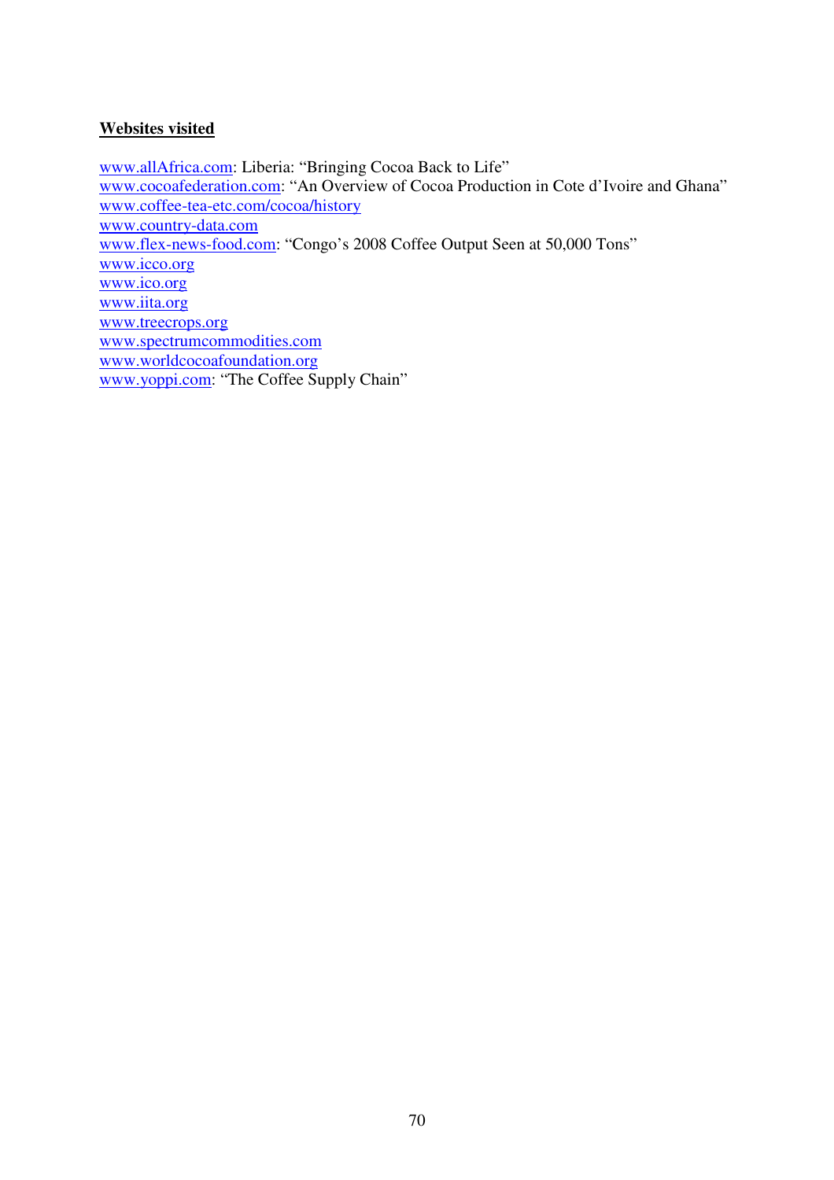**Websites visited**

www.allAfrica.com: Liberia: “Bringing Cocoa Back to Life”
www.cocoafederation.com: “An Overview of Cocoa Production in Cote d’Ivoire and Ghana”
www.coffee-tea-etc.com/cocoa/history
www.country-data.com
www.flex-news-food.com: “Congo’s 2008 Coffee Output Seen at 50,000 Tons”
www.icco.org
www.ico.org
www.iita.org
www.treecrops.org
www.spectrumcommodities.com
www.worldcocoafoundation.org
www.yoppi.com: “The Coffee Supply Chain”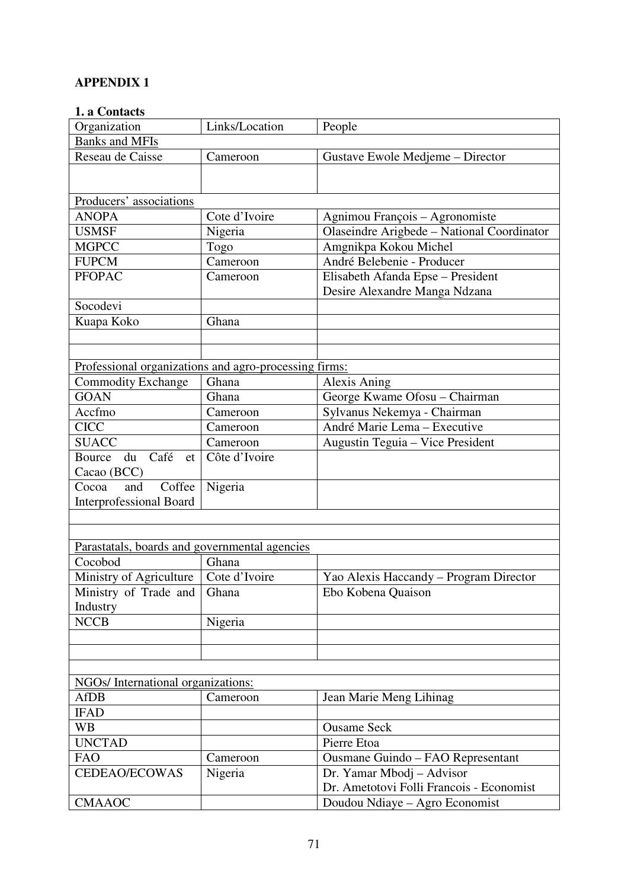**APPENDIX 1**

**1. a Contacts**

| Organization | Links/Location | People |
|---|---|---|
| Banks and MFIs | | |
| Reseau de Caisse | Cameroon | Gustave Ewole Medjeme – Director |
| | | |
| Producers' associations | | |
| ANOPA | Cote d'Ivoire | Agnimou François – Agronomiste |
| USMSF | Nigeria | Olaseindre Arigbede – National Coordinator |
| MGPCC | Togo | Amgnikpa Kokou Michel |
| FUPCM | Cameroon | André Belebenie - Producer |
| PFOPAC | Cameroon | Elisabeth Afanda Epse – President<br>Desire Alexandre Manga Ndzana |
| Socodevi | | |
| Kuapa Koko | Ghana | |
| | | |
| | | |
| Professional organizations and agro-processing firms: | | |
| Commodity Exchange | Ghana | Alexis Aning |
| GOAN | Ghana | George Kwame Ofosu – Chairman |
| Accfmo | Cameroon | Sylvanus Nekemya - Chairman |
| CICC | Cameroon | André Marie Lema – Executive |
| SUACC | Cameroon | Augustin Teguia – Vice President |
| Bource du Café et Cacao (BCC) | Côte d'Ivoire | |
| Cocoa and Coffee Interprofessional Board | Nigeria | |
| | | |
| | | |
| Parastatals, boards and governmental agencies | | |
| Cocobod | Ghana | |
| Ministry of Agriculture | Cote d'Ivoire | Yao Alexis Haccandy – Program Director |
| Ministry of Trade and Industry | Ghana | Ebo Kobena Quaison |
| NCCB | Nigeria | |
| | | |
| | | |
| | | |
| NGOs/ International organizations: | | |
| AfDB | Cameroon | Jean Marie Meng Lihinag |
| IFAD | | |
| WB | | Ousame Seck |
| UNCTAD | | Pierre Etoa |
| FAO | Cameroon | Ousmane Guindo – FAO Representant |
| CEDEAO/ECOWAS | Nigeria | Dr. Yamar Mbodj – Advisor<br>Dr. Ametotovi Folli Francois - Economist |
| CMAAOC | | Doudou Ndiaye – Agro Economist |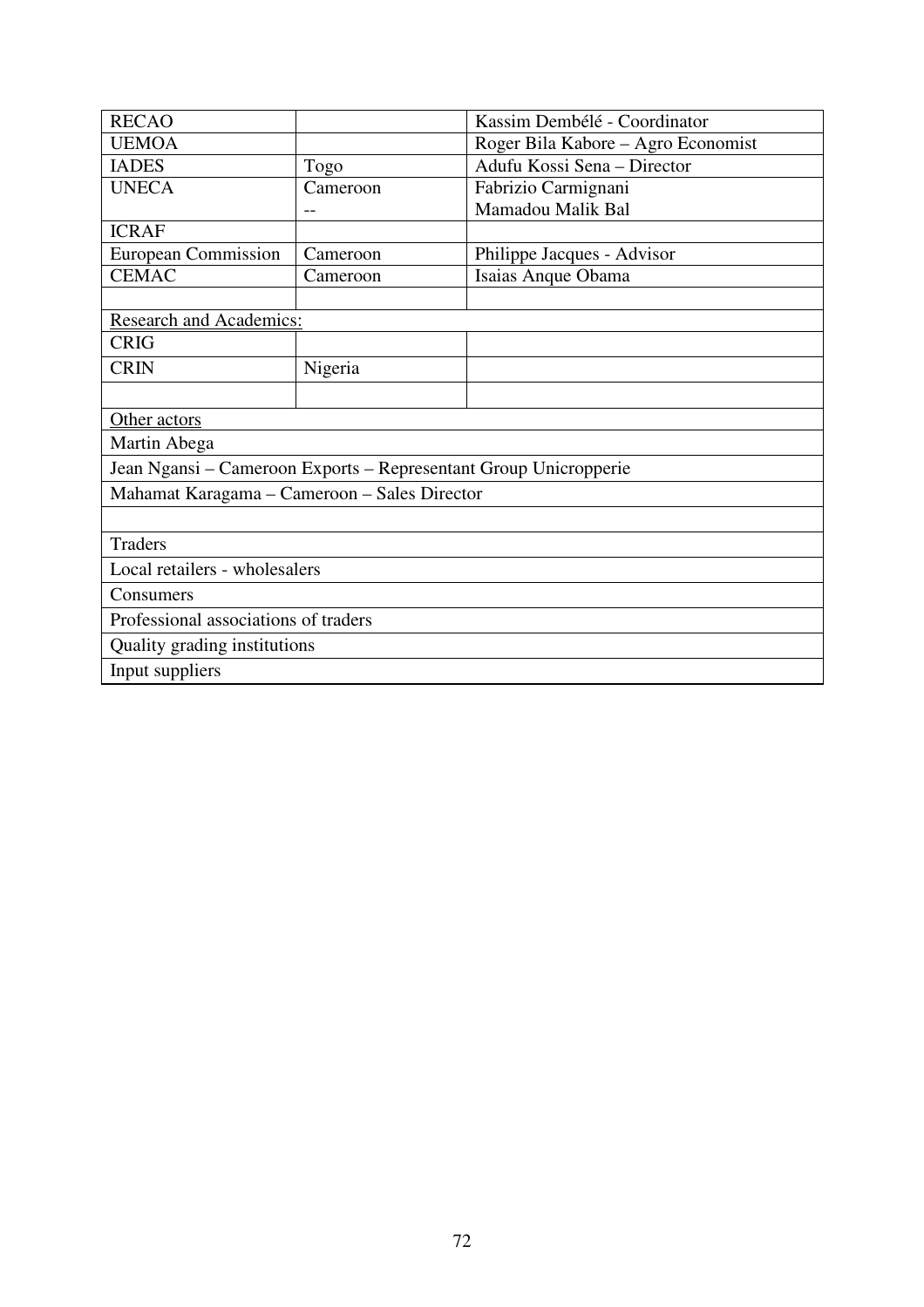| RECAO | | Kassim Dembélé - Coordinator |
|---|---|---|
| UEMOA | | Roger Bila Kabore – Agro Economist |
| IADES | Togo | Adufu Kossi Sena – Director |
| UNECA | Cameroon<br>-- | Fabrizio Carmignani<br>Mamadou Malik Bal |
| ICRAF | | |
| European Commission | Cameroon | Philippe Jacques - Advisor |
| CEMAC | Cameroon | Isaias Anque Obama |
| | | |
| Research and Academics: | | |
| CRIG | | |
| CRIN | Nigeria | |
| | | |
| Other actors | | |
| Martin Abega | | |
| Jean Ngansi – Cameroon Exports – Representant Group Unicropperie | | |
| Mahamat Karagama – Cameroon – Sales Director | | |
| | | |
| Traders | | |
| Local retailers - wholesalers | | |
| Consumers | | |
| Professional associations of traders | | |
| Quality grading institutions | | |
| Input suppliers | | |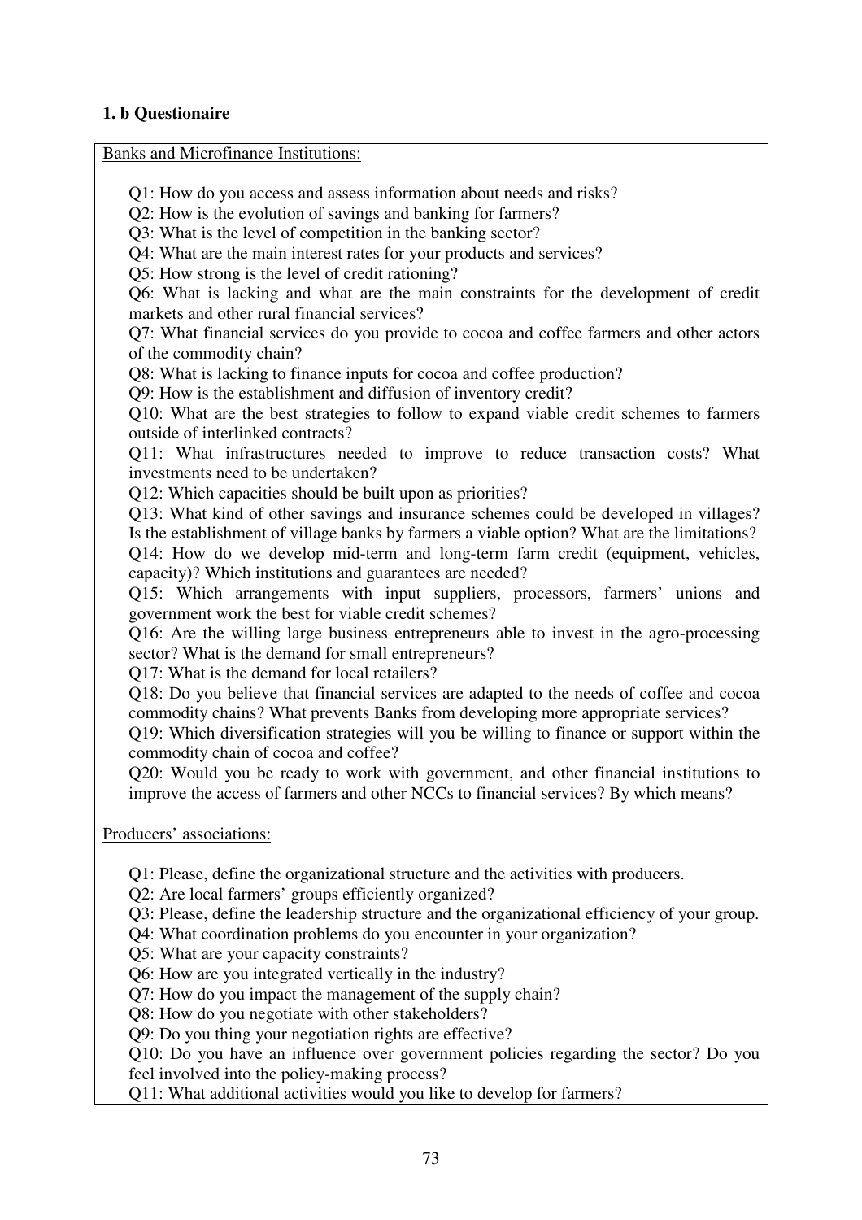### 1. b Questionaire

Banks and Microfinance Institutions:

Q1: How do you access and assess information about needs and risks?
Q2: How is the evolution of savings and banking for farmers?
Q3: What is the level of competition in the banking sector?
Q4: What are the main interest rates for your products and services?
Q5: How strong is the level of credit rationing?
Q6: What is lacking and what are the main constraints for the development of credit markets and other rural financial services?
Q7: What financial services do you provide to cocoa and coffee farmers and other actors of the commodity chain?
Q8: What is lacking to finance inputs for cocoa and coffee production?
Q9: How is the establishment and diffusion of inventory credit?
Q10: What are the best strategies to follow to expand viable credit schemes to farmers outside of interlinked contracts?
Q11: What infrastructures needed to improve to reduce transaction costs? What investments need to be undertaken?
Q12: Which capacities should be built upon as priorities?
Q13: What kind of other savings and insurance schemes could be developed in villages? Is the establishment of village banks by farmers a viable option? What are the limitations?
Q14: How do we develop mid-term and long-term farm credit (equipment, vehicles, capacity)? Which institutions and guarantees are needed?
Q15: Which arrangements with input suppliers, processors, farmers' unions and government work the best for viable credit schemes?
Q16: Are the willing large business entrepreneurs able to invest in the agro-processing sector? What is the demand for small entrepreneurs?
Q17: What is the demand for local retailers?
Q18: Do you believe that financial services are adapted to the needs of coffee and cocoa commodity chains? What prevents Banks from developing more appropriate services?
Q19: Which diversification strategies will you be willing to finance or support within the commodity chain of cocoa and coffee?
Q20: Would you be ready to work with government, and other financial institutions to improve the access of farmers and other NCCs to financial services? By which means?

Producers' associations:

Q1: Please, define the organizational structure and the activities with producers.
Q2: Are local farmers' groups efficiently organized?
Q3: Please, define the leadership structure and the organizational efficiency of your group.
Q4: What coordination problems do you encounter in your organization?
Q5: What are your capacity constraints?
Q6: How are you integrated vertically in the industry?
Q7: How do you impact the management of the supply chain?
Q8: How do you negotiate with other stakeholders?
Q9: Do you thing your negotiation rights are effective?
Q10: Do you have an influence over government policies regarding the sector? Do you feel involved into the policy-making process?
Q11: What additional activities would you like to develop for farmers?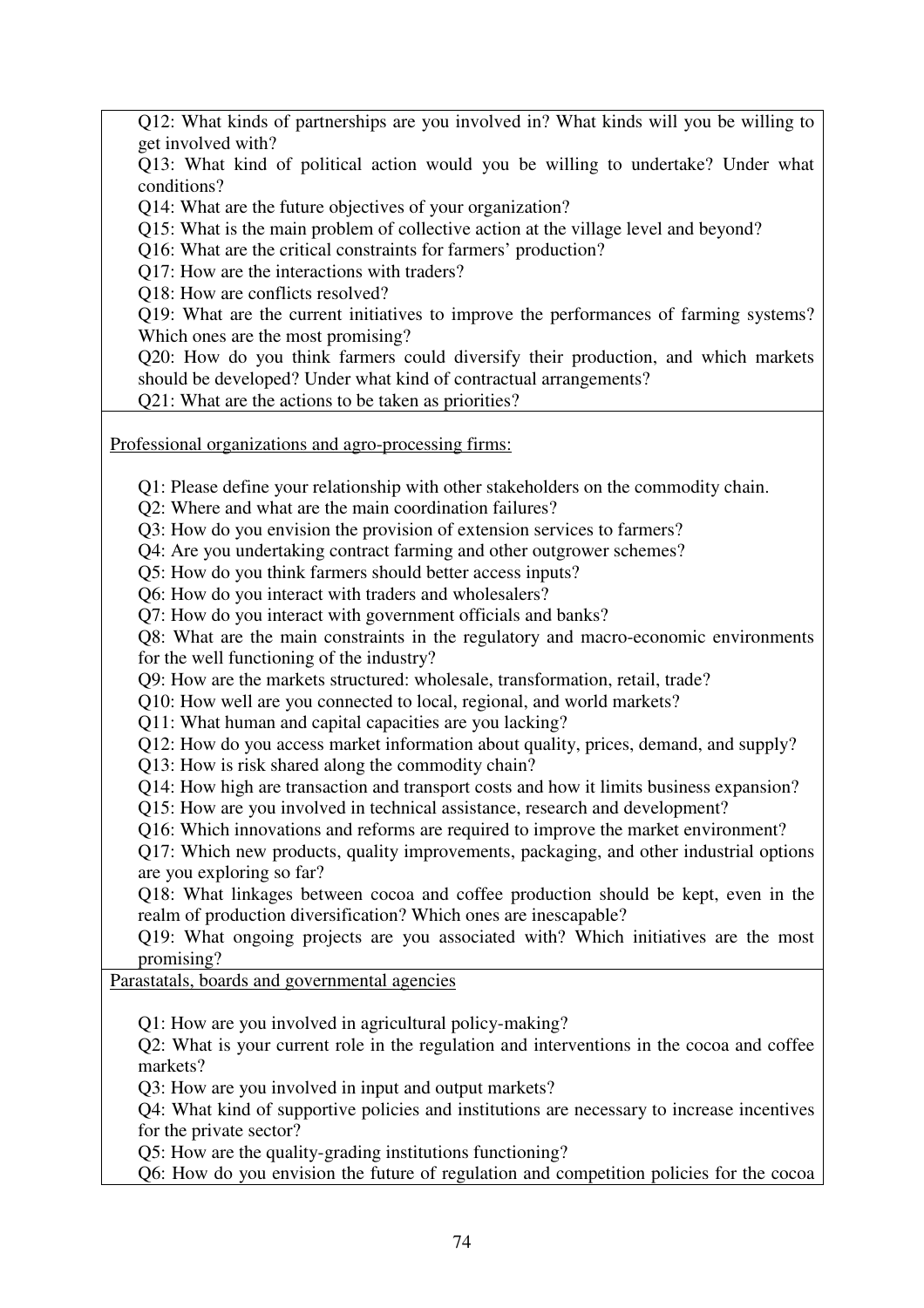Q12: What kinds of partnerships are you involved in? What kinds will you be willing to get involved with?

Q13: What kind of political action would you be willing to undertake? Under what conditions?

Q14: What are the future objectives of your organization?

Q15: What is the main problem of collective action at the village level and beyond?

Q16: What are the critical constraints for farmers' production?

Q17: How are the interactions with traders?

Q18: How are conflicts resolved?

Q19: What are the current initiatives to improve the performances of farming systems? Which ones are the most promising?

Q20: How do you think farmers could diversify their production, and which markets should be developed? Under what kind of contractual arrangements?

Q21: What are the actions to be taken as priorities?

Professional organizations and agro-processing firms:

Q1: Please define your relationship with other stakeholders on the commodity chain.

Q2: Where and what are the main coordination failures?

Q3: How do you envision the provision of extension services to farmers?

Q4: Are you undertaking contract farming and other outgrower schemes?

Q5: How do you think farmers should better access inputs?

Q6: How do you interact with traders and wholesalers?

Q7: How do you interact with government officials and banks?

Q8: What are the main constraints in the regulatory and macro-economic environments for the well functioning of the industry?

Q9: How are the markets structured: wholesale, transformation, retail, trade?

Q10: How well are you connected to local, regional, and world markets?

Q11: What human and capital capacities are you lacking?

Q12: How do you access market information about quality, prices, demand, and supply?

Q13: How is risk shared along the commodity chain?

Q14: How high are transaction and transport costs and how it limits business expansion?

Q15: How are you involved in technical assistance, research and development?

Q16: Which innovations and reforms are required to improve the market environment?

Q17: Which new products, quality improvements, packaging, and other industrial options are you exploring so far?

Q18: What linkages between cocoa and coffee production should be kept, even in the realm of production diversification? Which ones are inescapable?

Q19: What ongoing projects are you associated with? Which initiatives are the most promising?

Parastatals, boards and governmental agencies

Q1: How are you involved in agricultural policy-making?

Q2: What is your current role in the regulation and interventions in the cocoa and coffee markets?

Q3: How are you involved in input and output markets?

Q4: What kind of supportive policies and institutions are necessary to increase incentives for the private sector?

Q5: How are the quality-grading institutions functioning?

Q6: How do you envision the future of regulation and competition policies for the cocoa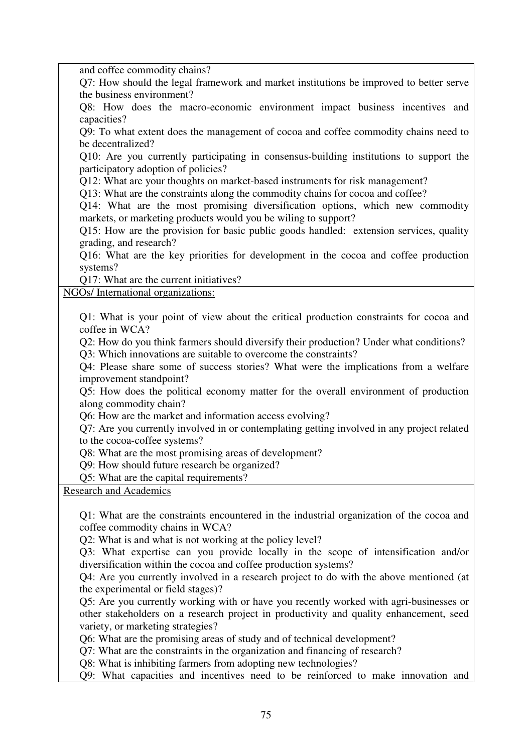and coffee commodity chains?

Q7: How should the legal framework and market institutions be improved to better serve the business environment?

Q8: How does the macro-economic environment impact business incentives and capacities?

Q9: To what extent does the management of cocoa and coffee commodity chains need to be decentralized?

Q10: Are you currently participating in consensus-building institutions to support the participatory adoption of policies?

Q12: What are your thoughts on market-based instruments for risk management?

Q13: What are the constraints along the commodity chains for cocoa and coffee?

Q14: What are the most promising diversification options, which new commodity markets, or marketing products would you be wiling to support?

Q15: How are the provision for basic public goods handled: extension services, quality grading, and research?

Q16: What are the key priorities for development in the cocoa and coffee production systems?

Q17: What are the current initiatives?

NGOs/ International organizations:

Q1: What is your point of view about the critical production constraints for cocoa and coffee in WCA?

Q2: How do you think farmers should diversify their production? Under what conditions?

Q3: Which innovations are suitable to overcome the constraints?

Q4: Please share some of success stories? What were the implications from a welfare improvement standpoint?

Q5: How does the political economy matter for the overall environment of production along commodity chain?

Q6: How are the market and information access evolving?

Q7: Are you currently involved in or contemplating getting involved in any project related to the cocoa-coffee systems?

Q8: What are the most promising areas of development?

Q9: How should future research be organized?

Q5: What are the capital requirements?

Research and Academics

Q1: What are the constraints encountered in the industrial organization of the cocoa and coffee commodity chains in WCA?

Q2: What is and what is not working at the policy level?

Q3: What expertise can you provide locally in the scope of intensification and/or diversification within the cocoa and coffee production systems?

Q4: Are you currently involved in a research project to do with the above mentioned (at the experimental or field stages)?

Q5: Are you currently working with or have you recently worked with agri-businesses or other stakeholders on a research project in productivity and quality enhancement, seed variety, or marketing strategies?

Q6: What are the promising areas of study and of technical development?

Q7: What are the constraints in the organization and financing of research?

Q8: What is inhibiting farmers from adopting new technologies?

Q9: What capacities and incentives need to be reinforced to make innovation and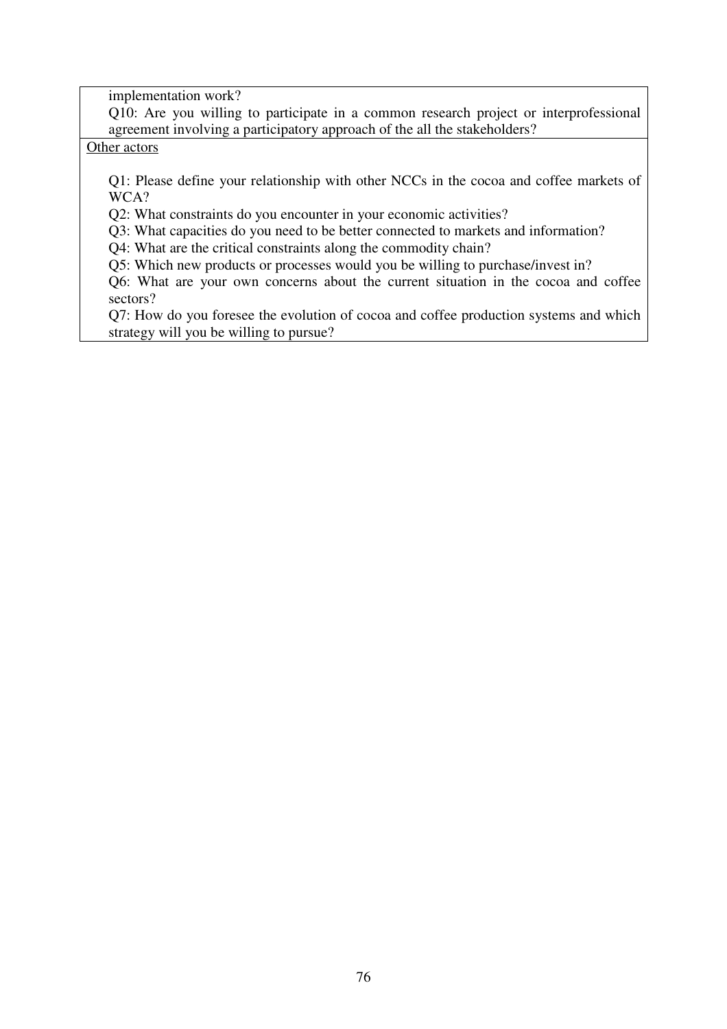implementation work?

Q10: Are you willing to participate in a common research project or interprofessional agreement involving a participatory approach of the all the stakeholders?

<u>Other actors</u>

Q1: Please define your relationship with other NCCs in the cocoa and coffee markets of WCA?

Q2: What constraints do you encounter in your economic activities?

Q3: What capacities do you need to be better connected to markets and information?

Q4: What are the critical constraints along the commodity chain?

Q5: Which new products or processes would you be willing to purchase/invest in?

Q6: What are your own concerns about the current situation in the cocoa and coffee sectors?

Q7: How do you foresee the evolution of cocoa and coffee production systems and which strategy will you be willing to pursue?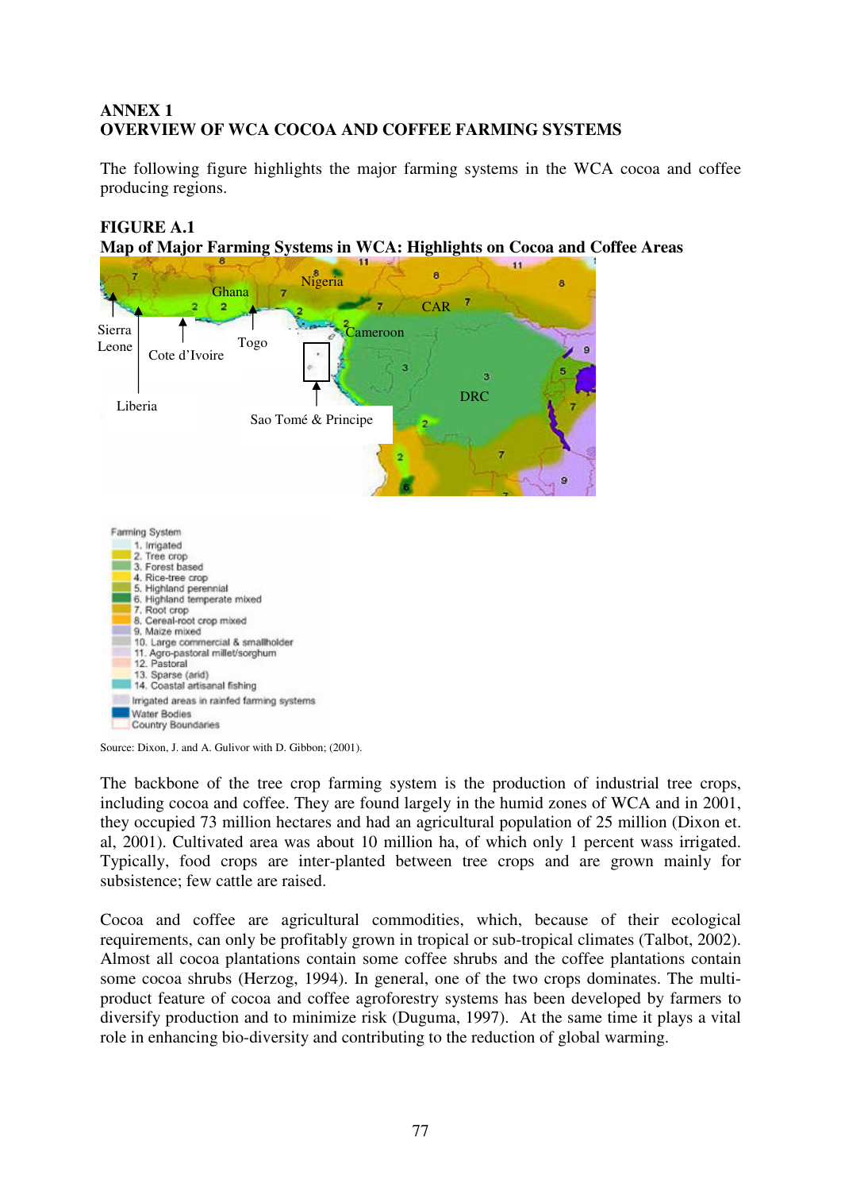# ANNEX 1
## OVERVIEW OF WCA COCOA AND COFFEE FARMING SYSTEMS

The following figure highlights the major farming systems in the WCA cocoa and coffee producing regions.

**FIGURE A.1**
**Map of Major Farming Systems in WCA: Highlights on Cocoa and Coffee Areas**

Farming System
1. Irrigated
2. Tree crop
3. Forest based
4. Rice-tree crop
5. Highland perennial
6. Highland temperate mixed
7. Root crop
8. Cereal-root crop mixed
9. Maize mixed
10. Large commercial & smallholder
11. Agro-pastoral millet/sorghum
12. Pastoral
13. Sparse (arid)
14. Coastal artisanal fishing

Irrigated areas in rainfed farming systems
Water Bodies
Country Boundaries

Source: Dixon, J. and A. Gulivor with D. Gibbon; (2001).

The backbone of the tree crop farming system is the production of industrial tree crops, including cocoa and coffee. They are found largely in the humid zones of WCA and in 2001, they occupied 73 million hectares and had an agricultural population of 25 million (Dixon et. al, 2001). Cultivated area was about 10 million ha, of which only 1 percent wass irrigated. Typically, food crops are inter-planted between tree crops and are grown mainly for subsistence; few cattle are raised.

Cocoa and coffee are agricultural commodities, which, because of their ecological requirements, can only be profitably grown in tropical or sub-tropical climates (Talbot, 2002). Almost all cocoa plantations contain some coffee shrubs and the coffee plantations contain some cocoa shrubs (Herzog, 1994). In general, one of the two crops dominates. The multi-product feature of cocoa and coffee agroforestry systems has been developed by farmers to diversify production and to minimize risk (Duguma, 1997). At the same time it plays a vital role in enhancing bio-diversity and contributing to the reduction of global warming.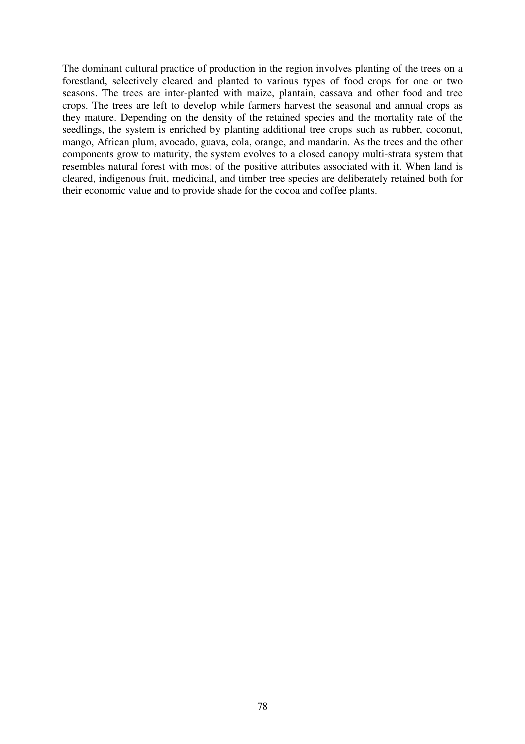The dominant cultural practice of production in the region involves planting of the trees on a forestland, selectively cleared and planted to various types of food crops for one or two seasons. The trees are inter-planted with maize, plantain, cassava and other food and tree crops. The trees are left to develop while farmers harvest the seasonal and annual crops as they mature. Depending on the density of the retained species and the mortality rate of the seedlings, the system is enriched by planting additional tree crops such as rubber, coconut, mango, African plum, avocado, guava, cola, orange, and mandarin. As the trees and the other components grow to maturity, the system evolves to a closed canopy multi-strata system that resembles natural forest with most of the positive attributes associated with it. When land is cleared, indigenous fruit, medicinal, and timber tree species are deliberately retained both for their economic value and to provide shade for the cocoa and coffee plants.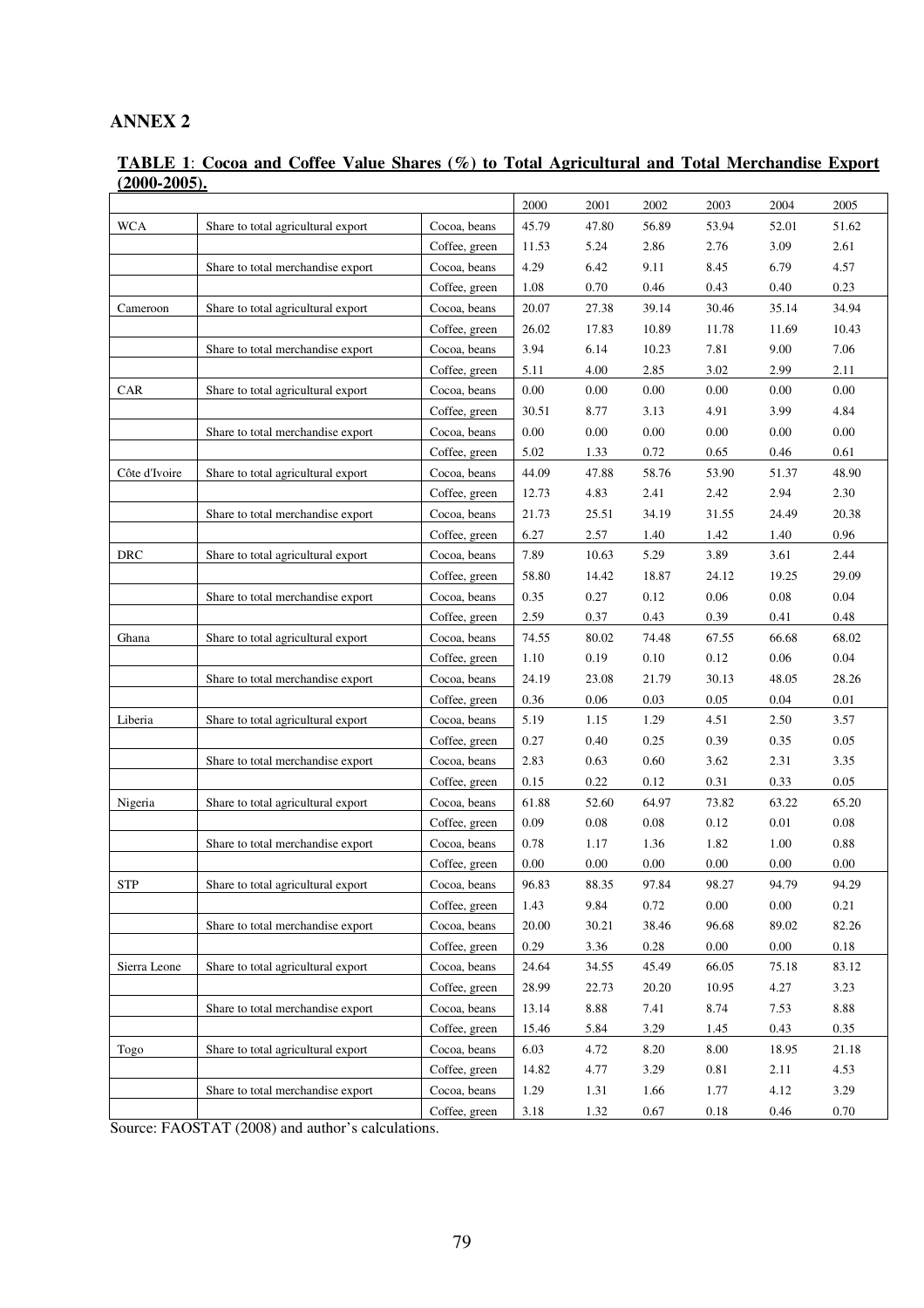# ANNEX 2

**TABLE 1: Cocoa and Coffee Value Shares (%) to Total Agricultural and Total Merchandise Export (2000-2005).**

| | | | 2000 | 2001 | 2002 | 2003 | 2004 | 2005 |
|---|---|---|---|---|---|---|---|---|
| WCA | Share to total agricultural export | Cocoa, beans | 45.79 | 47.80 | 56.89 | 53.94 | 52.01 | 51.62 |
| | | Coffee, green | 11.53 | 5.24 | 2.86 | 2.76 | 3.09 | 2.61 |
| | Share to total merchandise export | Cocoa, beans | 4.29 | 6.42 | 9.11 | 8.45 | 6.79 | 4.57 |
| | | Coffee, green | 1.08 | 0.70 | 0.46 | 0.43 | 0.40 | 0.23 |
| Cameroon | Share to total agricultural export | Cocoa, beans | 20.07 | 27.38 | 39.14 | 30.46 | 35.14 | 34.94 |
| | | Coffee, green | 26.02 | 17.83 | 10.89 | 11.78 | 11.69 | 10.43 |
| | Share to total merchandise export | Cocoa, beans | 3.94 | 6.14 | 10.23 | 7.81 | 9.00 | 7.06 |
| | | Coffee, green | 5.11 | 4.00 | 2.85 | 3.02 | 2.99 | 2.11 |
| CAR | Share to total agricultural export | Cocoa, beans | 0.00 | 0.00 | 0.00 | 0.00 | 0.00 | 0.00 |
| | | Coffee, green | 30.51 | 8.77 | 3.13 | 4.91 | 3.99 | 4.84 |
| | Share to total merchandise export | Cocoa, beans | 0.00 | 0.00 | 0.00 | 0.00 | 0.00 | 0.00 |
| | | Coffee, green | 5.02 | 1.33 | 0.72 | 0.65 | 0.46 | 0.61 |
| Côte d'Ivoire | Share to total agricultural export | Cocoa, beans | 44.09 | 47.88 | 58.76 | 53.90 | 51.37 | 48.90 |
| | | Coffee, green | 12.73 | 4.83 | 2.41 | 2.42 | 2.94 | 2.30 |
| | Share to total merchandise export | Cocoa, beans | 21.73 | 25.51 | 34.19 | 31.55 | 24.49 | 20.38 |
| | | Coffee, green | 6.27 | 2.57 | 1.40 | 1.42 | 1.40 | 0.96 |
| DRC | Share to total agricultural export | Cocoa, beans | 7.89 | 10.63 | 5.29 | 3.89 | 3.61 | 2.44 |
| | | Coffee, green | 58.80 | 14.42 | 18.87 | 24.12 | 19.25 | 29.09 |
| | Share to total merchandise export | Cocoa, beans | 0.35 | 0.27 | 0.12 | 0.06 | 0.08 | 0.04 |
| | | Coffee, green | 2.59 | 0.37 | 0.43 | 0.39 | 0.41 | 0.48 |
| Ghana | Share to total agricultural export | Cocoa, beans | 74.55 | 80.02 | 74.48 | 67.55 | 66.68 | 68.02 |
| | | Coffee, green | 1.10 | 0.19 | 0.10 | 0.12 | 0.06 | 0.04 |
| | Share to total merchandise export | Cocoa, beans | 24.19 | 23.08 | 21.79 | 30.13 | 48.05 | 28.26 |
| | | Coffee, green | 0.36 | 0.06 | 0.03 | 0.05 | 0.04 | 0.01 |
| Liberia | Share to total agricultural export | Cocoa, beans | 5.19 | 1.15 | 1.29 | 4.51 | 2.50 | 3.57 |
| | | Coffee, green | 0.27 | 0.40 | 0.25 | 0.39 | 0.35 | 0.05 |
| | Share to total merchandise export | Cocoa, beans | 2.83 | 0.63 | 0.60 | 3.62 | 2.31 | 3.35 |
| | | Coffee, green | 0.15 | 0.22 | 0.12 | 0.31 | 0.33 | 0.05 |
| Nigeria | Share to total agricultural export | Cocoa, beans | 61.88 | 52.60 | 64.97 | 73.82 | 63.22 | 65.20 |
| | | Coffee, green | 0.09 | 0.08 | 0.08 | 0.12 | 0.01 | 0.08 |
| | Share to total merchandise export | Cocoa, beans | 0.78 | 1.17 | 1.36 | 1.82 | 1.00 | 0.88 |
| | | Coffee, green | 0.00 | 0.00 | 0.00 | 0.00 | 0.00 | 0.00 |
| STP | Share to total agricultural export | Cocoa, beans | 96.83 | 88.35 | 97.84 | 98.27 | 94.79 | 94.29 |
| | | Coffee, green | 1.43 | 9.84 | 0.72 | 0.00 | 0.00 | 0.21 |
| | Share to total merchandise export | Cocoa, beans | 20.00 | 30.21 | 38.46 | 96.68 | 89.02 | 82.26 |
| | | Coffee, green | 0.29 | 3.36 | 0.28 | 0.00 | 0.00 | 0.18 |
| Sierra Leone | Share to total agricultural export | Cocoa, beans | 24.64 | 34.55 | 45.49 | 66.05 | 75.18 | 83.12 |
| | | Coffee, green | 28.99 | 22.73 | 20.20 | 10.95 | 4.27 | 3.23 |
| | Share to total merchandise export | Cocoa, beans | 13.14 | 8.88 | 7.41 | 8.74 | 7.53 | 8.88 |
| | | Coffee, green | 15.46 | 5.84 | 3.29 | 1.45 | 0.43 | 0.35 |
| Togo | Share to total agricultural export | Cocoa, beans | 6.03 | 4.72 | 8.20 | 8.00 | 18.95 | 21.18 |
| | | Coffee, green | 14.82 | 4.77 | 3.29 | 0.81 | 2.11 | 4.53 |
| | Share to total merchandise export | Cocoa, beans | 1.29 | 1.31 | 1.66 | 1.77 | 4.12 | 3.29 |
| | | Coffee, green | 3.18 | 1.32 | 0.67 | 0.18 | 0.46 | 0.70 |

Source: FAOSTAT (2008) and author's calculations.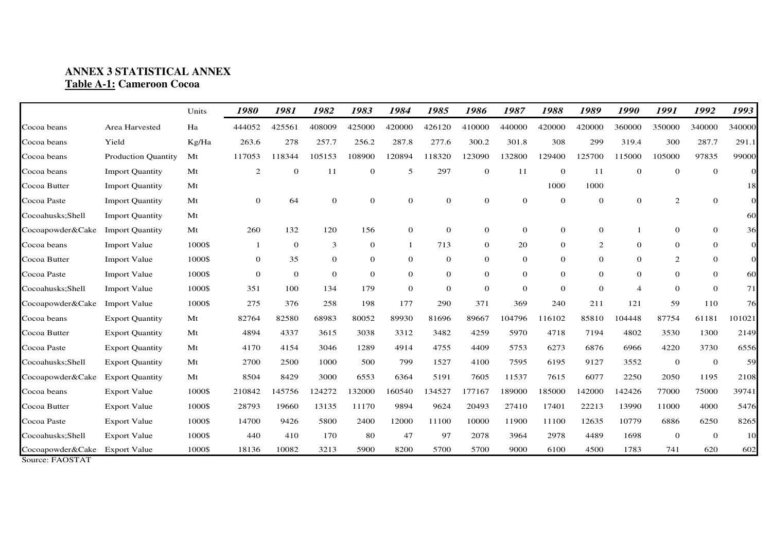**ANNEX 3 STATISTICAL ANNEX**
**Table A-1: Cameroon Cocoa**

| | | Units | *1980* | *1981* | *1982* | *1983* | *1984* | *1985* | *1986* | *1987* | *1988* | *1989* | *1990* | *1991* | *1992* | *1993* |
|---|---|---|---|---|---|---|---|---|---|---|---|---|---|---|---|---|
| Cocoa beans | Area Harvested | Ha | 444052 | 425561 | 408009 | 425000 | 420000 | 426120 | 410000 | 440000 | 420000 | 420000 | 360000 | 350000 | 340000 | 340000 |
| Cocoa beans | Yield | Kg/Ha | 263.6 | 278 | 257.7 | 256.2 | 287.8 | 277.6 | 300.2 | 301.8 | 308 | 299 | 319.4 | 300 | 287.7 | 291.1 |
| Cocoa beans | Production Quantity | Mt | 117053 | 118344 | 105153 | 108900 | 120894 | 118320 | 123090 | 132800 | 129400 | 125700 | 115000 | 105000 | 97835 | 99000 |
| Cocoa beans | Import Quantity | Mt | 2 | 0 | 11 | 0 | 5 | 297 | 0 | 11 | 0 | 11 | 0 | 0 | 0 | 0 |
| Cocoa Butter | Import Quantity | Mt | | | | | | | | | 1000 | 1000 | | | | 18 |
| Cocoa Paste | Import Quantity | Mt | 0 | 64 | 0 | 0 | 0 | 0 | 0 | 0 | 0 | 0 | 0 | 2 | 0 | 0 |
| Cocoahusks;Shell | Import Quantity | Mt | | | | | | | | | | | | | | 60 |
| Cocoapowder&Cake | Import Quantity | Mt | 260 | 132 | 120 | 156 | 0 | 0 | 0 | 0 | 0 | 0 | 1 | 0 | 0 | 36 |
| Cocoa beans | Import Value | 1000$ | 1 | 0 | 3 | 0 | 1 | 713 | 0 | 20 | 0 | 2 | 0 | 0 | 0 | 0 |
| Cocoa Butter | Import Value | 1000$ | 0 | 35 | 0 | 0 | 0 | 0 | 0 | 0 | 0 | 0 | 0 | 2 | 0 | 0 |
| Cocoa Paste | Import Value | 1000$ | 0 | 0 | 0 | 0 | 0 | 0 | 0 | 0 | 0 | 0 | 0 | 0 | 0 | 60 |
| Cocoahusks;Shell | Import Value | 1000$ | 351 | 100 | 134 | 179 | 0 | 0 | 0 | 0 | 0 | 0 | 4 | 0 | 0 | 71 |
| Cocoapowder&Cake | Import Value | 1000$ | 275 | 376 | 258 | 198 | 177 | 290 | 371 | 369 | 240 | 211 | 121 | 59 | 110 | 76 |
| Cocoa beans | Export Quantity | Mt | 82764 | 82580 | 68983 | 80052 | 89930 | 81696 | 89667 | 104796 | 116102 | 85810 | 104448 | 87754 | 61181 | 101021 |
| Cocoa Butter | Export Quantity | Mt | 4894 | 4337 | 3615 | 3038 | 3312 | 3482 | 4259 | 5970 | 4718 | 7194 | 4802 | 3530 | 1300 | 2149 |
| Cocoa Paste | Export Quantity | Mt | 4170 | 4154 | 3046 | 1289 | 4914 | 4755 | 4409 | 5753 | 6273 | 6876 | 6966 | 4220 | 3730 | 6556 |
| Cocoahusks;Shell | Export Quantity | Mt | 2700 | 2500 | 1000 | 500 | 799 | 1527 | 4100 | 7595 | 6195 | 9127 | 3552 | 0 | 0 | 59 |
| Cocoapowder&Cake | Export Quantity | Mt | 8504 | 8429 | 3000 | 6553 | 6364 | 5191 | 7605 | 11537 | 7615 | 6077 | 2250 | 2050 | 1195 | 2108 |
| Cocoa beans | Export Value | 1000$ | 210842 | 145756 | 124272 | 132000 | 160540 | 134527 | 177167 | 189000 | 185000 | 142000 | 142426 | 77000 | 75000 | 39741 |
| Cocoa Butter | Export Value | 1000$ | 28793 | 19660 | 13135 | 11170 | 9894 | 9624 | 20493 | 27410 | 17401 | 22213 | 13990 | 11000 | 4000 | 5476 |
| Cocoa Paste | Export Value | 1000$ | 14700 | 9426 | 5800 | 2400 | 12000 | 11100 | 10000 | 11900 | 11100 | 12635 | 10779 | 6886 | 6250 | 8265 |
| Cocoahusks;Shell | Export Value | 1000$ | 440 | 410 | 170 | 80 | 47 | 97 | 2078 | 3964 | 2978 | 4489 | 1698 | 0 | 0 | 10 |
| Cocoapowder&Cake | Export Value | 1000$ | 18136 | 10082 | 3213 | 5900 | 8200 | 5700 | 5700 | 9000 | 6100 | 4500 | 1783 | 741 | 620 | 602 |

Source: FAOSTAT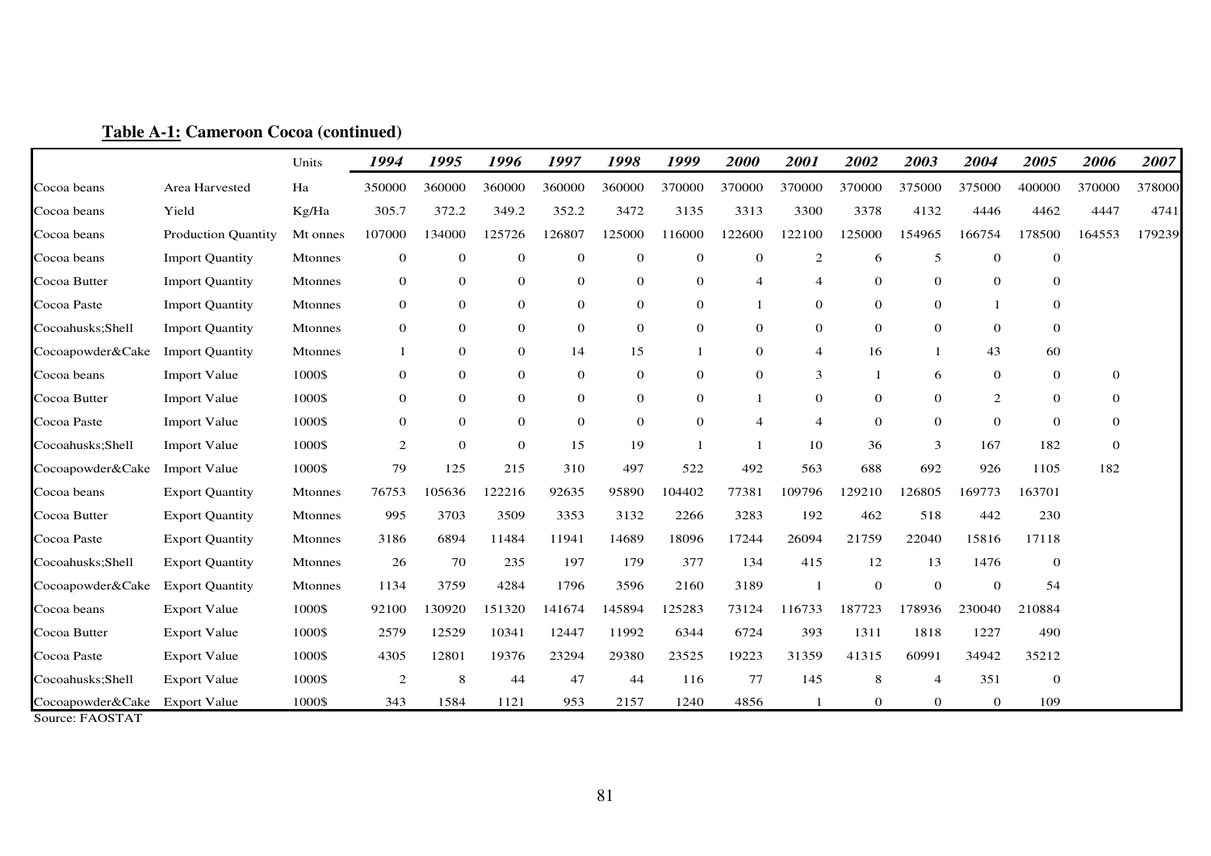**Table A-1: Cameroon Cocoa (continued)**

| | | Units | *1994* | *1995* | *1996* | *1997* | *1998* | *1999* | *2000* | *2001* | *2002* | *2003* | *2004* | *2005* | *2006* | *2007* |
|---|---|---|---|---|---|---|---|---|---|---|---|---|---|---|---|---|
| Cocoa beans | Area Harvested | Ha | 350000 | 360000 | 360000 | 360000 | 360000 | 370000 | 370000 | 370000 | 370000 | 375000 | 375000 | 400000 | 370000 | 378000 |
| Cocoa beans | Yield | Kg/Ha | 305.7 | 372.2 | 349.2 | 352.2 | 3472 | 3135 | 3313 | 3300 | 3378 | 4132 | 4446 | 4462 | 4447 | 4741 |
| Cocoa beans | Production Quantity | Mt onnes | 107000 | 134000 | 125726 | 126807 | 125000 | 116000 | 122600 | 122100 | 125000 | 154965 | 166754 | 178500 | 164553 | 179239 |
| Cocoa beans | Import Quantity | Mtonnes | 0 | 0 | 0 | 0 | 0 | 0 | 0 | 2 | 6 | 5 | 0 | 0 | | |
| Cocoa Butter | Import Quantity | Mtonnes | 0 | 0 | 0 | 0 | 0 | 0 | 4 | 4 | 0 | 0 | 0 | 0 | | |
| Cocoa Paste | Import Quantity | Mtonnes | 0 | 0 | 0 | 0 | 0 | 0 | 1 | 0 | 0 | 0 | 1 | 0 | | |
| Cocoahusks;Shell | Import Quantity | Mtonnes | 0 | 0 | 0 | 0 | 0 | 0 | 0 | 0 | 0 | 0 | 0 | 0 | | |
| Cocoapowder&Cake | Import Quantity | Mtonnes | 1 | 0 | 0 | 14 | 15 | 1 | 0 | 4 | 16 | 1 | 43 | 60 | | |
| Cocoa beans | Import Value | 1000$ | 0 | 0 | 0 | 0 | 0 | 0 | 0 | 3 | 1 | 6 | 0 | 0 | 0 | |
| Cocoa Butter | Import Value | 1000$ | 0 | 0 | 0 | 0 | 0 | 0 | 1 | 0 | 0 | 0 | 2 | 0 | 0 | |
| Cocoa Paste | Import Value | 1000$ | 0 | 0 | 0 | 0 | 0 | 0 | 4 | 4 | 0 | 0 | 0 | 0 | 0 | |
| Cocoahusks;Shell | Import Value | 1000$ | 2 | 0 | 0 | 15 | 19 | 1 | 1 | 10 | 36 | 3 | 167 | 182 | 0 | |
| Cocoapowder&Cake | Import Value | 1000$ | 79 | 125 | 215 | 310 | 497 | 522 | 492 | 563 | 688 | 692 | 926 | 1105 | 182 | |
| Cocoa beans | Export Quantity | Mtonnes | 76753 | 105636 | 122216 | 92635 | 95890 | 104402 | 77381 | 109796 | 129210 | 126805 | 169773 | 163701 | | |
| Cocoa Butter | Export Quantity | Mtonnes | 995 | 3703 | 3509 | 3353 | 3132 | 2266 | 3283 | 192 | 462 | 518 | 442 | 230 | | |
| Cocoa Paste | Export Quantity | Mtonnes | 3186 | 6894 | 11484 | 11941 | 14689 | 18096 | 17244 | 26094 | 21759 | 22040 | 15816 | 17118 | | |
| Cocoahusks;Shell | Export Quantity | Mtonnes | 26 | 70 | 235 | 197 | 179 | 377 | 134 | 415 | 12 | 13 | 1476 | 0 | | |
| Cocoapowder&Cake | Export Quantity | Mtonnes | 1134 | 3759 | 4284 | 1796 | 3596 | 2160 | 3189 | 1 | 0 | 0 | 0 | 54 | | |
| Cocoa beans | Export Value | 1000$ | 92100 | 130920 | 151320 | 141674 | 145894 | 125283 | 73124 | 116733 | 187723 | 178936 | 230040 | 210884 | | |
| Cocoa Butter | Export Value | 1000$ | 2579 | 12529 | 10341 | 12447 | 11992 | 6344 | 6724 | 393 | 1311 | 1818 | 1227 | 490 | | |
| Cocoa Paste | Export Value | 1000$ | 4305 | 12801 | 19376 | 23294 | 29380 | 23525 | 19223 | 31359 | 41315 | 60991 | 34942 | 35212 | | |
| Cocoahusks;Shell | Export Value | 1000$ | 2 | 8 | 44 | 47 | 44 | 116 | 77 | 145 | 8 | 4 | 351 | 0 | | |
| Cocoapowder&Cake | Export Value | 1000$ | 343 | 1584 | 1121 | 953 | 2157 | 1240 | 4856 | 1 | 0 | 0 | 0 | 109 | | |

Source: FAOSTAT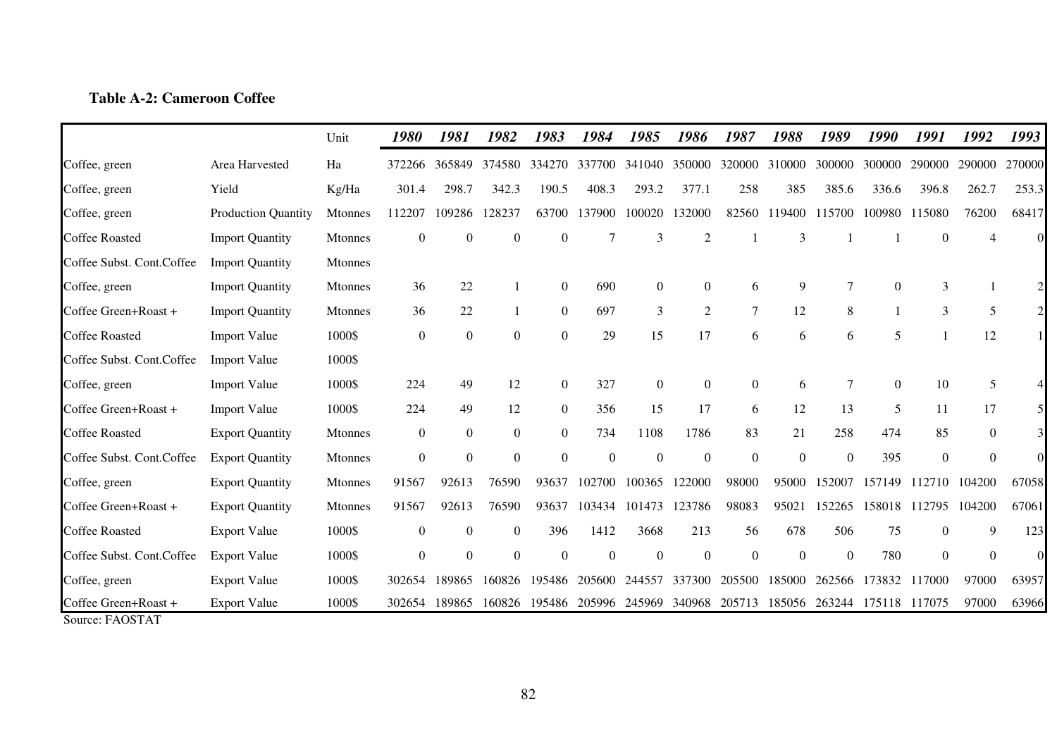**Table A-2: Cameroon Coffee**

| | | Unit | *1980* | *1981* | *1982* | *1983* | *1984* | *1985* | *1986* | *1987* | *1988* | *1989* | *1990* | *1991* | *1992* | *1993* |
|---|---|---|---|---|---|---|---|---|---|---|---|---|---|---|---|---|
| Coffee, green | Area Harvested | Ha | 372266 | 365849 | 374580 | 334270 | 337700 | 341040 | 350000 | 320000 | 310000 | 300000 | 300000 | 290000 | 290000 | 270000 |
| Coffee, green | Yield | Kg/Ha | 301.4 | 298.7 | 342.3 | 190.5 | 408.3 | 293.2 | 377.1 | 258 | 385 | 385.6 | 336.6 | 396.8 | 262.7 | 253.3 |
| Coffee, green | Production Quantity | Mtonnes | 112207 | 109286 | 128237 | 63700 | 137900 | 100020 | 132000 | 82560 | 119400 | 115700 | 100980 | 115080 | 76200 | 68417 |
| Coffee Roasted | Import Quantity | Mtonnes | 0 | 0 | 0 | 0 | 7 | 3 | 2 | 1 | 3 | 1 | 1 | 0 | 4 | 0 |
| Coffee Subst. Cont.Coffee | Import Quantity | Mtonnes | | | | | | | | | | | | | | |
| Coffee, green | Import Quantity | Mtonnes | 36 | 22 | 1 | 0 | 690 | 0 | 0 | 6 | 9 | 7 | 0 | 3 | 1 | 2 |
| Coffee Green+Roast + | Import Quantity | Mtonnes | 36 | 22 | 1 | 0 | 697 | 3 | 2 | 7 | 12 | 8 | 1 | 3 | 5 | 2 |
| Coffee Roasted | Import Value | 1000$ | 0 | 0 | 0 | 0 | 29 | 15 | 17 | 6 | 6 | 6 | 5 | 1 | 12 | 1 |
| Coffee Subst. Cont.Coffee | Import Value | 1000$ | | | | | | | | | | | | | | |
| Coffee, green | Import Value | 1000$ | 224 | 49 | 12 | 0 | 327 | 0 | 0 | 0 | 6 | 7 | 0 | 10 | 5 | 4 |
| Coffee Green+Roast + | Import Value | 1000$ | 224 | 49 | 12 | 0 | 356 | 15 | 17 | 6 | 12 | 13 | 5 | 11 | 17 | 5 |
| Coffee Roasted | Export Quantity | Mtonnes | 0 | 0 | 0 | 0 | 734 | 1108 | 1786 | 83 | 21 | 258 | 474 | 85 | 0 | 3 |
| Coffee Subst. Cont.Coffee | Export Quantity | Mtonnes | 0 | 0 | 0 | 0 | 0 | 0 | 0 | 0 | 0 | 0 | 395 | 0 | 0 | 0 |
| Coffee, green | Export Quantity | Mtonnes | 91567 | 92613 | 76590 | 93637 | 102700 | 100365 | 122000 | 98000 | 95000 | 152007 | 157149 | 112710 | 104200 | 67058 |
| Coffee Green+Roast + | Export Quantity | Mtonnes | 91567 | 92613 | 76590 | 93637 | 103434 | 101473 | 123786 | 98083 | 95021 | 152265 | 158018 | 112795 | 104200 | 67061 |
| Coffee Roasted | Export Value | 1000$ | 0 | 0 | 0 | 396 | 1412 | 3668 | 213 | 56 | 678 | 506 | 75 | 0 | 9 | 123 |
| Coffee Subst. Cont.Coffee | Export Value | 1000$ | 0 | 0 | 0 | 0 | 0 | 0 | 0 | 0 | 0 | 0 | 780 | 0 | 0 | 0 |
| Coffee, green | Export Value | 1000$ | 302654 | 189865 | 160826 | 195486 | 205600 | 244557 | 337300 | 205500 | 185000 | 262566 | 173832 | 117000 | 97000 | 63957 |
| Coffee Green+Roast + | Export Value | 1000$ | 302654 | 189865 | 160826 | 195486 | 205996 | 245969 | 340968 | 205713 | 185056 | 263244 | 175118 | 117075 | 97000 | 63966 |

Source: FAOSTAT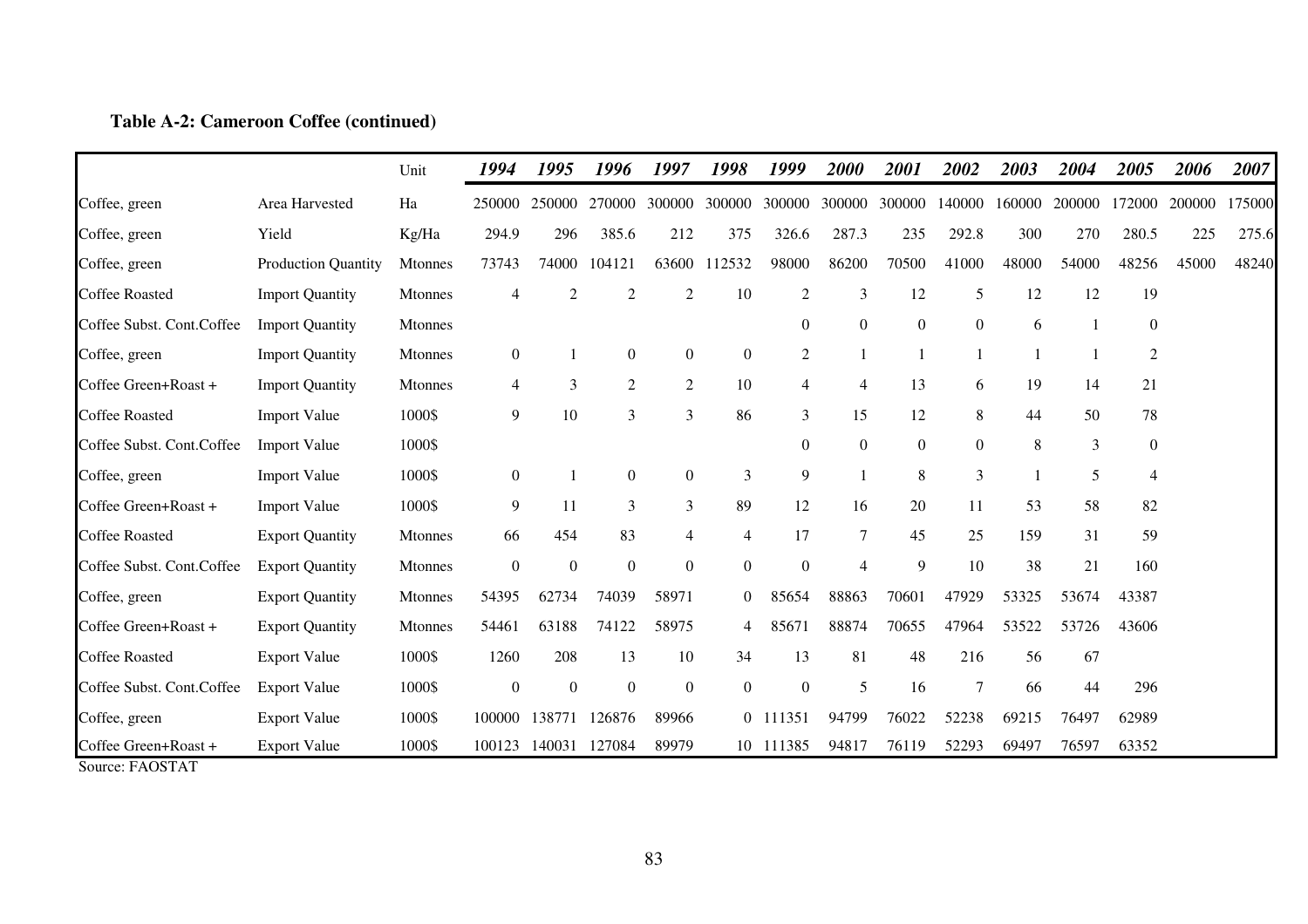**Table A-2: Cameroon Coffee (continued)**

| | | Unit | *1994* | *1995* | *1996* | *1997* | *1998* | *1999* | *2000* | *2001* | *2002* | *2003* | *2004* | *2005* | *2006* | *2007* |
|---|---|---|---|---|---|---|---|---|---|---|---|---|---|---|---|---|
| Coffee, green | Area Harvested | Ha | 250000 | 250000 | 270000 | 300000 | 300000 | 300000 | 300000 | 300000 | 140000 | 160000 | 200000 | 172000 | 200000 | 175000 |
| Coffee, green | Yield | Kg/Ha | 294.9 | 296 | 385.6 | 212 | 375 | 326.6 | 287.3 | 235 | 292.8 | 300 | 270 | 280.5 | 225 | 275.6 |
| Coffee, green | Production Quantity | Mtonnes | 73743 | 74000 | 104121 | 63600 | 112532 | 98000 | 86200 | 70500 | 41000 | 48000 | 54000 | 48256 | 45000 | 48240 |
| Coffee Roasted | Import Quantity | Mtonnes | 4 | 2 | 2 | 2 | 10 | 2 | 3 | 12 | 5 | 12 | 12 | 19 | | |
| Coffee Subst. Cont.Coffee | Import Quantity | Mtonnes | | | | | | 0 | 0 | 0 | 0 | 6 | 1 | 0 | | |
| Coffee, green | Import Quantity | Mtonnes | 0 | 1 | 0 | 0 | 0 | 2 | 1 | 1 | 1 | 1 | 1 | 2 | | |
| Coffee Green+Roast + | Import Quantity | Mtonnes | 4 | 3 | 2 | 2 | 10 | 4 | 4 | 13 | 6 | 19 | 14 | 21 | | |
| Coffee Roasted | Import Value | 1000$ | 9 | 10 | 3 | 3 | 86 | 3 | 15 | 12 | 8 | 44 | 50 | 78 | | |
| Coffee Subst. Cont.Coffee | Import Value | 1000$ | | | | | | 0 | 0 | 0 | 0 | 8 | 3 | 0 | | |
| Coffee, green | Import Value | 1000$ | 0 | 1 | 0 | 0 | 3 | 9 | 1 | 8 | 3 | 1 | 5 | 4 | | |
| Coffee Green+Roast + | Import Value | 1000$ | 9 | 11 | 3 | 3 | 89 | 12 | 16 | 20 | 11 | 53 | 58 | 82 | | |
| Coffee Roasted | Export Quantity | Mtonnes | 66 | 454 | 83 | 4 | 4 | 17 | 7 | 45 | 25 | 159 | 31 | 59 | | |
| Coffee Subst. Cont.Coffee | Export Quantity | Mtonnes | 0 | 0 | 0 | 0 | 0 | 0 | 4 | 9 | 10 | 38 | 21 | 160 | | |
| Coffee, green | Export Quantity | Mtonnes | 54395 | 62734 | 74039 | 58971 | 0 | 85654 | 88863 | 70601 | 47929 | 53325 | 53674 | 43387 | | |
| Coffee Green+Roast + | Export Quantity | Mtonnes | 54461 | 63188 | 74122 | 58975 | 4 | 85671 | 88874 | 70655 | 47964 | 53522 | 53726 | 43606 | | |
| Coffee Roasted | Export Value | 1000$ | 1260 | 208 | 13 | 10 | 34 | 13 | 81 | 48 | 216 | 56 | 67 | | | |
| Coffee Subst. Cont.Coffee | Export Value | 1000$ | 0 | 0 | 0 | 0 | 0 | 0 | 5 | 16 | 7 | 66 | 44 | 296 | | |
| Coffee, green | Export Value | 1000$ | 100000 | 138771 | 126876 | 89966 | 0 | 111351 | 94799 | 76022 | 52238 | 69215 | 76497 | 62989 | | |
| Coffee Green+Roast + | Export Value | 1000$ | 100123 | 140031 | 127084 | 89979 | 10 | 111385 | 94817 | 76119 | 52293 | 69497 | 76597 | 63352 | | |

Source: FAOSTAT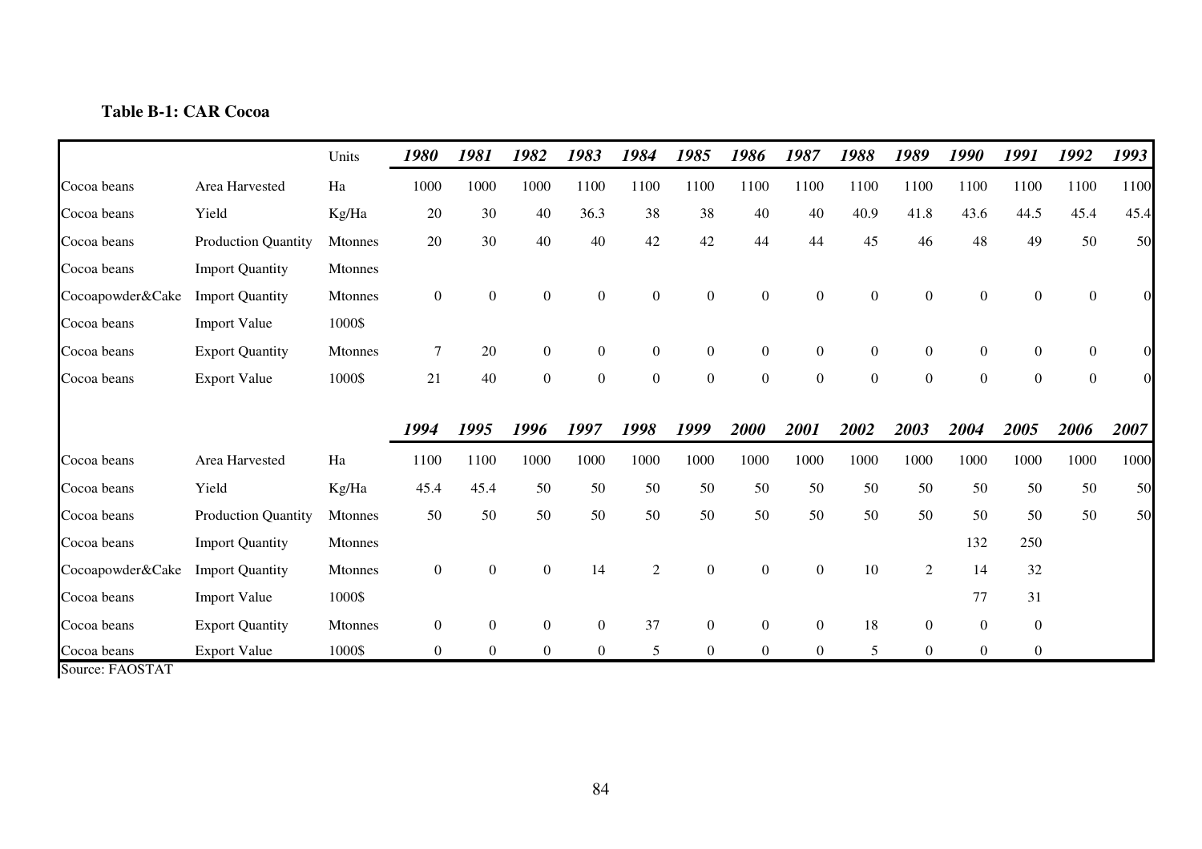**Table B-1: CAR Cocoa**

| | | Units | *1980* | *1981* | *1982* | *1983* | *1984* | *1985* | *1986* | *1987* | *1988* | *1989* | *1990* | *1991* | *1992* | *1993* |
|---|---|---|---|---|---|---|---|---|---|---|---|---|---|---|---|---|
| Cocoa beans | Area Harvested | Ha | 1000 | 1000 | 1000 | 1100 | 1100 | 1100 | 1100 | 1100 | 1100 | 1100 | 1100 | 1100 | 1100 | 1100 |
| Cocoa beans | Yield | Kg/Ha | 20 | 30 | 40 | 36.3 | 38 | 38 | 40 | 40 | 40.9 | 41.8 | 43.6 | 44.5 | 45.4 | 45.4 |
| Cocoa beans | Production Quantity | Mtonnes | 20 | 30 | 40 | 40 | 42 | 42 | 44 | 44 | 45 | 46 | 48 | 49 | 50 | 50 |
| Cocoa beans | Import Quantity | Mtonnes | | | | | | | | | | | | | | |
| Cocoapowder&Cake | Import Quantity | Mtonnes | 0 | 0 | 0 | 0 | 0 | 0 | 0 | 0 | 0 | 0 | 0 | 0 | 0 | 0 |
| Cocoa beans | Import Value | 1000$ | | | | | | | | | | | | | | |
| Cocoa beans | Export Quantity | Mtonnes | 7 | 20 | 0 | 0 | 0 | 0 | 0 | 0 | 0 | 0 | 0 | 0 | 0 | 0 |
| Cocoa beans | Export Value | 1000$ | 21 | 40 | 0 | 0 | 0 | 0 | 0 | 0 | 0 | 0 | 0 | 0 | 0 | 0 |
| | | | *1994* | *1995* | *1996* | *1997* | *1998* | *1999* | *2000* | *2001* | *2002* | *2003* | *2004* | *2005* | *2006* | *2007* |
| Cocoa beans | Area Harvested | Ha | 1100 | 1100 | 1000 | 1000 | 1000 | 1000 | 1000 | 1000 | 1000 | 1000 | 1000 | 1000 | 1000 | 1000 |
| Cocoa beans | Yield | Kg/Ha | 45.4 | 45.4 | 50 | 50 | 50 | 50 | 50 | 50 | 50 | 50 | 50 | 50 | 50 | 50 |
| Cocoa beans | Production Quantity | Mtonnes | 50 | 50 | 50 | 50 | 50 | 50 | 50 | 50 | 50 | 50 | 50 | 50 | 50 | 50 |
| Cocoa beans | Import Quantity | Mtonnes | | | | | | | | | | | 132 | 250 | | |
| Cocoapowder&Cake | Import Quantity | Mtonnes | 0 | 0 | 0 | 14 | 2 | 0 | 0 | 0 | 10 | 2 | 14 | 32 | | |
| Cocoa beans | Import Value | 1000$ | | | | | | | | | | | 77 | 31 | | |
| Cocoa beans | Export Quantity | Mtonnes | 0 | 0 | 0 | 0 | 37 | 0 | 0 | 0 | 18 | 0 | 0 | 0 | | |
| Cocoa beans | Export Value | 1000$ | 0 | 0 | 0 | 0 | 5 | 0 | 0 | 0 | 5 | 0 | 0 | 0 | | |

Source: FAOSTAT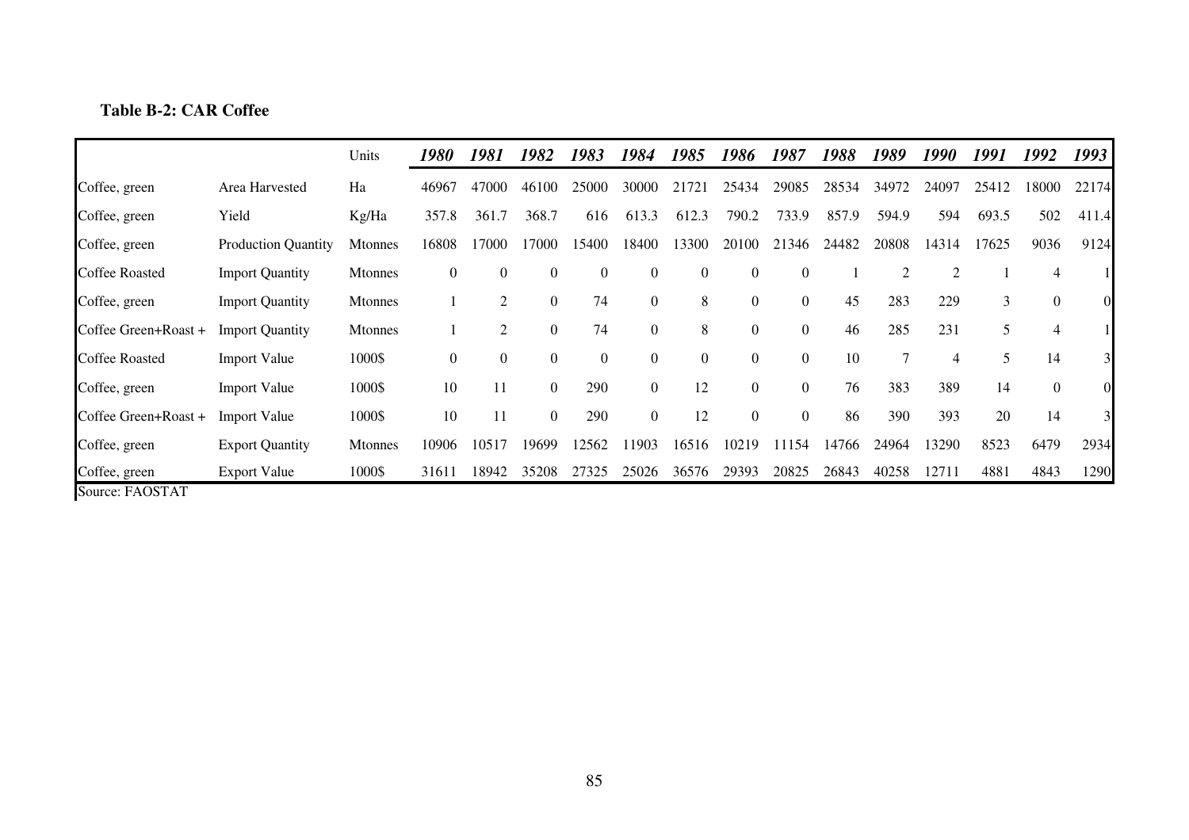**Table B-2: CAR Coffee**

| | | Units | *1980* | *1981* | *1982* | *1983* | *1984* | *1985* | *1986* | *1987* | *1988* | *1989* | *1990* | *1991* | *1992* | *1993* |
|---|---|---|---|---|---|---|---|---|---|---|---|---|---|---|---|---|
| Coffee, green | Area Harvested | Ha | 46967 | 47000 | 46100 | 25000 | 30000 | 21721 | 25434 | 29085 | 28534 | 34972 | 24097 | 25412 | 18000 | 22174 |
| Coffee, green | Yield | Kg/Ha | 357.8 | 361.7 | 368.7 | 616 | 613.3 | 612.3 | 790.2 | 733.9 | 857.9 | 594.9 | 594 | 693.5 | 502 | 411.4 |
| Coffee, green | Production Quantity | Mtonnes | 16808 | 17000 | 17000 | 15400 | 18400 | 13300 | 20100 | 21346 | 24482 | 20808 | 14314 | 17625 | 9036 | 9124 |
| Coffee Roasted | Import Quantity | Mtonnes | 0 | 0 | 0 | 0 | 0 | 0 | 0 | 0 | 1 | 2 | 2 | 1 | 4 | 1 |
| Coffee, green | Import Quantity | Mtonnes | 1 | 2 | 0 | 74 | 0 | 8 | 0 | 0 | 45 | 283 | 229 | 3 | 0 | 0 |
| Coffee Green+Roast + | Import Quantity | Mtonnes | 1 | 2 | 0 | 74 | 0 | 8 | 0 | 0 | 46 | 285 | 231 | 5 | 4 | 1 |
| Coffee Roasted | Import Value | 1000$ | 0 | 0 | 0 | 0 | 0 | 0 | 0 | 0 | 10 | 7 | 4 | 5 | 14 | 3 |
| Coffee, green | Import Value | 1000$ | 10 | 11 | 0 | 290 | 0 | 12 | 0 | 0 | 76 | 383 | 389 | 14 | 0 | 0 |
| Coffee Green+Roast + | Import Value | 1000$ | 10 | 11 | 0 | 290 | 0 | 12 | 0 | 0 | 86 | 390 | 393 | 20 | 14 | 3 |
| Coffee, green | Export Quantity | Mtonnes | 10906 | 10517 | 19699 | 12562 | 11903 | 16516 | 10219 | 11154 | 14766 | 24964 | 13290 | 8523 | 6479 | 2934 |
| Coffee, green | Export Value | 1000$ | 31611 | 18942 | 35208 | 27325 | 25026 | 36576 | 29393 | 20825 | 26843 | 40258 | 12711 | 4881 | 4843 | 1290 |

Source: FAOSTAT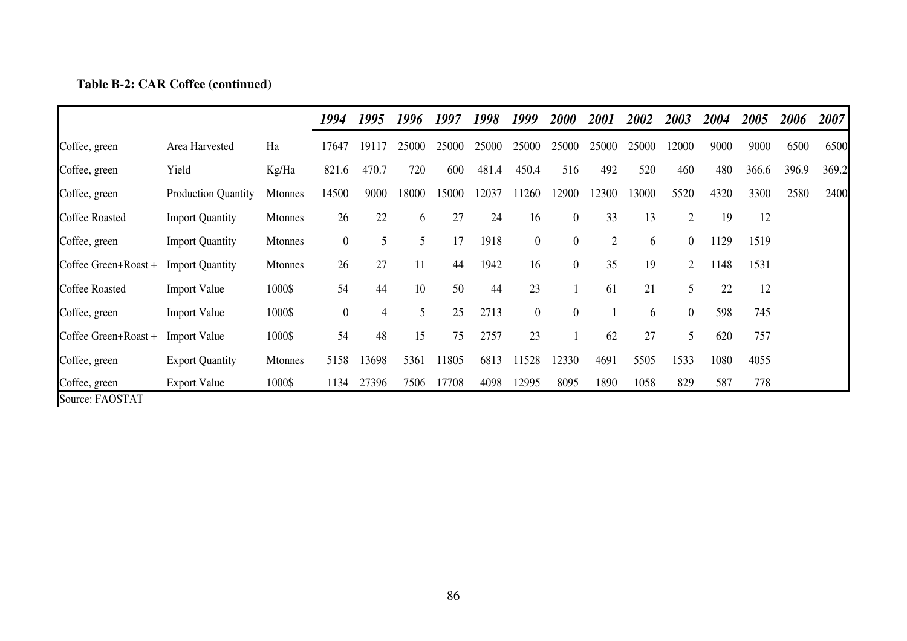**Table B-2: CAR Coffee (continued)**

| | | | 1994 | 1995 | 1996 | 1997 | 1998 | 1999 | 2000 | 2001 | 2002 | 2003 | 2004 | 2005 | 2006 | 2007 |
|---|---|---|---|---|---|---|---|---|---|---|---|---|---|---|---|---|
| Coffee, green | Area Harvested | Ha | 17647 | 19117 | 25000 | 25000 | 25000 | 25000 | 25000 | 25000 | 25000 | 12000 | 9000 | 9000 | 6500 | 6500 |
| Coffee, green | Yield | Kg/Ha | 821.6 | 470.7 | 720 | 600 | 481.4 | 450.4 | 516 | 492 | 520 | 460 | 480 | 366.6 | 396.9 | 369.2 |
| Coffee, green | Production Quantity | Mtonnes | 14500 | 9000 | 18000 | 15000 | 12037 | 11260 | 12900 | 12300 | 13000 | 5520 | 4320 | 3300 | 2580 | 2400 |
| Coffee Roasted | Import Quantity | Mtonnes | 26 | 22 | 6 | 27 | 24 | 16 | 0 | 33 | 13 | 2 | 19 | 12 | | |
| Coffee, green | Import Quantity | Mtonnes | 0 | 5 | 5 | 17 | 1918 | 0 | 0 | 2 | 6 | 0 | 1129 | 1519 | | |
| Coffee Green+Roast + | Import Quantity | Mtonnes | 26 | 27 | 11 | 44 | 1942 | 16 | 0 | 35 | 19 | 2 | 1148 | 1531 | | |
| Coffee Roasted | Import Value | 1000$ | 54 | 44 | 10 | 50 | 44 | 23 | 1 | 61 | 21 | 5 | 22 | 12 | | |
| Coffee, green | Import Value | 1000$ | 0 | 4 | 5 | 25 | 2713 | 0 | 0 | 1 | 6 | 0 | 598 | 745 | | |
| Coffee Green+Roast + | Import Value | 1000$ | 54 | 48 | 15 | 75 | 2757 | 23 | 1 | 62 | 27 | 5 | 620 | 757 | | |
| Coffee, green | Export Quantity | Mtonnes | 5158 | 13698 | 5361 | 11805 | 6813 | 11528 | 12330 | 4691 | 5505 | 1533 | 1080 | 4055 | | |
| Coffee, green | Export Value | 1000$ | 1134 | 27396 | 7506 | 17708 | 4098 | 12995 | 8095 | 1890 | 1058 | 829 | 587 | 778 | | |

Source: FAOSTAT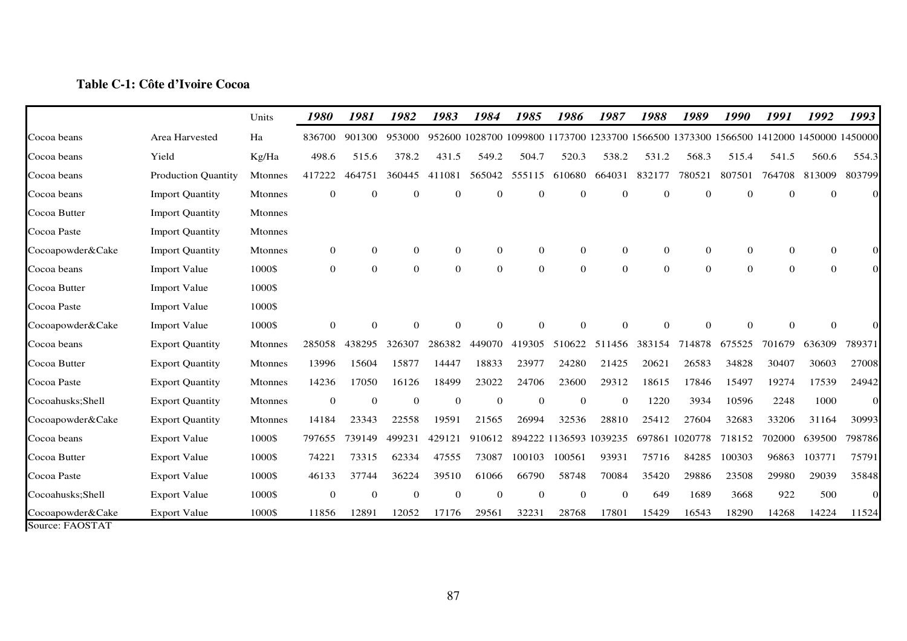**Table C-1: Côte d'Ivoire Cocoa**

| | | Units | *1980* | *1981* | *1982* | *1983* | *1984* | *1985* | *1986* | *1987* | *1988* | *1989* | *1990* | *1991* | *1992* | *1993* |
|---|---|---|---|---|---|---|---|---|---|---|---|---|---|---|---|---|
| Cocoa beans | Area Harvested | Ha | 836700 | 901300 | 953000 | 952600 | 1028700 | 1099800 | 1173700 | 1233700 | 1566500 | 1373300 | 1566500 | 1412000 | 1450000 | 1450000 |
| Cocoa beans | Yield | Kg/Ha | 498.6 | 515.6 | 378.2 | 431.5 | 549.2 | 504.7 | 520.3 | 538.2 | 531.2 | 568.3 | 515.4 | 541.5 | 560.6 | 554.3 |
| Cocoa beans | Production Quantity | Mtonnes | 417222 | 464751 | 360445 | 411081 | 565042 | 555115 | 610680 | 664031 | 832177 | 780521 | 807501 | 764708 | 813009 | 803799 |
| Cocoa beans | Import Quantity | Mtonnes | 0 | 0 | 0 | 0 | 0 | 0 | 0 | 0 | 0 | 0 | 0 | 0 | 0 | 0 |
| Cocoa Butter | Import Quantity | Mtonnes | | | | | | | | | | | | | | |
| Cocoa Paste | Import Quantity | Mtonnes | | | | | | | | | | | | | | |
| Cocoapowder&Cake | Import Quantity | Mtonnes | 0 | 0 | 0 | 0 | 0 | 0 | 0 | 0 | 0 | 0 | 0 | 0 | 0 | 0 |
| Cocoa beans | Import Value | 1000$ | 0 | 0 | 0 | 0 | 0 | 0 | 0 | 0 | 0 | 0 | 0 | 0 | 0 | 0 |
| Cocoa Butter | Import Value | 1000$ | | | | | | | | | | | | | | |
| Cocoa Paste | Import Value | 1000$ | | | | | | | | | | | | | | |
| Cocoapowder&Cake | Import Value | 1000$ | 0 | 0 | 0 | 0 | 0 | 0 | 0 | 0 | 0 | 0 | 0 | 0 | 0 | 0 |
| Cocoa beans | Export Quantity | Mtonnes | 285058 | 438295 | 326307 | 286382 | 449070 | 419305 | 510622 | 511456 | 383154 | 714878 | 675525 | 701679 | 636309 | 789371 |
| Cocoa Butter | Export Quantity | Mtonnes | 13996 | 15604 | 15877 | 14447 | 18833 | 23977 | 24280 | 21425 | 20621 | 26583 | 34828 | 30407 | 30603 | 27008 |
| Cocoa Paste | Export Quantity | Mtonnes | 14236 | 17050 | 16126 | 18499 | 23022 | 24706 | 23600 | 29312 | 18615 | 17846 | 15497 | 19274 | 17539 | 24942 |
| Cocoahusks;Shell | Export Quantity | Mtonnes | 0 | 0 | 0 | 0 | 0 | 0 | 0 | 0 | 1220 | 3934 | 10596 | 2248 | 1000 | 0 |
| Cocoapowder&Cake | Export Quantity | Mtonnes | 14184 | 23343 | 22558 | 19591 | 21565 | 26994 | 32536 | 28810 | 25412 | 27604 | 32683 | 33206 | 31164 | 30993 |
| Cocoa beans | Export Value | 1000$ | 797655 | 739149 | 499231 | 429121 | 910612 | 894222 | 1136593 | 1039235 | 697861 | 1020778 | 718152 | 702000 | 639500 | 798786 |
| Cocoa Butter | Export Value | 1000$ | 74221 | 73315 | 62334 | 47555 | 73087 | 100103 | 100561 | 93931 | 75716 | 84285 | 100303 | 96863 | 103771 | 75791 |
| Cocoa Paste | Export Value | 1000$ | 46133 | 37744 | 36224 | 39510 | 61066 | 66790 | 58748 | 70084 | 35420 | 29886 | 23508 | 29980 | 29039 | 35848 |
| Cocoahusks;Shell | Export Value | 1000$ | 0 | 0 | 0 | 0 | 0 | 0 | 0 | 0 | 649 | 1689 | 3668 | 922 | 500 | 0 |
| Cocoapowder&Cake | Export Value | 1000$ | 11856 | 12891 | 12052 | 17176 | 29561 | 32231 | 28768 | 17801 | 15429 | 16543 | 18290 | 14268 | 14224 | 11524 |

Source: FAOSTAT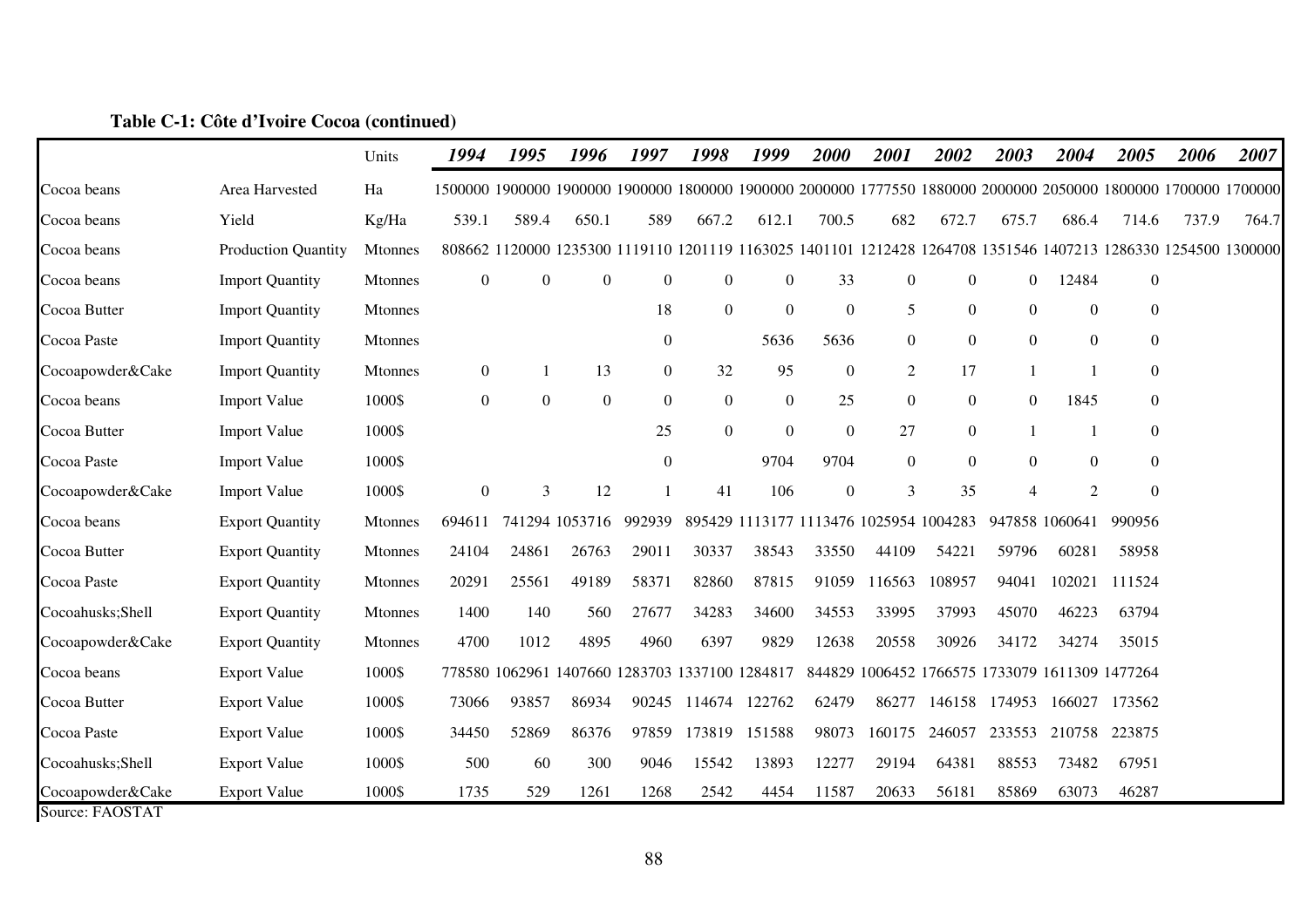**Table C-1: Côte d'Ivoire Cocoa (continued)**

| | | Units | *1994* | *1995* | *1996* | *1997* | *1998* | *1999* | *2000* | *2001* | *2002* | *2003* | *2004* | *2005* | *2006* | *2007* |
|---|---|---|---|---|---|---|---|---|---|---|---|---|---|---|---|---|
| Cocoa beans | Area Harvested | Ha | 1500000 | 1900000 | 1900000 | 1900000 | 1800000 | 1900000 | 2000000 | 1777550 | 1880000 | 2000000 | 2050000 | 1800000 | 1700000 | 1700000 |
| Cocoa beans | Yield | Kg/Ha | 539.1 | 589.4 | 650.1 | 589 | 667.2 | 612.1 | 700.5 | 682 | 672.7 | 675.7 | 686.4 | 714.6 | 737.9 | 764.7 |
| Cocoa beans | Production Quantity | Mtonnes | 808662 | 1120000 | 1235300 | 1119110 | 1201119 | 1163025 | 1401101 | 1212428 | 1264708 | 1351546 | 1407213 | 1286330 | 1254500 | 1300000 |
| Cocoa beans | Import Quantity | Mtonnes | 0 | 0 | 0 | 0 | 0 | 0 | 33 | 0 | 0 | 0 | 12484 | 0 | | |
| Cocoa Butter | Import Quantity | Mtonnes | | | | 18 | 0 | 0 | 0 | 5 | 0 | 0 | 0 | 0 | | |
| Cocoa Paste | Import Quantity | Mtonnes | | | | 0 | | 5636 | 5636 | 0 | 0 | 0 | 0 | 0 | | |
| Cocoapowder&Cake | Import Quantity | Mtonnes | 0 | 1 | 13 | 0 | 32 | 95 | 0 | 2 | 17 | 1 | 1 | 0 | | |
| Cocoa beans | Import Value | 1000$ | 0 | 0 | 0 | 0 | 0 | 0 | 25 | 0 | 0 | 0 | 1845 | 0 | | |
| Cocoa Butter | Import Value | 1000$ | | | | 25 | 0 | 0 | 0 | 27 | 0 | 1 | 1 | 0 | | |
| Cocoa Paste | Import Value | 1000$ | | | | 0 | | 9704 | 9704 | 0 | 0 | 0 | 0 | 0 | | |
| Cocoapowder&Cake | Import Value | 1000$ | 0 | 3 | 12 | 1 | 41 | 106 | 0 | 3 | 35 | 4 | 2 | 0 | | |
| Cocoa beans | Export Quantity | Mtonnes | 694611 | 741294 | 1053716 | 992939 | 895429 | 1113177 | 1113476 | 1025954 | 1004283 | 947858 | 1060641 | 990956 | | |
| Cocoa Butter | Export Quantity | Mtonnes | 24104 | 24861 | 26763 | 29011 | 30337 | 38543 | 33550 | 44109 | 54221 | 59796 | 60281 | 58958 | | |
| Cocoa Paste | Export Quantity | Mtonnes | 20291 | 25561 | 49189 | 58371 | 82860 | 87815 | 91059 | 116563 | 108957 | 94041 | 102021 | 111524 | | |
| Cocoahusks;Shell | Export Quantity | Mtonnes | 1400 | 140 | 560 | 27677 | 34283 | 34600 | 34553 | 33995 | 37993 | 45070 | 46223 | 63794 | | |
| Cocoapowder&Cake | Export Quantity | Mtonnes | 4700 | 1012 | 4895 | 4960 | 6397 | 9829 | 12638 | 20558 | 30926 | 34172 | 34274 | 35015 | | |
| Cocoa beans | Export Value | 1000$ | 778580 | 1062961 | 1407660 | 1283703 | 1337100 | 1284817 | 844829 | 1006452 | 1766575 | 1733079 | 1611309 | 1477264 | | |
| Cocoa Butter | Export Value | 1000$ | 73066 | 93857 | 86934 | 90245 | 114674 | 122762 | 62479 | 86277 | 146158 | 174953 | 166027 | 173562 | | |
| Cocoa Paste | Export Value | 1000$ | 34450 | 52869 | 86376 | 97859 | 173819 | 151588 | 98073 | 160175 | 246057 | 233553 | 210758 | 223875 | | |
| Cocoahusks;Shell | Export Value | 1000$ | 500 | 60 | 300 | 9046 | 15542 | 13893 | 12277 | 29194 | 64381 | 88553 | 73482 | 67951 | | |
| Cocoapowder&Cake | Export Value | 1000$ | 1735 | 529 | 1261 | 1268 | 2542 | 4454 | 11587 | 20633 | 56181 | 85869 | 63073 | 46287 | | |

Source: FAOSTAT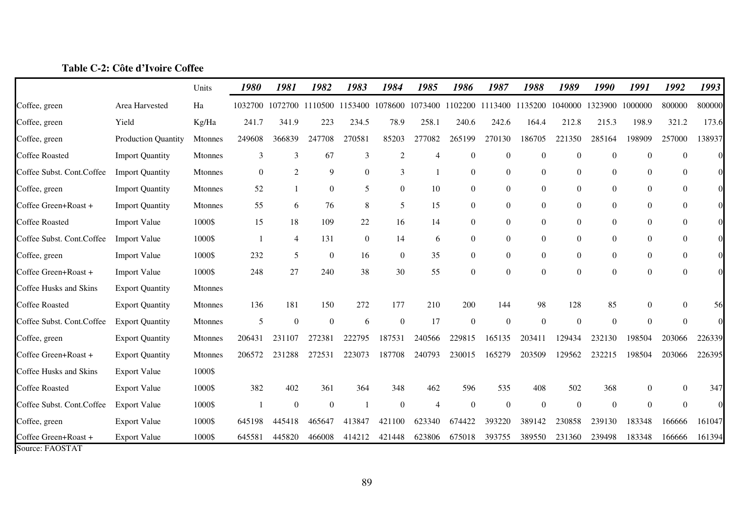**Table C-2: Côte d'Ivoire Coffee**

| | | Units | *1980* | *1981* | *1982* | *1983* | *1984* | *1985* | *1986* | *1987* | *1988* | *1989* | *1990* | *1991* | *1992* | *1993* |
|---|---|---|---|---|---|---|---|---|---|---|---|---|---|---|---|---|
| Coffee, green | Area Harvested | Ha | 1032700 | 1072700 | 1110500 | 1153400 | 1078600 | 1073400 | 1102200 | 1113400 | 1135200 | 1040000 | 1323900 | 1000000 | 800000 | 800000 |
| Coffee, green | Yield | Kg/Ha | 241.7 | 341.9 | 223 | 234.5 | 78.9 | 258.1 | 240.6 | 242.6 | 164.4 | 212.8 | 215.3 | 198.9 | 321.2 | 173.6 |
| Coffee, green | Production Quantity | Mtonnes | 249608 | 366839 | 247708 | 270581 | 85203 | 277082 | 265199 | 270130 | 186705 | 221350 | 285164 | 198909 | 257000 | 138937 |
| Coffee Roasted | Import Quantity | Mtonnes | 3 | 3 | 67 | 3 | 2 | 4 | 0 | 0 | 0 | 0 | 0 | 0 | 0 | 0 |
| Coffee Subst. Cont.Coffee | Import Quantity | Mtonnes | 0 | 2 | 9 | 0 | 3 | 1 | 0 | 0 | 0 | 0 | 0 | 0 | 0 | 0 |
| Coffee, green | Import Quantity | Mtonnes | 52 | 1 | 0 | 5 | 0 | 10 | 0 | 0 | 0 | 0 | 0 | 0 | 0 | 0 |
| Coffee Green+Roast + | Import Quantity | Mtonnes | 55 | 6 | 76 | 8 | 5 | 15 | 0 | 0 | 0 | 0 | 0 | 0 | 0 | 0 |
| Coffee Roasted | Import Value | 1000$ | 15 | 18 | 109 | 22 | 16 | 14 | 0 | 0 | 0 | 0 | 0 | 0 | 0 | 0 |
| Coffee Subst. Cont.Coffee | Import Value | 1000$ | 1 | 4 | 131 | 0 | 14 | 6 | 0 | 0 | 0 | 0 | 0 | 0 | 0 | 0 |
| Coffee, green | Import Value | 1000$ | 232 | 5 | 0 | 16 | 0 | 35 | 0 | 0 | 0 | 0 | 0 | 0 | 0 | 0 |
| Coffee Green+Roast + | Import Value | 1000$ | 248 | 27 | 240 | 38 | 30 | 55 | 0 | 0 | 0 | 0 | 0 | 0 | 0 | 0 |
| Coffee Husks and Skins | Export Quantity | Mtonnes | | | | | | | | | | | | | | |
| Coffee Roasted | Export Quantity | Mtonnes | 136 | 181 | 150 | 272 | 177 | 210 | 200 | 144 | 98 | 128 | 85 | 0 | 0 | 56 |
| Coffee Subst. Cont.Coffee | Export Quantity | Mtonnes | 5 | 0 | 0 | 6 | 0 | 17 | 0 | 0 | 0 | 0 | 0 | 0 | 0 | 0 |
| Coffee, green | Export Quantity | Mtonnes | 206431 | 231107 | 272381 | 222795 | 187531 | 240566 | 229815 | 165135 | 203411 | 129434 | 232130 | 198504 | 203066 | 226339 |
| Coffee Green+Roast + | Export Quantity | Mtonnes | 206572 | 231288 | 272531 | 223073 | 187708 | 240793 | 230015 | 165279 | 203509 | 129562 | 232215 | 198504 | 203066 | 226395 |
| Coffee Husks and Skins | Export Value | 1000$ | | | | | | | | | | | | | | |
| Coffee Roasted | Export Value | 1000$ | 382 | 402 | 361 | 364 | 348 | 462 | 596 | 535 | 408 | 502 | 368 | 0 | 0 | 347 |
| Coffee Subst. Cont.Coffee | Export Value | 1000$ | 1 | 0 | 0 | 1 | 0 | 4 | 0 | 0 | 0 | 0 | 0 | 0 | 0 | 0 |
| Coffee, green | Export Value | 1000$ | 645198 | 445418 | 465647 | 413847 | 421100 | 623340 | 674422 | 393220 | 389142 | 230858 | 239130 | 183348 | 166666 | 161047 |
| Coffee Green+Roast + | Export Value | 1000$ | 645581 | 445820 | 466008 | 414212 | 421448 | 623806 | 675018 | 393755 | 389550 | 231360 | 239498 | 183348 | 166666 | 161394 |

Source: FAOSTAT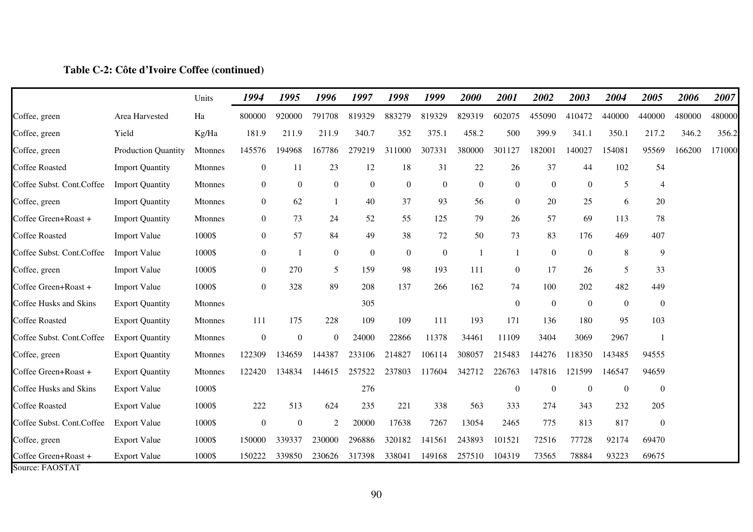**Table C-2: Côte d'Ivoire Coffee (continued)**

| | | Units | *1994* | *1995* | *1996* | *1997* | *1998* | *1999* | *2000* | *2001* | *2002* | *2003* | *2004* | *2005* | *2006* | *2007* |
|---|---|---|---|---|---|---|---|---|---|---|---|---|---|---|---|---|
| Coffee, green | Area Harvested | Ha | 800000 | 920000 | 791708 | 819329 | 883279 | 819329 | 829319 | 602075 | 455090 | 410472 | 440000 | 440000 | 480000 | 480000 |
| Coffee, green | Yield | Kg/Ha | 181.9 | 211.9 | 211.9 | 340.7 | 352 | 375.1 | 458.2 | 500 | 399.9 | 341.1 | 350.1 | 217.2 | 346.2 | 356.2 |
| Coffee, green | Production Quantity | Mtonnes | 145576 | 194968 | 167786 | 279219 | 311000 | 307331 | 380000 | 301127 | 182001 | 140027 | 154081 | 95569 | 166200 | 171000 |
| Coffee Roasted | Import Quantity | Mtonnes | 0 | 11 | 23 | 12 | 18 | 31 | 22 | 26 | 37 | 44 | 102 | 54 | | |
| Coffee Subst. Cont.Coffee | Import Quantity | Mtonnes | 0 | 0 | 0 | 0 | 0 | 0 | 0 | 0 | 0 | 0 | 5 | 4 | | |
| Coffee, green | Import Quantity | Mtonnes | 0 | 62 | 1 | 40 | 37 | 93 | 56 | 0 | 20 | 25 | 6 | 20 | | |
| Coffee Green+Roast + | Import Quantity | Mtonnes | 0 | 73 | 24 | 52 | 55 | 125 | 79 | 26 | 57 | 69 | 113 | 78 | | |
| Coffee Roasted | Import Value | 1000$ | 0 | 57 | 84 | 49 | 38 | 72 | 50 | 73 | 83 | 176 | 469 | 407 | | |
| Coffee Subst. Cont.Coffee | Import Value | 1000$ | 0 | 1 | 0 | 0 | 0 | 0 | 1 | 1 | 0 | 0 | 8 | 9 | | |
| Coffee, green | Import Value | 1000$ | 0 | 270 | 5 | 159 | 98 | 193 | 111 | 0 | 17 | 26 | 5 | 33 | | |
| Coffee Green+Roast + | Import Value | 1000$ | 0 | 328 | 89 | 208 | 137 | 266 | 162 | 74 | 100 | 202 | 482 | 449 | | |
| Coffee Husks and Skins | Export Quantity | Mtonnes | | | | 305 | | | | 0 | 0 | 0 | 0 | 0 | | |
| Coffee Roasted | Export Quantity | Mtonnes | 111 | 175 | 228 | 109 | 109 | 111 | 193 | 171 | 136 | 180 | 95 | 103 | | |
| Coffee Subst. Cont.Coffee | Export Quantity | Mtonnes | 0 | 0 | 0 | 24000 | 22866 | 11378 | 34461 | 11109 | 3404 | 3069 | 2967 | 1 | | |
| Coffee, green | Export Quantity | Mtonnes | 122309 | 134659 | 144387 | 233106 | 214827 | 106114 | 308057 | 215483 | 144276 | 118350 | 143485 | 94555 | | |
| Coffee Green+Roast + | Export Quantity | Mtonnes | 122420 | 134834 | 144615 | 257522 | 237803 | 117604 | 342712 | 226763 | 147816 | 121599 | 146547 | 94659 | | |
| Coffee Husks and Skins | Export Value | 1000$ | | | | 276 | | | | 0 | 0 | 0 | 0 | 0 | | |
| Coffee Roasted | Export Value | 1000$ | 222 | 513 | 624 | 235 | 221 | 338 | 563 | 333 | 274 | 343 | 232 | 205 | | |
| Coffee Subst. Cont.Coffee | Export Value | 1000$ | 0 | 0 | 2 | 20000 | 17638 | 7267 | 13054 | 2465 | 775 | 813 | 817 | 0 | | |
| Coffee, green | Export Value | 1000$ | 150000 | 339337 | 230000 | 296886 | 320182 | 141561 | 243893 | 101521 | 72516 | 77728 | 92174 | 69470 | | |
| Coffee Green+Roast + | Export Value | 1000$ | 150222 | 339850 | 230626 | 317398 | 338041 | 149168 | 257510 | 104319 | 73565 | 78884 | 93223 | 69675 | | |

Source: FAOSTAT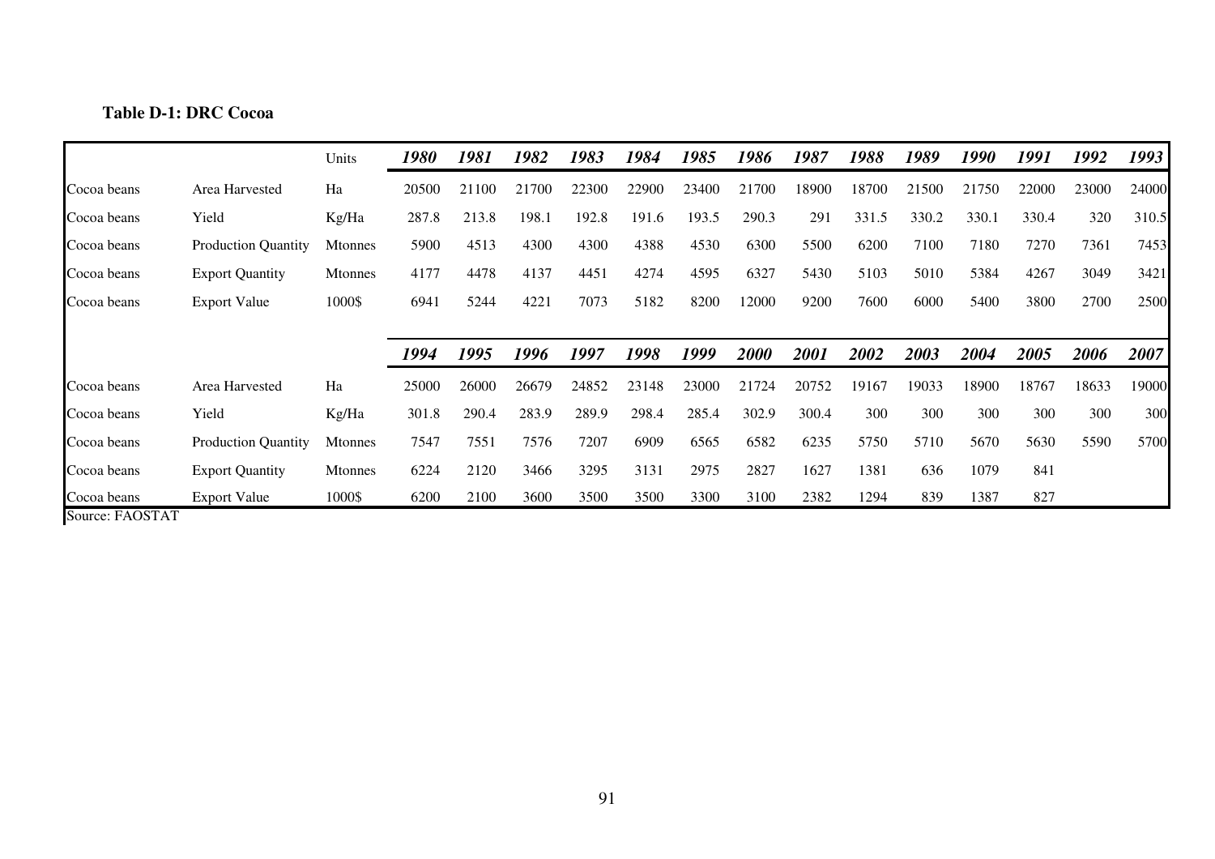**Table D-1: DRC Cocoa**

| | | Units | *1980* | *1981* | *1982* | *1983* | *1984* | *1985* | *1986* | *1987* | *1988* | *1989* | *1990* | *1991* | *1992* | *1993* |
|---|---|---|---|---|---|---|---|---|---|---|---|---|---|---|---|---|
| Cocoa beans | Area Harvested | Ha | 20500 | 21100 | 21700 | 22300 | 22900 | 23400 | 21700 | 18900 | 18700 | 21500 | 21750 | 22000 | 23000 | 24000 |
| Cocoa beans | Yield | Kg/Ha | 287.8 | 213.8 | 198.1 | 192.8 | 191.6 | 193.5 | 290.3 | 291 | 331.5 | 330.2 | 330.1 | 330.4 | 320 | 310.5 |
| Cocoa beans | Production Quantity | Mtonnes | 5900 | 4513 | 4300 | 4300 | 4388 | 4530 | 6300 | 5500 | 6200 | 7100 | 7180 | 7270 | 7361 | 7453 |
| Cocoa beans | Export Quantity | Mtonnes | 4177 | 4478 | 4137 | 4451 | 4274 | 4595 | 6327 | 5430 | 5103 | 5010 | 5384 | 4267 | 3049 | 3421 |
| Cocoa beans | Export Value | 1000$ | 6941 | 5244 | 4221 | 7073 | 5182 | 8200 | 12000 | 9200 | 7600 | 6000 | 5400 | 3800 | 2700 | 2500 |
| | | | *1994* | *1995* | *1996* | *1997* | *1998* | *1999* | *2000* | *2001* | *2002* | *2003* | *2004* | *2005* | *2006* | *2007* |
| Cocoa beans | Area Harvested | Ha | 25000 | 26000 | 26679 | 24852 | 23148 | 23000 | 21724 | 20752 | 19167 | 19033 | 18900 | 18767 | 18633 | 19000 |
| Cocoa beans | Yield | Kg/Ha | 301.8 | 290.4 | 283.9 | 289.9 | 298.4 | 285.4 | 302.9 | 300.4 | 300 | 300 | 300 | 300 | 300 | 300 |
| Cocoa beans | Production Quantity | Mtonnes | 7547 | 7551 | 7576 | 7207 | 6909 | 6565 | 6582 | 6235 | 5750 | 5710 | 5670 | 5630 | 5590 | 5700 |
| Cocoa beans | Export Quantity | Mtonnes | 6224 | 2120 | 3466 | 3295 | 3131 | 2975 | 2827 | 1627 | 1381 | 636 | 1079 | 841 | | |
| Cocoa beans | Export Value | 1000$ | 6200 | 2100 | 3600 | 3500 | 3500 | 3300 | 3100 | 2382 | 1294 | 839 | 1387 | 827 | | |

Source: FAOSTAT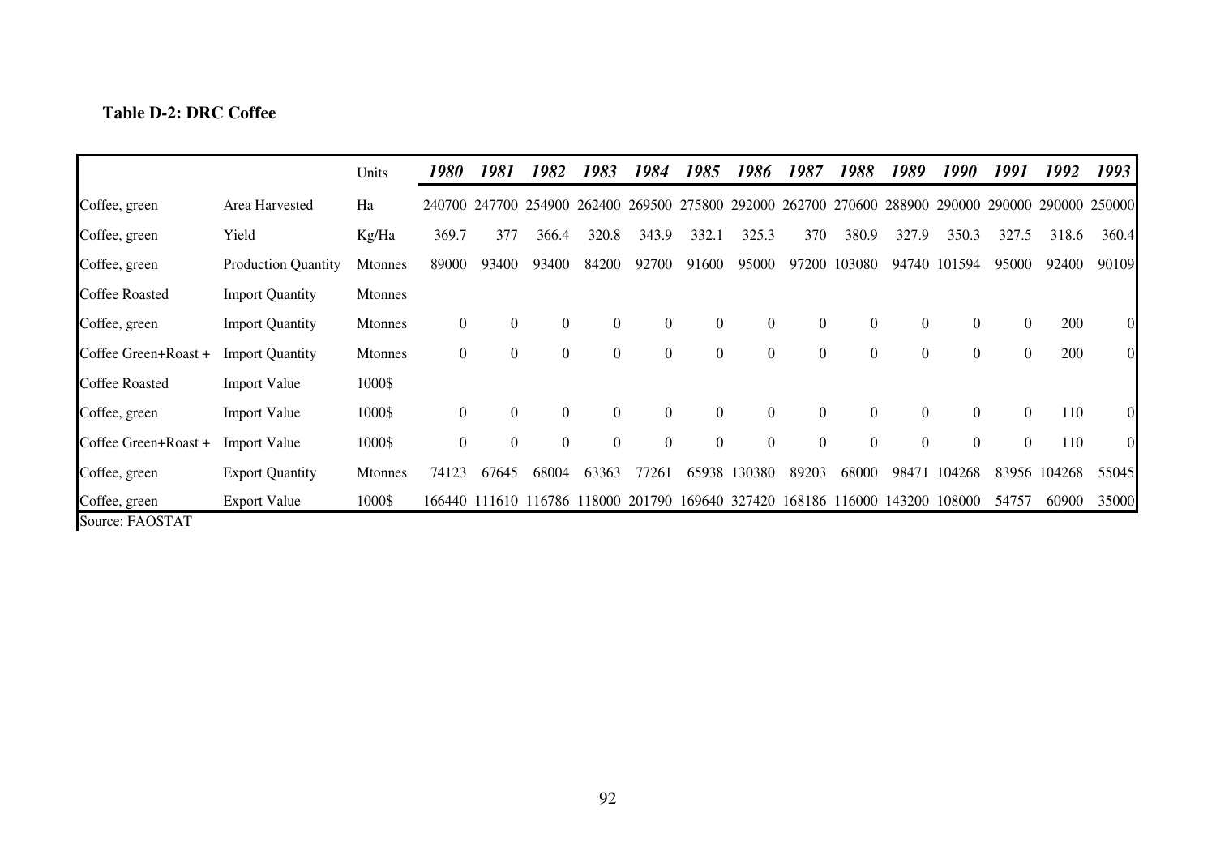**Table D-2: DRC Coffee**

| | | Units | *1980* | *1981* | *1982* | *1983* | *1984* | *1985* | *1986* | *1987* | *1988* | *1989* | *1990* | *1991* | *1992* | *1993* |
|---|---|---|---|---|---|---|---|---|---|---|---|---|---|---|---|---|
| Coffee, green | Area Harvested | Ha | 240700 | 247700 | 254900 | 262400 | 269500 | 275800 | 292000 | 262700 | 270600 | 288900 | 290000 | 290000 | 290000 | 250000 |
| Coffee, green | Yield | Kg/Ha | 369.7 | 377 | 366.4 | 320.8 | 343.9 | 332.1 | 325.3 | 370 | 380.9 | 327.9 | 350.3 | 327.5 | 318.6 | 360.4 |
| Coffee, green | Production Quantity | Mtonnes | 89000 | 93400 | 93400 | 84200 | 92700 | 91600 | 95000 | 97200 | 103080 | 94740 | 101594 | 95000 | 92400 | 90109 |
| Coffee Roasted | Import Quantity | Mtonnes | | | | | | | | | | | | | | |
| Coffee, green | Import Quantity | Mtonnes | 0 | 0 | 0 | 0 | 0 | 0 | 0 | 0 | 0 | 0 | 0 | 0 | 200 | 0 |
| Coffee Green+Roast + | Import Quantity | Mtonnes | 0 | 0 | 0 | 0 | 0 | 0 | 0 | 0 | 0 | 0 | 0 | 0 | 200 | 0 |
| Coffee Roasted | Import Value | 1000$ | | | | | | | | | | | | | | |
| Coffee, green | Import Value | 1000$ | 0 | 0 | 0 | 0 | 0 | 0 | 0 | 0 | 0 | 0 | 0 | 0 | 110 | 0 |
| Coffee Green+Roast + | Import Value | 1000$ | 0 | 0 | 0 | 0 | 0 | 0 | 0 | 0 | 0 | 0 | 0 | 0 | 110 | 0 |
| Coffee, green | Export Quantity | Mtonnes | 74123 | 67645 | 68004 | 63363 | 77261 | 65938 | 130380 | 89203 | 68000 | 98471 | 104268 | 83956 | 104268 | 55045 |
| Coffee, green | Export Value | 1000$ | 166440 | 111610 | 116786 | 118000 | 201790 | 169640 | 327420 | 168186 | 116000 | 143200 | 108000 | 54757 | 60900 | 35000 |

Source: FAOSTAT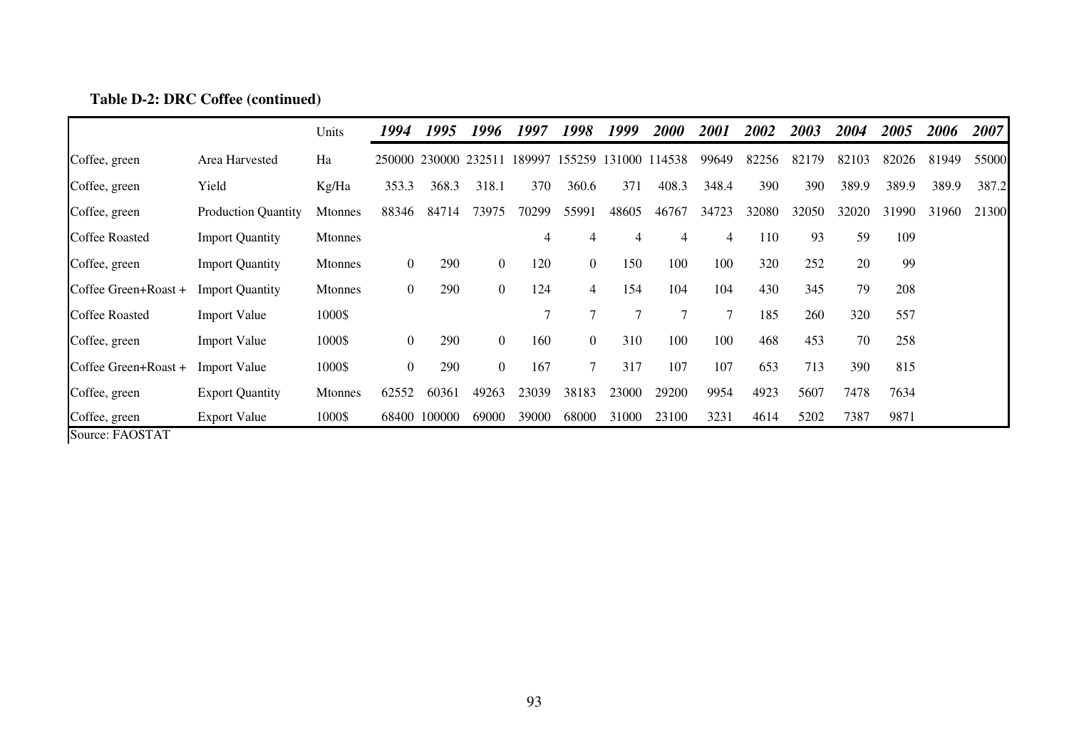**Table D-2: DRC Coffee (continued)**

| | | Units | *1994* | *1995* | *1996* | *1997* | *1998* | *1999* | *2000* | *2001* | *2002* | *2003* | *2004* | *2005* | *2006* | *2007* |
|---|---|---|---|---|---|---|---|---|---|---|---|---|---|---|---|---|
| Coffee, green | Area Harvested | Ha | 250000 | 230000 | 232511 | 189997 | 155259 | 131000 | 114538 | 99649 | 82256 | 82179 | 82103 | 82026 | 81949 | 55000 |
| Coffee, green | Yield | Kg/Ha | 353.3 | 368.3 | 318.1 | 370 | 360.6 | 371 | 408.3 | 348.4 | 390 | 390 | 389.9 | 389.9 | 389.9 | 387.2 |
| Coffee, green | Production Quantity | Mtonnes | 88346 | 84714 | 73975 | 70299 | 55991 | 48605 | 46767 | 34723 | 32080 | 32050 | 32020 | 31990 | 31960 | 21300 |
| Coffee Roasted | Import Quantity | Mtonnes | | | | 4 | 4 | 4 | 4 | 4 | 110 | 93 | 59 | 109 | | |
| Coffee, green | Import Quantity | Mtonnes | 0 | 290 | 0 | 120 | 0 | 150 | 100 | 100 | 320 | 252 | 20 | 99 | | |
| Coffee Green+Roast + | Import Quantity | Mtonnes | 0 | 290 | 0 | 124 | 4 | 154 | 104 | 104 | 430 | 345 | 79 | 208 | | |
| Coffee Roasted | Import Value | 1000$ | | | | 7 | 7 | 7 | 7 | 7 | 185 | 260 | 320 | 557 | | |
| Coffee, green | Import Value | 1000$ | 0 | 290 | 0 | 160 | 0 | 310 | 100 | 100 | 468 | 453 | 70 | 258 | | |
| Coffee Green+Roast + | Import Value | 1000$ | 0 | 290 | 0 | 167 | 7 | 317 | 107 | 107 | 653 | 713 | 390 | 815 | | |
| Coffee, green | Export Quantity | Mtonnes | 62552 | 60361 | 49263 | 23039 | 38183 | 23000 | 29200 | 9954 | 4923 | 5607 | 7478 | 7634 | | |
| Coffee, green | Export Value | 1000$ | 68400 | 100000 | 69000 | 39000 | 68000 | 31000 | 23100 | 3231 | 4614 | 5202 | 7387 | 9871 | | |

Source: FAOSTAT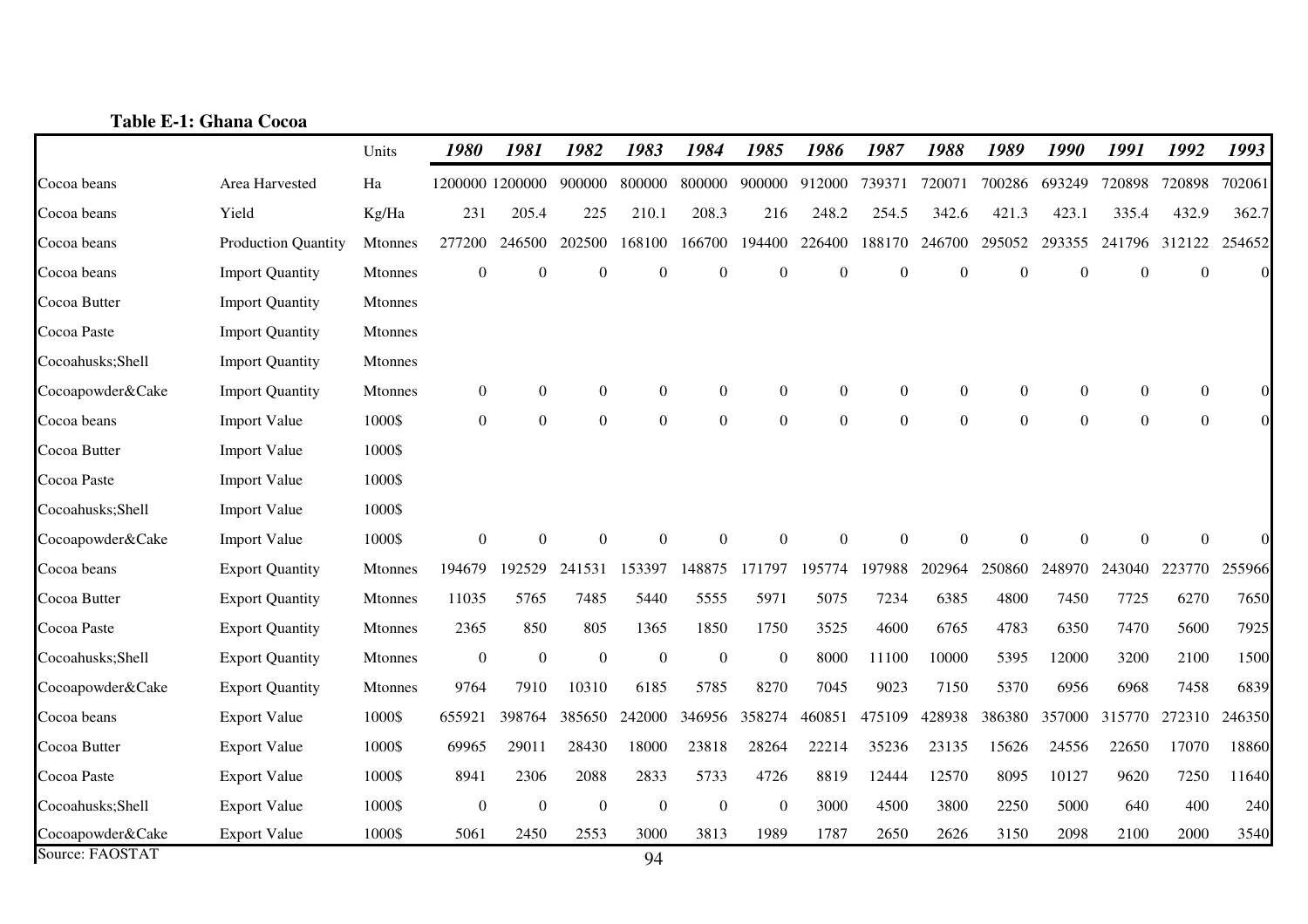**Table E-1: Ghana Cocoa**

| | | Units | *1980* | *1981* | *1982* | *1983* | *1984* | *1985* | *1986* | *1987* | *1988* | *1989* | *1990* | *1991* | *1992* | *1993* |
|---|---|---|---|---|---|---|---|---|---|---|---|---|---|---|---|---|
| Cocoa beans | Area Harvested | Ha | 1200000 | 1200000 | 900000 | 800000 | 800000 | 900000 | 912000 | 739371 | 720071 | 700286 | 693249 | 720898 | 720898 | 702061 |
| Cocoa beans | Yield | Kg/Ha | 231 | 205.4 | 225 | 210.1 | 208.3 | 216 | 248.2 | 254.5 | 342.6 | 421.3 | 423.1 | 335.4 | 432.9 | 362.7 |
| Cocoa beans | Production Quantity | Mtonnes | 277200 | 246500 | 202500 | 168100 | 166700 | 194400 | 226400 | 188170 | 246700 | 295052 | 293355 | 241796 | 312122 | 254652 |
| Cocoa beans | Import Quantity | Mtonnes | 0 | 0 | 0 | 0 | 0 | 0 | 0 | 0 | 0 | 0 | 0 | 0 | 0 | 0 |
| Cocoa Butter | Import Quantity | Mtonnes | | | | | | | | | | | | | | |
| Cocoa Paste | Import Quantity | Mtonnes | | | | | | | | | | | | | | |
| Cocoahusks;Shell | Import Quantity | Mtonnes | | | | | | | | | | | | | | |
| Cocoapowder&Cake | Import Quantity | Mtonnes | 0 | 0 | 0 | 0 | 0 | 0 | 0 | 0 | 0 | 0 | 0 | 0 | 0 | 0 |
| Cocoa beans | Import Value | 1000$ | 0 | 0 | 0 | 0 | 0 | 0 | 0 | 0 | 0 | 0 | 0 | 0 | 0 | 0 |
| Cocoa Butter | Import Value | 1000$ | | | | | | | | | | | | | | |
| Cocoa Paste | Import Value | 1000$ | | | | | | | | | | | | | | |
| Cocoahusks;Shell | Import Value | 1000$ | | | | | | | | | | | | | | |
| Cocoapowder&Cake | Import Value | 1000$ | 0 | 0 | 0 | 0 | 0 | 0 | 0 | 0 | 0 | 0 | 0 | 0 | 0 | 0 |
| Cocoa beans | Export Quantity | Mtonnes | 194679 | 192529 | 241531 | 153397 | 148875 | 171797 | 195774 | 197988 | 202964 | 250860 | 248970 | 243040 | 223770 | 255966 |
| Cocoa Butter | Export Quantity | Mtonnes | 11035 | 5765 | 7485 | 5440 | 5555 | 5971 | 5075 | 7234 | 6385 | 4800 | 7450 | 7725 | 6270 | 7650 |
| Cocoa Paste | Export Quantity | Mtonnes | 2365 | 850 | 805 | 1365 | 1850 | 1750 | 3525 | 4600 | 6765 | 4783 | 6350 | 7470 | 5600 | 7925 |
| Cocoahusks;Shell | Export Quantity | Mtonnes | 0 | 0 | 0 | 0 | 0 | 0 | 8000 | 11100 | 10000 | 5395 | 12000 | 3200 | 2100 | 1500 |
| Cocoapowder&Cake | Export Quantity | Mtonnes | 9764 | 7910 | 10310 | 6185 | 5785 | 8270 | 7045 | 9023 | 7150 | 5370 | 6956 | 6968 | 7458 | 6839 |
| Cocoa beans | Export Value | 1000$ | 655921 | 398764 | 385650 | 242000 | 346956 | 358274 | 460851 | 475109 | 428938 | 386380 | 357000 | 315770 | 272310 | 246350 |
| Cocoa Butter | Export Value | 1000$ | 69965 | 29011 | 28430 | 18000 | 23818 | 28264 | 22214 | 35236 | 23135 | 15626 | 24556 | 22650 | 17070 | 18860 |
| Cocoa Paste | Export Value | 1000$ | 8941 | 2306 | 2088 | 2833 | 5733 | 4726 | 8819 | 12444 | 12570 | 8095 | 10127 | 9620 | 7250 | 11640 |
| Cocoahusks;Shell | Export Value | 1000$ | 0 | 0 | 0 | 0 | 0 | 0 | 3000 | 4500 | 3800 | 2250 | 5000 | 640 | 400 | 240 |
| Cocoapowder&Cake | Export Value | 1000$ | 5061 | 2450 | 2553 | 3000 | 3813 | 1989 | 1787 | 2650 | 2626 | 3150 | 2098 | 2100 | 2000 | 3540 |

Source: FAOSTAT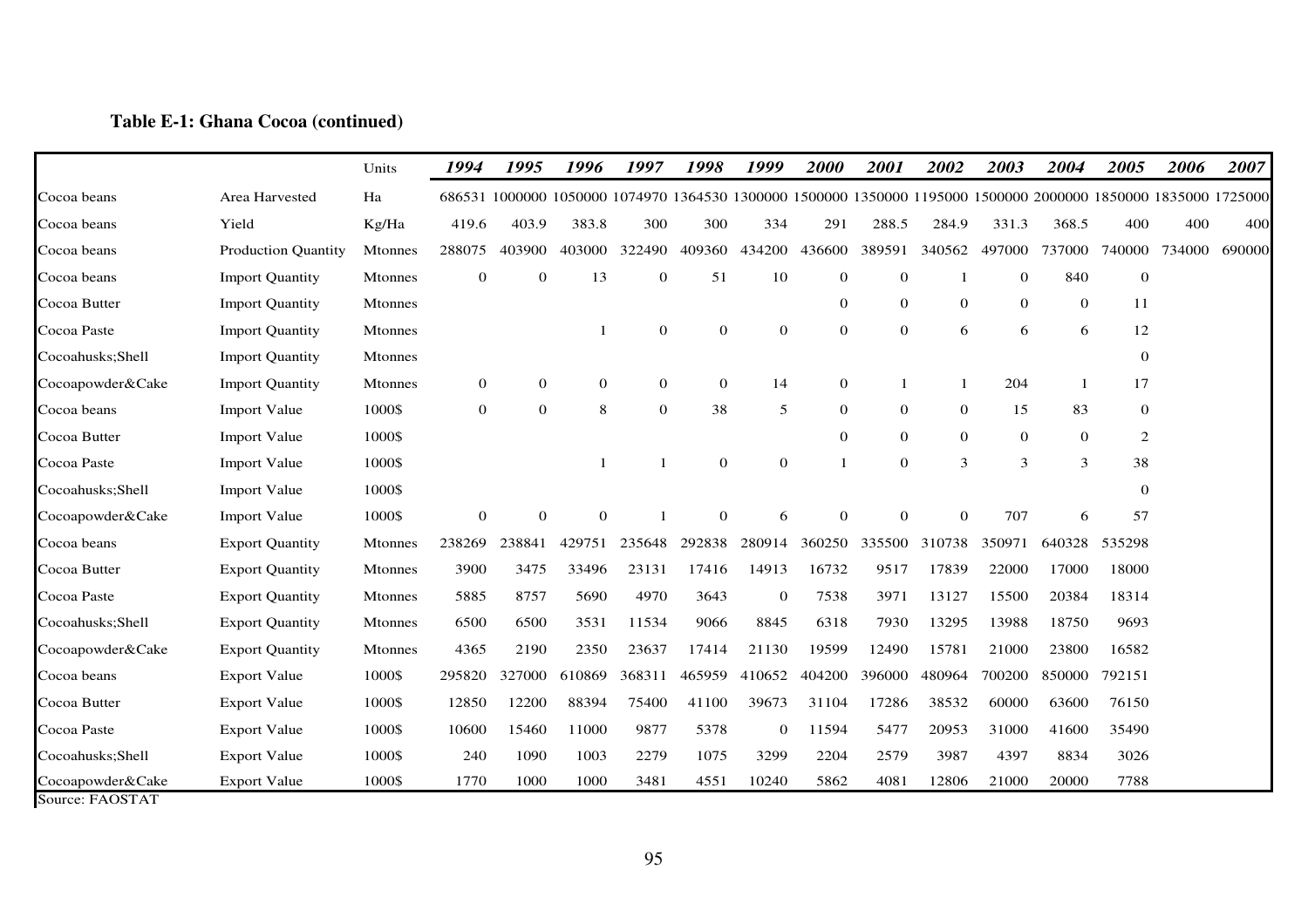**Table E-1: Ghana Cocoa (continued)**

| | | Units | *1994* | *1995* | *1996* | *1997* | *1998* | *1999* | *2000* | *2001* | *2002* | *2003* | *2004* | *2005* | *2006* | *2007* |
|---|---|---|---|---|---|---|---|---|---|---|---|---|---|---|---|---|
| Cocoa beans | Area Harvested | Ha | 686531 | 1000000 | 1050000 | 1074970 | 1364530 | 1300000 | 1500000 | 1350000 | 1195000 | 1500000 | 2000000 | 1850000 | 1835000 | 1725000 |
| Cocoa beans | Yield | Kg/Ha | 419.6 | 403.9 | 383.8 | 300 | 300 | 334 | 291 | 288.5 | 284.9 | 331.3 | 368.5 | 400 | 400 | 400 |
| Cocoa beans | Production Quantity | Mtonnes | 288075 | 403900 | 403000 | 322490 | 409360 | 434200 | 436600 | 389591 | 340562 | 497000 | 737000 | 740000 | 734000 | 690000 |
| Cocoa beans | Import Quantity | Mtonnes | 0 | 0 | 13 | 0 | 51 | 10 | 0 | 0 | 1 | 0 | 840 | 0 | | |
| Cocoa Butter | Import Quantity | Mtonnes | | | | | | | 0 | 0 | 0 | 0 | 0 | 11 | | |
| Cocoa Paste | Import Quantity | Mtonnes | | | 1 | 0 | 0 | 0 | 0 | 0 | 6 | 6 | 6 | 12 | | |
| Cocoahusks;Shell | Import Quantity | Mtonnes | | | | | | | | | | | | 0 | | |
| Cocoapowder&Cake | Import Quantity | Mtonnes | 0 | 0 | 0 | 0 | 0 | 14 | 0 | 1 | 1 | 204 | 1 | 17 | | |
| Cocoa beans | Import Value | 1000$ | 0 | 0 | 8 | 0 | 38 | 5 | 0 | 0 | 0 | 15 | 83 | 0 | | |
| Cocoa Butter | Import Value | 1000$ | | | | | | | 0 | 0 | 0 | 0 | 0 | 2 | | |
| Cocoa Paste | Import Value | 1000$ | | | 1 | 1 | 0 | 0 | 1 | 0 | 3 | 3 | 3 | 38 | | |
| Cocoahusks;Shell | Import Value | 1000$ | | | | | | | | | | | | 0 | | |
| Cocoapowder&Cake | Import Value | 1000$ | 0 | 0 | 0 | 1 | 0 | 6 | 0 | 0 | 0 | 707 | 6 | 57 | | |
| Cocoa beans | Export Quantity | Mtonnes | 238269 | 238841 | 429751 | 235648 | 292838 | 280914 | 360250 | 335500 | 310738 | 350971 | 640328 | 535298 | | |
| Cocoa Butter | Export Quantity | Mtonnes | 3900 | 3475 | 33496 | 23131 | 17416 | 14913 | 16732 | 9517 | 17839 | 22000 | 17000 | 18000 | | |
| Cocoa Paste | Export Quantity | Mtonnes | 5885 | 8757 | 5690 | 4970 | 3643 | 0 | 7538 | 3971 | 13127 | 15500 | 20384 | 18314 | | |
| Cocoahusks;Shell | Export Quantity | Mtonnes | 6500 | 6500 | 3531 | 11534 | 9066 | 8845 | 6318 | 7930 | 13295 | 13988 | 18750 | 9693 | | |
| Cocoapowder&Cake | Export Quantity | Mtonnes | 4365 | 2190 | 2350 | 23637 | 17414 | 21130 | 19599 | 12490 | 15781 | 21000 | 23800 | 16582 | | |
| Cocoa beans | Export Value | 1000$ | 295820 | 327000 | 610869 | 368311 | 465959 | 410652 | 404200 | 396000 | 480964 | 700200 | 850000 | 792151 | | |
| Cocoa Butter | Export Value | 1000$ | 12850 | 12200 | 88394 | 75400 | 41100 | 39673 | 31104 | 17286 | 38532 | 60000 | 63600 | 76150 | | |
| Cocoa Paste | Export Value | 1000$ | 10600 | 15460 | 11000 | 9877 | 5378 | 0 | 11594 | 5477 | 20953 | 31000 | 41600 | 35490 | | |
| Cocoahusks;Shell | Export Value | 1000$ | 240 | 1090 | 1003 | 2279 | 1075 | 3299 | 2204 | 2579 | 3987 | 4397 | 8834 | 3026 | | |
| Cocoapowder&Cake | Export Value | 1000$ | 1770 | 1000 | 1000 | 3481 | 4551 | 10240 | 5862 | 4081 | 12806 | 21000 | 20000 | 7788 | | |

Source: FAOSTAT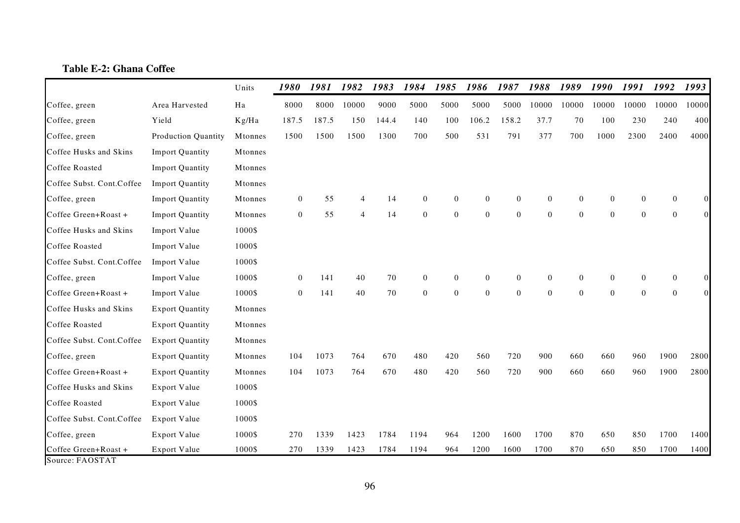**Table E-2: Ghana Coffee**

| | | Units | *1980* | *1981* | *1982* | *1983* | *1984* | *1985* | *1986* | *1987* | *1988* | *1989* | *1990* | *1991* | *1992* | *1993* |
|---|---|---|---|---|---|---|---|---|---|---|---|---|---|---|---|---|
| Coffee, green | Area Harvested | Ha | 8000 | 8000 | 10000 | 9000 | 5000 | 5000 | 5000 | 5000 | 10000 | 10000 | 10000 | 10000 | 10000 | 10000 |
| Coffee, green | Yield | Kg/Ha | 187.5 | 187.5 | 150 | 144.4 | 140 | 100 | 106.2 | 158.2 | 37.7 | 70 | 100 | 230 | 240 | 400 |
| Coffee, green | Production Quantity | Mtonnes | 1500 | 1500 | 1500 | 1300 | 700 | 500 | 531 | 791 | 377 | 700 | 1000 | 2300 | 2400 | 4000 |
| Coffee Husks and Skins | Import Quantity | Mtonnes | | | | | | | | | | | | | | |
| Coffee Roasted | Import Quantity | Mtonnes | | | | | | | | | | | | | | |
| Coffee Subst. Cont.Coffee | Import Quantity | Mtonnes | | | | | | | | | | | | | | |
| Coffee, green | Import Quantity | Mtonnes | 0 | 55 | 4 | 14 | 0 | 0 | 0 | 0 | 0 | 0 | 0 | 0 | 0 | 0 |
| Coffee Green+Roast + | Import Quantity | Mtonnes | 0 | 55 | 4 | 14 | 0 | 0 | 0 | 0 | 0 | 0 | 0 | 0 | 0 | 0 |
| Coffee Husks and Skins | Import Value | 1000$ | | | | | | | | | | | | | | |
| Coffee Roasted | Import Value | 1000$ | | | | | | | | | | | | | | |
| Coffee Subst. Cont.Coffee | Import Value | 1000$ | | | | | | | | | | | | | | |
| Coffee, green | Import Value | 1000$ | 0 | 141 | 40 | 70 | 0 | 0 | 0 | 0 | 0 | 0 | 0 | 0 | 0 | 0 |
| Coffee Green+Roast + | Import Value | 1000$ | 0 | 141 | 40 | 70 | 0 | 0 | 0 | 0 | 0 | 0 | 0 | 0 | 0 | 0 |
| Coffee Husks and Skins | Export Quantity | Mtonnes | | | | | | | | | | | | | | |
| Coffee Roasted | Export Quantity | Mtonnes | | | | | | | | | | | | | | |
| Coffee Subst. Cont.Coffee | Export Quantity | Mtonnes | | | | | | | | | | | | | | |
| Coffee, green | Export Quantity | Mtonnes | 104 | 1073 | 764 | 670 | 480 | 420 | 560 | 720 | 900 | 660 | 660 | 960 | 1900 | 2800 |
| Coffee Green+Roast + | Export Quantity | Mtonnes | 104 | 1073 | 764 | 670 | 480 | 420 | 560 | 720 | 900 | 660 | 660 | 960 | 1900 | 2800 |
| Coffee Husks and Skins | Export Value | 1000$ | | | | | | | | | | | | | | |
| Coffee Roasted | Export Value | 1000$ | | | | | | | | | | | | | | |
| Coffee Subst. Cont.Coffee | Export Value | 1000$ | | | | | | | | | | | | | | |
| Coffee, green | Export Value | 1000$ | 270 | 1339 | 1423 | 1784 | 1194 | 964 | 1200 | 1600 | 1700 | 870 | 650 | 850 | 1700 | 1400 |
| Coffee Green+Roast + | Export Value | 1000$ | 270 | 1339 | 1423 | 1784 | 1194 | 964 | 1200 | 1600 | 1700 | 870 | 650 | 850 | 1700 | 1400 |

Source: FAOSTAT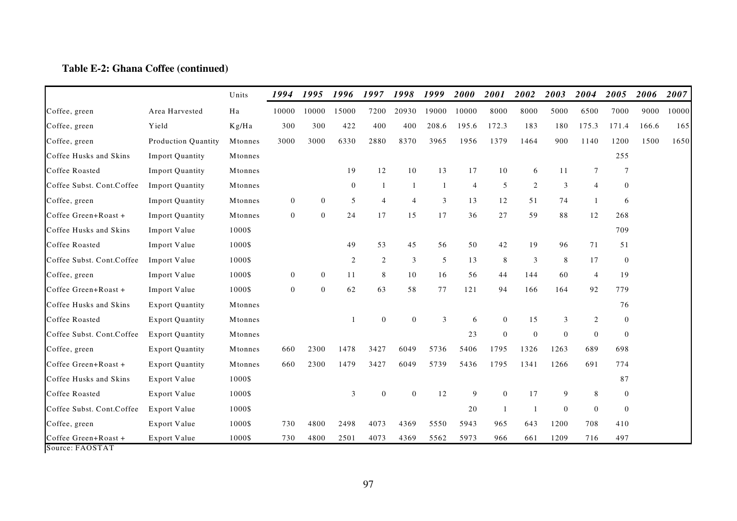**Table E-2: Ghana Coffee (continued)**

| | | Units | *1994* | *1995* | *1996* | *1997* | *1998* | *1999* | *2000* | *2001* | *2002* | *2003* | *2004* | *2005* | *2006* | *2007* |
|---|---|---|---|---|---|---|---|---|---|---|---|---|---|---|---|---|
| Coffee, green | Area Harvested | Ha | 10000 | 10000 | 15000 | 7200 | 20930 | 19000 | 10000 | 8000 | 8000 | 5000 | 6500 | 7000 | 9000 | 10000 |
| Coffee, green | Yield | Kg/Ha | 300 | 300 | 422 | 400 | 400 | 208.6 | 195.6 | 172.3 | 183 | 180 | 175.3 | 171.4 | 166.6 | 165 |
| Coffee, green | Production Quantity | Mtonnes | 3000 | 3000 | 6330 | 2880 | 8370 | 3965 | 1956 | 1379 | 1464 | 900 | 1140 | 1200 | 1500 | 1650 |
| Coffee Husks and Skins | Import Quantity | Mtonnes | | | | | | | | | | | | 255 | | |
| Coffee Roasted | Import Quantity | Mtonnes | | | 19 | 12 | 10 | 13 | 17 | 10 | 6 | 11 | 7 | 7 | | |
| Coffee Subst. Cont.Coffee | Import Quantity | Mtonnes | | | 0 | 1 | 1 | 1 | 4 | 5 | 2 | 3 | 4 | 0 | | |
| Coffee, green | Import Quantity | Mtonnes | 0 | 0 | 5 | 4 | 4 | 3 | 13 | 12 | 51 | 74 | 1 | 6 | | |
| Coffee Green+Roast + | Import Quantity | Mtonnes | 0 | 0 | 24 | 17 | 15 | 17 | 36 | 27 | 59 | 88 | 12 | 268 | | |
| Coffee Husks and Skins | Import Value | 1000$ | | | | | | | | | | | | 709 | | |
| Coffee Roasted | Import Value | 1000$ | | | 49 | 53 | 45 | 56 | 50 | 42 | 19 | 96 | 71 | 51 | | |
| Coffee Subst. Cont.Coffee | Import Value | 1000$ | | | 2 | 2 | 3 | 5 | 13 | 8 | 3 | 8 | 17 | 0 | | |
| Coffee, green | Import Value | 1000$ | 0 | 0 | 11 | 8 | 10 | 16 | 56 | 44 | 144 | 60 | 4 | 19 | | |
| Coffee Green+Roast + | Import Value | 1000$ | 0 | 0 | 62 | 63 | 58 | 77 | 121 | 94 | 166 | 164 | 92 | 779 | | |
| Coffee Husks and Skins | Export Quantity | Mtonnes | | | | | | | | | | | | 76 | | |
| Coffee Roasted | Export Quantity | Mtonnes | | | 1 | 0 | 0 | 3 | 6 | 0 | 15 | 3 | 2 | 0 | | |
| Coffee Subst. Cont.Coffee | Export Quantity | Mtonnes | | | | | | | 23 | 0 | 0 | 0 | 0 | 0 | | |
| Coffee, green | Export Quantity | Mtonnes | 660 | 2300 | 1478 | 3427 | 6049 | 5736 | 5406 | 1795 | 1326 | 1263 | 689 | 698 | | |
| Coffee Green+Roast + | Export Quantity | Mtonnes | 660 | 2300 | 1479 | 3427 | 6049 | 5739 | 5436 | 1795 | 1341 | 1266 | 691 | 774 | | |
| Coffee Husks and Skins | Export Value | 1000$ | | | | | | | | | | | | 87 | | |
| Coffee Roasted | Export Value | 1000$ | | | 3 | 0 | 0 | 12 | 9 | 0 | 17 | 9 | 8 | 0 | | |
| Coffee Subst. Cont.Coffee | Export Value | 1000$ | | | | | | | 20 | 1 | 1 | 0 | 0 | 0 | | |
| Coffee, green | Export Value | 1000$ | 730 | 4800 | 2498 | 4073 | 4369 | 5550 | 5943 | 965 | 643 | 1200 | 708 | 410 | | |
| Coffee Green+Roast + | Export Value | 1000$ | 730 | 4800 | 2501 | 4073 | 4369 | 5562 | 5973 | 966 | 661 | 1209 | 716 | 497 | | |

Source: FAOSTAT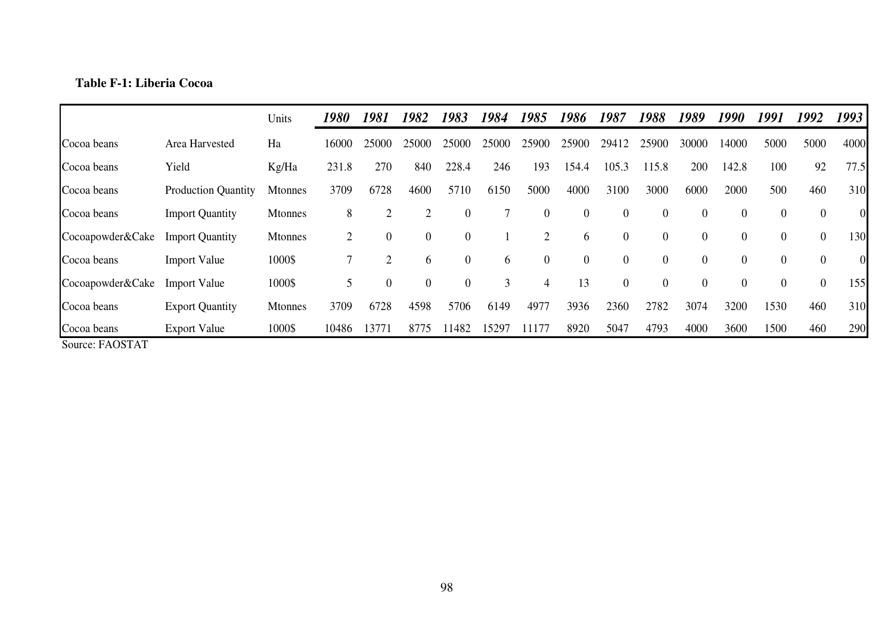**Table F-1: Liberia Cocoa**

| | | Units | *1980* | *1981* | *1982* | *1983* | *1984* | *1985* | *1986* | *1987* | *1988* | *1989* | *1990* | *1991* | *1992* | *1993* |
|---|---|---|---|---|---|---|---|---|---|---|---|---|---|---|---|---|
| Cocoa beans | Area Harvested | Ha | 16000 | 25000 | 25000 | 25000 | 25000 | 25900 | 25900 | 29412 | 25900 | 30000 | 14000 | 5000 | 5000 | 4000 |
| Cocoa beans | Yield | Kg/Ha | 231.8 | 270 | 840 | 228.4 | 246 | 193 | 154.4 | 105.3 | 115.8 | 200 | 142.8 | 100 | 92 | 77.5 |
| Cocoa beans | Production Quantity | Mtonnes | 3709 | 6728 | 4600 | 5710 | 6150 | 5000 | 4000 | 3100 | 3000 | 6000 | 2000 | 500 | 460 | 310 |
| Cocoa beans | Import Quantity | Mtonnes | 8 | 2 | 2 | 0 | 7 | 0 | 0 | 0 | 0 | 0 | 0 | 0 | 0 | 0 |
| Cocoapowder&Cake | Import Quantity | Mtonnes | 2 | 0 | 0 | 0 | 1 | 2 | 6 | 0 | 0 | 0 | 0 | 0 | 0 | 130 |
| Cocoa beans | Import Value | 1000$ | 7 | 2 | 6 | 0 | 6 | 0 | 0 | 0 | 0 | 0 | 0 | 0 | 0 | 0 |
| Cocoapowder&Cake | Import Value | 1000$ | 5 | 0 | 0 | 0 | 3 | 4 | 13 | 0 | 0 | 0 | 0 | 0 | 0 | 155 |
| Cocoa beans | Export Quantity | Mtonnes | 3709 | 6728 | 4598 | 5706 | 6149 | 4977 | 3936 | 2360 | 2782 | 3074 | 3200 | 1530 | 460 | 310 |
| Cocoa beans | Export Value | 1000$ | 10486 | 13771 | 8775 | 11482 | 15297 | 11177 | 8920 | 5047 | 4793 | 4000 | 3600 | 1500 | 460 | 290 |

Source: FAOSTAT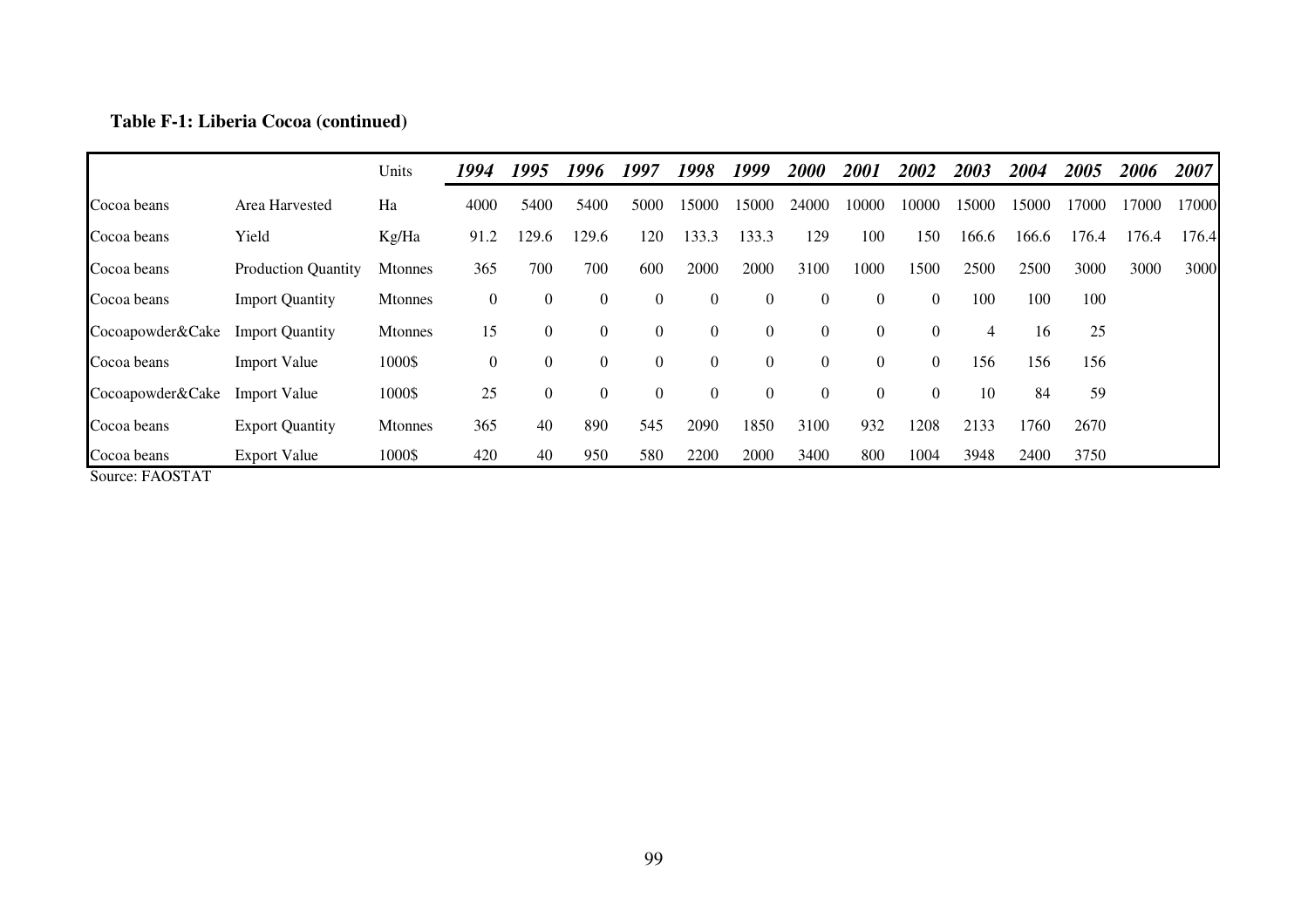**Table F-1: Liberia Cocoa (continued)**

| | | Units | *1994* | *1995* | *1996* | *1997* | *1998* | *1999* | *2000* | *2001* | *2002* | *2003* | *2004* | *2005* | *2006* | *2007* |
|---|---|---|---|---|---|---|---|---|---|---|---|---|---|---|---|---|
| Cocoa beans | Area Harvested | Ha | 4000 | 5400 | 5400 | 5000 | 15000 | 15000 | 24000 | 10000 | 10000 | 15000 | 15000 | 17000 | 17000 | 17000 |
| Cocoa beans | Yield | Kg/Ha | 91.2 | 129.6 | 129.6 | 120 | 133.3 | 133.3 | 129 | 100 | 150 | 166.6 | 166.6 | 176.4 | 176.4 | 176.4 |
| Cocoa beans | Production Quantity | Mtonnes | 365 | 700 | 700 | 600 | 2000 | 2000 | 3100 | 1000 | 1500 | 2500 | 2500 | 3000 | 3000 | 3000 |
| Cocoa beans | Import Quantity | Mtonnes | 0 | 0 | 0 | 0 | 0 | 0 | 0 | 0 | 0 | 100 | 100 | 100 | | |
| Cocoapowder&Cake | Import Quantity | Mtonnes | 15 | 0 | 0 | 0 | 0 | 0 | 0 | 0 | 0 | 4 | 16 | 25 | | |
| Cocoa beans | Import Value | 1000$ | 0 | 0 | 0 | 0 | 0 | 0 | 0 | 0 | 0 | 156 | 156 | 156 | | |
| Cocoapowder&Cake | Import Value | 1000$ | 25 | 0 | 0 | 0 | 0 | 0 | 0 | 0 | 0 | 10 | 84 | 59 | | |
| Cocoa beans | Export Quantity | Mtonnes | 365 | 40 | 890 | 545 | 2090 | 1850 | 3100 | 932 | 1208 | 2133 | 1760 | 2670 | | |
| Cocoa beans | Export Value | 1000$ | 420 | 40 | 950 | 580 | 2200 | 2000 | 3400 | 800 | 1004 | 3948 | 2400 | 3750 | | |

Source: FAOSTAT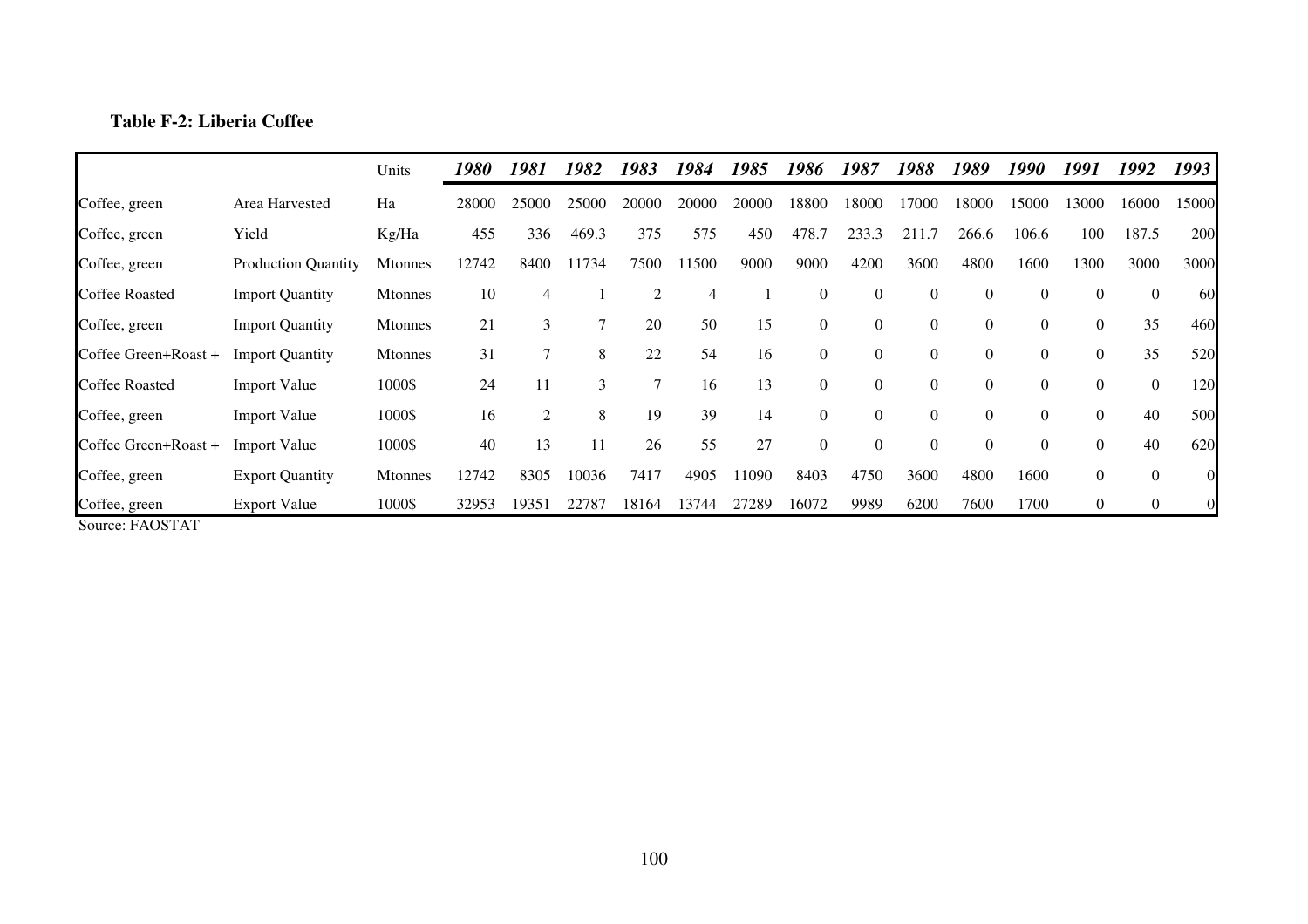**Table F-2: Liberia Coffee**

| | | Units | *1980* | *1981* | *1982* | *1983* | *1984* | *1985* | *1986* | *1987* | *1988* | *1989* | *1990* | *1991* | *1992* | *1993* |
|---|---|---|---|---|---|---|---|---|---|---|---|---|---|---|---|---|
| Coffee, green | Area Harvested | Ha | 28000 | 25000 | 25000 | 20000 | 20000 | 20000 | 18800 | 18000 | 17000 | 18000 | 15000 | 13000 | 16000 | 15000 |
| Coffee, green | Yield | Kg/Ha | 455 | 336 | 469.3 | 375 | 575 | 450 | 478.7 | 233.3 | 211.7 | 266.6 | 106.6 | 100 | 187.5 | 200 |
| Coffee, green | Production Quantity | Mtonnes | 12742 | 8400 | 11734 | 7500 | 11500 | 9000 | 9000 | 4200 | 3600 | 4800 | 1600 | 1300 | 3000 | 3000 |
| Coffee Roasted | Import Quantity | Mtonnes | 10 | 4 | 1 | 2 | 4 | 1 | 0 | 0 | 0 | 0 | 0 | 0 | 0 | 60 |
| Coffee, green | Import Quantity | Mtonnes | 21 | 3 | 7 | 20 | 50 | 15 | 0 | 0 | 0 | 0 | 0 | 0 | 35 | 460 |
| Coffee Green+Roast + | Import Quantity | Mtonnes | 31 | 7 | 8 | 22 | 54 | 16 | 0 | 0 | 0 | 0 | 0 | 0 | 35 | 520 |
| Coffee Roasted | Import Value | 1000$ | 24 | 11 | 3 | 7 | 16 | 13 | 0 | 0 | 0 | 0 | 0 | 0 | 0 | 120 |
| Coffee, green | Import Value | 1000$ | 16 | 2 | 8 | 19 | 39 | 14 | 0 | 0 | 0 | 0 | 0 | 0 | 40 | 500 |
| Coffee Green+Roast + | Import Value | 1000$ | 40 | 13 | 11 | 26 | 55 | 27 | 0 | 0 | 0 | 0 | 0 | 0 | 40 | 620 |
| Coffee, green | Export Quantity | Mtonnes | 12742 | 8305 | 10036 | 7417 | 4905 | 11090 | 8403 | 4750 | 3600 | 4800 | 1600 | 0 | 0 | 0 |
| Coffee, green | Export Value | 1000$ | 32953 | 19351 | 22787 | 18164 | 13744 | 27289 | 16072 | 9989 | 6200 | 7600 | 1700 | 0 | 0 | 0 |

Source: FAOSTAT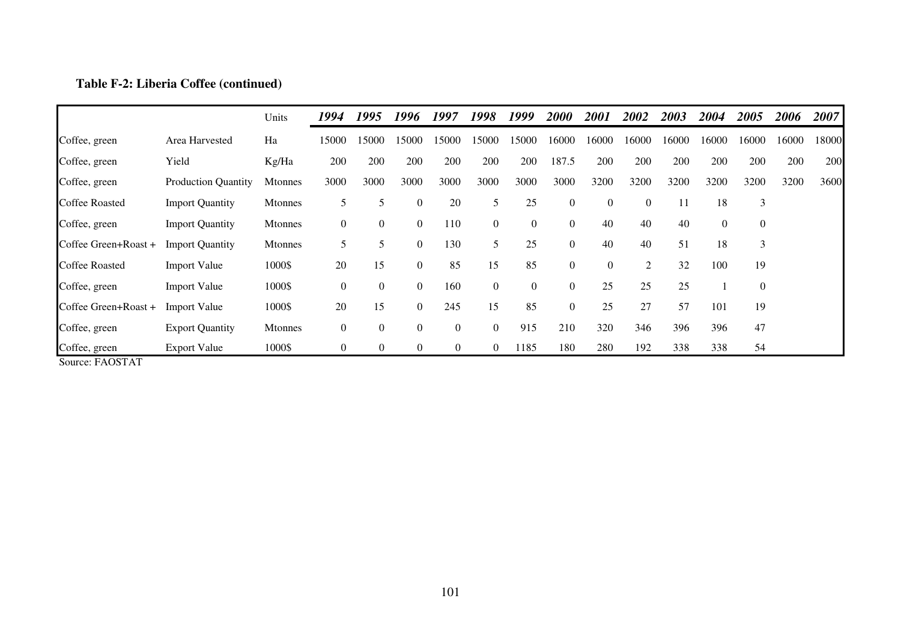**Table F-2: Liberia Coffee (continued)**

| | | Units | *1994* | *1995* | *1996* | *1997* | *1998* | *1999* | *2000* | *2001* | *2002* | *2003* | *2004* | *2005* | *2006* | *2007* |
|---|---|---|---|---|---|---|---|---|---|---|---|---|---|---|---|---|
| Coffee, green | Area Harvested | Ha | 15000 | 15000 | 15000 | 15000 | 15000 | 15000 | 16000 | 16000 | 16000 | 16000 | 16000 | 16000 | 16000 | 18000 |
| Coffee, green | Yield | Kg/Ha | 200 | 200 | 200 | 200 | 200 | 200 | 187.5 | 200 | 200 | 200 | 200 | 200 | 200 | 200 |
| Coffee, green | Production Quantity | Mtonnes | 3000 | 3000 | 3000 | 3000 | 3000 | 3000 | 3000 | 3200 | 3200 | 3200 | 3200 | 3200 | 3200 | 3600 |
| Coffee Roasted | Import Quantity | Mtonnes | 5 | 5 | 0 | 20 | 5 | 25 | 0 | 0 | 0 | 11 | 18 | 3 | | |
| Coffee, green | Import Quantity | Mtonnes | 0 | 0 | 0 | 110 | 0 | 0 | 0 | 40 | 40 | 40 | 0 | 0 | | |
| Coffee Green+Roast + | Import Quantity | Mtonnes | 5 | 5 | 0 | 130 | 5 | 25 | 0 | 40 | 40 | 51 | 18 | 3 | | |
| Coffee Roasted | Import Value | 1000$ | 20 | 15 | 0 | 85 | 15 | 85 | 0 | 0 | 2 | 32 | 100 | 19 | | |
| Coffee, green | Import Value | 1000$ | 0 | 0 | 0 | 160 | 0 | 0 | 0 | 25 | 25 | 25 | 1 | 0 | | |
| Coffee Green+Roast + | Import Value | 1000$ | 20 | 15 | 0 | 245 | 15 | 85 | 0 | 25 | 27 | 57 | 101 | 19 | | |
| Coffee, green | Export Quantity | Mtonnes | 0 | 0 | 0 | 0 | 0 | 915 | 210 | 320 | 346 | 396 | 396 | 47 | | |
| Coffee, green | Export Value | 1000$ | 0 | 0 | 0 | 0 | 0 | 1185 | 180 | 280 | 192 | 338 | 338 | 54 | | |

Source: FAOSTAT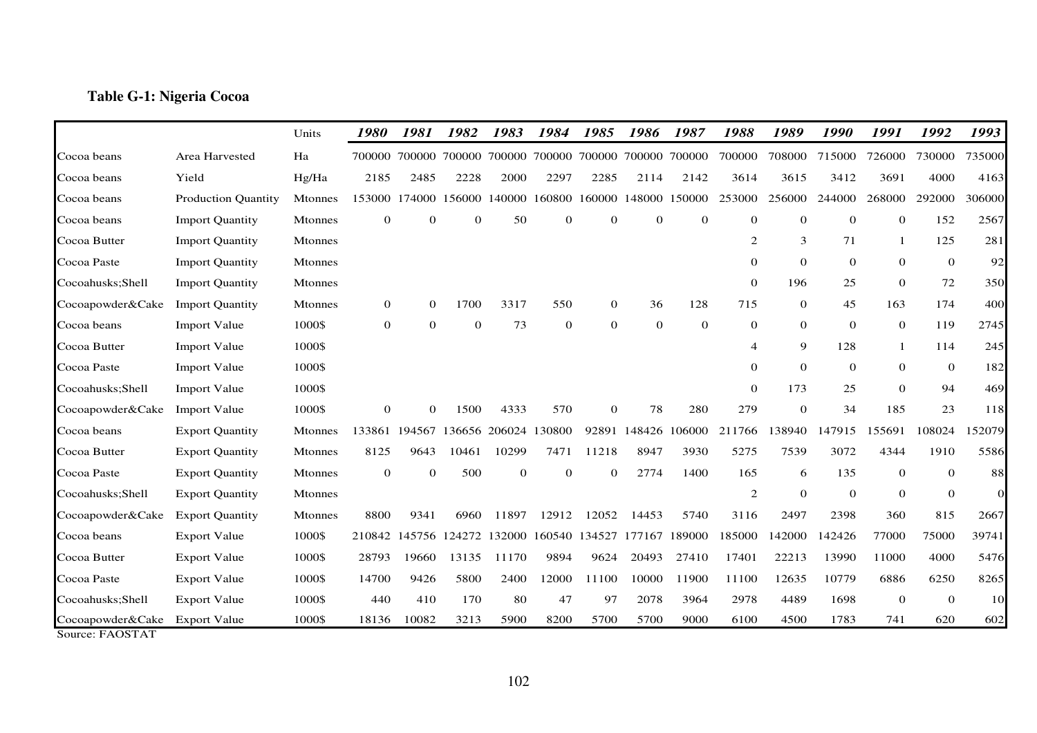**Table G-1: Nigeria Cocoa**

| | | Units | *1980* | *1981* | *1982* | *1983* | *1984* | *1985* | *1986* | *1987* | *1988* | *1989* | *1990* | *1991* | *1992* | *1993* |
|---|---|---|---|---|---|---|---|---|---|---|---|---|---|---|---|---|
| Cocoa beans | Area Harvested | Ha | 700000 | 700000 | 700000 | 700000 | 700000 | 700000 | 700000 | 700000 | 700000 | 708000 | 715000 | 726000 | 730000 | 735000 |
| Cocoa beans | Yield | Hg/Ha | 2185 | 2485 | 2228 | 2000 | 2297 | 2285 | 2114 | 2142 | 3614 | 3615 | 3412 | 3691 | 4000 | 4163 |
| Cocoa beans | Production Quantity | Mtonnes | 153000 | 174000 | 156000 | 140000 | 160800 | 160000 | 148000 | 150000 | 253000 | 256000 | 244000 | 268000 | 292000 | 306000 |
| Cocoa beans | Import Quantity | Mtonnes | 0 | 0 | 0 | 50 | 0 | 0 | 0 | 0 | 0 | 0 | 0 | 0 | 152 | 2567 |
| Cocoa Butter | Import Quantity | Mtonnes | | | | | | | | | 2 | 3 | 71 | 1 | 125 | 281 |
| Cocoa Paste | Import Quantity | Mtonnes | | | | | | | | | 0 | 0 | 0 | 0 | 0 | 92 |
| Cocoahusks;Shell | Import Quantity | Mtonnes | | | | | | | | | 0 | 196 | 25 | 0 | 72 | 350 |
| Cocoapowder&Cake | Import Quantity | Mtonnes | 0 | 0 | 1700 | 3317 | 550 | 0 | 36 | 128 | 715 | 0 | 45 | 163 | 174 | 400 |
| Cocoa beans | Import Value | 1000$ | 0 | 0 | 0 | 73 | 0 | 0 | 0 | 0 | 0 | 0 | 0 | 0 | 119 | 2745 |
| Cocoa Butter | Import Value | 1000$ | | | | | | | | | 4 | 9 | 128 | 1 | 114 | 245 |
| Cocoa Paste | Import Value | 1000$ | | | | | | | | | 0 | 0 | 0 | 0 | 0 | 182 |
| Cocoahusks;Shell | Import Value | 1000$ | | | | | | | | | 0 | 173 | 25 | 0 | 94 | 469 |
| Cocoapowder&Cake | Import Value | 1000$ | 0 | 0 | 1500 | 4333 | 570 | 0 | 78 | 280 | 279 | 0 | 34 | 185 | 23 | 118 |
| Cocoa beans | Export Quantity | Mtonnes | 133861 | 194567 | 136656 | 206024 | 130800 | 92891 | 148426 | 106000 | 211766 | 138940 | 147915 | 155691 | 108024 | 152079 |
| Cocoa Butter | Export Quantity | Mtonnes | 8125 | 9643 | 10461 | 10299 | 7471 | 11218 | 8947 | 3930 | 5275 | 7539 | 3072 | 4344 | 1910 | 5586 |
| Cocoa Paste | Export Quantity | Mtonnes | 0 | 0 | 500 | 0 | 0 | 0 | 2774 | 1400 | 165 | 6 | 135 | 0 | 0 | 88 |
| Cocoahusks;Shell | Export Quantity | Mtonnes | | | | | | | | | 2 | 0 | 0 | 0 | 0 | 0 |
| Cocoapowder&Cake | Export Quantity | Mtonnes | 8800 | 9341 | 6960 | 11897 | 12912 | 12052 | 14453 | 5740 | 3116 | 2497 | 2398 | 360 | 815 | 2667 |
| Cocoa beans | Export Value | 1000$ | 210842 | 145756 | 124272 | 132000 | 160540 | 134527 | 177167 | 189000 | 185000 | 142000 | 142426 | 77000 | 75000 | 39741 |
| Cocoa Butter | Export Value | 1000$ | 28793 | 19660 | 13135 | 11170 | 9894 | 9624 | 20493 | 27410 | 17401 | 22213 | 13990 | 11000 | 4000 | 5476 |
| Cocoa Paste | Export Value | 1000$ | 14700 | 9426 | 5800 | 2400 | 12000 | 11100 | 10000 | 11900 | 11100 | 12635 | 10779 | 6886 | 6250 | 8265 |
| Cocoahusks;Shell | Export Value | 1000$ | 440 | 410 | 170 | 80 | 47 | 97 | 2078 | 3964 | 2978 | 4489 | 1698 | 0 | 0 | 10 |
| Cocoapowder&Cake | Export Value | 1000$ | 18136 | 10082 | 3213 | 5900 | 8200 | 5700 | 5700 | 9000 | 6100 | 4500 | 1783 | 741 | 620 | 602 |

Source: FAOSTAT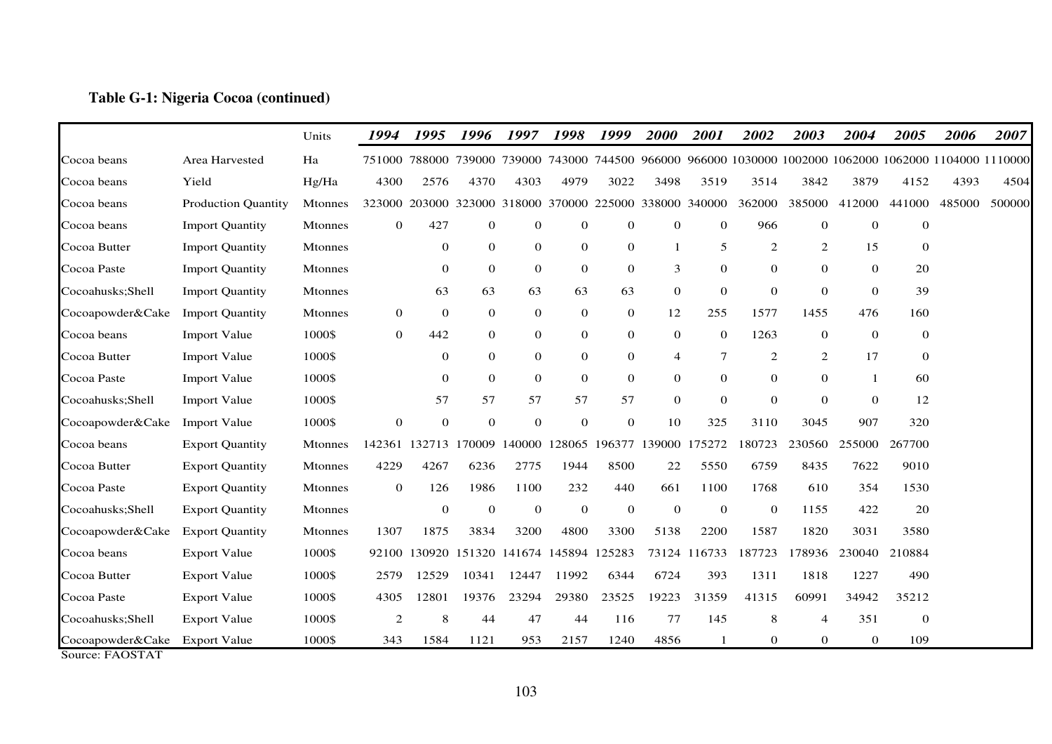**Table G-1: Nigeria Cocoa (continued)**

| | | Units | *1994* | *1995* | *1996* | *1997* | *1998* | *1999* | *2000* | *2001* | *2002* | *2003* | *2004* | *2005* | *2006* | *2007* |
|---|---|---|---|---|---|---|---|---|---|---|---|---|---|---|---|---|
| Cocoa beans | Area Harvested | Ha | 751000 | 788000 | 739000 | 739000 | 743000 | 744500 | 966000 | 966000 | 1030000 | 1002000 | 1062000 | 1062000 | 1104000 | 1110000 |
| Cocoa beans | Yield | Hg/Ha | 4300 | 2576 | 4370 | 4303 | 4979 | 3022 | 3498 | 3519 | 3514 | 3842 | 3879 | 4152 | 4393 | 4504 |
| Cocoa beans | Production Quantity | Mtonnes | 323000 | 203000 | 323000 | 318000 | 370000 | 225000 | 338000 | 340000 | 362000 | 385000 | 412000 | 441000 | 485000 | 500000 |
| Cocoa beans | Import Quantity | Mtonnes | 0 | 427 | 0 | 0 | 0 | 0 | 0 | 0 | 966 | 0 | 0 | 0 | | |
| Cocoa Butter | Import Quantity | Mtonnes | | 0 | 0 | 0 | 0 | 0 | 1 | 5 | 2 | 2 | 15 | 0 | | |
| Cocoa Paste | Import Quantity | Mtonnes | | 0 | 0 | 0 | 0 | 0 | 3 | 0 | 0 | 0 | 0 | 20 | | |
| Cocoahusks;Shell | Import Quantity | Mtonnes | | 63 | 63 | 63 | 63 | 63 | 0 | 0 | 0 | 0 | 0 | 39 | | |
| Cocoapowder&Cake | Import Quantity | Mtonnes | 0 | 0 | 0 | 0 | 0 | 0 | 12 | 255 | 1577 | 1455 | 476 | 160 | | |
| Cocoa beans | Import Value | 1000$ | 0 | 442 | 0 | 0 | 0 | 0 | 0 | 0 | 1263 | 0 | 0 | 0 | | |
| Cocoa Butter | Import Value | 1000$ | | 0 | 0 | 0 | 0 | 0 | 4 | 7 | 2 | 2 | 17 | 0 | | |
| Cocoa Paste | Import Value | 1000$ | | 0 | 0 | 0 | 0 | 0 | 0 | 0 | 0 | 0 | 1 | 60 | | |
| Cocoahusks;Shell | Import Value | 1000$ | | 57 | 57 | 57 | 57 | 57 | 0 | 0 | 0 | 0 | 0 | 12 | | |
| Cocoapowder&Cake | Import Value | 1000$ | 0 | 0 | 0 | 0 | 0 | 0 | 10 | 325 | 3110 | 3045 | 907 | 320 | | |
| Cocoa beans | Export Quantity | Mtonnes | 142361 | 132713 | 170009 | 140000 | 128065 | 196377 | 139000 | 175272 | 180723 | 230560 | 255000 | 267700 | | |
| Cocoa Butter | Export Quantity | Mtonnes | 4229 | 4267 | 6236 | 2775 | 1944 | 8500 | 22 | 5550 | 6759 | 8435 | 7622 | 9010 | | |
| Cocoa Paste | Export Quantity | Mtonnes | 0 | 126 | 1986 | 1100 | 232 | 440 | 661 | 1100 | 1768 | 610 | 354 | 1530 | | |
| Cocoahusks;Shell | Export Quantity | Mtonnes | | 0 | 0 | 0 | 0 | 0 | 0 | 0 | 0 | 1155 | 422 | 20 | | |
| Cocoapowder&Cake | Export Quantity | Mtonnes | 1307 | 1875 | 3834 | 3200 | 4800 | 3300 | 5138 | 2200 | 1587 | 1820 | 3031 | 3580 | | |
| Cocoa beans | Export Value | 1000$ | 92100 | 130920 | 151320 | 141674 | 145894 | 125283 | 73124 | 116733 | 187723 | 178936 | 230040 | 210884 | | |
| Cocoa Butter | Export Value | 1000$ | 2579 | 12529 | 10341 | 12447 | 11992 | 6344 | 6724 | 393 | 1311 | 1818 | 1227 | 490 | | |
| Cocoa Paste | Export Value | 1000$ | 4305 | 12801 | 19376 | 23294 | 29380 | 23525 | 19223 | 31359 | 41315 | 60991 | 34942 | 35212 | | |
| Cocoahusks;Shell | Export Value | 1000$ | 2 | 8 | 44 | 47 | 44 | 116 | 77 | 145 | 8 | 4 | 351 | 0 | | |
| Cocoapowder&Cake | Export Value | 1000$ | 343 | 1584 | 1121 | 953 | 2157 | 1240 | 4856 | 1 | 0 | 0 | 0 | 109 | | |

Source: FAOSTAT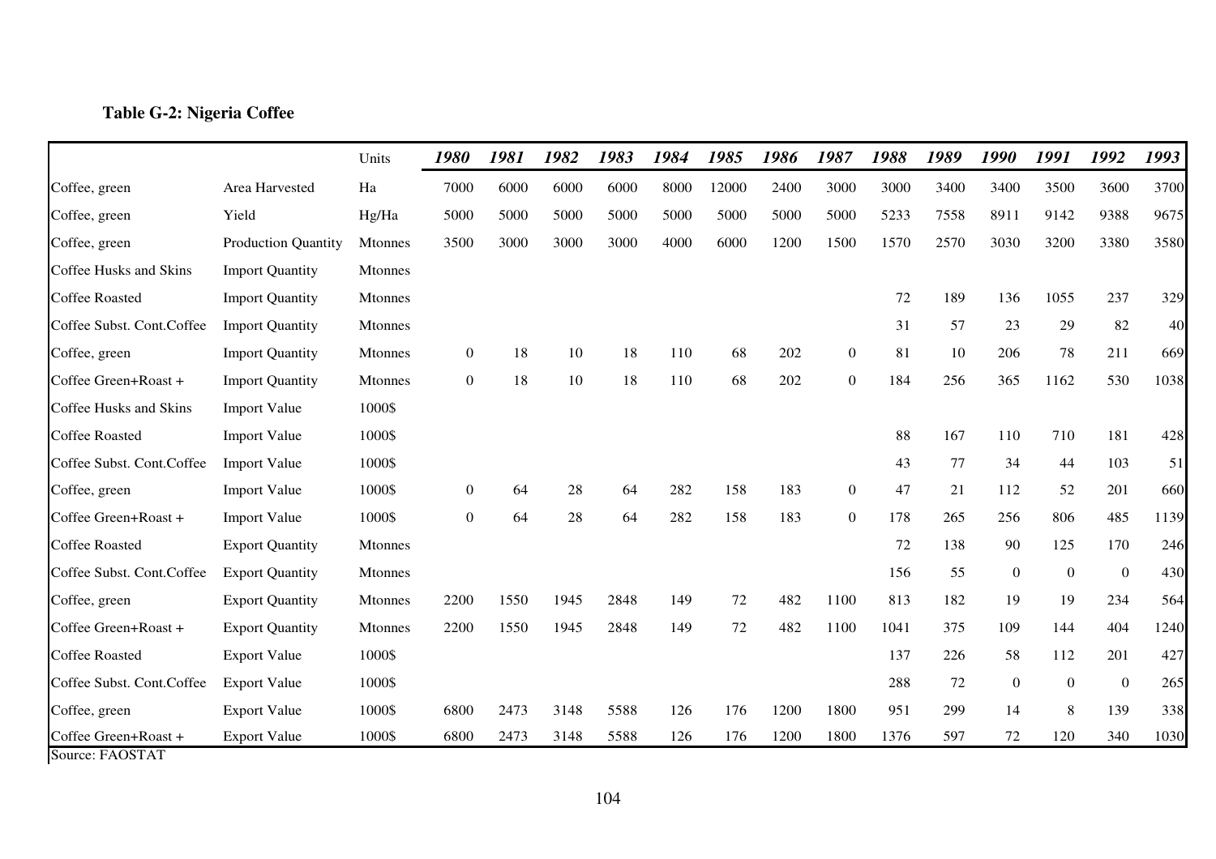**Table G-2: Nigeria Coffee**

| | | Units | *1980* | *1981* | *1982* | *1983* | *1984* | *1985* | *1986* | *1987* | *1988* | *1989* | *1990* | *1991* | *1992* | *1993* |
|---|---|---|---|---|---|---|---|---|---|---|---|---|---|---|---|---|
| Coffee, green | Area Harvested | Ha | 7000 | 6000 | 6000 | 6000 | 8000 | 12000 | 2400 | 3000 | 3000 | 3400 | 3400 | 3500 | 3600 | 3700 |
| Coffee, green | Yield | Hg/Ha | 5000 | 5000 | 5000 | 5000 | 5000 | 5000 | 5000 | 5000 | 5233 | 7558 | 8911 | 9142 | 9388 | 9675 |
| Coffee, green | Production Quantity | Mtonnes | 3500 | 3000 | 3000 | 3000 | 4000 | 6000 | 1200 | 1500 | 1570 | 2570 | 3030 | 3200 | 3380 | 3580 |
| Coffee Husks and Skins | Import Quantity | Mtonnes | | | | | | | | | | | | | | |
| Coffee Roasted | Import Quantity | Mtonnes | | | | | | | | | 72 | 189 | 136 | 1055 | 237 | 329 |
| Coffee Subst. Cont.Coffee | Import Quantity | Mtonnes | | | | | | | | | 31 | 57 | 23 | 29 | 82 | 40 |
| Coffee, green | Import Quantity | Mtonnes | 0 | 18 | 10 | 18 | 110 | 68 | 202 | 0 | 81 | 10 | 206 | 78 | 211 | 669 |
| Coffee Green+Roast + | Import Quantity | Mtonnes | 0 | 18 | 10 | 18 | 110 | 68 | 202 | 0 | 184 | 256 | 365 | 1162 | 530 | 1038 |
| Coffee Husks and Skins | Import Value | 1000$ | | | | | | | | | | | | | | |
| Coffee Roasted | Import Value | 1000$ | | | | | | | | | 88 | 167 | 110 | 710 | 181 | 428 |
| Coffee Subst. Cont.Coffee | Import Value | 1000$ | | | | | | | | | 43 | 77 | 34 | 44 | 103 | 51 |
| Coffee, green | Import Value | 1000$ | 0 | 64 | 28 | 64 | 282 | 158 | 183 | 0 | 47 | 21 | 112 | 52 | 201 | 660 |
| Coffee Green+Roast + | Import Value | 1000$ | 0 | 64 | 28 | 64 | 282 | 158 | 183 | 0 | 178 | 265 | 256 | 806 | 485 | 1139 |
| Coffee Roasted | Export Quantity | Mtonnes | | | | | | | | | 72 | 138 | 90 | 125 | 170 | 246 |
| Coffee Subst. Cont.Coffee | Export Quantity | Mtonnes | | | | | | | | | 156 | 55 | 0 | 0 | 0 | 430 |
| Coffee, green | Export Quantity | Mtonnes | 2200 | 1550 | 1945 | 2848 | 149 | 72 | 482 | 1100 | 813 | 182 | 19 | 19 | 234 | 564 |
| Coffee Green+Roast + | Export Quantity | Mtonnes | 2200 | 1550 | 1945 | 2848 | 149 | 72 | 482 | 1100 | 1041 | 375 | 109 | 144 | 404 | 1240 |
| Coffee Roasted | Export Value | 1000$ | | | | | | | | | 137 | 226 | 58 | 112 | 201 | 427 |
| Coffee Subst. Cont.Coffee | Export Value | 1000$ | | | | | | | | | 288 | 72 | 0 | 0 | 0 | 265 |
| Coffee, green | Export Value | 1000$ | 6800 | 2473 | 3148 | 5588 | 126 | 176 | 1200 | 1800 | 951 | 299 | 14 | 8 | 139 | 338 |
| Coffee Green+Roast + | Export Value | 1000$ | 6800 | 2473 | 3148 | 5588 | 126 | 176 | 1200 | 1800 | 1376 | 597 | 72 | 120 | 340 | 1030 |

Source: FAOSTAT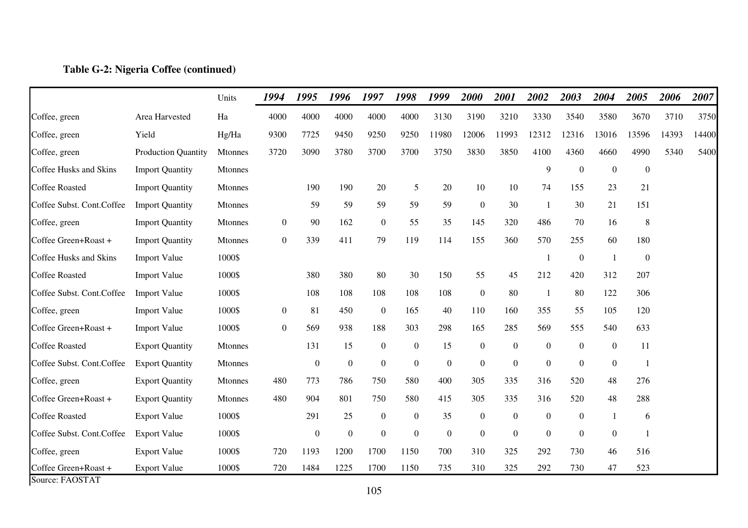**Table G-2: Nigeria Coffee (continued)**

| | | Units | *1994* | *1995* | *1996* | *1997* | *1998* | *1999* | *2000* | *2001* | *2002* | *2003* | *2004* | *2005* | *2006* | *2007* |
|---|---|---|---|---|---|---|---|---|---|---|---|---|---|---|---|---|
| Coffee, green | Area Harvested | Ha | 4000 | 4000 | 4000 | 4000 | 4000 | 3130 | 3190 | 3210 | 3330 | 3540 | 3580 | 3670 | 3710 | 3750 |
| Coffee, green | Yield | Hg/Ha | 9300 | 7725 | 9450 | 9250 | 9250 | 11980 | 12006 | 11993 | 12312 | 12316 | 13016 | 13596 | 14393 | 14400 |
| Coffee, green | Production Quantity | Mtonnes | 3720 | 3090 | 3780 | 3700 | 3700 | 3750 | 3830 | 3850 | 4100 | 4360 | 4660 | 4990 | 5340 | 5400 |
| Coffee Husks and Skins | Import Quantity | Mtonnes | | | | | | | | | 9 | 0 | 0 | 0 | | |
| Coffee Roasted | Import Quantity | Mtonnes | | 190 | 190 | 20 | 5 | 20 | 10 | 10 | 74 | 155 | 23 | 21 | | |
| Coffee Subst. Cont.Coffee | Import Quantity | Mtonnes | | 59 | 59 | 59 | 59 | 59 | 0 | 30 | 1 | 30 | 21 | 151 | | |
| Coffee, green | Import Quantity | Mtonnes | 0 | 90 | 162 | 0 | 55 | 35 | 145 | 320 | 486 | 70 | 16 | 8 | | |
| Coffee Green+Roast + | Import Quantity | Mtonnes | 0 | 339 | 411 | 79 | 119 | 114 | 155 | 360 | 570 | 255 | 60 | 180 | | |
| Coffee Husks and Skins | Import Value | 1000$ | | | | | | | | | 1 | 0 | 1 | 0 | | |
| Coffee Roasted | Import Value | 1000$ | | 380 | 380 | 80 | 30 | 150 | 55 | 45 | 212 | 420 | 312 | 207 | | |
| Coffee Subst. Cont.Coffee | Import Value | 1000$ | | 108 | 108 | 108 | 108 | 108 | 0 | 80 | 1 | 80 | 122 | 306 | | |
| Coffee, green | Import Value | 1000$ | 0 | 81 | 450 | 0 | 165 | 40 | 110 | 160 | 355 | 55 | 105 | 120 | | |
| Coffee Green+Roast + | Import Value | 1000$ | 0 | 569 | 938 | 188 | 303 | 298 | 165 | 285 | 569 | 555 | 540 | 633 | | |
| Coffee Roasted | Export Quantity | Mtonnes | | 131 | 15 | 0 | 0 | 15 | 0 | 0 | 0 | 0 | 0 | 11 | | |
| Coffee Subst. Cont.Coffee | Export Quantity | Mtonnes | | 0 | 0 | 0 | 0 | 0 | 0 | 0 | 0 | 0 | 0 | 1 | | |
| Coffee, green | Export Quantity | Mtonnes | 480 | 773 | 786 | 750 | 580 | 400 | 305 | 335 | 316 | 520 | 48 | 276 | | |
| Coffee Green+Roast + | Export Quantity | Mtonnes | 480 | 904 | 801 | 750 | 580 | 415 | 305 | 335 | 316 | 520 | 48 | 288 | | |
| Coffee Roasted | Export Value | 1000$ | | 291 | 25 | 0 | 0 | 35 | 0 | 0 | 0 | 0 | 1 | 6 | | |
| Coffee Subst. Cont.Coffee | Export Value | 1000$ | | 0 | 0 | 0 | 0 | 0 | 0 | 0 | 0 | 0 | 0 | 1 | | |
| Coffee, green | Export Value | 1000$ | 720 | 1193 | 1200 | 1700 | 1150 | 700 | 310 | 325 | 292 | 730 | 46 | 516 | | |
| Coffee Green+Roast + | Export Value | 1000$ | 720 | 1484 | 1225 | 1700 | 1150 | 735 | 310 | 325 | 292 | 730 | 47 | 523 | | |

Source: FAOSTAT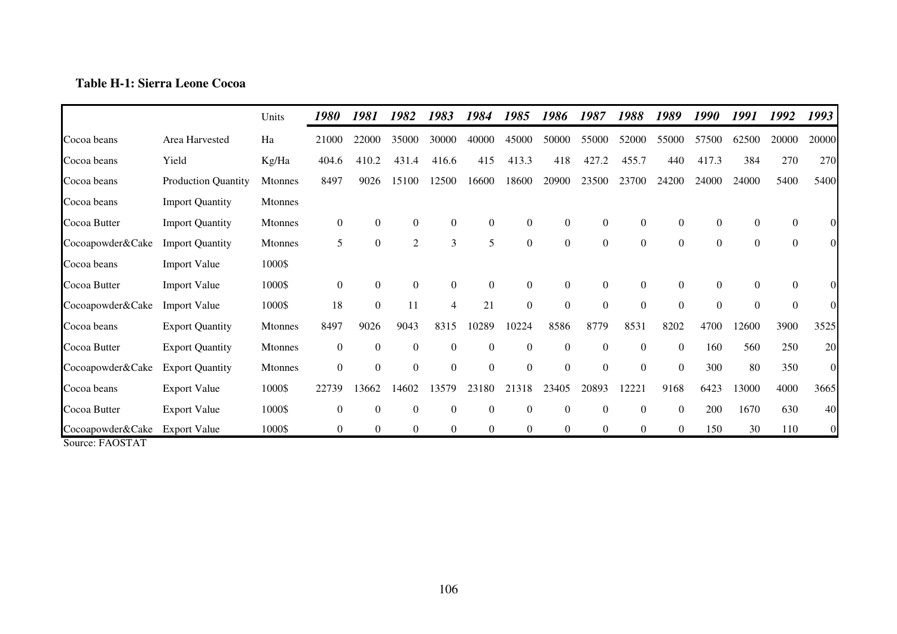**Table H-1: Sierra Leone Cocoa**

| | | Units | *1980* | *1981* | *1982* | *1983* | *1984* | *1985* | *1986* | *1987* | *1988* | *1989* | *1990* | *1991* | *1992* | *1993* |
|---|---|---|---|---|---|---|---|---|---|---|---|---|---|---|---|---|
| Cocoa beans | Area Harvested | Ha | 21000 | 22000 | 35000 | 30000 | 40000 | 45000 | 50000 | 55000 | 52000 | 55000 | 57500 | 62500 | 20000 | 20000 |
| Cocoa beans | Yield | Kg/Ha | 404.6 | 410.2 | 431.4 | 416.6 | 415 | 413.3 | 418 | 427.2 | 455.7 | 440 | 417.3 | 384 | 270 | 270 |
| Cocoa beans | Production Quantity | Mtonnes | 8497 | 9026 | 15100 | 12500 | 16600 | 18600 | 20900 | 23500 | 23700 | 24200 | 24000 | 24000 | 5400 | 5400 |
| Cocoa beans | Import Quantity | Mtonnes | | | | | | | | | | | | | | |
| Cocoa Butter | Import Quantity | Mtonnes | 0 | 0 | 0 | 0 | 0 | 0 | 0 | 0 | 0 | 0 | 0 | 0 | 0 | 0 |
| Cocoapowder&Cake | Import Quantity | Mtonnes | 5 | 0 | 2 | 3 | 5 | 0 | 0 | 0 | 0 | 0 | 0 | 0 | 0 | 0 |
| Cocoa beans | Import Value | 1000$ | | | | | | | | | | | | | | |
| Cocoa Butter | Import Value | 1000$ | 0 | 0 | 0 | 0 | 0 | 0 | 0 | 0 | 0 | 0 | 0 | 0 | 0 | 0 |
| Cocoapowder&Cake | Import Value | 1000$ | 18 | 0 | 11 | 4 | 21 | 0 | 0 | 0 | 0 | 0 | 0 | 0 | 0 | 0 |
| Cocoa beans | Export Quantity | Mtonnes | 8497 | 9026 | 9043 | 8315 | 10289 | 10224 | 8586 | 8779 | 8531 | 8202 | 4700 | 12600 | 3900 | 3525 |
| Cocoa Butter | Export Quantity | Mtonnes | 0 | 0 | 0 | 0 | 0 | 0 | 0 | 0 | 0 | 0 | 160 | 560 | 250 | 20 |
| Cocoapowder&Cake | Export Quantity | Mtonnes | 0 | 0 | 0 | 0 | 0 | 0 | 0 | 0 | 0 | 0 | 300 | 80 | 350 | 0 |
| Cocoa beans | Export Value | 1000$ | 22739 | 13662 | 14602 | 13579 | 23180 | 21318 | 23405 | 20893 | 12221 | 9168 | 6423 | 13000 | 4000 | 3665 |
| Cocoa Butter | Export Value | 1000$ | 0 | 0 | 0 | 0 | 0 | 0 | 0 | 0 | 0 | 0 | 200 | 1670 | 630 | 40 |
| Cocoapowder&Cake | Export Value | 1000$ | 0 | 0 | 0 | 0 | 0 | 0 | 0 | 0 | 0 | 0 | 150 | 30 | 110 | 0 |

Source: FAOSTAT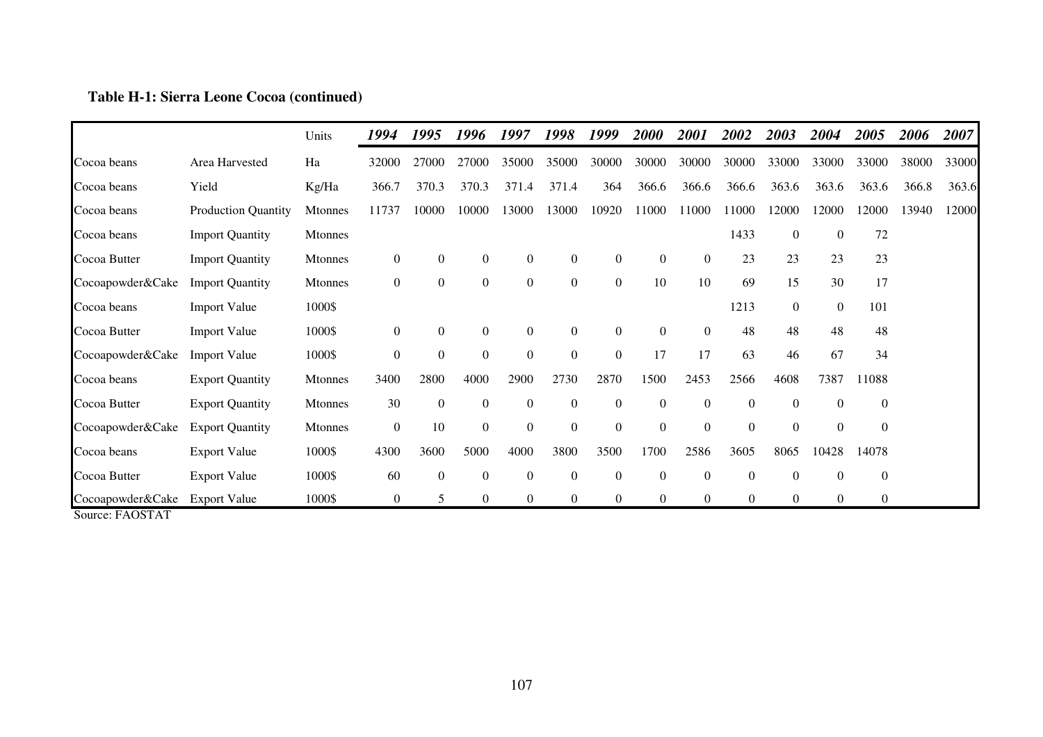**Table H-1: Sierra Leone Cocoa (continued)**

| | | Units | *1994* | *1995* | *1996* | *1997* | *1998* | *1999* | *2000* | *2001* | *2002* | *2003* | *2004* | *2005* | *2006* | *2007* |
|---|---|---|---|---|---|---|---|---|---|---|---|---|---|---|---|---|
| Cocoa beans | Area Harvested | Ha | 32000 | 27000 | 27000 | 35000 | 35000 | 30000 | 30000 | 30000 | 30000 | 33000 | 33000 | 33000 | 38000 | 33000 |
| Cocoa beans | Yield | Kg/Ha | 366.7 | 370.3 | 370.3 | 371.4 | 371.4 | 364 | 366.6 | 366.6 | 366.6 | 363.6 | 363.6 | 363.6 | 366.8 | 363.6 |
| Cocoa beans | Production Quantity | Mtonnes | 11737 | 10000 | 10000 | 13000 | 13000 | 10920 | 11000 | 11000 | 11000 | 12000 | 12000 | 12000 | 13940 | 12000 |
| Cocoa beans | Import Quantity | Mtonnes | | | | | | | | | 1433 | 0 | 0 | 72 | | |
| Cocoa Butter | Import Quantity | Mtonnes | 0 | 0 | 0 | 0 | 0 | 0 | 0 | 0 | 23 | 23 | 23 | 23 | | |
| Cocoapowder&Cake | Import Quantity | Mtonnes | 0 | 0 | 0 | 0 | 0 | 0 | 10 | 10 | 69 | 15 | 30 | 17 | | |
| Cocoa beans | Import Value | 1000$ | | | | | | | | | 1213 | 0 | 0 | 101 | | |
| Cocoa Butter | Import Value | 1000$ | 0 | 0 | 0 | 0 | 0 | 0 | 0 | 0 | 48 | 48 | 48 | 48 | | |
| Cocoapowder&Cake | Import Value | 1000$ | 0 | 0 | 0 | 0 | 0 | 0 | 17 | 17 | 63 | 46 | 67 | 34 | | |
| Cocoa beans | Export Quantity | Mtonnes | 3400 | 2800 | 4000 | 2900 | 2730 | 2870 | 1500 | 2453 | 2566 | 4608 | 7387 | 11088 | | |
| Cocoa Butter | Export Quantity | Mtonnes | 30 | 0 | 0 | 0 | 0 | 0 | 0 | 0 | 0 | 0 | 0 | 0 | | |
| Cocoapowder&Cake | Export Quantity | Mtonnes | 0 | 10 | 0 | 0 | 0 | 0 | 0 | 0 | 0 | 0 | 0 | 0 | | |
| Cocoa beans | Export Value | 1000$ | 4300 | 3600 | 5000 | 4000 | 3800 | 3500 | 1700 | 2586 | 3605 | 8065 | 10428 | 14078 | | |
| Cocoa Butter | Export Value | 1000$ | 60 | 0 | 0 | 0 | 0 | 0 | 0 | 0 | 0 | 0 | 0 | 0 | | |
| Cocoapowder&Cake | Export Value | 1000$ | 0 | 5 | 0 | 0 | 0 | 0 | 0 | 0 | 0 | 0 | 0 | 0 | | |

Source: FAOSTAT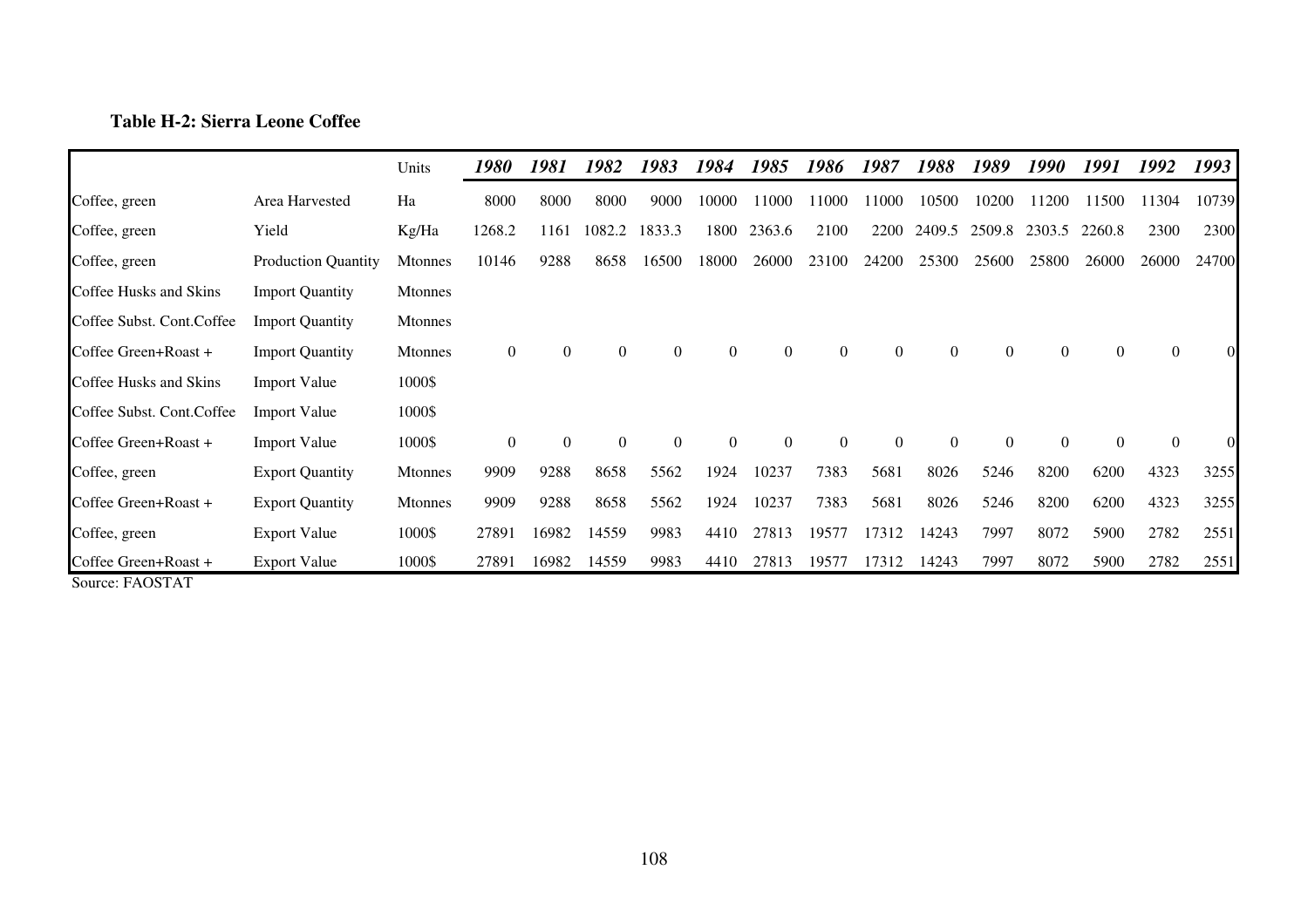**Table H-2: Sierra Leone Coffee**

| | | Units | *1980* | *1981* | *1982* | *1983* | *1984* | *1985* | *1986* | *1987* | *1988* | *1989* | *1990* | *1991* | *1992* | *1993* |
|---|---|---|---|---|---|---|---|---|---|---|---|---|---|---|---|---|
| Coffee, green | Area Harvested | Ha | 8000 | 8000 | 8000 | 9000 | 10000 | 11000 | 11000 | 11000 | 10500 | 10200 | 11200 | 11500 | 11304 | 10739 |
| Coffee, green | Yield | Kg/Ha | 1268.2 | 1161 | 1082.2 | 1833.3 | 1800 | 2363.6 | 2100 | 2200 | 2409.5 | 2509.8 | 2303.5 | 2260.8 | 2300 | 2300 |
| Coffee, green | Production Quantity | Mtonnes | 10146 | 9288 | 8658 | 16500 | 18000 | 26000 | 23100 | 24200 | 25300 | 25600 | 25800 | 26000 | 26000 | 24700 |
| Coffee Husks and Skins | Import Quantity | Mtonnes | | | | | | | | | | | | | | |
| Coffee Subst. Cont.Coffee | Import Quantity | Mtonnes | | | | | | | | | | | | | | |
| Coffee Green+Roast + | Import Quantity | Mtonnes | 0 | 0 | 0 | 0 | 0 | 0 | 0 | 0 | 0 | 0 | 0 | 0 | 0 | 0 |
| Coffee Husks and Skins | Import Value | 1000$ | | | | | | | | | | | | | | |
| Coffee Subst. Cont.Coffee | Import Value | 1000$ | | | | | | | | | | | | | | |
| Coffee Green+Roast + | Import Value | 1000$ | 0 | 0 | 0 | 0 | 0 | 0 | 0 | 0 | 0 | 0 | 0 | 0 | 0 | 0 |
| Coffee, green | Export Quantity | Mtonnes | 9909 | 9288 | 8658 | 5562 | 1924 | 10237 | 7383 | 5681 | 8026 | 5246 | 8200 | 6200 | 4323 | 3255 |
| Coffee Green+Roast + | Export Quantity | Mtonnes | 9909 | 9288 | 8658 | 5562 | 1924 | 10237 | 7383 | 5681 | 8026 | 5246 | 8200 | 6200 | 4323 | 3255 |
| Coffee, green | Export Value | 1000$ | 27891 | 16982 | 14559 | 9983 | 4410 | 27813 | 19577 | 17312 | 14243 | 7997 | 8072 | 5900 | 2782 | 2551 |
| Coffee Green+Roast + | Export Value | 1000$ | 27891 | 16982 | 14559 | 9983 | 4410 | 27813 | 19577 | 17312 | 14243 | 7997 | 8072 | 5900 | 2782 | 2551 |

Source: FAOSTAT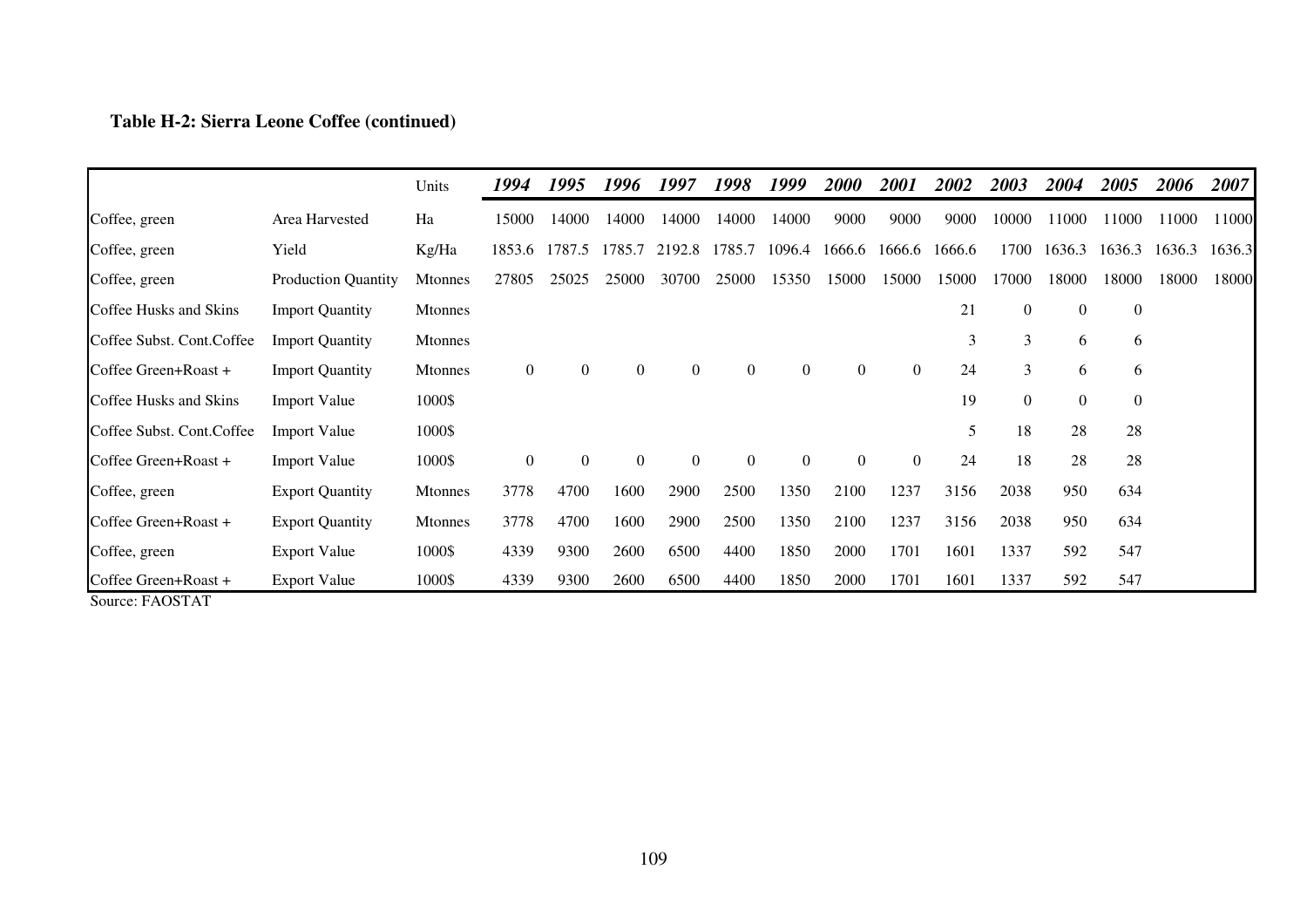**Table H-2: Sierra Leone Coffee (continued)**

| | | Units | *1994* | *1995* | *1996* | *1997* | *1998* | *1999* | *2000* | *2001* | *2002* | *2003* | *2004* | *2005* | *2006* | *2007* |
|---|---|---|---|---|---|---|---|---|---|---|---|---|---|---|---|---|
| Coffee, green | Area Harvested | Ha | 15000 | 14000 | 14000 | 14000 | 14000 | 14000 | 9000 | 9000 | 9000 | 10000 | 11000 | 11000 | 11000 | 11000 |
| Coffee, green | Yield | Kg/Ha | 1853.6 | 1787.5 | 1785.7 | 2192.8 | 1785.7 | 1096.4 | 1666.6 | 1666.6 | 1666.6 | 1700 | 1636.3 | 1636.3 | 1636.3 | 1636.3 |
| Coffee, green | Production Quantity | Mtonnes | 27805 | 25025 | 25000 | 30700 | 25000 | 15350 | 15000 | 15000 | 15000 | 17000 | 18000 | 18000 | 18000 | 18000 |
| Coffee Husks and Skins | Import Quantity | Mtonnes | | | | | | | | | 21 | 0 | 0 | 0 | | |
| Coffee Subst. Cont.Coffee | Import Quantity | Mtonnes | | | | | | | | | 3 | 3 | 6 | 6 | | |
| Coffee Green+Roast + | Import Quantity | Mtonnes | 0 | 0 | 0 | 0 | 0 | 0 | 0 | 0 | 24 | 3 | 6 | 6 | | |
| Coffee Husks and Skins | Import Value | 1000$ | | | | | | | | | 19 | 0 | 0 | 0 | | |
| Coffee Subst. Cont.Coffee | Import Value | 1000$ | | | | | | | | | 5 | 18 | 28 | 28 | | |
| Coffee Green+Roast + | Import Value | 1000$ | 0 | 0 | 0 | 0 | 0 | 0 | 0 | 0 | 24 | 18 | 28 | 28 | | |
| Coffee, green | Export Quantity | Mtonnes | 3778 | 4700 | 1600 | 2900 | 2500 | 1350 | 2100 | 1237 | 3156 | 2038 | 950 | 634 | | |
| Coffee Green+Roast + | Export Quantity | Mtonnes | 3778 | 4700 | 1600 | 2900 | 2500 | 1350 | 2100 | 1237 | 3156 | 2038 | 950 | 634 | | |
| Coffee, green | Export Value | 1000$ | 4339 | 9300 | 2600 | 6500 | 4400 | 1850 | 2000 | 1701 | 1601 | 1337 | 592 | 547 | | |
| Coffee Green+Roast + | Export Value | 1000$ | 4339 | 9300 | 2600 | 6500 | 4400 | 1850 | 2000 | 1701 | 1601 | 1337 | 592 | 547 | | |

Source: FAOSTAT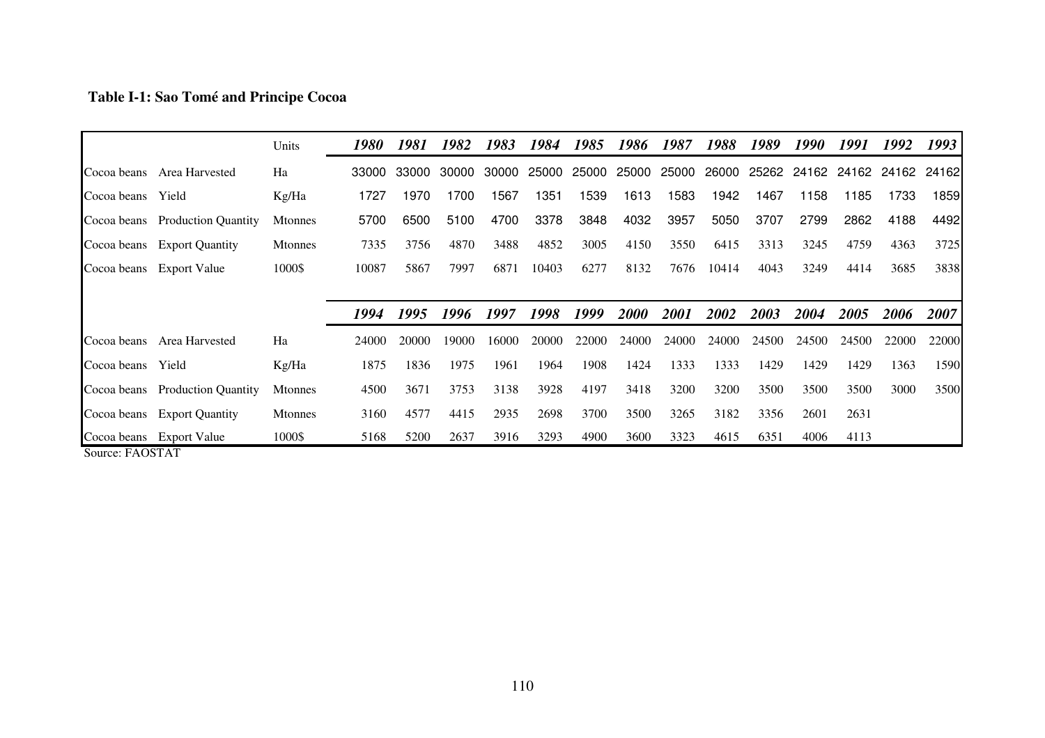**Table I-1: Sao Tomé and Principe Cocoa**

| | | Units | 1980 | 1981 | 1982 | 1983 | 1984 | 1985 | 1986 | 1987 | 1988 | 1989 | 1990 | 1991 | 1992 | 1993 |
|---|---|---|---|---|---|---|---|---|---|---|---|---|---|---|---|---|
| Cocoa beans | Area Harvested | Ha | 33000 | 33000 | 30000 | 30000 | 25000 | 25000 | 25000 | 25000 | 26000 | 25262 | 24162 | 24162 | 24162 | 24162 |
| Cocoa beans | Yield | Kg/Ha | 1727 | 1970 | 1700 | 1567 | 1351 | 1539 | 1613 | 1583 | 1942 | 1467 | 1158 | 1185 | 1733 | 1859 |
| Cocoa beans | Production Quantity | Mtonnes | 5700 | 6500 | 5100 | 4700 | 3378 | 3848 | 4032 | 3957 | 5050 | 3707 | 2799 | 2862 | 4188 | 4492 |
| Cocoa beans | Export Quantity | Mtonnes | 7335 | 3756 | 4870 | 3488 | 4852 | 3005 | 4150 | 3550 | 6415 | 3313 | 3245 | 4759 | 4363 | 3725 |
| Cocoa beans | Export Value | 1000$ | 10087 | 5867 | 7997 | 6871 | 10403 | 6277 | 8132 | 7676 | 10414 | 4043 | 3249 | 4414 | 3685 | 3838 |
| | | | **1994** | **1995** | **1996** | **1997** | **1998** | **1999** | **2000** | **2001** | **2002** | **2003** | **2004** | **2005** | **2006** | **2007** |
| Cocoa beans | Area Harvested | Ha | 24000 | 20000 | 19000 | 16000 | 20000 | 22000 | 24000 | 24000 | 24000 | 24500 | 24500 | 24500 | 22000 | 22000 |
| Cocoa beans | Yield | Kg/Ha | 1875 | 1836 | 1975 | 1961 | 1964 | 1908 | 1424 | 1333 | 1333 | 1429 | 1429 | 1429 | 1363 | 1590 |
| Cocoa beans | Production Quantity | Mtonnes | 4500 | 3671 | 3753 | 3138 | 3928 | 4197 | 3418 | 3200 | 3200 | 3500 | 3500 | 3500 | 3000 | 3500 |
| Cocoa beans | Export Quantity | Mtonnes | 3160 | 4577 | 4415 | 2935 | 2698 | 3700 | 3500 | 3265 | 3182 | 3356 | 2601 | 2631 | | |
| Cocoa beans | Export Value | 1000$ | 5168 | 5200 | 2637 | 3916 | 3293 | 4900 | 3600 | 3323 | 4615 | 6351 | 4006 | 4113 | | |

Source: FAOSTAT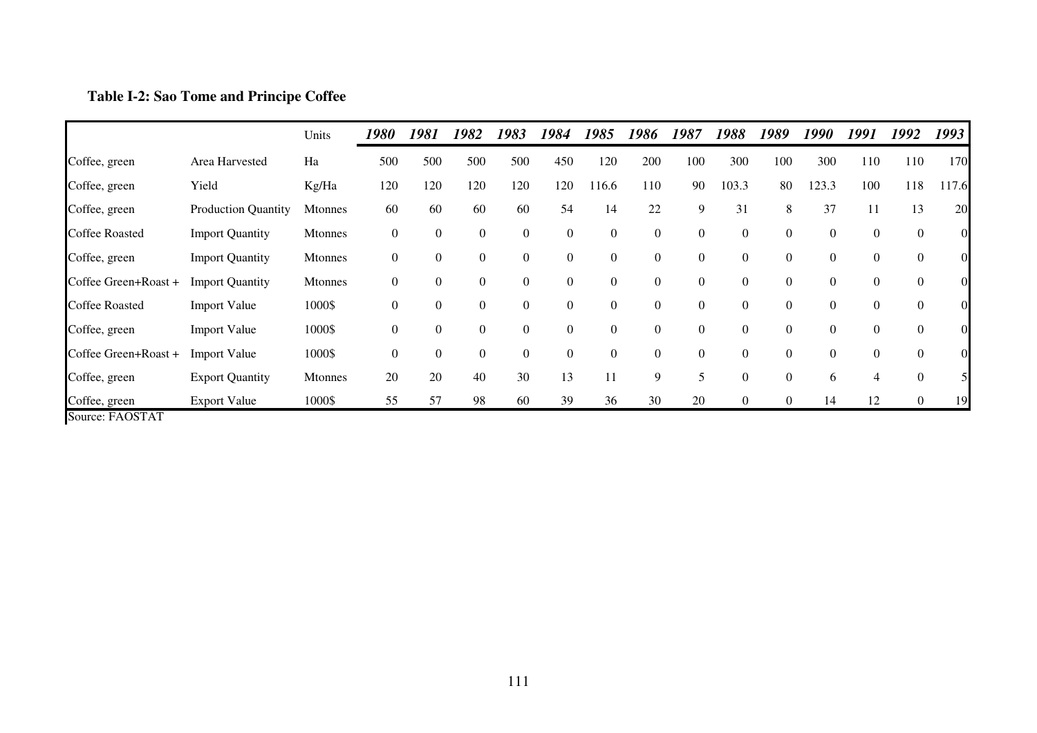**Table I-2: Sao Tome and Principe Coffee**

| | | Units | *1980* | *1981* | *1982* | *1983* | *1984* | *1985* | *1986* | *1987* | *1988* | *1989* | *1990* | *1991* | *1992* | *1993* |
|---|---|---|---|---|---|---|---|---|---|---|---|---|---|---|---|---|
| Coffee, green | Area Harvested | Ha | 500 | 500 | 500 | 500 | 450 | 120 | 200 | 100 | 300 | 100 | 300 | 110 | 110 | 170 |
| Coffee, green | Yield | Kg/Ha | 120 | 120 | 120 | 120 | 120 | 116.6 | 110 | 90 | 103.3 | 80 | 123.3 | 100 | 118 | 117.6 |
| Coffee, green | Production Quantity | Mtonnes | 60 | 60 | 60 | 60 | 54 | 14 | 22 | 9 | 31 | 8 | 37 | 11 | 13 | 20 |
| Coffee Roasted | Import Quantity | Mtonnes | 0 | 0 | 0 | 0 | 0 | 0 | 0 | 0 | 0 | 0 | 0 | 0 | 0 | 0 |
| Coffee, green | Import Quantity | Mtonnes | 0 | 0 | 0 | 0 | 0 | 0 | 0 | 0 | 0 | 0 | 0 | 0 | 0 | 0 |
| Coffee Green+Roast + | Import Quantity | Mtonnes | 0 | 0 | 0 | 0 | 0 | 0 | 0 | 0 | 0 | 0 | 0 | 0 | 0 | 0 |
| Coffee Roasted | Import Value | 1000$ | 0 | 0 | 0 | 0 | 0 | 0 | 0 | 0 | 0 | 0 | 0 | 0 | 0 | 0 |
| Coffee, green | Import Value | 1000$ | 0 | 0 | 0 | 0 | 0 | 0 | 0 | 0 | 0 | 0 | 0 | 0 | 0 | 0 |
| Coffee Green+Roast + | Import Value | 1000$ | 0 | 0 | 0 | 0 | 0 | 0 | 0 | 0 | 0 | 0 | 0 | 0 | 0 | 0 |
| Coffee, green | Export Quantity | Mtonnes | 20 | 20 | 40 | 30 | 13 | 11 | 9 | 5 | 0 | 0 | 6 | 4 | 0 | 5 |
| Coffee, green | Export Value | 1000$ | 55 | 57 | 98 | 60 | 39 | 36 | 30 | 20 | 0 | 0 | 14 | 12 | 0 | 19 |

Source: FAOSTAT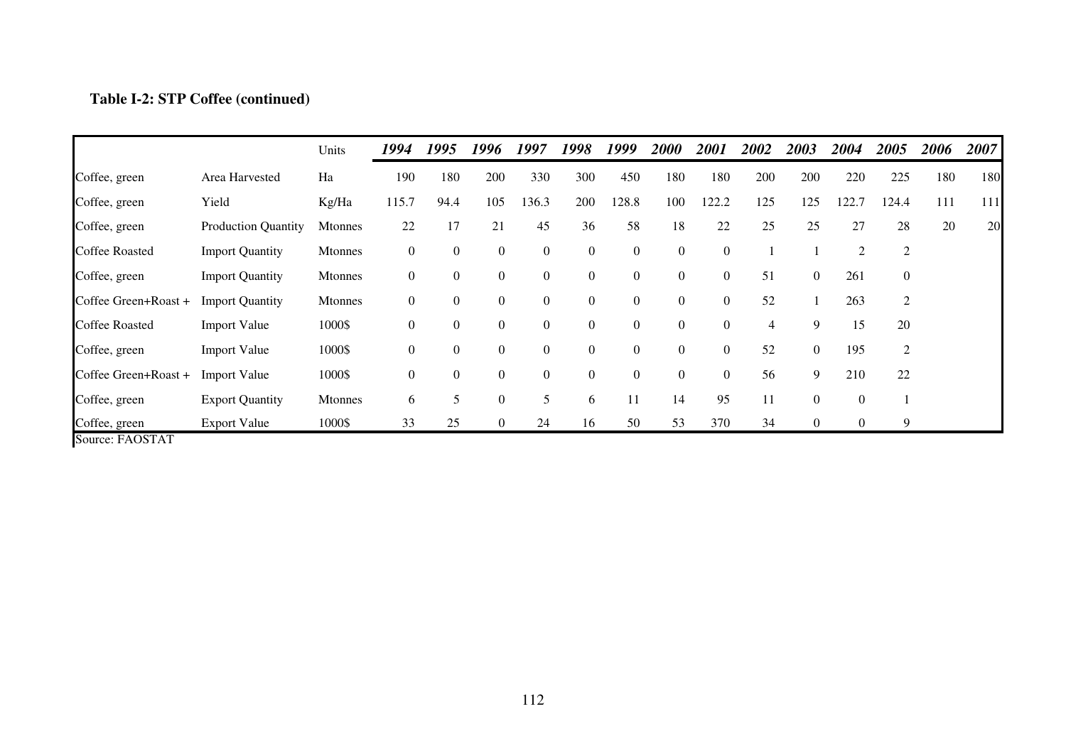**Table I-2: STP Coffee (continued)**

| | | Units | *1994* | *1995* | *1996* | *1997* | *1998* | *1999* | *2000* | *2001* | *2002* | *2003* | *2004* | *2005* | *2006* | *2007* |
|---|---|---|---|---|---|---|---|---|---|---|---|---|---|---|---|---|
| Coffee, green | Area Harvested | Ha | 190 | 180 | 200 | 330 | 300 | 450 | 180 | 180 | 200 | 200 | 220 | 225 | 180 | 180 |
| Coffee, green | Yield | Kg/Ha | 115.7 | 94.4 | 105 | 136.3 | 200 | 128.8 | 100 | 122.2 | 125 | 125 | 122.7 | 124.4 | 111 | 111 |
| Coffee, green | Production Quantity | Mtonnes | 22 | 17 | 21 | 45 | 36 | 58 | 18 | 22 | 25 | 25 | 27 | 28 | 20 | 20 |
| Coffee Roasted | Import Quantity | Mtonnes | 0 | 0 | 0 | 0 | 0 | 0 | 0 | 0 | 1 | 1 | 2 | 2 | | |
| Coffee, green | Import Quantity | Mtonnes | 0 | 0 | 0 | 0 | 0 | 0 | 0 | 0 | 51 | 0 | 261 | 0 | | |
| Coffee Green+Roast + | Import Quantity | Mtonnes | 0 | 0 | 0 | 0 | 0 | 0 | 0 | 0 | 52 | 1 | 263 | 2 | | |
| Coffee Roasted | Import Value | 1000$ | 0 | 0 | 0 | 0 | 0 | 0 | 0 | 0 | 4 | 9 | 15 | 20 | | |
| Coffee, green | Import Value | 1000$ | 0 | 0 | 0 | 0 | 0 | 0 | 0 | 0 | 52 | 0 | 195 | 2 | | |
| Coffee Green+Roast + | Import Value | 1000$ | 0 | 0 | 0 | 0 | 0 | 0 | 0 | 0 | 56 | 9 | 210 | 22 | | |
| Coffee, green | Export Quantity | Mtonnes | 6 | 5 | 0 | 5 | 6 | 11 | 14 | 95 | 11 | 0 | 0 | 1 | | |
| Coffee, green | Export Value | 1000$ | 33 | 25 | 0 | 24 | 16 | 50 | 53 | 370 | 34 | 0 | 0 | 9 | | |

Source: FAOSTAT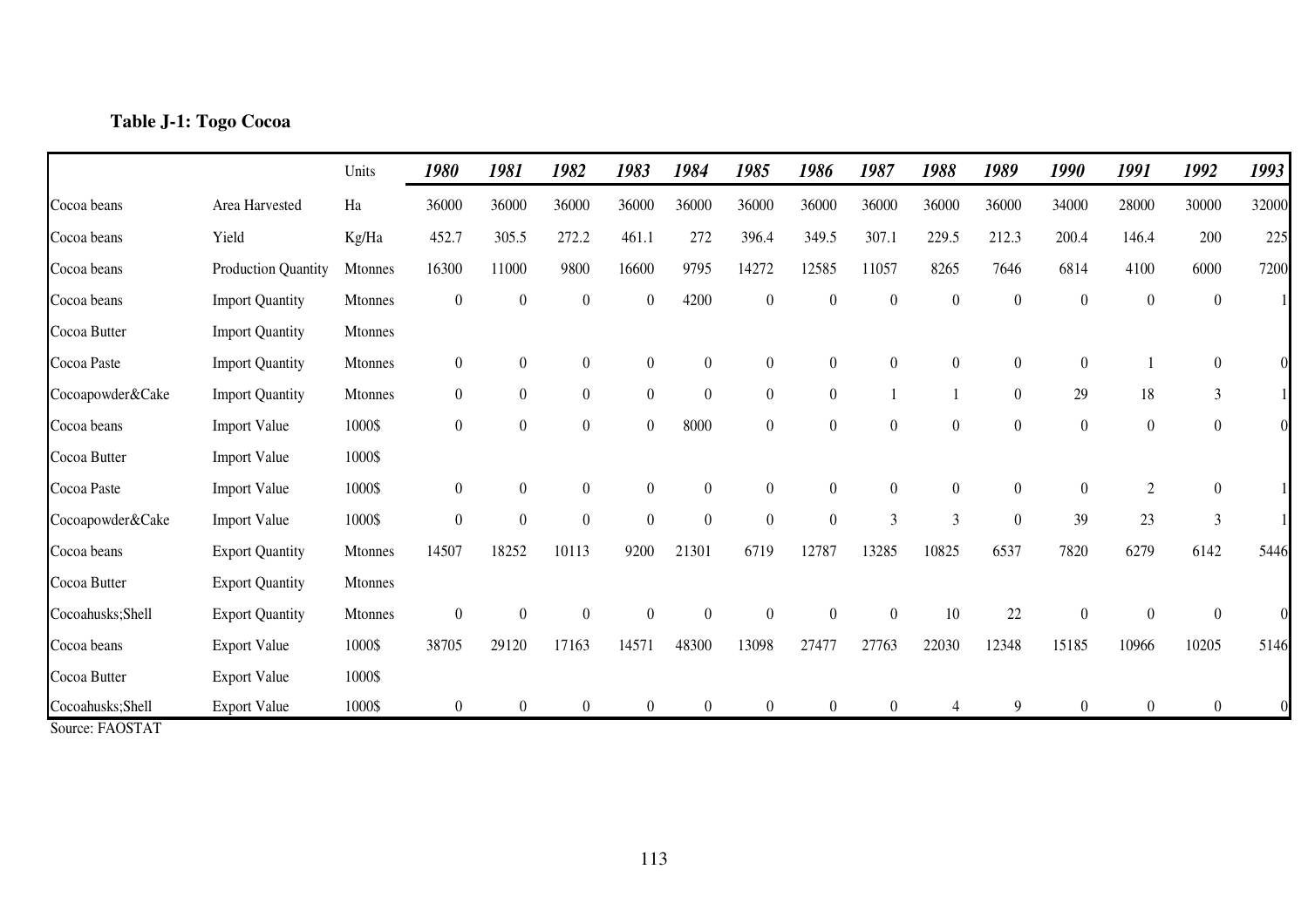**Table J-1: Togo Cocoa**

| | | Units | *1980* | *1981* | *1982* | *1983* | *1984* | *1985* | *1986* | *1987* | *1988* | *1989* | *1990* | *1991* | *1992* | *1993* |
|---|---|---|---|---|---|---|---|---|---|---|---|---|---|---|---|---|
| Cocoa beans | Area Harvested | Ha | 36000 | 36000 | 36000 | 36000 | 36000 | 36000 | 36000 | 36000 | 36000 | 36000 | 34000 | 28000 | 30000 | 32000 |
| Cocoa beans | Yield | Kg/Ha | 452.7 | 305.5 | 272.2 | 461.1 | 272 | 396.4 | 349.5 | 307.1 | 229.5 | 212.3 | 200.4 | 146.4 | 200 | 225 |
| Cocoa beans | Production Quantity | Mtonnes | 16300 | 11000 | 9800 | 16600 | 9795 | 14272 | 12585 | 11057 | 8265 | 7646 | 6814 | 4100 | 6000 | 7200 |
| Cocoa beans | Import Quantity | Mtonnes | 0 | 0 | 0 | 0 | 4200 | 0 | 0 | 0 | 0 | 0 | 0 | 0 | 0 | 1 |
| Cocoa Butter | Import Quantity | Mtonnes | | | | | | | | | | | | | | |
| Cocoa Paste | Import Quantity | Mtonnes | 0 | 0 | 0 | 0 | 0 | 0 | 0 | 0 | 0 | 0 | 0 | 1 | 0 | 0 |
| Cocoapowder&Cake | Import Quantity | Mtonnes | 0 | 0 | 0 | 0 | 0 | 0 | 0 | 1 | 1 | 0 | 29 | 18 | 3 | 1 |
| Cocoa beans | Import Value | 1000$ | 0 | 0 | 0 | 0 | 8000 | 0 | 0 | 0 | 0 | 0 | 0 | 0 | 0 | 0 |
| Cocoa Butter | Import Value | 1000$ | | | | | | | | | | | | | | |
| Cocoa Paste | Import Value | 1000$ | 0 | 0 | 0 | 0 | 0 | 0 | 0 | 0 | 0 | 0 | 0 | 2 | 0 | 1 |
| Cocoapowder&Cake | Import Value | 1000$ | 0 | 0 | 0 | 0 | 0 | 0 | 0 | 3 | 3 | 0 | 39 | 23 | 3 | 1 |
| Cocoa beans | Export Quantity | Mtonnes | 14507 | 18252 | 10113 | 9200 | 21301 | 6719 | 12787 | 13285 | 10825 | 6537 | 7820 | 6279 | 6142 | 5446 |
| Cocoa Butter | Export Quantity | Mtonnes | | | | | | | | | | | | | | |
| Cocoahusks;Shell | Export Quantity | Mtonnes | 0 | 0 | 0 | 0 | 0 | 0 | 0 | 0 | 10 | 22 | 0 | 0 | 0 | 0 |
| Cocoa beans | Export Value | 1000$ | 38705 | 29120 | 17163 | 14571 | 48300 | 13098 | 27477 | 27763 | 22030 | 12348 | 15185 | 10966 | 10205 | 5146 |
| Cocoa Butter | Export Value | 1000$ | | | | | | | | | | | | | | |
| Cocoahusks;Shell | Export Value | 1000$ | 0 | 0 | 0 | 0 | 0 | 0 | 0 | 0 | 4 | 9 | 0 | 0 | 0 | 0 |

Source: FAOSTAT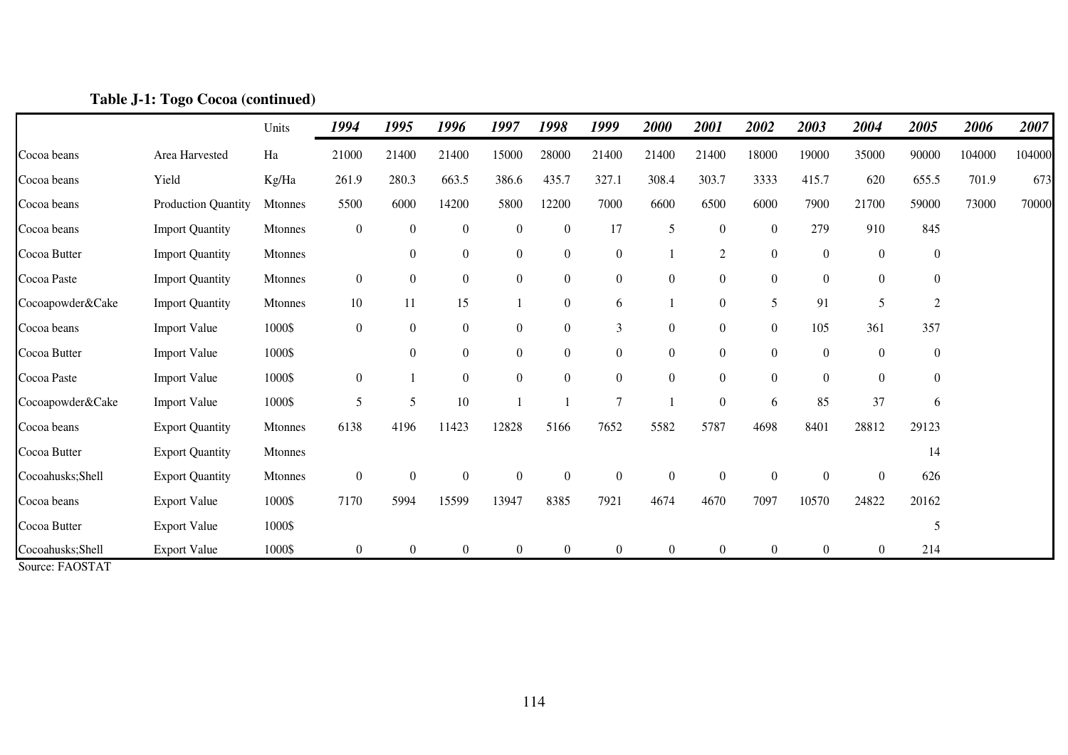**Table J-1: Togo Cocoa (continued)**

| | | Units | *1994* | *1995* | *1996* | *1997* | *1998* | *1999* | *2000* | *2001* | *2002* | *2003* | *2004* | *2005* | *2006* | *2007* |
|---|---|---|---|---|---|---|---|---|---|---|---|---|---|---|---|---|
| Cocoa beans | Area Harvested | Ha | 21000 | 21400 | 21400 | 15000 | 28000 | 21400 | 21400 | 21400 | 18000 | 19000 | 35000 | 90000 | 104000 | 104000 |
| Cocoa beans | Yield | Kg/Ha | 261.9 | 280.3 | 663.5 | 386.6 | 435.7 | 327.1 | 308.4 | 303.7 | 3333 | 415.7 | 620 | 655.5 | 701.9 | 673 |
| Cocoa beans | Production Quantity | Mtonnes | 5500 | 6000 | 14200 | 5800 | 12200 | 7000 | 6600 | 6500 | 6000 | 7900 | 21700 | 59000 | 73000 | 70000 |
| Cocoa beans | Import Quantity | Mtonnes | 0 | 0 | 0 | 0 | 0 | 17 | 5 | 0 | 0 | 279 | 910 | 845 | | |
| Cocoa Butter | Import Quantity | Mtonnes | | 0 | 0 | 0 | 0 | 0 | 1 | 2 | 0 | 0 | 0 | 0 | | |
| Cocoa Paste | Import Quantity | Mtonnes | 0 | 0 | 0 | 0 | 0 | 0 | 0 | 0 | 0 | 0 | 0 | 0 | | |
| Cocoapowder&Cake | Import Quantity | Mtonnes | 10 | 11 | 15 | 1 | 0 | 6 | 1 | 0 | 5 | 91 | 5 | 2 | | |
| Cocoa beans | Import Value | 1000$ | 0 | 0 | 0 | 0 | 0 | 3 | 0 | 0 | 0 | 105 | 361 | 357 | | |
| Cocoa Butter | Import Value | 1000$ | | 0 | 0 | 0 | 0 | 0 | 0 | 0 | 0 | 0 | 0 | 0 | | |
| Cocoa Paste | Import Value | 1000$ | 0 | 1 | 0 | 0 | 0 | 0 | 0 | 0 | 0 | 0 | 0 | 0 | | |
| Cocoapowder&Cake | Import Value | 1000$ | 5 | 5 | 10 | 1 | 1 | 7 | 1 | 0 | 6 | 85 | 37 | 6 | | |
| Cocoa beans | Export Quantity | Mtonnes | 6138 | 4196 | 11423 | 12828 | 5166 | 7652 | 5582 | 5787 | 4698 | 8401 | 28812 | 29123 | | |
| Cocoa Butter | Export Quantity | Mtonnes | | | | | | | | | | | | 14 | | |
| Cocoahusks;Shell | Export Quantity | Mtonnes | 0 | 0 | 0 | 0 | 0 | 0 | 0 | 0 | 0 | 0 | 0 | 626 | | |
| Cocoa beans | Export Value | 1000$ | 7170 | 5994 | 15599 | 13947 | 8385 | 7921 | 4674 | 4670 | 7097 | 10570 | 24822 | 20162 | | |
| Cocoa Butter | Export Value | 1000$ | | | | | | | | | | | | 5 | | |
| Cocoahusks;Shell | Export Value | 1000$ | 0 | 0 | 0 | 0 | 0 | 0 | 0 | 0 | 0 | 0 | 0 | 214 | | |

Source: FAOSTAT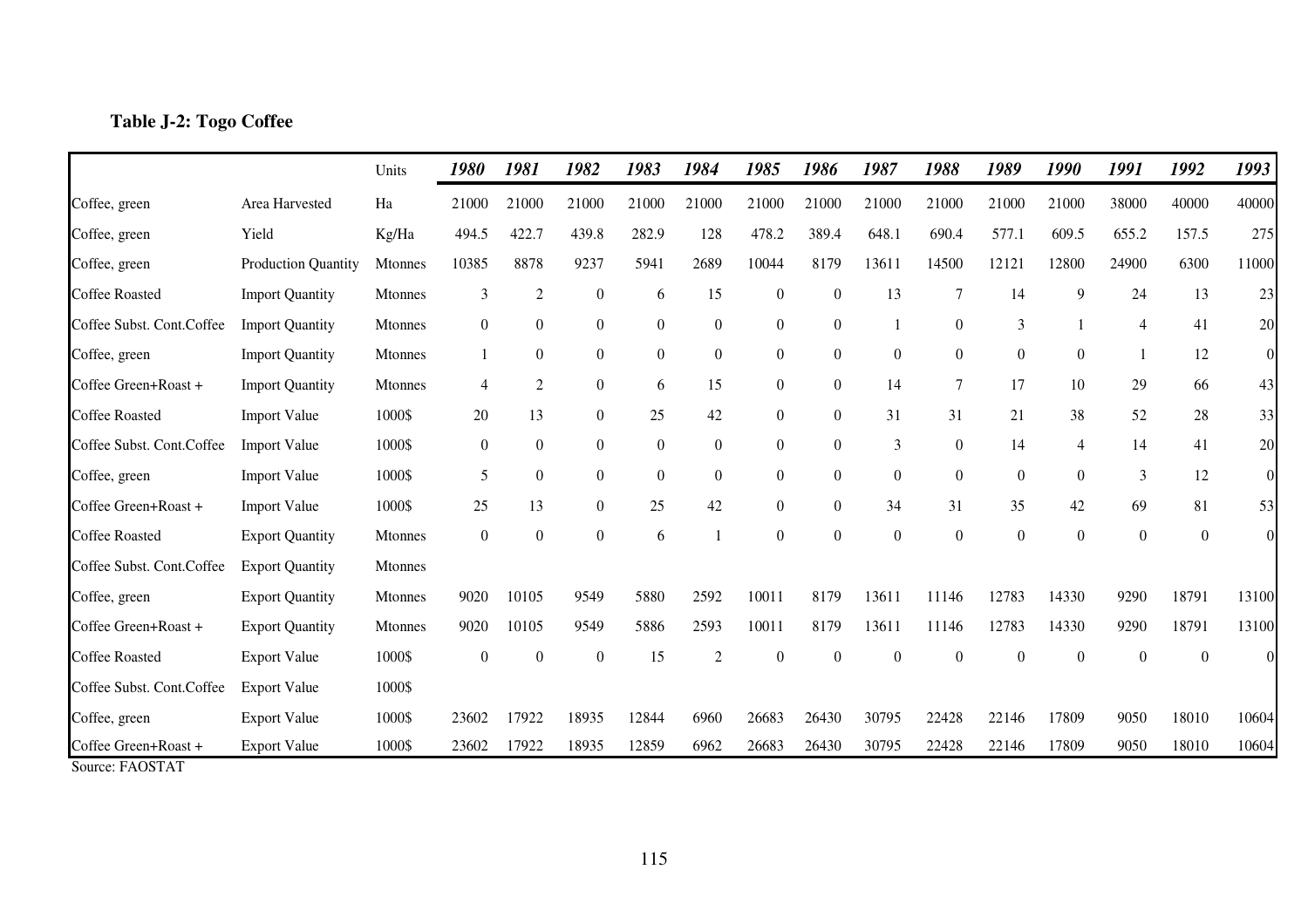### Table J-2: Togo Coffee

| | | Units | *1980* | *1981* | *1982* | *1983* | *1984* | *1985* | *1986* | *1987* | *1988* | *1989* | *1990* | *1991* | *1992* | *1993* |
|---|---|---|---|---|---|---|---|---|---|---|---|---|---|---|---|---|
| Coffee, green | Area Harvested | Ha | 21000 | 21000 | 21000 | 21000 | 21000 | 21000 | 21000 | 21000 | 21000 | 21000 | 21000 | 38000 | 40000 | 40000 |
| Coffee, green | Yield | Kg/Ha | 494.5 | 422.7 | 439.8 | 282.9 | 128 | 478.2 | 389.4 | 648.1 | 690.4 | 577.1 | 609.5 | 655.2 | 157.5 | 275 |
| Coffee, green | Production Quantity | Mtonnes | 10385 | 8878 | 9237 | 5941 | 2689 | 10044 | 8179 | 13611 | 14500 | 12121 | 12800 | 24900 | 6300 | 11000 |
| Coffee Roasted | Import Quantity | Mtonnes | 3 | 2 | 0 | 6 | 15 | 0 | 0 | 13 | 7 | 14 | 9 | 24 | 13 | 23 |
| Coffee Subst. Cont.Coffee | Import Quantity | Mtonnes | 0 | 0 | 0 | 0 | 0 | 0 | 0 | 1 | 0 | 3 | 1 | 4 | 41 | 20 |
| Coffee, green | Import Quantity | Mtonnes | 1 | 0 | 0 | 0 | 0 | 0 | 0 | 0 | 0 | 0 | 0 | 1 | 12 | 0 |
| Coffee Green+Roast + | Import Quantity | Mtonnes | 4 | 2 | 0 | 6 | 15 | 0 | 0 | 14 | 7 | 17 | 10 | 29 | 66 | 43 |
| Coffee Roasted | Import Value | 1000$ | 20 | 13 | 0 | 25 | 42 | 0 | 0 | 31 | 31 | 21 | 38 | 52 | 28 | 33 |
| Coffee Subst. Cont.Coffee | Import Value | 1000$ | 0 | 0 | 0 | 0 | 0 | 0 | 0 | 3 | 0 | 14 | 4 | 14 | 41 | 20 |
| Coffee, green | Import Value | 1000$ | 5 | 0 | 0 | 0 | 0 | 0 | 0 | 0 | 0 | 0 | 0 | 3 | 12 | 0 |
| Coffee Green+Roast + | Import Value | 1000$ | 25 | 13 | 0 | 25 | 42 | 0 | 0 | 34 | 31 | 35 | 42 | 69 | 81 | 53 |
| Coffee Roasted | Export Quantity | Mtonnes | 0 | 0 | 0 | 6 | 1 | 0 | 0 | 0 | 0 | 0 | 0 | 0 | 0 | 0 |
| Coffee Subst. Cont.Coffee | Export Quantity | Mtonnes | | | | | | | | | | | | | | |
| Coffee, green | Export Quantity | Mtonnes | 9020 | 10105 | 9549 | 5880 | 2592 | 10011 | 8179 | 13611 | 11146 | 12783 | 14330 | 9290 | 18791 | 13100 |
| Coffee Green+Roast + | Export Quantity | Mtonnes | 9020 | 10105 | 9549 | 5886 | 2593 | 10011 | 8179 | 13611 | 11146 | 12783 | 14330 | 9290 | 18791 | 13100 |
| Coffee Roasted | Export Value | 1000$ | 0 | 0 | 0 | 15 | 2 | 0 | 0 | 0 | 0 | 0 | 0 | 0 | 0 | 0 |
| Coffee Subst. Cont.Coffee | Export Value | 1000$ | | | | | | | | | | | | | | |
| Coffee, green | Export Value | 1000$ | 23602 | 17922 | 18935 | 12844 | 6960 | 26683 | 26430 | 30795 | 22428 | 22146 | 17809 | 9050 | 18010 | 10604 |
| Coffee Green+Roast + | Export Value | 1000$ | 23602 | 17922 | 18935 | 12859 | 6962 | 26683 | 26430 | 30795 | 22428 | 22146 | 17809 | 9050 | 18010 | 10604 |

Source: FAOSTAT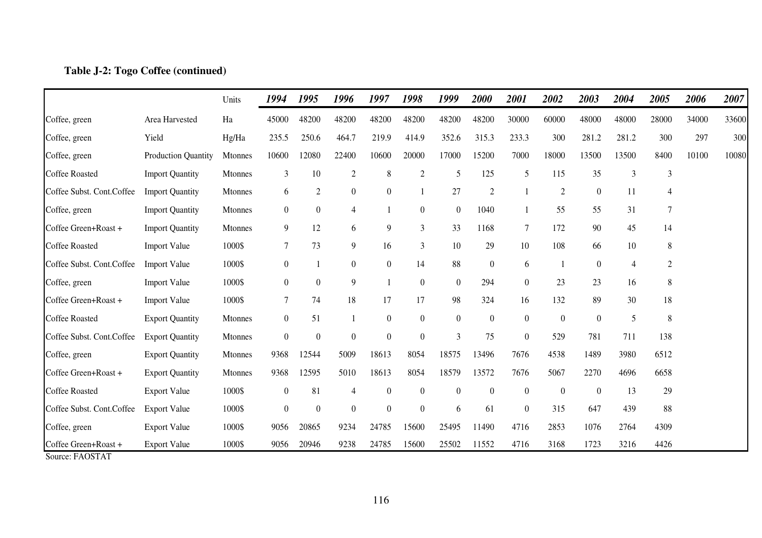**Table J-2: Togo Coffee (continued)**

| | | Units | *1994* | *1995* | *1996* | *1997* | *1998* | *1999* | *2000* | *2001* | *2002* | *2003* | *2004* | *2005* | *2006* | *2007* |
|---|---|---|---|---|---|---|---|---|---|---|---|---|---|---|---|---|
| Coffee, green | Area Harvested | Ha | 45000 | 48200 | 48200 | 48200 | 48200 | 48200 | 48200 | 30000 | 60000 | 48000 | 48000 | 28000 | 34000 | 33600 |
| Coffee, green | Yield | Hg/Ha | 235.5 | 250.6 | 464.7 | 219.9 | 414.9 | 352.6 | 315.3 | 233.3 | 300 | 281.2 | 281.2 | 300 | 297 | 300 |
| Coffee, green | Production Quantity | Mtonnes | 10600 | 12080 | 22400 | 10600 | 20000 | 17000 | 15200 | 7000 | 18000 | 13500 | 13500 | 8400 | 10100 | 10080 |
| Coffee Roasted | Import Quantity | Mtonnes | 3 | 10 | 2 | 8 | 2 | 5 | 125 | 5 | 115 | 35 | 3 | 3 | | |
| Coffee Subst. Cont.Coffee | Import Quantity | Mtonnes | 6 | 2 | 0 | 0 | 1 | 27 | 2 | 1 | 2 | 0 | 11 | 4 | | |
| Coffee, green | Import Quantity | Mtonnes | 0 | 0 | 4 | 1 | 0 | 0 | 1040 | 1 | 55 | 55 | 31 | 7 | | |
| Coffee Green+Roast + | Import Quantity | Mtonnes | 9 | 12 | 6 | 9 | 3 | 33 | 1168 | 7 | 172 | 90 | 45 | 14 | | |
| Coffee Roasted | Import Value | 1000$ | 7 | 73 | 9 | 16 | 3 | 10 | 29 | 10 | 108 | 66 | 10 | 8 | | |
| Coffee Subst. Cont.Coffee | Import Value | 1000$ | 0 | 1 | 0 | 0 | 14 | 88 | 0 | 6 | 1 | 0 | 4 | 2 | | |
| Coffee, green | Import Value | 1000$ | 0 | 0 | 9 | 1 | 0 | 0 | 294 | 0 | 23 | 23 | 16 | 8 | | |
| Coffee Green+Roast + | Import Value | 1000$ | 7 | 74 | 18 | 17 | 17 | 98 | 324 | 16 | 132 | 89 | 30 | 18 | | |
| Coffee Roasted | Export Quantity | Mtonnes | 0 | 51 | 1 | 0 | 0 | 0 | 0 | 0 | 0 | 0 | 5 | 8 | | |
| Coffee Subst. Cont.Coffee | Export Quantity | Mtonnes | 0 | 0 | 0 | 0 | 0 | 3 | 75 | 0 | 529 | 781 | 711 | 138 | | |
| Coffee, green | Export Quantity | Mtonnes | 9368 | 12544 | 5009 | 18613 | 8054 | 18575 | 13496 | 7676 | 4538 | 1489 | 3980 | 6512 | | |
| Coffee Green+Roast + | Export Quantity | Mtonnes | 9368 | 12595 | 5010 | 18613 | 8054 | 18579 | 13572 | 7676 | 5067 | 2270 | 4696 | 6658 | | |
| Coffee Roasted | Export Value | 1000$ | 0 | 81 | 4 | 0 | 0 | 0 | 0 | 0 | 0 | 0 | 13 | 29 | | |
| Coffee Subst. Cont.Coffee | Export Value | 1000$ | 0 | 0 | 0 | 0 | 0 | 6 | 61 | 0 | 315 | 647 | 439 | 88 | | |
| Coffee, green | Export Value | 1000$ | 9056 | 20865 | 9234 | 24785 | 15600 | 25495 | 11490 | 4716 | 2853 | 1076 | 2764 | 4309 | | |
| Coffee Green+Roast + | Export Value | 1000$ | 9056 | 20946 | 9238 | 24785 | 15600 | 25502 | 11552 | 4716 | 3168 | 1723 | 3216 | 4426 | | |

Source: FAOSTAT